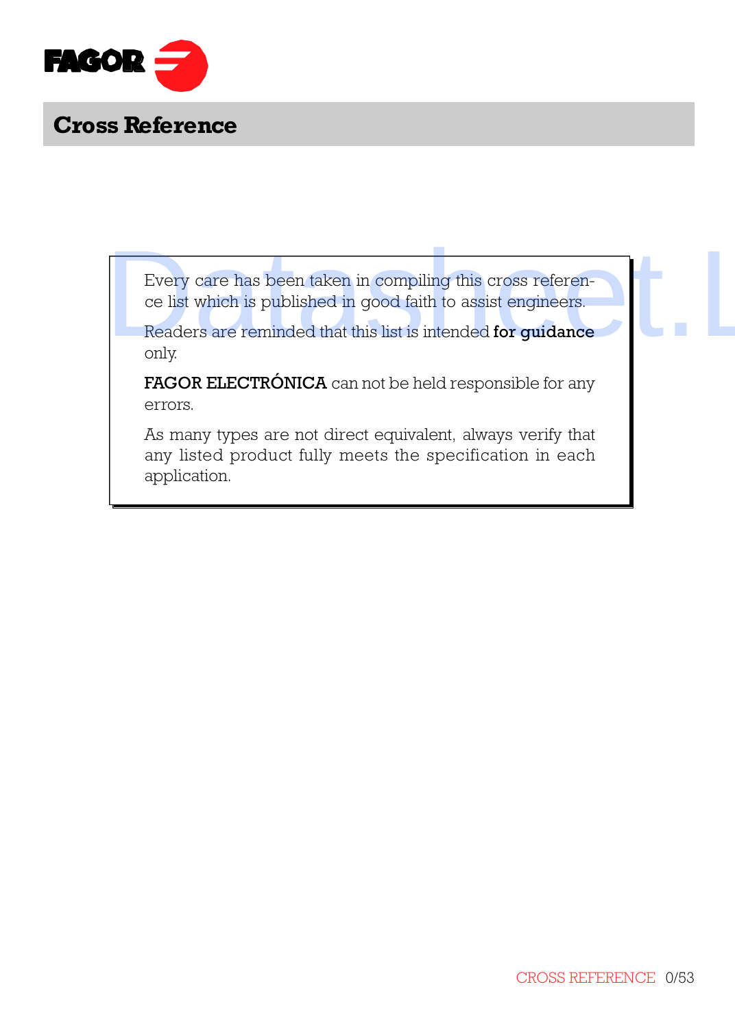# Cross Reference

Every care has been taken in compiling this cross reference list which is published in good faith to assist engineers.

Readers are reminded that this list is intended **for guidance** only.

**FAGOR ELECTRÓNICA** can not be held responsible for any errors.

As many types are not direct equivalent, always verify that any listed product fully meets the specification in each application.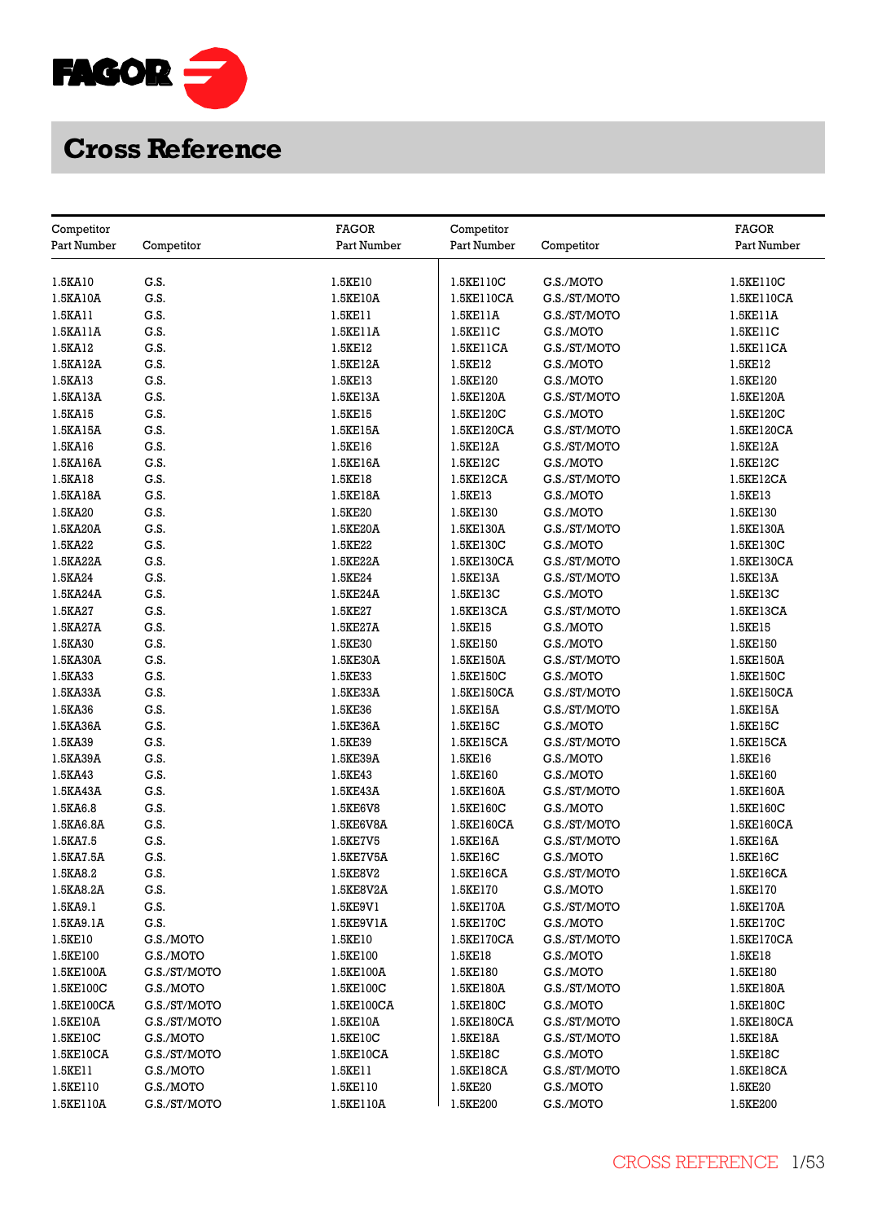# Cross Reference

| Competitor Part Number | Competitor | FAGOR Part Number |
|---|---|---|
| 1.5KA10 | G.S. | 1.5KE10 |
| 1.5KA10A | G.S. | 1.5KE10A |
| 1.5KA11 | G.S. | 1.5KE11 |
| 1.5KA11A | G.S. | 1.5KE11A |
| 1.5KA12 | G.S. | 1.5KE12 |
| 1.5KA12A | G.S. | 1.5KE12A |
| 1.5KA13 | G.S. | 1.5KE13 |
| 1.5KA13A | G.S. | 1.5KE13A |
| 1.5KA15 | G.S. | 1.5KE15 |
| 1.5KA15A | G.S. | 1.5KE15A |
| 1.5KA16 | G.S. | 1.5KE16 |
| 1.5KA16A | G.S. | 1.5KE16A |
| 1.5KA18 | G.S. | 1.5KE18 |
| 1.5KA18A | G.S. | 1.5KE18A |
| 1.5KA20 | G.S. | 1.5KE20 |
| 1.5KA20A | G.S. | 1.5KE20A |
| 1.5KA22 | G.S. | 1.5KE22 |
| 1.5KA22A | G.S. | 1.5KE22A |
| 1.5KA24 | G.S. | 1.5KE24 |
| 1.5KA24A | G.S. | 1.5KE24A |
| 1.5KA27 | G.S. | 1.5KE27 |
| 1.5KA27A | G.S. | 1.5KE27A |
| 1.5KA30 | G.S. | 1.5KE30 |
| 1.5KA30A | G.S. | 1.5KE30A |
| 1.5KA33 | G.S. | 1.5KE33 |
| 1.5KA33A | G.S. | 1.5KE33A |
| 1.5KA36 | G.S. | 1.5KE36 |
| 1.5KA36A | G.S. | 1.5KE36A |
| 1.5KA39 | G.S. | 1.5KE39 |
| 1.5KA39A | G.S. | 1.5KE39A |
| 1.5KA43 | G.S. | 1.5KE43 |
| 1.5KA43A | G.S. | 1.5KE43A |
| 1.5KA6.8 | G.S. | 1.5KE6V8 |
| 1.5KA6.8A | G.S. | 1.5KE6V8A |
| 1.5KA7.5 | G.S. | 1.5KE7V5 |
| 1.5KA7.5A | G.S. | 1.5KE7V5A |
| 1.5KA8.2 | G.S. | 1.5KE8V2 |
| 1.5KA8.2A | G.S. | 1.5KE8V2A |
| 1.5KA9.1 | G.S. | 1.5KE9V1 |
| 1.5KA9.1A | G.S. | 1.5KE9V1A |
| 1.5KE10 | G.S./MOTO | 1.5KE10 |
| 1.5KE100 | G.S./MOTO | 1.5KE100 |
| 1.5KE100A | G.S./ST/MOTO | 1.5KE100A |
| 1.5KE100C | G.S./MOTO | 1.5KE100C |
| 1.5KE100CA | G.S./ST/MOTO | 1.5KE100CA |
| 1.5KE10A | G.S./ST/MOTO | 1.5KE10A |
| 1.5KE10C | G.S./MOTO | 1.5KE10C |
| 1.5KE10CA | G.S./ST/MOTO | 1.5KE10CA |
| 1.5KE11 | G.S./MOTO | 1.5KE11 |
| 1.5KE110 | G.S./MOTO | 1.5KE110 |
| 1.5KE110A | G.S./ST/MOTO | 1.5KE110A |
| 1.5KE110C | G.S./MOTO | 1.5KE110C |
| 1.5KE110CA | G.S./ST/MOTO | 1.5KE110CA |
| 1.5KE11A | G.S./ST/MOTO | 1.5KE11A |
| 1.5KE11C | G.S./MOTO | 1.5KE11C |
| 1.5KE11CA | G.S./ST/MOTO | 1.5KE11CA |
| 1.5KE12 | G.S./MOTO | 1.5KE12 |
| 1.5KE120 | G.S./MOTO | 1.5KE120 |
| 1.5KE120A | G.S./ST/MOTO | 1.5KE120A |
| 1.5KE120C | G.S./MOTO | 1.5KE120C |
| 1.5KE120CA | G.S./ST/MOTO | 1.5KE120CA |
| 1.5KE12A | G.S./ST/MOTO | 1.5KE12A |
| 1.5KE12C | G.S./MOTO | 1.5KE12C |
| 1.5KE12CA | G.S./ST/MOTO | 1.5KE12CA |
| 1.5KE13 | G.S./MOTO | 1.5KE13 |
| 1.5KE130 | G.S./MOTO | 1.5KE130 |
| 1.5KE130A | G.S./ST/MOTO | 1.5KE130A |
| 1.5KE130C | G.S./MOTO | 1.5KE130C |
| 1.5KE130CA | G.S./ST/MOTO | 1.5KE130CA |
| 1.5KE13A | G.S./ST/MOTO | 1.5KE13A |
| 1.5KE13C | G.S./MOTO | 1.5KE13C |
| 1.5KE13CA | G.S./ST/MOTO | 1.5KE13CA |
| 1.5KE15 | G.S./MOTO | 1.5KE15 |
| 1.5KE150 | G.S./MOTO | 1.5KE150 |
| 1.5KE150A | G.S./ST/MOTO | 1.5KE150A |
| 1.5KE150C | G.S./MOTO | 1.5KE150C |
| 1.5KE150CA | G.S./ST/MOTO | 1.5KE150CA |
| 1.5KE15A | G.S./ST/MOTO | 1.5KE15A |
| 1.5KE15C | G.S./MOTO | 1.5KE15C |
| 1.5KE15CA | G.S./ST/MOTO | 1.5KE15CA |
| 1.5KE16 | G.S./MOTO | 1.5KE16 |
| 1.5KE160 | G.S./MOTO | 1.5KE160 |
| 1.5KE160A | G.S./ST/MOTO | 1.5KE160A |
| 1.5KE160C | G.S./MOTO | 1.5KE160C |
| 1.5KE160CA | G.S./ST/MOTO | 1.5KE160CA |
| 1.5KE16A | G.S./ST/MOTO | 1.5KE16A |
| 1.5KE16C | G.S./MOTO | 1.5KE16C |
| 1.5KE16CA | G.S./ST/MOTO | 1.5KE16CA |
| 1.5KE170 | G.S./MOTO | 1.5KE170 |
| 1.5KE170A | G.S./ST/MOTO | 1.5KE170A |
| 1.5KE170C | G.S./MOTO | 1.5KE170C |
| 1.5KE170CA | G.S./ST/MOTO | 1.5KE170CA |
| 1.5KE18 | G.S./MOTO | 1.5KE18 |
| 1.5KE180 | G.S./MOTO | 1.5KE180 |
| 1.5KE180A | G.S./ST/MOTO | 1.5KE180A |
| 1.5KE180C | G.S./MOTO | 1.5KE180C |
| 1.5KE180CA | G.S./ST/MOTO | 1.5KE180CA |
| 1.5KE18A | G.S./ST/MOTO | 1.5KE18A |
| 1.5KE18C | G.S./MOTO | 1.5KE18C |
| 1.5KE18CA | G.S./ST/MOTO | 1.5KE18CA |
| 1.5KE20 | G.S./MOTO | 1.5KE20 |
| 1.5KE200 | G.S./MOTO | 1.5KE200 |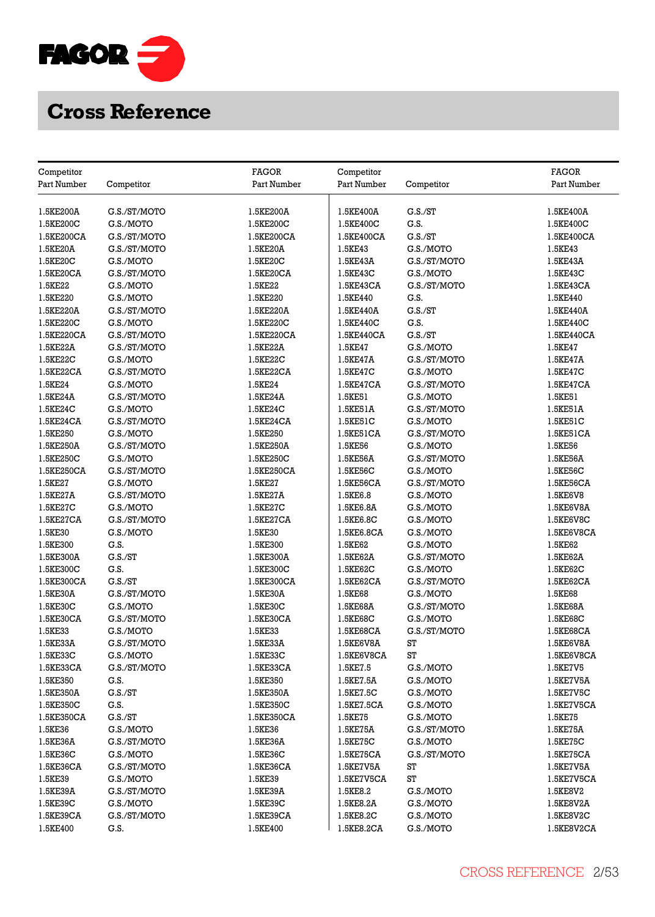# Cross Reference

| Competitor Part Number | Competitor | FAGOR Part Number | Competitor Part Number | Competitor | FAGOR Part Number |
|---|---|---|---|---|---|
| 1.5KE200A | G.S./ST/MOTO | 1.5KE200A | 1.5KE400A | G.S./ST | 1.5KE400A |
| 1.5KE200C | G.S./MOTO | 1.5KE200C | 1.5KE400C | G.S. | 1.5KE400C |
| 1.5KE200CA | G.S./ST/MOTO | 1.5KE200CA | 1.5KE400CA | G.S./ST | 1.5KE400CA |
| 1.5KE20A | G.S./ST/MOTO | 1.5KE20A | 1.5KE43 | G.S./MOTO | 1.5KE43 |
| 1.5KE20C | G.S./MOTO | 1.5KE20C | 1.5KE43A | G.S./ST/MOTO | 1.5KE43A |
| 1.5KE20CA | G.S./ST/MOTO | 1.5KE20CA | 1.5KE43C | G.S./MOTO | 1.5KE43C |
| 1.5KE22 | G.S./MOTO | 1.5KE22 | 1.5KE43CA | G.S./ST/MOTO | 1.5KE43CA |
| 1.5KE220 | G.S./MOTO | 1.5KE220 | 1.5KE440 | G.S. | 1.5KE440 |
| 1.5KE220A | G.S./ST/MOTO | 1.5KE220A | 1.5KE440A | G.S./ST | 1.5KE440A |
| 1.5KE220C | G.S./MOTO | 1.5KE220C | 1.5KE440C | G.S. | 1.5KE440C |
| 1.5KE220CA | G.S./ST/MOTO | 1.5KE220CA | 1.5KE440CA | G.S./ST | 1.5KE440CA |
| 1.5KE22A | G.S./ST/MOTO | 1.5KE22A | 1.5KE47 | G.S./MOTO | 1.5KE47 |
| 1.5KE22C | G.S./MOTO | 1.5KE22C | 1.5KE47A | G.S./ST/MOTO | 1.5KE47A |
| 1.5KE22CA | G.S./ST/MOTO | 1.5KE22CA | 1.5KE47C | G.S./MOTO | 1.5KE47C |
| 1.5KE24 | G.S./MOTO | 1.5KE24 | 1.5KE47CA | G.S./ST/MOTO | 1.5KE47CA |
| 1.5KE24A | G.S./ST/MOTO | 1.5KE24A | 1.5KE51 | G.S./MOTO | 1.5KE51 |
| 1.5KE24C | G.S./MOTO | 1.5KE24C | 1.5KE51A | G.S./ST/MOTO | 1.5KE51A |
| 1.5KE24CA | G.S./ST/MOTO | 1.5KE24CA | 1.5KE51C | G.S./MOTO | 1.5KE51C |
| 1.5KE250 | G.S./MOTO | 1.5KE250 | 1.5KE51CA | G.S./ST/MOTO | 1.5KE51CA |
| 1.5KE250A | G.S./ST/MOTO | 1.5KE250A | 1.5KE56 | G.S./MOTO | 1.5KE56 |
| 1.5KE250C | G.S./MOTO | 1.5KE250C | 1.5KE56A | G.S./ST/MOTO | 1.5KE56A |
| 1.5KE250CA | G.S./ST/MOTO | 1.5KE250CA | 1.5KE56C | G.S./MOTO | 1.5KE56C |
| 1.5KE27 | G.S./MOTO | 1.5KE27 | 1.5KE56CA | G.S./ST/MOTO | 1.5KE56CA |
| 1.5KE27A | G.S./ST/MOTO | 1.5KE27A | 1.5KE6.8 | G.S./MOTO | 1.5KE6V8 |
| 1.5KE27C | G.S./MOTO | 1.5KE27C | 1.5KE6.8A | G.S./MOTO | 1.5KE6V8A |
| 1.5KE27CA | G.S./ST/MOTO | 1.5KE27CA | 1.5KE6.8C | G.S./MOTO | 1.5KE6V8C |
| 1.5KE30 | G.S./MOTO | 1.5KE30 | 1.5KE6.8CA | G.S./MOTO | 1.5KE6V8CA |
| 1.5KE300 | G.S. | 1.5KE300 | 1.5KE62 | G.S./MOTO | 1.5KE62 |
| 1.5KE300A | G.S./ST | 1.5KE300A | 1.5KE62A | G.S./ST/MOTO | 1.5KE62A |
| 1.5KE300C | G.S. | 1.5KE300C | 1.5KE62C | G.S./MOTO | 1.5KE62C |
| 1.5KE300CA | G.S./ST | 1.5KE300CA | 1.5KE62CA | G.S./ST/MOTO | 1.5KE62CA |
| 1.5KE30A | G.S./ST/MOTO | 1.5KE30A | 1.5KE68 | G.S./MOTO | 1.5KE68 |
| 1.5KE30C | G.S./MOTO | 1.5KE30C | 1.5KE68A | G.S./ST/MOTO | 1.5KE68A |
| 1.5KE30CA | G.S./ST/MOTO | 1.5KE30CA | 1.5KE68C | G.S./MOTO | 1.5KE68C |
| 1.5KE33 | G.S./MOTO | 1.5KE33 | 1.5KE68CA | G.S./ST/MOTO | 1.5KE68CA |
| 1.5KE33A | G.S./ST/MOTO | 1.5KE33A | 1.5KE6V8A | ST | 1.5KE6V8A |
| 1.5KE33C | G.S./MOTO | 1.5KE33C | 1.5KE6V8CA | ST | 1.5KE6V8CA |
| 1.5KE33CA | G.S./ST/MOTO | 1.5KE33CA | 1.5KE7.5 | G.S./MOTO | 1.5KE7V5 |
| 1.5KE350 | G.S. | 1.5KE350 | 1.5KE7.5A | G.S./MOTO | 1.5KE7V5A |
| 1.5KE350A | G.S./ST | 1.5KE350A | 1.5KE7.5C | G.S./MOTO | 1.5KE7V5C |
| 1.5KE350C | G.S. | 1.5KE350C | 1.5KE7.5CA | G.S./MOTO | 1.5KE7V5CA |
| 1.5KE350CA | G.S./ST | 1.5KE350CA | 1.5KE75 | G.S./MOTO | 1.5KE75 |
| 1.5KE36 | G.S./MOTO | 1.5KE36 | 1.5KE75A | G.S./ST/MOTO | 1.5KE75A |
| 1.5KE36A | G.S./ST/MOTO | 1.5KE36A | 1.5KE75C | G.S./MOTO | 1.5KE75C |
| 1.5KE36C | G.S./MOTO | 1.5KE36C | 1.5KE75CA | G.S./ST/MOTO | 1.5KE75CA |
| 1.5KE36CA | G.S./ST/MOTO | 1.5KE36CA | 1.5KE7V5A | ST | 1.5KE7V5A |
| 1.5KE39 | G.S./MOTO | 1.5KE39 | 1.5KE7V5CA | ST | 1.5KE7V5CA |
| 1.5KE39A | G.S./ST/MOTO | 1.5KE39A | 1.5KE8.2 | G.S./MOTO | 1.5KE8V2 |
| 1.5KE39C | G.S./MOTO | 1.5KE39C | 1.5KE8.2A | G.S./MOTO | 1.5KE8V2A |
| 1.5KE39CA | G.S./ST/MOTO | 1.5KE39CA | 1.5KE8.2C | G.S./MOTO | 1.5KE8V2C |
| 1.5KE400 | G.S. | 1.5KE400 | 1.5KE8.2CA | G.S./MOTO | 1.5KE8V2CA |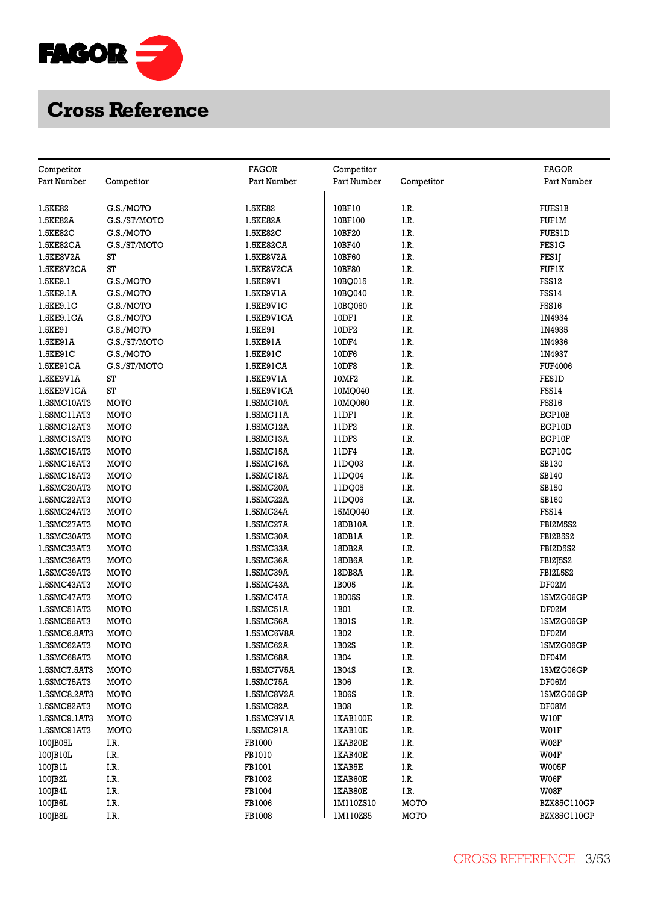# Cross Reference

| Competitor Part Number | Competitor | FAGOR Part Number |
|---|---|---|
| 1.5KE82 | G.S./MOTO | 1.5KE82 |
| 1.5KE82A | G.S./ST/MOTO | 1.5KE82A |
| 1.5KE82C | G.S./MOTO | 1.5KE82C |
| 1.5KE82CA | G.S./ST/MOTO | 1.5KE82CA |
| 1.5KE8V2A | ST | 1.5KE8V2A |
| 1.5KE8V2CA | ST | 1.5KE8V2CA |
| 1.5KE9.1 | G.S./MOTO | 1.5KE9V1 |
| 1.5KE9.1A | G.S./MOTO | 1.5KE9V1A |
| 1.5KE9.1C | G.S./MOTO | 1.5KE9V1C |
| 1.5KE9.1CA | G.S./MOTO | 1.5KE9V1CA |
| 1.5KE91 | G.S./MOTO | 1.5KE91 |
| 1.5KE91A | G.S./ST/MOTO | 1.5KE91A |
| 1.5KE91C | G.S./MOTO | 1.5KE91C |
| 1.5KE91CA | G.S./ST/MOTO | 1.5KE91CA |
| 1.5KE9V1A | ST | 1.5KE9V1A |
| 1.5KE9V1CA | ST | 1.5KE9V1CA |
| 1.5SMC10AT3 | MOTO | 1.5SMC10A |
| 1.5SMC11AT3 | MOTO | 1.5SMC11A |
| 1.5SMC12AT3 | MOTO | 1.5SMC12A |
| 1.5SMC13AT3 | MOTO | 1.5SMC13A |
| 1.5SMC15AT3 | MOTO | 1.5SMC15A |
| 1.5SMC16AT3 | MOTO | 1.5SMC16A |
| 1.5SMC18AT3 | MOTO | 1.5SMC18A |
| 1.5SMC20AT3 | MOTO | 1.5SMC20A |
| 1.5SMC22AT3 | MOTO | 1.5SMC22A |
| 1.5SMC24AT3 | MOTO | 1.5SMC24A |
| 1.5SMC27AT3 | MOTO | 1.5SMC27A |
| 1.5SMC30AT3 | MOTO | 1.5SMC30A |
| 1.5SMC33AT3 | MOTO | 1.5SMC33A |
| 1.5SMC36AT3 | MOTO | 1.5SMC36A |
| 1.5SMC39AT3 | MOTO | 1.5SMC39A |
| 1.5SMC43AT3 | MOTO | 1.5SMC43A |
| 1.5SMC47AT3 | MOTO | 1.5SMC47A |
| 1.5SMC51AT3 | MOTO | 1.5SMC51A |
| 1.5SMC56AT3 | MOTO | 1.5SMC56A |
| 1.5SMC6.8AT3 | MOTO | 1.5SMC6V8A |
| 1.5SMC62AT3 | MOTO | 1.5SMC62A |
| 1.5SMC68AT3 | MOTO | 1.5SMC68A |
| 1.5SMC7.5AT3 | MOTO | 1.5SMC7V5A |
| 1.5SMC75AT3 | MOTO | 1.5SMC75A |
| 1.5SMC8.2AT3 | MOTO | 1.5SMC8V2A |
| 1.5SMC82AT3 | MOTO | 1.5SMC82A |
| 1.5SMC9.1AT3 | MOTO | 1.5SMC9V1A |
| 1.5SMC91AT3 | MOTO | 1.5SMC91A |
| 100JB05L | I.R. | FB1000 |
| 100JB10L | I.R. | FB1010 |
| 100JB1L | I.R. | FB1001 |
| 100JB2L | I.R. | FB1002 |
| 100JB4L | I.R. | FB1004 |
| 100JB6L | I.R. | FB1006 |
| 100JB8L | I.R. | FB1008 |
| 10BF10 | I.R. | FUES1B |
| 10BF100 | I.R. | FUF1M |
| 10BF20 | I.R. | FUES1D |
| 10BF40 | I.R. | FES1G |
| 10BF60 | I.R. | FES1J |
| 10BF80 | I.R. | FUF1K |
| 10BQ015 | I.R. | FSS12 |
| 10BQ040 | I.R. | FSS14 |
| 10BQ060 | I.R. | FSS16 |
| 10DF1 | I.R. | 1N4934 |
| 10DF2 | I.R. | 1N4935 |
| 10DF4 | I.R. | 1N4936 |
| 10DF6 | I.R. | 1N4937 |
| 10DF8 | I.R. | FUF4006 |
| 10MF2 | I.R. | FES1D |
| 10MQ040 | I.R. | FSS14 |
| 10MQ060 | I.R. | FSS16 |
| 11DF1 | I.R. | EGP10B |
| 11DF2 | I.R. | EGP10D |
| 11DF3 | I.R. | EGP10F |
| 11DF4 | I.R. | EGP10G |
| 11DQ03 | I.R. | SB130 |
| 11DQ04 | I.R. | SB140 |
| 11DQ05 | I.R. | SB150 |
| 11DQ06 | I.R. | SB160 |
| 15MQ040 | I.R. | FSS14 |
| 18DB10A | I.R. | FBI2M5S2 |
| 18DB1A | I.R. | FBI2B5S2 |
| 18DB2A | I.R. | FBI2D5S2 |
| 18DB6A | I.R. | FBI2J5S2 |
| 18DB8A | I.R. | FBI2L5S2 |
| 1B005 | I.R. | DF02M |
| 1B005S | I.R. | 1SMZG06GP |
| 1B01 | I.R. | DF02M |
| 1B01S | I.R. | 1SMZG06GP |
| 1B02 | I.R. | DF02M |
| 1B02S | I.R. | 1SMZG06GP |
| 1B04 | I.R. | DF04M |
| 1B04S | I.R. | 1SMZG06GP |
| 1B06 | I.R. | DF06M |
| 1B06S | I.R. | 1SMZG06GP |
| 1B08 | I.R. | DF08M |
| 1KAB100E | I.R. | W10F |
| 1KAB10E | I.R. | W01F |
| 1KAB20E | I.R. | W02F |
| 1KAB40E | I.R. | W04F |
| 1KAB5E | I.R. | W005F |
| 1KAB60E | I.R. | W06F |
| 1KAB80E | I.R. | W08F |
| 1M110ZS10 | MOTO | BZX85C110GP |
| 1M110ZS5 | MOTO | BZX85C110GP |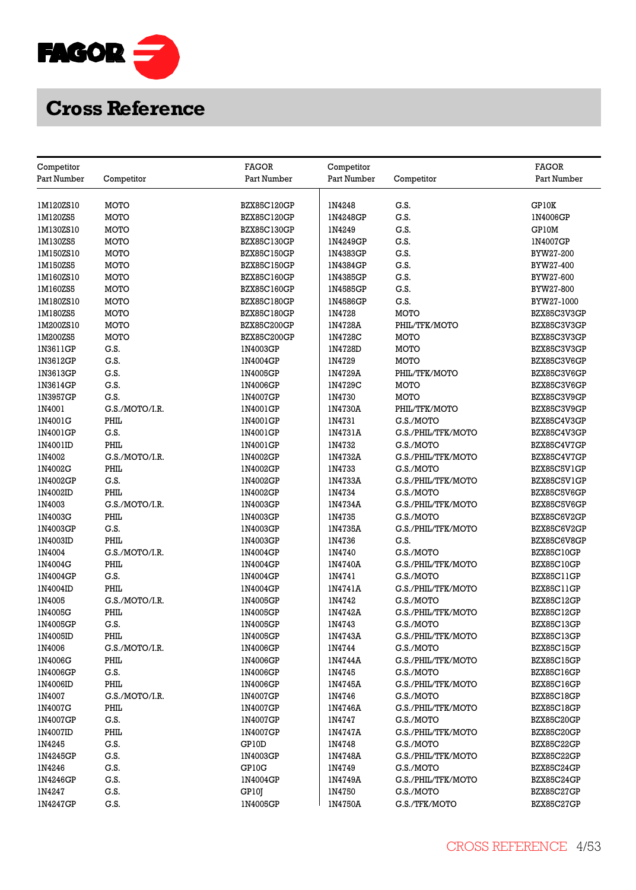# Cross Reference

| Competitor Part Number | Competitor | FAGOR Part Number |
|---|---|---|
| 1M120ZS10 | MOTO | BZX85C120GP |
| 1M120ZS5 | MOTO | BZX85C120GP |
| 1M130ZS10 | MOTO | BZX85C130GP |
| 1M130ZS5 | MOTO | BZX85C130GP |
| 1M150ZS10 | MOTO | BZX85C150GP |
| 1M150ZS5 | MOTO | BZX85C150GP |
| 1M160ZS10 | MOTO | BZX85C160GP |
| 1M160ZS5 | MOTO | BZX85C160GP |
| 1M180ZS10 | MOTO | BZX85C180GP |
| 1M180ZS5 | MOTO | BZX85C180GP |
| 1M200ZS10 | MOTO | BZX85C200GP |
| 1M200ZS5 | MOTO | BZX85C200GP |
| 1N3611GP | G.S. | 1N4003GP |
| 1N3612GP | G.S. | 1N4004GP |
| 1N3613GP | G.S. | 1N4005GP |
| 1N3614GP | G.S. | 1N4006GP |
| 1N3957GP | G.S. | 1N4007GP |
| 1N4001 | G.S./MOTO/I.R. | 1N4001GP |
| 1N4001G | PHIL | 1N4001GP |
| 1N4001GP | G.S. | 1N4001GP |
| 1N4001ID | PHIL | 1N4001GP |
| 1N4002 | G.S./MOTO/I.R. | 1N4002GP |
| 1N4002G | PHIL | 1N4002GP |
| 1N4002GP | G.S. | 1N4002GP |
| 1N4002ID | PHIL | 1N4002GP |
| 1N4003 | G.S./MOTO/I.R. | 1N4003GP |
| 1N4003G | PHIL | 1N4003GP |
| 1N4003GP | G.S. | 1N4003GP |
| 1N4003ID | PHIL | 1N4003GP |
| 1N4004 | G.S./MOTO/I.R. | 1N4004GP |
| 1N4004G | PHIL | 1N4004GP |
| 1N4004GP | G.S. | 1N4004GP |
| 1N4004ID | PHIL | 1N4004GP |
| 1N4005 | G.S./MOTO/I.R. | 1N4005GP |
| 1N4005G | PHIL | 1N4005GP |
| 1N4005GP | G.S. | 1N4005GP |
| 1N4005ID | PHIL | 1N4005GP |
| 1N4006 | G.S./MOTO/I.R. | 1N4006GP |
| 1N4006G | PHIL | 1N4006GP |
| 1N4006GP | G.S. | 1N4006GP |
| 1N4006ID | PHIL | 1N4006GP |
| 1N4007 | G.S./MOTO/I.R. | 1N4007GP |
| 1N4007G | PHIL | 1N4007GP |
| 1N4007GP | G.S. | 1N4007GP |
| 1N4007ID | PHIL | 1N4007GP |
| 1N4245 | G.S. | GP10D |
| 1N4245GP | G.S. | 1N4003GP |
| 1N4246 | G.S. | GP10G |
| 1N4246GP | G.S. | 1N4004GP |
| 1N4247 | G.S. | GP10J |
| 1N4247GP | G.S. | 1N4005GP |
| 1N4248 | G.S. | GP10K |
| 1N4248GP | G.S. | 1N4006GP |
| 1N4249 | G.S. | GP10M |
| 1N4249GP | G.S. | 1N4007GP |
| 1N4383GP | G.S. | BYW27-200 |
| 1N4384GP | G.S. | BYW27-400 |
| 1N4385GP | G.S. | BYW27-600 |
| 1N4585GP | G.S. | BYW27-800 |
| 1N4586GP | G.S. | BYW27-1000 |
| 1N4728 | MOTO | BZX85C3V3GP |
| 1N4728A | PHIL/TFK/MOTO | BZX85C3V3GP |
| 1N4728C | MOTO | BZX85C3V3GP |
| 1N4728D | MOTO | BZX85C3V3GP |
| 1N4729 | MOTO | BZX85C3V6GP |
| 1N4729A | PHIL/TFK/MOTO | BZX85C3V6GP |
| 1N4729C | MOTO | BZX85C3V6GP |
| 1N4730 | MOTO | BZX85C3V9GP |
| 1N4730A | PHIL/TFK/MOTO | BZX85C3V9GP |
| 1N4731 | G.S./MOTO | BZX85C4V3GP |
| 1N4731A | G.S./PHIL/TFK/MOTO | BZX85C4V3GP |
| 1N4732 | G.S./MOTO | BZX85C4V7GP |
| 1N4732A | G.S./PHIL/TFK/MOTO | BZX85C4V7GP |
| 1N4733 | G.S./MOTO | BZX85C5V1GP |
| 1N4733A | G.S./PHIL/TFK/MOTO | BZX85C5V1GP |
| 1N4734 | G.S./MOTO | BZX85C5V6GP |
| 1N4734A | G.S./PHIL/TFK/MOTO | BZX85C5V6GP |
| 1N4735 | G.S./MOTO | BZX85C6V2GP |
| 1N4735A | G.S./PHIL/TFK/MOTO | BZX85C6V2GP |
| 1N4736 | G.S. | BZX85C6V8GP |
| 1N4740 | G.S./MOTO | BZX85C10GP |
| 1N4740A | G.S./PHIL/TFK/MOTO | BZX85C10GP |
| 1N4741 | G.S./MOTO | BZX85C11GP |
| 1N4741A | G.S./PHIL/TFK/MOTO | BZX85C11GP |
| 1N4742 | G.S./MOTO | BZX85C12GP |
| 1N4742A | G.S./PHIL/TFK/MOTO | BZX85C12GP |
| 1N4743 | G.S./MOTO | BZX85C13GP |
| 1N4743A | G.S./PHIL/TFK/MOTO | BZX85C13GP |
| 1N4744 | G.S./MOTO | BZX85C15GP |
| 1N4744A | G.S./PHIL/TFK/MOTO | BZX85C15GP |
| 1N4745 | G.S./MOTO | BZX85C16GP |
| 1N4745A | G.S./PHIL/TFK/MOTO | BZX85C16GP |
| 1N4746 | G.S./MOTO | BZX85C18GP |
| 1N4746A | G.S./PHIL/TFK/MOTO | BZX85C18GP |
| 1N4747 | G.S./MOTO | BZX85C20GP |
| 1N4747A | G.S./PHIL/TFK/MOTO | BZX85C20GP |
| 1N4748 | G.S./MOTO | BZX85C22GP |
| 1N4748A | G.S./PHIL/TFK/MOTO | BZX85C22GP |
| 1N4749 | G.S./MOTO | BZX85C24GP |
| 1N4749A | G.S./PHIL/TFK/MOTO | BZX85C24GP |
| 1N4750 | G.S./MOTO | BZX85C27GP |
| 1N4750A | G.S./TFK/MOTO | BZX85C27GP |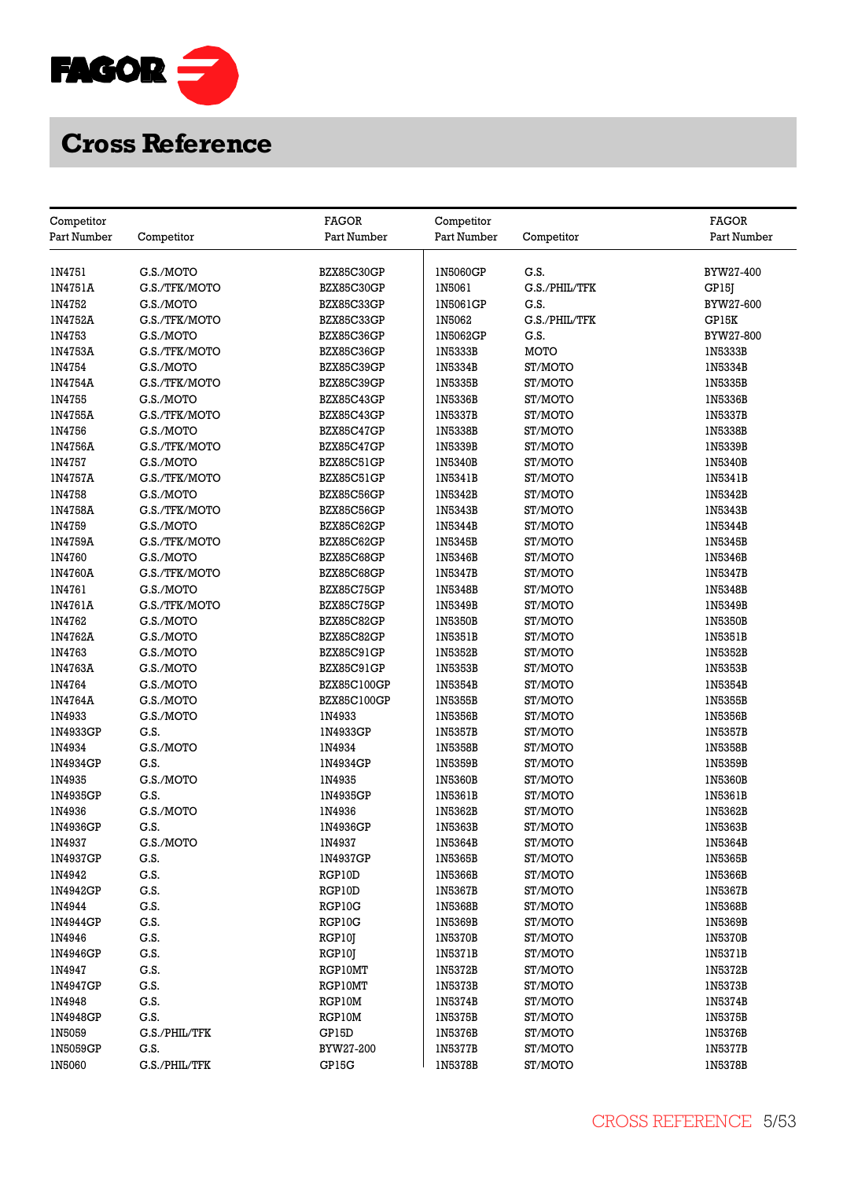# Cross Reference

| Competitor Part Number | Competitor | FAGOR Part Number |
|---|---|---|
| 1N4751 | G.S./MOTO | BZX85C30GP |
| 1N4751A | G.S./TFK/MOTO | BZX85C30GP |
| 1N4752 | G.S./MOTO | BZX85C33GP |
| 1N4752A | G.S./TFK/MOTO | BZX85C33GP |
| 1N4753 | G.S./MOTO | BZX85C36GP |
| 1N4753A | G.S./TFK/MOTO | BZX85C36GP |
| 1N4754 | G.S./MOTO | BZX85C39GP |
| 1N4754A | G.S./TFK/MOTO | BZX85C39GP |
| 1N4755 | G.S./MOTO | BZX85C43GP |
| 1N4755A | G.S./TFK/MOTO | BZX85C43GP |
| 1N4756 | G.S./MOTO | BZX85C47GP |
| 1N4756A | G.S./TFK/MOTO | BZX85C47GP |
| 1N4757 | G.S./MOTO | BZX85C51GP |
| 1N4757A | G.S./TFK/MOTO | BZX85C51GP |
| 1N4758 | G.S./MOTO | BZX85C56GP |
| 1N4758A | G.S./TFK/MOTO | BZX85C56GP |
| 1N4759 | G.S./MOTO | BZX85C62GP |
| 1N4759A | G.S./TFK/MOTO | BZX85C62GP |
| 1N4760 | G.S./MOTO | BZX85C68GP |
| 1N4760A | G.S./TFK/MOTO | BZX85C68GP |
| 1N4761 | G.S./MOTO | BZX85C75GP |
| 1N4761A | G.S./TFK/MOTO | BZX85C75GP |
| 1N4762 | G.S./MOTO | BZX85C82GP |
| 1N4762A | G.S./MOTO | BZX85C82GP |
| 1N4763 | G.S./MOTO | BZX85C91GP |
| 1N4763A | G.S./MOTO | BZX85C91GP |
| 1N4764 | G.S./MOTO | BZX85C100GP |
| 1N4764A | G.S./MOTO | BZX85C100GP |
| 1N4933 | G.S./MOTO | 1N4933 |
| 1N4933GP | G.S. | 1N4933GP |
| 1N4934 | G.S./MOTO | 1N4934 |
| 1N4934GP | G.S. | 1N4934GP |
| 1N4935 | G.S./MOTO | 1N4935 |
| 1N4935GP | G.S. | 1N4935GP |
| 1N4936 | G.S./MOTO | 1N4936 |
| 1N4936GP | G.S. | 1N4936GP |
| 1N4937 | G.S./MOTO | 1N4937 |
| 1N4937GP | G.S. | 1N4937GP |
| 1N4942 | G.S. | RGP10D |
| 1N4942GP | G.S. | RGP10D |
| 1N4944 | G.S. | RGP10G |
| 1N4944GP | G.S. | RGP10G |
| 1N4946 | G.S. | RGP10J |
| 1N4946GP | G.S. | RGP10J |
| 1N4947 | G.S. | RGP10MT |
| 1N4947GP | G.S. | RGP10MT |
| 1N4948 | G.S. | RGP10M |
| 1N4948GP | G.S. | RGP10M |
| 1N5059 | G.S./PHIL/TFK | GP15D |
| 1N5059GP | G.S. | BYW27-200 |
| 1N5060 | G.S./PHIL/TFK | GP15G |
| 1N5060GP | G.S. | BYW27-400 |
| 1N5061 | G.S./PHIL/TFK | GP15J |
| 1N5061GP | G.S. | BYW27-600 |
| 1N5062 | G.S./PHIL/TFK | GP15K |
| 1N5062GP | G.S. | BYW27-800 |
| 1N5333B | MOTO | 1N5333B |
| 1N5334B | ST/MOTO | 1N5334B |
| 1N5335B | ST/MOTO | 1N5335B |
| 1N5336B | ST/MOTO | 1N5336B |
| 1N5337B | ST/MOTO | 1N5337B |
| 1N5338B | ST/MOTO | 1N5338B |
| 1N5339B | ST/MOTO | 1N5339B |
| 1N5340B | ST/MOTO | 1N5340B |
| 1N5341B | ST/MOTO | 1N5341B |
| 1N5342B | ST/MOTO | 1N5342B |
| 1N5343B | ST/MOTO | 1N5343B |
| 1N5344B | ST/MOTO | 1N5344B |
| 1N5345B | ST/MOTO | 1N5345B |
| 1N5346B | ST/MOTO | 1N5346B |
| 1N5347B | ST/MOTO | 1N5347B |
| 1N5348B | ST/MOTO | 1N5348B |
| 1N5349B | ST/MOTO | 1N5349B |
| 1N5350B | ST/MOTO | 1N5350B |
| 1N5351B | ST/MOTO | 1N5351B |
| 1N5352B | ST/MOTO | 1N5352B |
| 1N5353B | ST/MOTO | 1N5353B |
| 1N5354B | ST/MOTO | 1N5354B |
| 1N5355B | ST/MOTO | 1N5355B |
| 1N5356B | ST/MOTO | 1N5356B |
| 1N5357B | ST/MOTO | 1N5357B |
| 1N5358B | ST/MOTO | 1N5358B |
| 1N5359B | ST/MOTO | 1N5359B |
| 1N5360B | ST/MOTO | 1N5360B |
| 1N5361B | ST/MOTO | 1N5361B |
| 1N5362B | ST/MOTO | 1N5362B |
| 1N5363B | ST/MOTO | 1N5363B |
| 1N5364B | ST/MOTO | 1N5364B |
| 1N5365B | ST/MOTO | 1N5365B |
| 1N5366B | ST/MOTO | 1N5366B |
| 1N5367B | ST/MOTO | 1N5367B |
| 1N5368B | ST/MOTO | 1N5368B |
| 1N5369B | ST/MOTO | 1N5369B |
| 1N5370B | ST/MOTO | 1N5370B |
| 1N5371B | ST/MOTO | 1N5371B |
| 1N5372B | ST/MOTO | 1N5372B |
| 1N5373B | ST/MOTO | 1N5373B |
| 1N5374B | ST/MOTO | 1N5374B |
| 1N5375B | ST/MOTO | 1N5375B |
| 1N5376B | ST/MOTO | 1N5376B |
| 1N5377B | ST/MOTO | 1N5377B |
| 1N5378B | ST/MOTO | 1N5378B |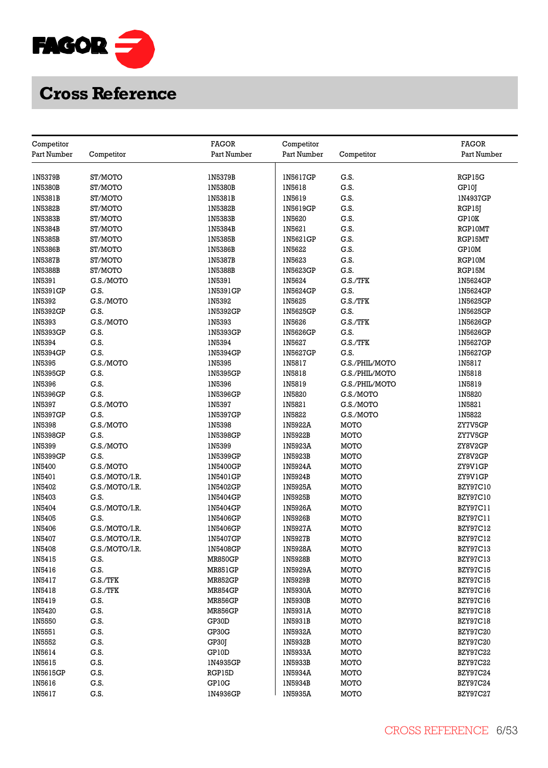# Cross Reference

| Competitor Part Number | Competitor | FAGOR Part Number |
|---|---|---|
| 1N5379B | ST/MOTO | 1N5379B |
| 1N5380B | ST/MOTO | 1N5380B |
| 1N5381B | ST/MOTO | 1N5381B |
| 1N5382B | ST/MOTO | 1N5382B |
| 1N5383B | ST/MOTO | 1N5383B |
| 1N5384B | ST/MOTO | 1N5384B |
| 1N5385B | ST/MOTO | 1N5385B |
| 1N5386B | ST/MOTO | 1N5386B |
| 1N5387B | ST/MOTO | 1N5387B |
| 1N5388B | ST/MOTO | 1N5388B |
| 1N5391 | G.S./MOTO | 1N5391 |
| 1N5391GP | G.S. | 1N5391GP |
| 1N5392 | G.S./MOTO | 1N5392 |
| 1N5392GP | G.S. | 1N5392GP |
| 1N5393 | G.S./MOTO | 1N5393 |
| 1N5393GP | G.S. | 1N5393GP |
| 1N5394 | G.S. | 1N5394 |
| 1N5394GP | G.S. | 1N5394GP |
| 1N5395 | G.S./MOTO | 1N5395 |
| 1N5395GP | G.S. | 1N5395GP |
| 1N5396 | G.S. | 1N5396 |
| 1N5396GP | G.S. | 1N5396GP |
| 1N5397 | G.S./MOTO | 1N5397 |
| 1N5397GP | G.S. | 1N5397GP |
| 1N5398 | G.S./MOTO | 1N5398 |
| 1N5398GP | G.S. | 1N5398GP |
| 1N5399 | G.S./MOTO | 1N5399 |
| 1N5399GP | G.S. | 1N5399GP |
| 1N5400 | G.S./MOTO | 1N5400GP |
| 1N5401 | G.S./MOTO/I.R. | 1N5401GP |
| 1N5402 | G.S./MOTO/I.R. | 1N5402GP |
| 1N5403 | G.S. | 1N5404GP |
| 1N5404 | G.S./MOTO/I.R. | 1N5404GP |
| 1N5405 | G.S. | 1N5406GP |
| 1N5406 | G.S./MOTO/I.R. | 1N5406GP |
| 1N5407 | G.S./MOTO/I.R. | 1N5407GP |
| 1N5408 | G.S./MOTO/I.R. | 1N5408GP |
| 1N5415 | G.S. | MR850GP |
| 1N5416 | G.S. | MR851GP |
| 1N5417 | G.S./TFK | MR852GP |
| 1N5418 | G.S./TFK | MR854GP |
| 1N5419 | G.S. | MR856GP |
| 1N5420 | G.S. | MR856GP |
| 1N5550 | G.S. | GP30D |
| 1N5551 | G.S. | GP30G |
| 1N5552 | G.S. | GP30J |
| 1N5614 | G.S. | GP10D |
| 1N5615 | G.S. | 1N4935GP |
| 1N5615GP | G.S. | RGP15D |
| 1N5616 | G.S. | GP10G |
| 1N5617 | G.S. | 1N4936GP |
| 1N5617GP | G.S. | RGP15G |
| 1N5618 | G.S. | GP10J |
| 1N5619 | G.S. | 1N4937GP |
| 1N5619GP | G.S. | RGP15J |
| 1N5620 | G.S. | GP10K |
| 1N5621 | G.S. | RGP10MT |
| 1N5621GP | G.S. | RGP15MT |
| 1N5622 | G.S. | GP10M |
| 1N5623 | G.S. | RGP10M |
| 1N5623GP | G.S. | RGP15M |
| 1N5624 | G.S./TFK | 1N5624GP |
| 1N5624GP | G.S. | 1N5624GP |
| 1N5625 | G.S./TFK | 1N5625GP |
| 1N5625GP | G.S. | 1N5625GP |
| 1N5626 | G.S./TFK | 1N5626GP |
| 1N5626GP | G.S. | 1N5626GP |
| 1N5627 | G.S./TFK | 1N5627GP |
| 1N5627GP | G.S. | 1N5627GP |
| 1N5817 | G.S./PHIL/MOTO | 1N5817 |
| 1N5818 | G.S./PHIL/MOTO | 1N5818 |
| 1N5819 | G.S./PHIL/MOTO | 1N5819 |
| 1N5820 | G.S./MOTO | 1N5820 |
| 1N5821 | G.S./MOTO | 1N5821 |
| 1N5822 | G.S./MOTO | 1N5822 |
| 1N5922A | MOTO | ZY7V5GP |
| 1N5922B | MOTO | ZY7V5GP |
| 1N5923A | MOTO | ZY8V2GP |
| 1N5923B | MOTO | ZY8V2GP |
| 1N5924A | MOTO | ZY9V1GP |
| 1N5924B | MOTO | ZY9V1GP |
| 1N5925A | MOTO | BZY97C10 |
| 1N5925B | MOTO | BZY97C10 |
| 1N5926A | MOTO | BZY97C11 |
| 1N5926B | MOTO | BZY97C11 |
| 1N5927A | MOTO | BZY97C12 |
| 1N5927B | MOTO | BZY97C12 |
| 1N5928A | MOTO | BZY97C13 |
| 1N5928B | MOTO | BZY97C13 |
| 1N5929A | MOTO | BZY97C15 |
| 1N5929B | MOTO | BZY97C15 |
| 1N5930A | MOTO | BZY97C16 |
| 1N5930B | MOTO | BZY97C16 |
| 1N5931A | MOTO | BZY97C18 |
| 1N5931B | MOTO | BZY97C18 |
| 1N5932A | MOTO | BZY97C20 |
| 1N5932B | MOTO | BZY97C20 |
| 1N5933A | MOTO | BZY97C22 |
| 1N5933B | MOTO | BZY97C22 |
| 1N5934A | MOTO | BZY97C24 |
| 1N5934B | MOTO | BZY97C24 |
| 1N5935A | MOTO | BZY97C27 |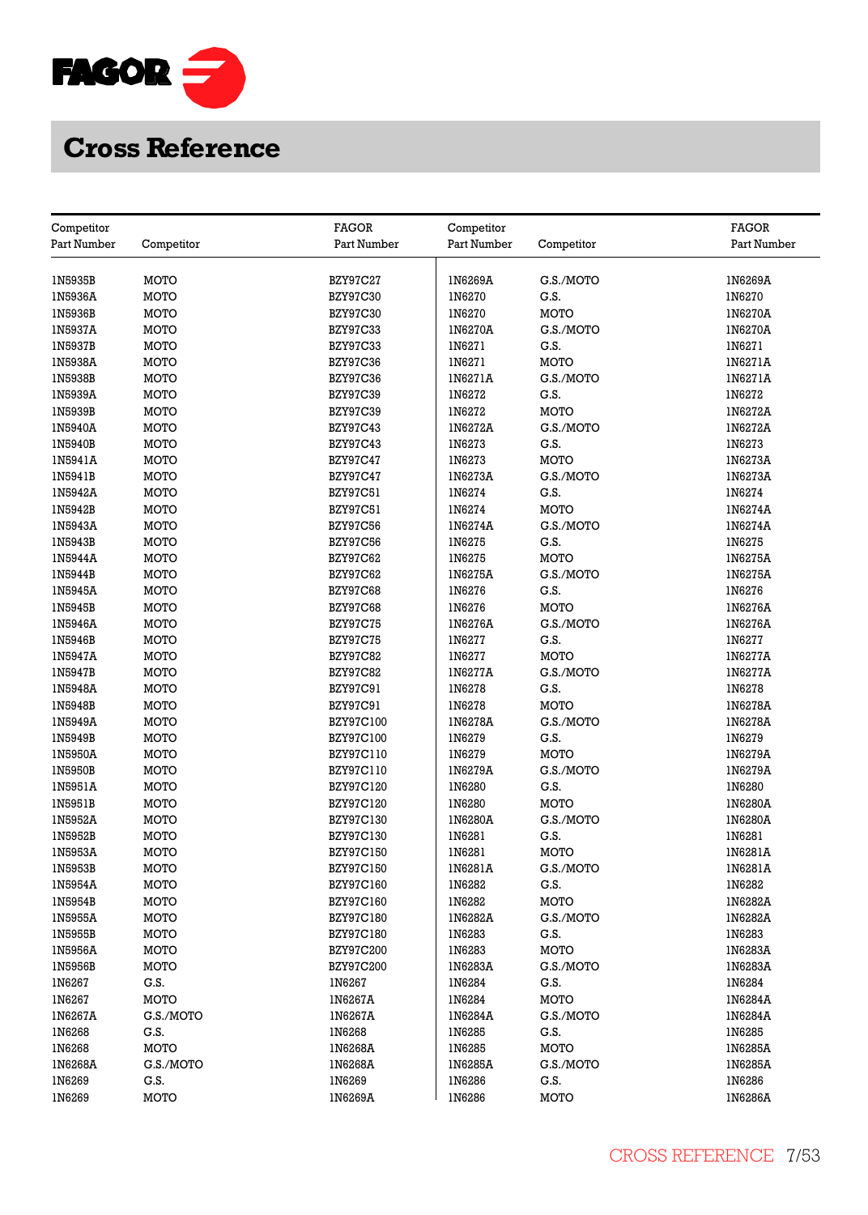# Cross Reference

| Competitor Part Number | Competitor | FAGOR Part Number |
|---|---|---|
| 1N5935B | MOTO | BZY97C27 |
| 1N5936A | MOTO | BZY97C30 |
| 1N5936B | MOTO | BZY97C30 |
| 1N5937A | MOTO | BZY97C33 |
| 1N5937B | MOTO | BZY97C33 |
| 1N5938A | MOTO | BZY97C36 |
| 1N5938B | MOTO | BZY97C36 |
| 1N5939A | MOTO | BZY97C39 |
| 1N5939B | MOTO | BZY97C39 |
| 1N5940A | MOTO | BZY97C43 |
| 1N5940B | MOTO | BZY97C43 |
| 1N5941A | MOTO | BZY97C47 |
| 1N5941B | MOTO | BZY97C47 |
| 1N5942A | MOTO | BZY97C51 |
| 1N5942B | MOTO | BZY97C51 |
| 1N5943A | MOTO | BZY97C56 |
| 1N5943B | MOTO | BZY97C56 |
| 1N5944A | MOTO | BZY97C62 |
| 1N5944B | MOTO | BZY97C62 |
| 1N5945A | MOTO | BZY97C68 |
| 1N5945B | MOTO | BZY97C68 |
| 1N5946A | MOTO | BZY97C75 |
| 1N5946B | MOTO | BZY97C75 |
| 1N5947A | MOTO | BZY97C82 |
| 1N5947B | MOTO | BZY97C82 |
| 1N5948A | MOTO | BZY97C91 |
| 1N5948B | MOTO | BZY97C91 |
| 1N5949A | MOTO | BZY97C100 |
| 1N5949B | MOTO | BZY97C100 |
| 1N5950A | MOTO | BZY97C110 |
| 1N5950B | MOTO | BZY97C110 |
| 1N5951A | MOTO | BZY97C120 |
| 1N5951B | MOTO | BZY97C120 |
| 1N5952A | MOTO | BZY97C130 |
| 1N5952B | MOTO | BZY97C130 |
| 1N5953A | MOTO | BZY97C150 |
| 1N5953B | MOTO | BZY97C150 |
| 1N5954A | MOTO | BZY97C160 |
| 1N5954B | MOTO | BZY97C160 |
| 1N5955A | MOTO | BZY97C180 |
| 1N5955B | MOTO | BZY97C180 |
| 1N5956A | MOTO | BZY97C200 |
| 1N5956B | MOTO | BZY97C200 |
| 1N6267 | G.S. | 1N6267 |
| 1N6267 | MOTO | 1N6267A |
| 1N6267A | G.S./MOTO | 1N6267A |
| 1N6268 | G.S. | 1N6268 |
| 1N6268 | MOTO | 1N6268A |
| 1N6268A | G.S./MOTO | 1N6268A |
| 1N6269 | G.S. | 1N6269 |
| 1N6269 | MOTO | 1N6269A |
| 1N6269A | G.S./MOTO | 1N6269A |
| 1N6270 | G.S. | 1N6270 |
| 1N6270 | MOTO | 1N6270A |
| 1N6270A | G.S./MOTO | 1N6270A |
| 1N6271 | G.S. | 1N6271 |
| 1N6271 | MOTO | 1N6271A |
| 1N6271A | G.S./MOTO | 1N6271A |
| 1N6272 | G.S. | 1N6272 |
| 1N6272 | MOTO | 1N6272A |
| 1N6272A | G.S./MOTO | 1N6272A |
| 1N6273 | G.S. | 1N6273 |
| 1N6273 | MOTO | 1N6273A |
| 1N6273A | G.S./MOTO | 1N6273A |
| 1N6274 | G.S. | 1N6274 |
| 1N6274 | MOTO | 1N6274A |
| 1N6274A | G.S./MOTO | 1N6274A |
| 1N6275 | G.S. | 1N6275 |
| 1N6275 | MOTO | 1N6275A |
| 1N6275A | G.S./MOTO | 1N6275A |
| 1N6276 | G.S. | 1N6276 |
| 1N6276 | MOTO | 1N6276A |
| 1N6276A | G.S./MOTO | 1N6276A |
| 1N6277 | G.S. | 1N6277 |
| 1N6277 | MOTO | 1N6277A |
| 1N6277A | G.S./MOTO | 1N6277A |
| 1N6278 | G.S. | 1N6278 |
| 1N6278 | MOTO | 1N6278A |
| 1N6278A | G.S./MOTO | 1N6278A |
| 1N6279 | G.S. | 1N6279 |
| 1N6279 | MOTO | 1N6279A |
| 1N6279A | G.S./MOTO | 1N6279A |
| 1N6280 | G.S. | 1N6280 |
| 1N6280 | MOTO | 1N6280A |
| 1N6280A | G.S./MOTO | 1N6280A |
| 1N6281 | G.S. | 1N6281 |
| 1N6281 | MOTO | 1N6281A |
| 1N6281A | G.S./MOTO | 1N6281A |
| 1N6282 | G.S. | 1N6282 |
| 1N6282 | MOTO | 1N6282A |
| 1N6282A | G.S./MOTO | 1N6282A |
| 1N6283 | G.S. | 1N6283 |
| 1N6283 | MOTO | 1N6283A |
| 1N6283A | G.S./MOTO | 1N6283A |
| 1N6284 | G.S. | 1N6284 |
| 1N6284 | MOTO | 1N6284A |
| 1N6284A | G.S./MOTO | 1N6284A |
| 1N6285 | G.S. | 1N6285 |
| 1N6285 | MOTO | 1N6285A |
| 1N6285A | G.S./MOTO | 1N6285A |
| 1N6286 | G.S. | 1N6286 |
| 1N6286 | MOTO | 1N6286A |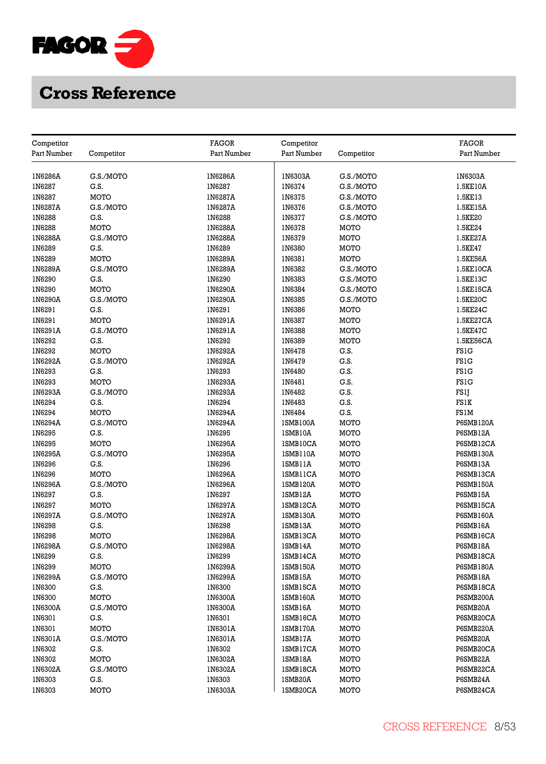# Cross Reference

| Competitor Part Number | Competitor | FAGOR Part Number | Competitor Part Number | Competitor | FAGOR Part Number |
|---|---|---|---|---|---|
| 1N6286A | G.S./MOTO | 1N6286A | 1N6303A | G.S./MOTO | 1N6303A |
| 1N6287 | G.S. | 1N6287 | 1N6374 | G.S./MOTO | 1.5KE10A |
| 1N6287 | MOTO | 1N6287A | 1N6375 | G.S./MOTO | 1.5KE13 |
| 1N6287A | G.S./MOTO | 1N6287A | 1N6376 | G.S./MOTO | 1.5KE15A |
| 1N6288 | G.S. | 1N6288 | 1N6377 | G.S./MOTO | 1.5KE20 |
| 1N6288 | MOTO | 1N6288A | 1N6378 | MOTO | 1.5KE24 |
| 1N6288A | G.S./MOTO | 1N6288A | 1N6379 | MOTO | 1.5KE27A |
| 1N6289 | G.S. | 1N6289 | 1N6380 | MOTO | 1.5KE47 |
| 1N6289 | MOTO | 1N6289A | 1N6381 | MOTO | 1.5KE56A |
| 1N6289A | G.S./MOTO | 1N6289A | 1N6382 | G.S./MOTO | 1.5KE10CA |
| 1N6290 | G.S. | 1N6290 | 1N6383 | G.S./MOTO | 1.5KE13C |
| 1N6290 | MOTO | 1N6290A | 1N6384 | G.S./MOTO | 1.5KE15CA |
| 1N6290A | G.S./MOTO | 1N6290A | 1N6385 | G.S./MOTO | 1.5KE20C |
| 1N6291 | G.S. | 1N6291 | 1N6386 | MOTO | 1.5KE24C |
| 1N6291 | MOTO | 1N6291A | 1N6387 | MOTO | 1.5KE27CA |
| 1N6291A | G.S./MOTO | 1N6291A | 1N6388 | MOTO | 1.5KE47C |
| 1N6292 | G.S. | 1N6292 | 1N6389 | MOTO | 1.5KE56CA |
| 1N6292 | MOTO | 1N6292A | 1N6478 | G.S. | FS1G |
| 1N6292A | G.S./MOTO | 1N6292A | 1N6479 | G.S. | FS1G |
| 1N6293 | G.S. | 1N6293 | 1N6480 | G.S. | FS1G |
| 1N6293 | MOTO | 1N6293A | 1N6481 | G.S. | FS1G |
| 1N6293A | G.S./MOTO | 1N6293A | 1N6482 | G.S. | FS1J |
| 1N6294 | G.S. | 1N6294 | 1N6483 | G.S. | FS1K |
| 1N6294 | MOTO | 1N6294A | 1N6484 | G.S. | FS1M |
| 1N6294A | G.S./MOTO | 1N6294A | 1SMB100A | MOTO | P6SMB120A |
| 1N6295 | G.S. | 1N6295 | 1SMB10A | MOTO | P6SMB12A |
| 1N6295 | MOTO | 1N6295A | 1SMB10CA | MOTO | P6SMB12CA |
| 1N6295A | G.S./MOTO | 1N6295A | 1SMB110A | MOTO | P6SMB130A |
| 1N6296 | G.S. | 1N6296 | 1SMB11A | MOTO | P6SMB13A |
| 1N6296 | MOTO | 1N6296A | 1SMB11CA | MOTO | P6SMB13CA |
| 1N6296A | G.S./MOTO | 1N6296A | 1SMB120A | MOTO | P6SMB150A |
| 1N6297 | G.S. | 1N6297 | 1SMB12A | MOTO | P6SMB15A |
| 1N6297 | MOTO | 1N6297A | 1SMB12CA | MOTO | P6SMB15CA |
| 1N6297A | G.S./MOTO | 1N6297A | 1SMB130A | MOTO | P6SMB160A |
| 1N6298 | G.S. | 1N6298 | 1SMB13A | MOTO | P6SMB16A |
| 1N6298 | MOTO | 1N6298A | 1SMB13CA | MOTO | P6SMB16CA |
| 1N6298A | G.S./MOTO | 1N6298A | 1SMB14A | MOTO | P6SMB18A |
| 1N6299 | G.S. | 1N6299 | 1SMB14CA | MOTO | P6SMB18CA |
| 1N6299 | MOTO | 1N6299A | 1SMB150A | MOTO | P6SMB180A |
| 1N6299A | G.S./MOTO | 1N6299A | 1SMB15A | MOTO | P6SMB18A |
| 1N6300 | G.S. | 1N6300 | 1SMB15CA | MOTO | P6SMB18CA |
| 1N6300 | MOTO | 1N6300A | 1SMB160A | MOTO | P6SMB200A |
| 1N6300A | G.S./MOTO | 1N6300A | 1SMB16A | MOTO | P6SMB20A |
| 1N6301 | G.S. | 1N6301 | 1SMB16CA | MOTO | P6SMB20CA |
| 1N6301 | MOTO | 1N6301A | 1SMB170A | MOTO | P6SMB220A |
| 1N6301A | G.S./MOTO | 1N6301A | 1SMB17A | MOTO | P6SMB20A |
| 1N6302 | G.S. | 1N6302 | 1SMB17CA | MOTO | P6SMB20CA |
| 1N6302 | MOTO | 1N6302A | 1SMB18A | MOTO | P6SMB22A |
| 1N6302A | G.S./MOTO | 1N6302A | 1SMB18CA | MOTO | P6SMB22CA |
| 1N6303 | G.S. | 1N6303 | 1SMB20A | MOTO | P6SMB24A |
| 1N6303 | MOTO | 1N6303A | 1SMB20CA | MOTO | P6SMB24CA |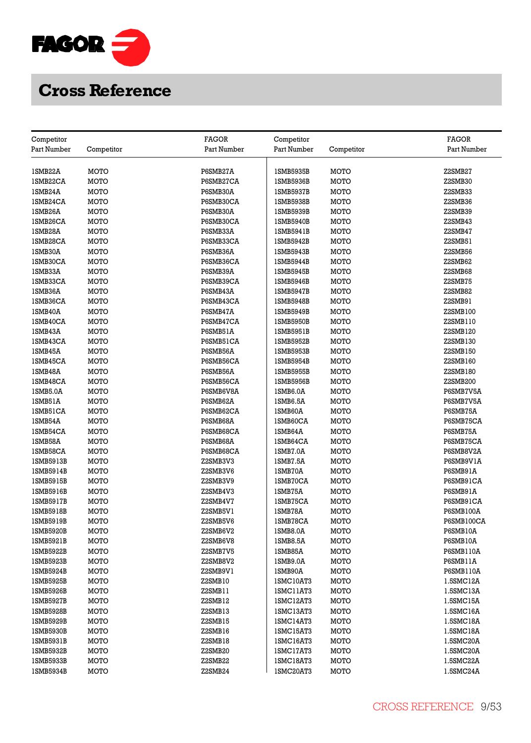# Cross Reference

| Competitor Part Number | Competitor | FAGOR Part Number | Competitor Part Number | Competitor | FAGOR Part Number |
|---|---|---|---|---|---|
| 1SMB22A | MOTO | P6SMB27A | 1SMB5935B | MOTO | Z2SMB27 |
| 1SMB22CA | MOTO | P6SMB27CA | 1SMB5936B | MOTO | Z2SMB30 |
| 1SMB24A | MOTO | P6SMB30A | 1SMB5937B | MOTO | Z2SMB33 |
| 1SMB24CA | MOTO | P6SMB30CA | 1SMB5938B | MOTO | Z2SMB36 |
| 1SMB26A | MOTO | P6SMB30A | 1SMB5939B | MOTO | Z2SMB39 |
| 1SMB26CA | MOTO | P6SMB30CA | 1SMB5940B | MOTO | Z2SMB43 |
| 1SMB28A | MOTO | P6SMB33A | 1SMB5941B | MOTO | Z2SMB47 |
| 1SMB28CA | MOTO | P6SMB33CA | 1SMB5942B | MOTO | Z2SMB51 |
| 1SMB30A | MOTO | P6SMB36A | 1SMB5943B | MOTO | Z2SMB56 |
| 1SMB30CA | MOTO | P6SMB36CA | 1SMB5944B | MOTO | Z2SMB62 |
| 1SMB33A | MOTO | P6SMB39A | 1SMB5945B | MOTO | Z2SMB68 |
| 1SMB33CA | MOTO | P6SMB39CA | 1SMB5946B | MOTO | Z2SMB75 |
| 1SMB36A | MOTO | P6SMB43A | 1SMB5947B | MOTO | Z2SMB82 |
| 1SMB36CA | MOTO | P6SMB43CA | 1SMB5948B | MOTO | Z2SMB91 |
| 1SMB40A | MOTO | P6SMB47A | 1SMB5949B | MOTO | Z2SMB100 |
| 1SMB40CA | MOTO | P6SMB47CA | 1SMB5950B | MOTO | Z2SMB110 |
| 1SMB43A | MOTO | P6SMB51A | 1SMB5951B | MOTO | Z2SMB120 |
| 1SMB43CA | MOTO | P6SMB51CA | 1SMB5952B | MOTO | Z2SMB130 |
| 1SMB45A | MOTO | P6SMB56A | 1SMB5953B | MOTO | Z2SMB150 |
| 1SMB45CA | MOTO | P6SMB56CA | 1SMB5954B | MOTO | Z2SMB160 |
| 1SMB48A | MOTO | P6SMB56A | 1SMB5955B | MOTO | Z2SMB180 |
| 1SMB48CA | MOTO | P6SMB56CA | 1SMB5956B | MOTO | Z2SMB200 |
| 1SMB5.0A | MOTO | P6SMB6V8A | 1SMB6.0A | MOTO | P6SMB7V5A |
| 1SMB51A | MOTO | P6SMB62A | 1SMB6.5A | MOTO | P6SMB7V5A |
| 1SMB51CA | MOTO | P6SMB62CA | 1SMB60A | MOTO | P6SMB75A |
| 1SMB54A | MOTO | P6SMB68A | 1SMB60CA | MOTO | P6SMB75CA |
| 1SMB54CA | MOTO | P6SMB68CA | 1SMB64A | MOTO | P6SMB75A |
| 1SMB58A | MOTO | P6SMB68A | 1SMB64CA | MOTO | P6SMB75CA |
| 1SMB58CA | MOTO | P6SMB68CA | 1SMB7.0A | MOTO | P6SMB8V2A |
| 1SMB5913B | MOTO | Z2SMB3V3 | 1SMB7.5A | MOTO | P6SMB9V1A |
| 1SMB5914B | MOTO | Z2SMB3V6 | 1SMB70A | MOTO | P6SMB91A |
| 1SMB5915B | MOTO | Z2SMB3V9 | 1SMB70CA | MOTO | P6SMB91CA |
| 1SMB5916B | MOTO | Z2SMB4V3 | 1SMB75A | MOTO | P6SMB91A |
| 1SMB5917B | MOTO | Z2SMB4V7 | 1SMB75CA | MOTO | P6SMB91CA |
| 1SMB5918B | MOTO | Z2SMB5V1 | 1SMB78A | MOTO | P6SMB100A |
| 1SMB5919B | MOTO | Z2SMB5V6 | 1SMB78CA | MOTO | P6SMB100CA |
| 1SMB5920B | MOTO | Z2SMB6V2 | 1SMB8.0A | MOTO | P6SMB10A |
| 1SMB5921B | MOTO | Z2SMB6V8 | 1SMB8.5A | MOTO | P6SMB10A |
| 1SMB5922B | MOTO | Z2SMB7V5 | 1SMB85A | MOTO | P6SMB110A |
| 1SMB5923B | MOTO | Z2SMB8V2 | 1SMB9.0A | MOTO | P6SMB11A |
| 1SMB5924B | MOTO | Z2SMB9V1 | 1SMB90A | MOTO | P6SMB110A |
| 1SMB5925B | MOTO | Z2SMB10 | 1SMC10AT3 | MOTO | 1.5SMC12A |
| 1SMB5926B | MOTO | Z2SMB11 | 1SMC11AT3 | MOTO | 1.5SMC13A |
| 1SMB5927B | MOTO | Z2SMB12 | 1SMC12AT3 | MOTO | 1.5SMC15A |
| 1SMB5928B | MOTO | Z2SMB13 | 1SMC13AT3 | MOTO | 1.5SMC16A |
| 1SMB5929B | MOTO | Z2SMB15 | 1SMC14AT3 | MOTO | 1.5SMC18A |
| 1SMB5930B | MOTO | Z2SMB16 | 1SMC15AT3 | MOTO | 1.5SMC18A |
| 1SMB5931B | MOTO | Z2SMB18 | 1SMC16AT3 | MOTO | 1.5SMC20A |
| 1SMB5932B | MOTO | Z2SMB20 | 1SMC17AT3 | MOTO | 1.5SMC20A |
| 1SMB5933B | MOTO | Z2SMB22 | 1SMC18AT3 | MOTO | 1.5SMC22A |
| 1SMB5934B | MOTO | Z2SMB24 | 1SMC20AT3 | MOTO | 1.5SMC24A |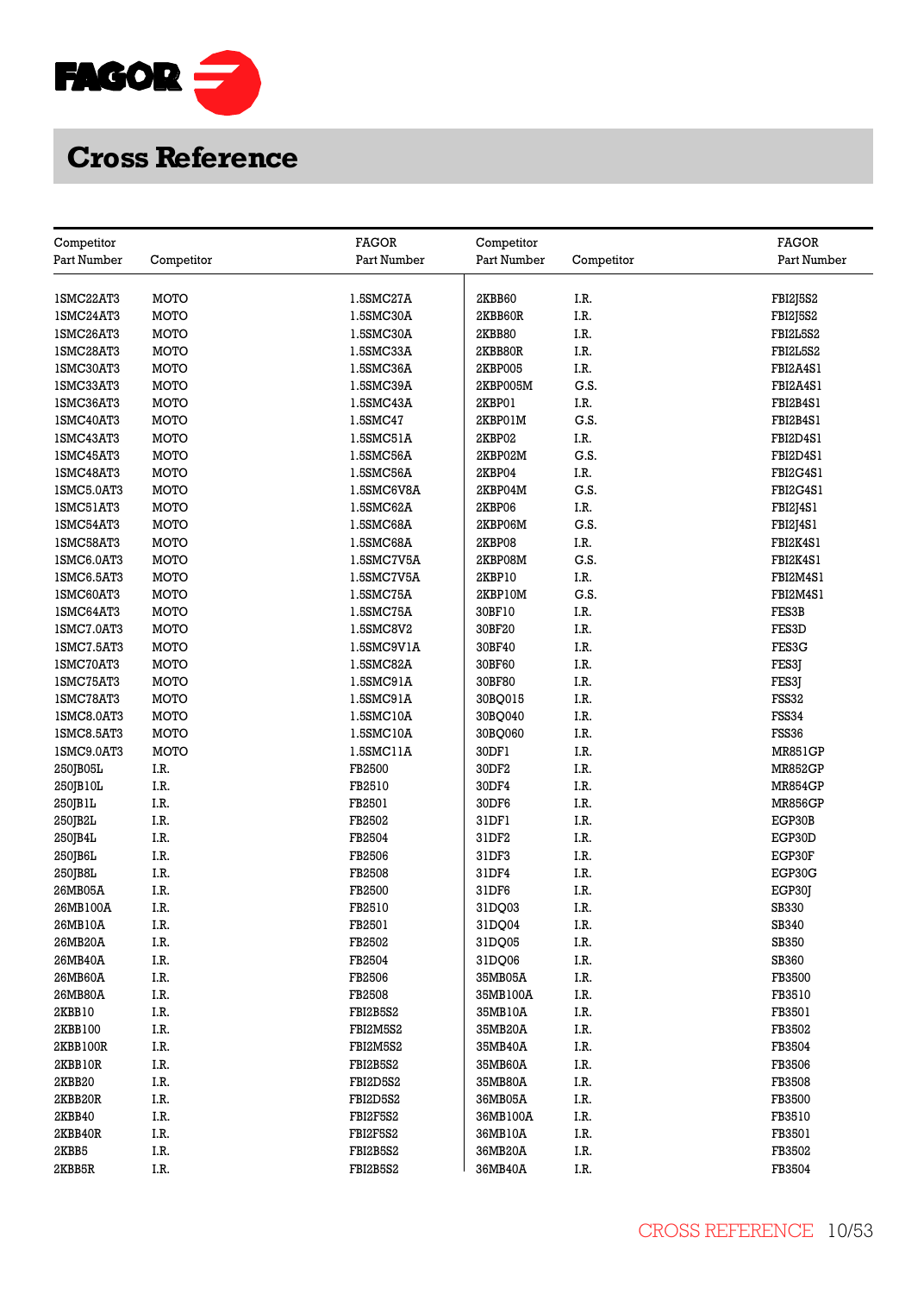# Cross Reference

| Competitor Part Number | Competitor | FAGOR Part Number |
|---|---|---|
| 1SMC22AT3 | MOTO | 1.5SMC27A |
| 1SMC24AT3 | MOTO | 1.5SMC30A |
| 1SMC26AT3 | MOTO | 1.5SMC30A |
| 1SMC28AT3 | MOTO | 1.5SMC33A |
| 1SMC30AT3 | MOTO | 1.5SMC36A |
| 1SMC33AT3 | MOTO | 1.5SMC39A |
| 1SMC36AT3 | MOTO | 1.5SMC43A |
| 1SMC40AT3 | MOTO | 1.5SMC47 |
| 1SMC43AT3 | MOTO | 1.5SMC51A |
| 1SMC45AT3 | MOTO | 1.5SMC56A |
| 1SMC48AT3 | MOTO | 1.5SMC56A |
| 1SMC5.0AT3 | MOTO | 1.5SMC6V8A |
| 1SMC51AT3 | MOTO | 1.5SMC62A |
| 1SMC54AT3 | MOTO | 1.5SMC68A |
| 1SMC58AT3 | MOTO | 1.5SMC68A |
| 1SMC6.0AT3 | MOTO | 1.5SMC7V5A |
| 1SMC6.5AT3 | MOTO | 1.5SMC7V5A |
| 1SMC60AT3 | MOTO | 1.5SMC75A |
| 1SMC64AT3 | MOTO | 1.5SMC75A |
| 1SMC7.0AT3 | MOTO | 1.5SMC8V2 |
| 1SMC7.5AT3 | MOTO | 1.5SMC9V1A |
| 1SMC70AT3 | MOTO | 1.5SMC82A |
| 1SMC75AT3 | MOTO | 1.5SMC91A |
| 1SMC78AT3 | MOTO | 1.5SMC91A |
| 1SMC8.0AT3 | MOTO | 1.5SMC10A |
| 1SMC8.5AT3 | MOTO | 1.5SMC10A |
| 1SMC9.0AT3 | MOTO | 1.5SMC11A |
| 250JB05L | I.R. | FB2500 |
| 250JB10L | I.R. | FB2510 |
| 250JB1L | I.R. | FB2501 |
| 250JB2L | I.R. | FB2502 |
| 250JB4L | I.R. | FB2504 |
| 250JB6L | I.R. | FB2506 |
| 250JB8L | I.R. | FB2508 |
| 26MB05A | I.R. | FB2500 |
| 26MB100A | I.R. | FB2510 |
| 26MB10A | I.R. | FB2501 |
| 26MB20A | I.R. | FB2502 |
| 26MB40A | I.R. | FB2504 |
| 26MB60A | I.R. | FB2506 |
| 26MB80A | I.R. | FB2508 |
| 2KBB10 | I.R. | FBI2B5S2 |
| 2KBB100 | I.R. | FBI2M5S2 |
| 2KBB100R | I.R. | FBI2M5S2 |
| 2KBB10R | I.R. | FBI2B5S2 |
| 2KBB20 | I.R. | FBI2D5S2 |
| 2KBB20R | I.R. | FBI2D5S2 |
| 2KBB40 | I.R. | FBI2F5S2 |
| 2KBB40R | I.R. | FBI2F5S2 |
| 2KBB5 | I.R. | FBI2B5S2 |
| 2KBB5R | I.R. | FBI2B5S2 |
| 2KBB60 | I.R. | FBI2J5S2 |
| 2KBB60R | I.R. | FBI2J5S2 |
| 2KBB80 | I.R. | FBI2L5S2 |
| 2KBB80R | I.R. | FBI2L5S2 |
| 2KBP005 | I.R. | FBI2A4S1 |
| 2KBP005M | G.S. | FBI2A4S1 |
| 2KBP01 | I.R. | FBI2B4S1 |
| 2KBP01M | G.S. | FBI2B4S1 |
| 2KBP02 | I.R. | FBI2D4S1 |
| 2KBP02M | G.S. | FBI2D4S1 |
| 2KBP04 | I.R. | FBI2G4S1 |
| 2KBP04M | G.S. | FBI2G4S1 |
| 2KBP06 | I.R. | FBI2J4S1 |
| 2KBP06M | G.S. | FBI2J4S1 |
| 2KBP08 | I.R. | FBI2K4S1 |
| 2KBP08M | G.S. | FBI2K4S1 |
| 2KBP10 | I.R. | FBI2M4S1 |
| 2KBP10M | G.S. | FBI2M4S1 |
| 30BF10 | I.R. | FES3B |
| 30BF20 | I.R. | FES3D |
| 30BF40 | I.R. | FES3G |
| 30BF60 | I.R. | FES3J |
| 30BF80 | I.R. | FES3J |
| 30BQ015 | I.R. | FSS32 |
| 30BQ040 | I.R. | FSS34 |
| 30BQ060 | I.R. | FSS36 |
| 30DF1 | I.R. | MR851GP |
| 30DF2 | I.R. | MR852GP |
| 30DF4 | I.R. | MR854GP |
| 30DF6 | I.R. | MR856GP |
| 31DF1 | I.R. | EGP30B |
| 31DF2 | I.R. | EGP30D |
| 31DF3 | I.R. | EGP30F |
| 31DF4 | I.R. | EGP30G |
| 31DF6 | I.R. | EGP30J |
| 31DQ03 | I.R. | SB330 |
| 31DQ04 | I.R. | SB340 |
| 31DQ05 | I.R. | SB350 |
| 31DQ06 | I.R. | SB360 |
| 35MB05A | I.R. | FB3500 |
| 35MB100A | I.R. | FB3510 |
| 35MB10A | I.R. | FB3501 |
| 35MB20A | I.R. | FB3502 |
| 35MB40A | I.R. | FB3504 |
| 35MB60A | I.R. | FB3506 |
| 35MB80A | I.R. | FB3508 |
| 36MB05A | I.R. | FB3500 |
| 36MB100A | I.R. | FB3510 |
| 36MB10A | I.R. | FB3501 |
| 36MB20A | I.R. | FB3502 |
| 36MB40A | I.R. | FB3504 |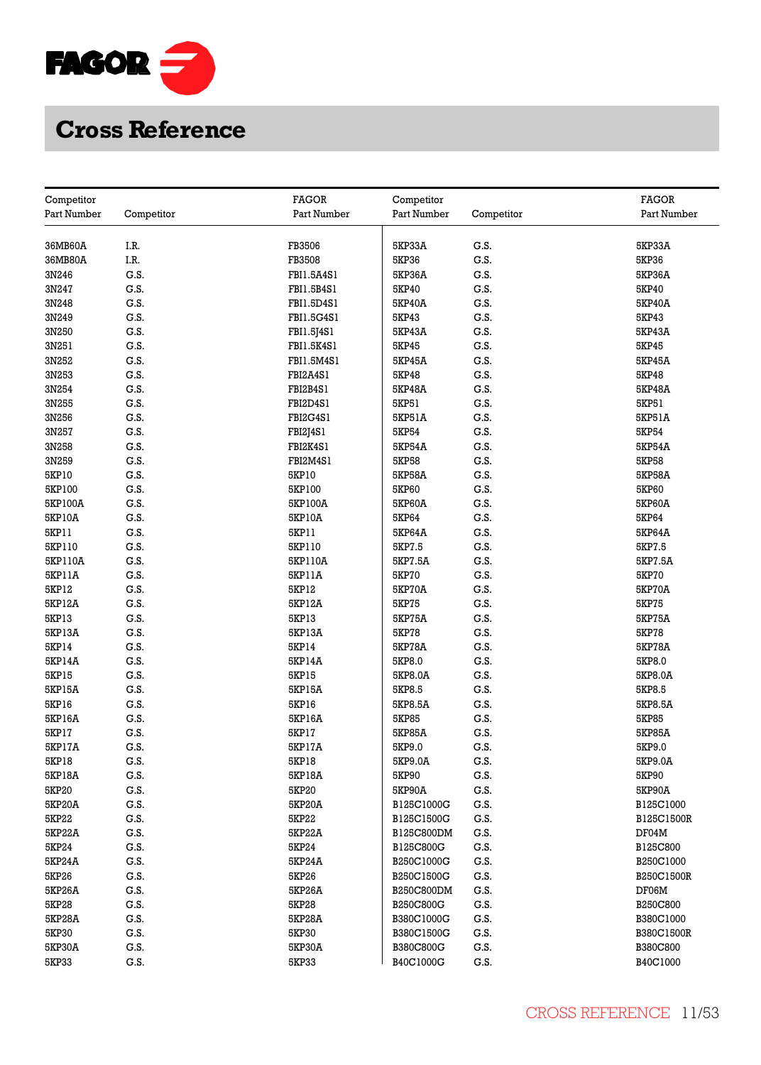# Cross Reference

| Competitor Part Number | Competitor | FAGOR Part Number | Competitor Part Number | Competitor | FAGOR Part Number |
|---|---|---|---|---|---|
| 36MB60A | I.R. | FB3506 | 5KP33A | G.S. | 5KP33A |
| 36MB80A | I.R. | FB3508 | 5KP36 | G.S. | 5KP36 |
| 3N246 | G.S. | FBI1.5A4S1 | 5KP36A | G.S. | 5KP36A |
| 3N247 | G.S. | FBI1.5B4S1 | 5KP40 | G.S. | 5KP40 |
| 3N248 | G.S. | FBI1.5D4S1 | 5KP40A | G.S. | 5KP40A |
| 3N249 | G.S. | FBI1.5G4S1 | 5KP43 | G.S. | 5KP43 |
| 3N250 | G.S. | FBI1.5J4S1 | 5KP43A | G.S. | 5KP43A |
| 3N251 | G.S. | FBI1.5K4S1 | 5KP45 | G.S. | 5KP45 |
| 3N252 | G.S. | FBI1.5M4S1 | 5KP45A | G.S. | 5KP45A |
| 3N253 | G.S. | FBI2A4S1 | 5KP48 | G.S. | 5KP48 |
| 3N254 | G.S. | FBI2B4S1 | 5KP48A | G.S. | 5KP48A |
| 3N255 | G.S. | FBI2D4S1 | 5KP51 | G.S. | 5KP51 |
| 3N256 | G.S. | FBI2G4S1 | 5KP51A | G.S. | 5KP51A |
| 3N257 | G.S. | FBI2J4S1 | 5KP54 | G.S. | 5KP54 |
| 3N258 | G.S. | FBI2K4S1 | 5KP54A | G.S. | 5KP54A |
| 3N259 | G.S. | FBI2M4S1 | 5KP58 | G.S. | 5KP58 |
| 5KP10 | G.S. | 5KP10 | 5KP58A | G.S. | 5KP58A |
| 5KP100 | G.S. | 5KP100 | 5KP60 | G.S. | 5KP60 |
| 5KP100A | G.S. | 5KP100A | 5KP60A | G.S. | 5KP60A |
| 5KP10A | G.S. | 5KP10A | 5KP64 | G.S. | 5KP64 |
| 5KP11 | G.S. | 5KP11 | 5KP64A | G.S. | 5KP64A |
| 5KP110 | G.S. | 5KP110 | 5KP7.5 | G.S. | 5KP7.5 |
| 5KP110A | G.S. | 5KP110A | 5KP7.5A | G.S. | 5KP7.5A |
| 5KP11A | G.S. | 5KP11A | 5KP70 | G.S. | 5KP70 |
| 5KP12 | G.S. | 5KP12 | 5KP70A | G.S. | 5KP70A |
| 5KP12A | G.S. | 5KP12A | 5KP75 | G.S. | 5KP75 |
| 5KP13 | G.S. | 5KP13 | 5KP75A | G.S. | 5KP75A |
| 5KP13A | G.S. | 5KP13A | 5KP78 | G.S. | 5KP78 |
| 5KP14 | G.S. | 5KP14 | 5KP78A | G.S. | 5KP78A |
| 5KP14A | G.S. | 5KP14A | 5KP8.0 | G.S. | 5KP8.0 |
| 5KP15 | G.S. | 5KP15 | 5KP8.0A | G.S. | 5KP8.0A |
| 5KP15A | G.S. | 5KP15A | 5KP8.5 | G.S. | 5KP8.5 |
| 5KP16 | G.S. | 5KP16 | 5KP8.5A | G.S. | 5KP8.5A |
| 5KP16A | G.S. | 5KP16A | 5KP85 | G.S. | 5KP85 |
| 5KP17 | G.S. | 5KP17 | 5KP85A | G.S. | 5KP85A |
| 5KP17A | G.S. | 5KP17A | 5KP9.0 | G.S. | 5KP9.0 |
| 5KP18 | G.S. | 5KP18 | 5KP9.0A | G.S. | 5KP9.0A |
| 5KP18A | G.S. | 5KP18A | 5KP90 | G.S. | 5KP90 |
| 5KP20 | G.S. | 5KP20 | 5KP90A | G.S. | 5KP90A |
| 5KP20A | G.S. | 5KP20A | B125C1000G | G.S. | B125C1000 |
| 5KP22 | G.S. | 5KP22 | B125C1500G | G.S. | B125C1500R |
| 5KP22A | G.S. | 5KP22A | B125C800DM | G.S. | DF04M |
| 5KP24 | G.S. | 5KP24 | B125C800G | G.S. | B125C800 |
| 5KP24A | G.S. | 5KP24A | B250C1000G | G.S. | B250C1000 |
| 5KP26 | G.S. | 5KP26 | B250C1500G | G.S. | B250C1500R |
| 5KP26A | G.S. | 5KP26A | B250C800DM | G.S. | DF06M |
| 5KP28 | G.S. | 5KP28 | B250C800G | G.S. | B250C800 |
| 5KP28A | G.S. | 5KP28A | B380C1000G | G.S. | B380C1000 |
| 5KP30 | G.S. | 5KP30 | B380C1500G | G.S. | B380C1500R |
| 5KP30A | G.S. | 5KP30A | B380C800G | G.S. | B380C800 |
| 5KP33 | G.S. | 5KP33 | B40C1000G | G.S. | B40C1000 |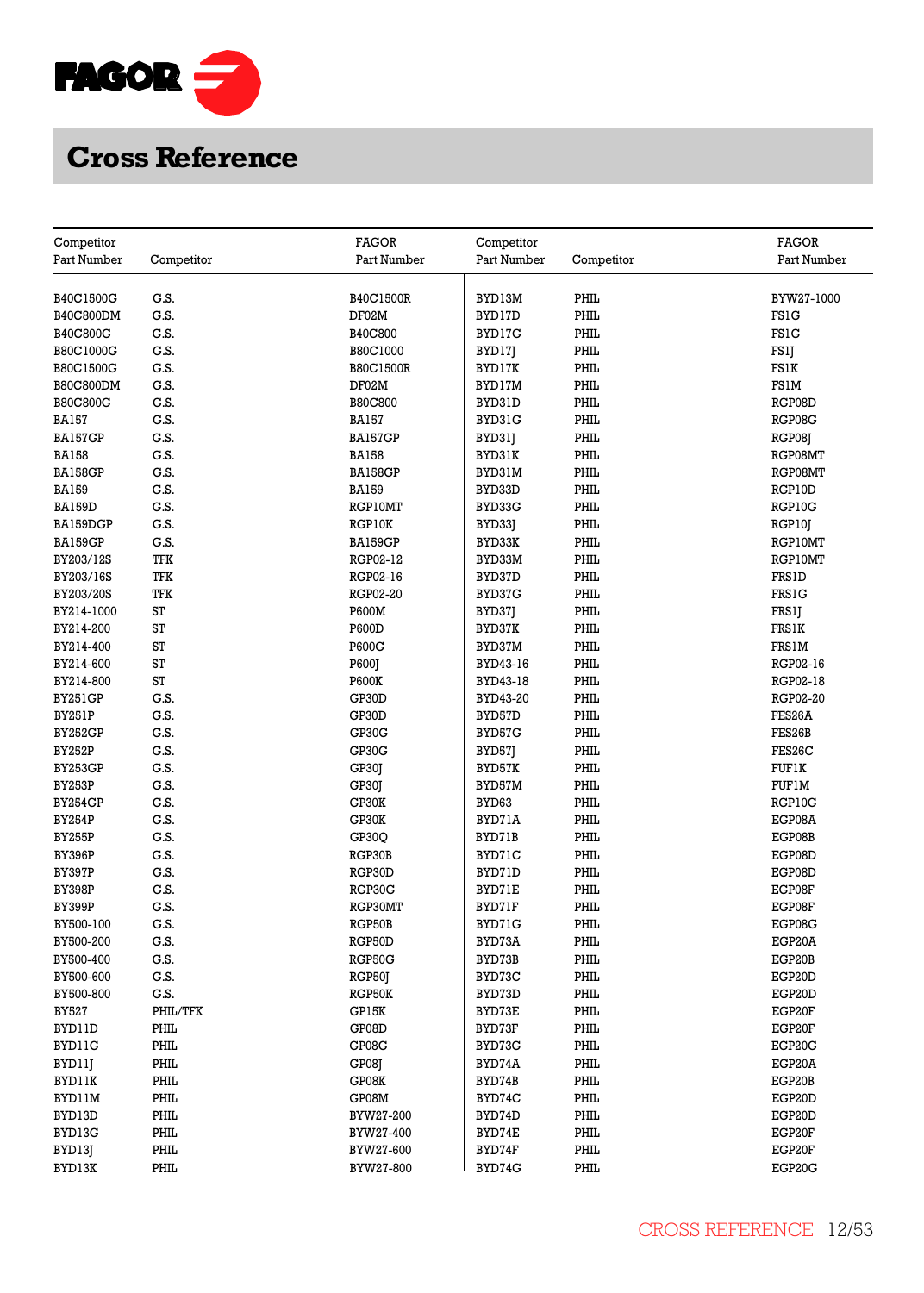# Cross Reference

| Competitor Part Number | Competitor | FAGOR Part Number |
|---|---|---|
| B40C1500G | G.S. | B40C1500R |
| B40C800DM | G.S. | DF02M |
| B40C800G | G.S. | B40C800 |
| B80C1000G | G.S. | B80C1000 |
| B80C1500G | G.S. | B80C1500R |
| B80C800DM | G.S. | DF02M |
| B80C800G | G.S. | B80C800 |
| BA157 | G.S. | BA157 |
| BA157GP | G.S. | BA157GP |
| BA158 | G.S. | BA158 |
| BA158GP | G.S. | BA158GP |
| BA159 | G.S. | BA159 |
| BA159D | G.S. | RGP10MT |
| BA159DGP | G.S. | RGP10K |
| BA159GP | G.S. | BA159GP |
| BY203/12S | TFK | RGP02-12 |
| BY203/16S | TFK | RGP02-16 |
| BY203/20S | TFK | RGP02-20 |
| BY214-1000 | ST | P600M |
| BY214-200 | ST | P600D |
| BY214-400 | ST | P600G |
| BY214-600 | ST | P600J |
| BY214-800 | ST | P600K |
| BY251GP | G.S. | GP30D |
| BY251P | G.S. | GP30D |
| BY252GP | G.S. | GP30G |
| BY252P | G.S. | GP30G |
| BY253GP | G.S. | GP30J |
| BY253P | G.S. | GP30J |
| BY254GP | G.S. | GP30K |
| BY254P | G.S. | GP30K |
| BY255P | G.S. | GP30Q |
| BY396P | G.S. | RGP30B |
| BY397P | G.S. | RGP30D |
| BY398P | G.S. | RGP30G |
| BY399P | G.S. | RGP30MT |
| BY500-100 | G.S. | RGP50B |
| BY500-200 | G.S. | RGP50D |
| BY500-400 | G.S. | RGP50G |
| BY500-600 | G.S. | RGP50J |
| BY500-800 | G.S. | RGP50K |
| BY527 | PHIL/TFK | GP15K |
| BYD11D | PHIL | GP08D |
| BYD11G | PHIL | GP08G |
| BYD11J | PHIL | GP08J |
| BYD11K | PHIL | GP08K |
| BYD11M | PHIL | GP08M |
| BYD13D | PHIL | BYW27-200 |
| BYD13G | PHIL | BYW27-400 |
| BYD13J | PHIL | BYW27-600 |
| BYD13K | PHIL | BYW27-800 |
| BYD13M | PHIL | BYW27-1000 |
| BYD17D | PHIL | FS1G |
| BYD17G | PHIL | FS1G |
| BYD17J | PHIL | FS1J |
| BYD17K | PHIL | FS1K |
| BYD17M | PHIL | FS1M |
| BYD31D | PHIL | RGP08D |
| BYD31G | PHIL | RGP08G |
| BYD31J | PHIL | RGP08J |
| BYD31K | PHIL | RGP08MT |
| BYD31M | PHIL | RGP08MT |
| BYD33D | PHIL | RGP10D |
| BYD33G | PHIL | RGP10G |
| BYD33J | PHIL | RGP10J |
| BYD33K | PHIL | RGP10MT |
| BYD33M | PHIL | RGP10MT |
| BYD37D | PHIL | FRS1D |
| BYD37G | PHIL | FRS1G |
| BYD37J | PHIL | FRS1J |
| BYD37K | PHIL | FRS1K |
| BYD37M | PHIL | FRS1M |
| BYD43-16 | PHIL | RGP02-16 |
| BYD43-18 | PHIL | RGP02-18 |
| BYD43-20 | PHIL | RGP02-20 |
| BYD57D | PHIL | FES26A |
| BYD57G | PHIL | FES26B |
| BYD57J | PHIL | FES26C |
| BYD57K | PHIL | FUF1K |
| BYD57M | PHIL | FUF1M |
| BYD63 | PHIL | RGP10G |
| BYD71A | PHIL | EGP08A |
| BYD71B | PHIL | EGP08B |
| BYD71C | PHIL | EGP08D |
| BYD71D | PHIL | EGP08D |
| BYD71E | PHIL | EGP08F |
| BYD71F | PHIL | EGP08F |
| BYD71G | PHIL | EGP08G |
| BYD73A | PHIL | EGP20A |
| BYD73B | PHIL | EGP20B |
| BYD73C | PHIL | EGP20D |
| BYD73D | PHIL | EGP20D |
| BYD73E | PHIL | EGP20F |
| BYD73F | PHIL | EGP20F |
| BYD73G | PHIL | EGP20G |
| BYD74A | PHIL | EGP20A |
| BYD74B | PHIL | EGP20B |
| BYD74C | PHIL | EGP20D |
| BYD74D | PHIL | EGP20D |
| BYD74E | PHIL | EGP20F |
| BYD74F | PHIL | EGP20F |
| BYD74G | PHIL | EGP20G |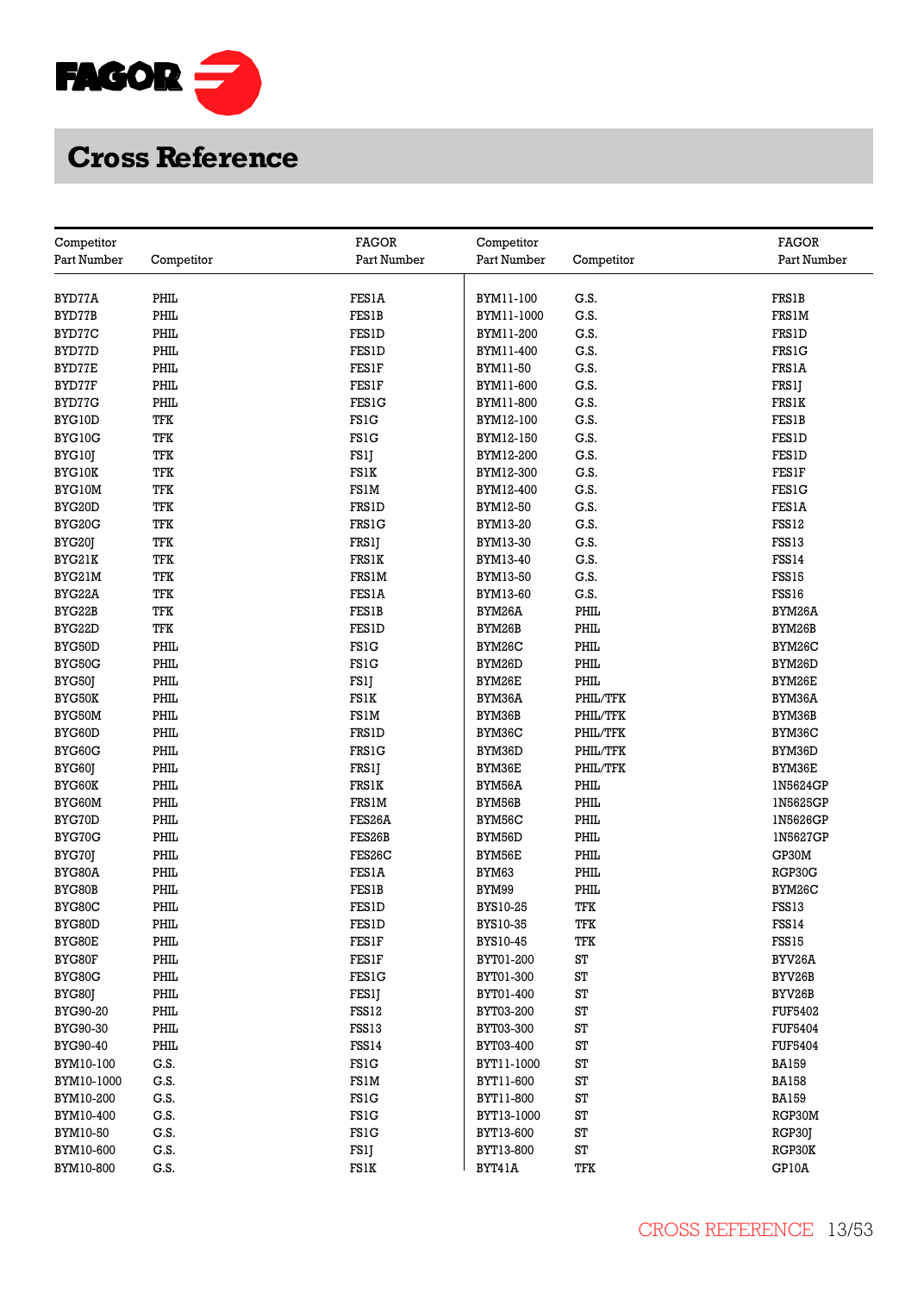# Cross Reference

| Competitor Part Number | Competitor | FAGOR Part Number | Competitor Part Number | Competitor | FAGOR Part Number |
|---|---|---|---|---|---|
| BYD77A | PHIL | FES1A | BYM11-100 | G.S. | FRS1B |
| BYD77B | PHIL | FES1B | BYM11-1000 | G.S. | FRS1M |
| BYD77C | PHIL | FES1D | BYM11-200 | G.S. | FRS1D |
| BYD77D | PHIL | FES1D | BYM11-400 | G.S. | FRS1G |
| BYD77E | PHIL | FES1F | BYM11-50 | G.S. | FRS1A |
| BYD77F | PHIL | FES1F | BYM11-600 | G.S. | FRS1J |
| BYD77G | PHIL | FES1G | BYM11-800 | G.S. | FRS1K |
| BYG10D | TFK | FS1G | BYM12-100 | G.S. | FES1B |
| BYG10G | TFK | FS1G | BYM12-150 | G.S. | FES1D |
| BYG10J | TFK | FS1J | BYM12-200 | G.S. | FES1D |
| BYG10K | TFK | FS1K | BYM12-300 | G.S. | FES1F |
| BYG10M | TFK | FS1M | BYM12-400 | G.S. | FES1G |
| BYG20D | TFK | FRS1D | BYM12-50 | G.S. | FES1A |
| BYG20G | TFK | FRS1G | BYM13-20 | G.S. | FSS12 |
| BYG20J | TFK | FRS1J | BYM13-30 | G.S. | FSS13 |
| BYG21K | TFK | FRS1K | BYM13-40 | G.S. | FSS14 |
| BYG21M | TFK | FRS1M | BYM13-50 | G.S. | FSS15 |
| BYG22A | TFK | FES1A | BYM13-60 | G.S. | FSS16 |
| BYG22B | TFK | FES1B | BYM26A | PHIL | BYM26A |
| BYG22D | TFK | FES1D | BYM26B | PHIL | BYM26B |
| BYG50D | PHIL | FS1G | BYM26C | PHIL | BYM26C |
| BYG50G | PHIL | FS1G | BYM26D | PHIL | BYM26D |
| BYG50J | PHIL | FS1J | BYM26E | PHIL | BYM26E |
| BYG50K | PHIL | FS1K | BYM36A | PHIL/TFK | BYM36A |
| BYG50M | PHIL | FS1M | BYM36B | PHIL/TFK | BYM36B |
| BYG60D | PHIL | FRS1D | BYM36C | PHIL/TFK | BYM36C |
| BYG60G | PHIL | FRS1G | BYM36D | PHIL/TFK | BYM36D |
| BYG60J | PHIL | FRS1J | BYM36E | PHIL/TFK | BYM36E |
| BYG60K | PHIL | FRS1K | BYM56A | PHIL | 1N5624GP |
| BYG60M | PHIL | FRS1M | BYM56B | PHIL | 1N5625GP |
| BYG70D | PHIL | FES26A | BYM56C | PHIL | 1N5626GP |
| BYG70G | PHIL | FES26B | BYM56D | PHIL | 1N5627GP |
| BYG70J | PHIL | FES26C | BYM56E | PHIL | GP30M |
| BYG80A | PHIL | FES1A | BYM63 | PHIL | RGP30G |
| BYG80B | PHIL | FES1B | BYM99 | PHIL | BYM26C |
| BYG80C | PHIL | FES1D | BYS10-25 | TFK | FSS13 |
| BYG80D | PHIL | FES1D | BYS10-35 | TFK | FSS14 |
| BYG80E | PHIL | FES1F | BYS10-45 | TFK | FSS15 |
| BYG80F | PHIL | FES1F | BYT01-200 | ST | BYV26A |
| BYG80G | PHIL | FES1G | BYT01-300 | ST | BYV26B |
| BYG80J | PHIL | FES1J | BYT01-400 | ST | BYV26B |
| BYG90-20 | PHIL | FSS12 | BYT03-200 | ST | FUF5402 |
| BYG90-30 | PHIL | FSS13 | BYT03-300 | ST | FUF5404 |
| BYG90-40 | PHIL | FSS14 | BYT03-400 | ST | FUF5404 |
| BYM10-100 | G.S. | FS1G | BYT11-1000 | ST | BA159 |
| BYM10-1000 | G.S. | FS1M | BYT11-600 | ST | BA158 |
| BYM10-200 | G.S. | FS1G | BYT11-800 | ST | BA159 |
| BYM10-400 | G.S. | FS1G | BYT13-1000 | ST | RGP30M |
| BYM10-50 | G.S. | FS1G | BYT13-600 | ST | RGP30J |
| BYM10-600 | G.S. | FS1J | BYT13-800 | ST | RGP30K |
| BYM10-800 | G.S. | FS1K | BYT41A | TFK | GP10A |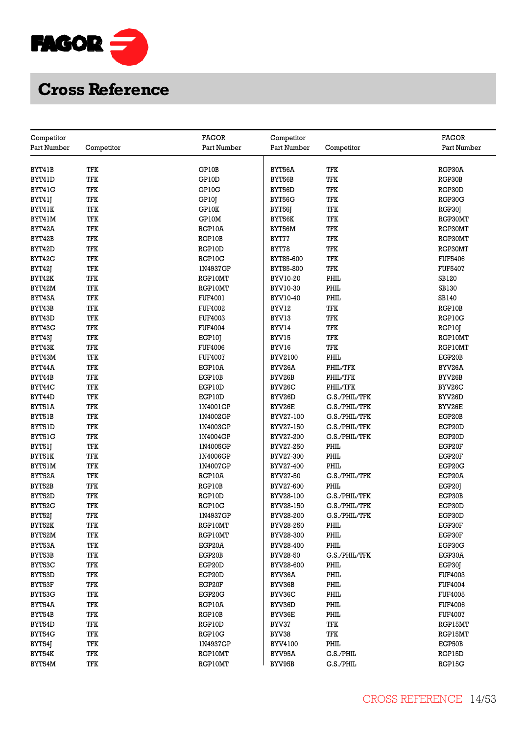# Cross Reference

| Competitor Part Number | Competitor | FAGOR Part Number |
|---|---|---|
| BYT41B | TFK | GP10B |
| BYT41D | TFK | GP10D |
| BYT41G | TFK | GP10G |
| BYT41J | TFK | GP10J |
| BYT41K | TFK | GP10K |
| BYT41M | TFK | GP10M |
| BYT42A | TFK | RGP10A |
| BYT42B | TFK | RGP10B |
| BYT42D | TFK | RGP10D |
| BYT42G | TFK | RGP10G |
| BYT42J | TFK | 1N4937GP |
| BYT42K | TFK | RGP10MT |
| BYT42M | TFK | RGP10MT |
| BYT43A | TFK | FUF4001 |
| BYT43B | TFK | FUF4002 |
| BYT43D | TFK | FUF4003 |
| BYT43G | TFK | FUF4004 |
| BYT43J | TFK | EGP10J |
| BYT43K | TFK | FUF4006 |
| BYT43M | TFK | FUF4007 |
| BYT44A | TFK | EGP10A |
| BYT44B | TFK | EGP10B |
| BYT44C | TFK | EGP10D |
| BYT44D | TFK | EGP10D |
| BYT51A | TFK | 1N4001GP |
| BYT51B | TFK | 1N4002GP |
| BYT51D | TFK | 1N4003GP |
| BYT51G | TFK | 1N4004GP |
| BYT51J | TFK | 1N4005GP |
| BYT51K | TFK | 1N4006GP |
| BYT51M | TFK | 1N4007GP |
| BYT52A | TFK | RGP10A |
| BYT52B | TFK | RGP10B |
| BYT52D | TFK | RGP10D |
| BYT52G | TFK | RGP10G |
| BYT52J | TFK | 1N4937GP |
| BYT52K | TFK | RGP10MT |
| BYT52M | TFK | RGP10MT |
| BYT53A | TFK | EGP20A |
| BYT53B | TFK | EGP20B |
| BYT53C | TFK | EGP20D |
| BYT53D | TFK | EGP20D |
| BYT53F | TFK | EGP20F |
| BYT53G | TFK | EGP20G |
| BYT54A | TFK | RGP10A |
| BYT54B | TFK | RGP10B |
| BYT54D | TFK | RGP10D |
| BYT54G | TFK | RGP10G |
| BYT54J | TFK | 1N4937GP |
| BYT54K | TFK | RGP10MT |
| BYT54M | TFK | RGP10MT |
| BYT56A | TFK | RGP30A |
| BYT56B | TFK | RGP30B |
| BYT56D | TFK | RGP30D |
| BYT56G | TFK | RGP30G |
| BYT56J | TFK | RGP30J |
| BYT56K | TFK | RGP30MT |
| BYT56M | TFK | RGP30MT |
| BYT77 | TFK | RGP30MT |
| BYT78 | TFK | RGP30MT |
| BYT85-600 | TFK | FUF5406 |
| BYT85-800 | TFK | FUF5407 |
| BYV10-20 | PHIL | SB120 |
| BYV10-30 | PHIL | SB130 |
| BYV10-40 | PHIL | SB140 |
| BYV12 | TFK | RGP10B |
| BYV13 | TFK | RGP10G |
| BYV14 | TFK | RGP10J |
| BYV15 | TFK | RGP10MT |
| BYV16 | TFK | RGP10MT |
| BYV2100 | PHIL | EGP20B |
| BYV26A | PHIL/TFK | BYV26A |
| BYV26B | PHIL/TFK | BYV26B |
| BYV26C | PHIL/TFK | BYV26C |
| BYV26D | G.S./PHIL/TFK | BYV26D |
| BYV26E | G.S./PHIL/TFK | BYV26E |
| BYV27-100 | G.S./PHIL/TFK | EGP20B |
| BYV27-150 | G.S./PHIL/TFK | EGP20D |
| BYV27-200 | G.S./PHIL/TFK | EGP20D |
| BYV27-250 | PHIL | EGP20F |
| BYV27-300 | PHIL | EGP20F |
| BYV27-400 | PHIL | EGP20G |
| BYV27-50 | G.S./PHIL/TFK | EGP20A |
| BYV27-600 | PHIL | EGP20J |
| BYV28-100 | G.S./PHIL/TFK | EGP30B |
| BYV28-150 | G.S./PHIL/TFK | EGP30D |
| BYV28-200 | G.S./PHIL/TFK | EGP30D |
| BYV28-250 | PHIL | EGP30F |
| BYV28-300 | PHIL | EGP30F |
| BYV28-400 | PHIL | EGP30G |
| BYV28-50 | G.S./PHIL/TFK | EGP30A |
| BYV28-600 | PHIL | EGP30J |
| BYV36A | PHIL | FUF4003 |
| BYV36B | PHIL | FUF4004 |
| BYV36C | PHIL | FUF4005 |
| BYV36D | PHIL | FUF4006 |
| BYV36E | PHIL | FUF4007 |
| BYV37 | TFK | RGP15MT |
| BYV38 | TFK | RGP15MT |
| BYV4100 | PHIL | EGP50B |
| BYV95A | G.S./PHIL | RGP15D |
| BYV95B | G.S./PHIL | RGP15G |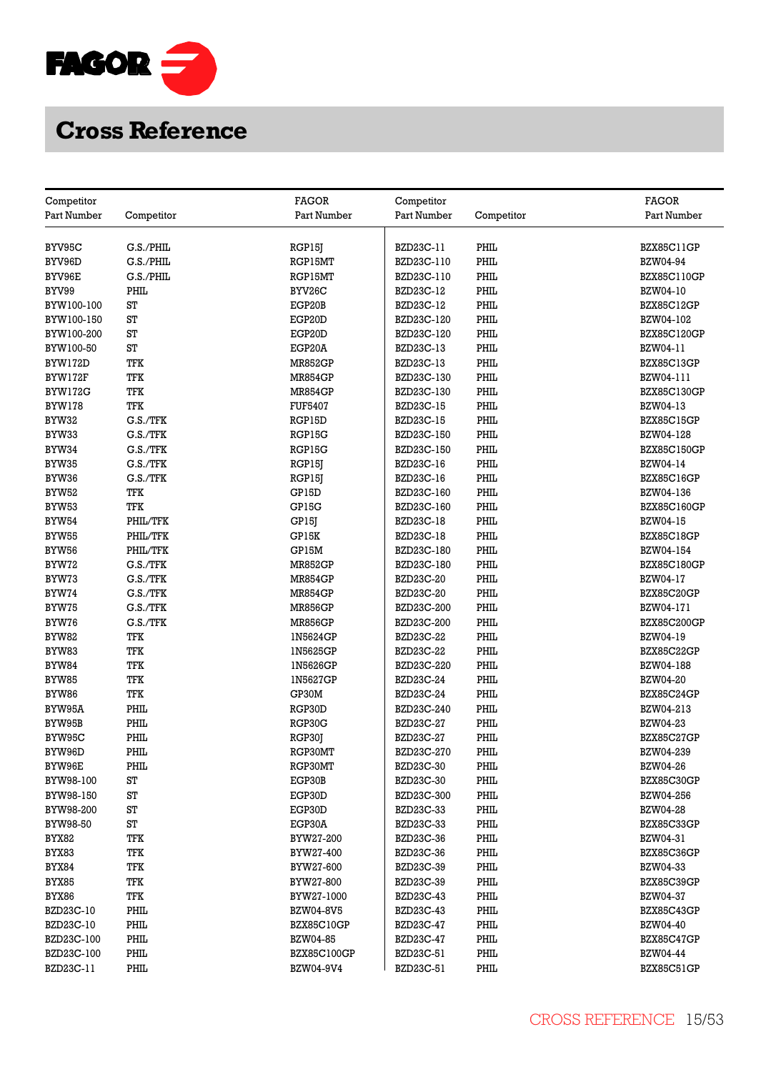# Cross Reference

| Competitor Part Number | Competitor | FAGOR Part Number |
|---|---|---|
| BYV95C | G.S./PHIL | RGP15J |
| BYV96D | G.S./PHIL | RGP15MT |
| BYV96E | G.S./PHIL | RGP15MT |
| BYV99 | PHIL | BYV26C |
| BYW100-100 | ST | EGP20B |
| BYW100-150 | ST | EGP20D |
| BYW100-200 | ST | EGP20D |
| BYW100-50 | ST | EGP20A |
| BYW172D | TFK | MR852GP |
| BYW172F | TFK | MR854GP |
| BYW172G | TFK | MR854GP |
| BYW178 | TFK | FUF5407 |
| BYW32 | G.S./TFK | RGP15D |
| BYW33 | G.S./TFK | RGP15G |
| BYW34 | G.S./TFK | RGP15G |
| BYW35 | G.S./TFK | RGP15J |
| BYW36 | G.S./TFK | RGP15J |
| BYW52 | TFK | GP15D |
| BYW53 | TFK | GP15G |
| BYW54 | PHIL/TFK | GP15J |
| BYW55 | PHIL/TFK | GP15K |
| BYW56 | PHIL/TFK | GP15M |
| BYW72 | G.S./TFK | MR852GP |
| BYW73 | G.S./TFK | MR854GP |
| BYW74 | G.S./TFK | MR854GP |
| BYW75 | G.S./TFK | MR856GP |
| BYW76 | G.S./TFK | MR856GP |
| BYW82 | TFK | 1N5624GP |
| BYW83 | TFK | 1N5625GP |
| BYW84 | TFK | 1N5626GP |
| BYW85 | TFK | 1N5627GP |
| BYW86 | TFK | GP30M |
| BYW95A | PHIL | RGP30D |
| BYW95B | PHIL | RGP30G |
| BYW95C | PHIL | RGP30J |
| BYW96D | PHIL | RGP30MT |
| BYW96E | PHIL | RGP30MT |
| BYW98-100 | ST | EGP30B |
| BYW98-150 | ST | EGP30D |
| BYW98-200 | ST | EGP30D |
| BYW98-50 | ST | EGP30A |
| BYX82 | TFK | BYW27-200 |
| BYX83 | TFK | BYW27-400 |
| BYX84 | TFK | BYW27-600 |
| BYX85 | TFK | BYW27-800 |
| BYX86 | TFK | BYW27-1000 |
| BZD23C-10 | PHIL | BZW04-8V5 |
| BZD23C-10 | PHIL | BZX85C10GP |
| BZD23C-100 | PHIL | BZW04-85 |
| BZD23C-100 | PHIL | BZX85C100GP |
| BZD23C-11 | PHIL | BZW04-9V4 |
| BZD23C-11 | PHIL | BZX85C11GP |
| BZD23C-110 | PHIL | BZW04-94 |
| BZD23C-110 | PHIL | BZX85C110GP |
| BZD23C-12 | PHIL | BZW04-10 |
| BZD23C-12 | PHIL | BZX85C12GP |
| BZD23C-120 | PHIL | BZW04-102 |
| BZD23C-120 | PHIL | BZX85C120GP |
| BZD23C-13 | PHIL | BZW04-11 |
| BZD23C-13 | PHIL | BZX85C13GP |
| BZD23C-130 | PHIL | BZW04-111 |
| BZD23C-130 | PHIL | BZX85C130GP |
| BZD23C-15 | PHIL | BZW04-13 |
| BZD23C-15 | PHIL | BZX85C15GP |
| BZD23C-150 | PHIL | BZW04-128 |
| BZD23C-150 | PHIL | BZX85C150GP |
| BZD23C-16 | PHIL | BZW04-14 |
| BZD23C-16 | PHIL | BZX85C16GP |
| BZD23C-160 | PHIL | BZW04-136 |
| BZD23C-160 | PHIL | BZX85C160GP |
| BZD23C-18 | PHIL | BZW04-15 |
| BZD23C-18 | PHIL | BZX85C18GP |
| BZD23C-180 | PHIL | BZW04-154 |
| BZD23C-180 | PHIL | BZX85C180GP |
| BZD23C-20 | PHIL | BZW04-17 |
| BZD23C-20 | PHIL | BZX85C20GP |
| BZD23C-200 | PHIL | BZW04-171 |
| BZD23C-200 | PHIL | BZX85C200GP |
| BZD23C-22 | PHIL | BZW04-19 |
| BZD23C-22 | PHIL | BZX85C22GP |
| BZD23C-220 | PHIL | BZW04-188 |
| BZD23C-24 | PHIL | BZW04-20 |
| BZD23C-24 | PHIL | BZX85C24GP |
| BZD23C-240 | PHIL | BZW04-213 |
| BZD23C-27 | PHIL | BZW04-23 |
| BZD23C-27 | PHIL | BZX85C27GP |
| BZD23C-270 | PHIL | BZW04-239 |
| BZD23C-30 | PHIL | BZW04-26 |
| BZD23C-30 | PHIL | BZX85C30GP |
| BZD23C-300 | PHIL | BZW04-256 |
| BZD23C-33 | PHIL | BZW04-28 |
| BZD23C-33 | PHIL | BZX85C33GP |
| BZD23C-36 | PHIL | BZW04-31 |
| BZD23C-36 | PHIL | BZX85C36GP |
| BZD23C-39 | PHIL | BZW04-33 |
| BZD23C-39 | PHIL | BZX85C39GP |
| BZD23C-43 | PHIL | BZW04-37 |
| BZD23C-43 | PHIL | BZX85C43GP |
| BZD23C-47 | PHIL | BZW04-40 |
| BZD23C-47 | PHIL | BZX85C47GP |
| BZD23C-51 | PHIL | BZW04-44 |
| BZD23C-51 | PHIL | BZX85C51GP |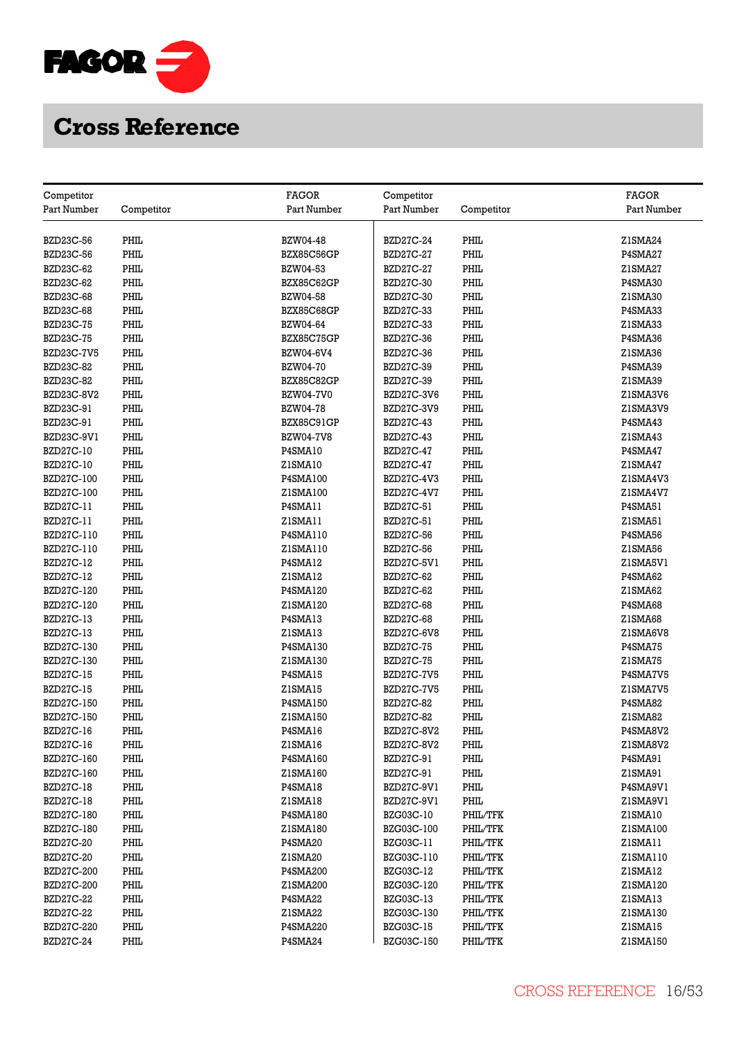# Cross Reference

| Competitor Part Number | Competitor | FAGOR Part Number |
|---|---|---|
| BZD23C-56 | PHIL | BZW04-48 |
| BZD23C-56 | PHIL | BZX85C56GP |
| BZD23C-62 | PHIL | BZW04-53 |
| BZD23C-62 | PHIL | BZX85C62GP |
| BZD23C-68 | PHIL | BZW04-58 |
| BZD23C-68 | PHIL | BZX85C68GP |
| BZD23C-75 | PHIL | BZW04-64 |
| BZD23C-75 | PHIL | BZX85C75GP |
| BZD23C-7V5 | PHIL | BZW04-6V4 |
| BZD23C-82 | PHIL | BZW04-70 |
| BZD23C-82 | PHIL | BZX85C82GP |
| BZD23C-8V2 | PHIL | BZW04-7V0 |
| BZD23C-91 | PHIL | BZW04-78 |
| BZD23C-91 | PHIL | BZX85C91GP |
| BZD23C-9V1 | PHIL | BZW04-7V8 |
| BZD27C-10 | PHIL | P4SMA10 |
| BZD27C-10 | PHIL | Z1SMA10 |
| BZD27C-100 | PHIL | P4SMA100 |
| BZD27C-100 | PHIL | Z1SMA100 |
| BZD27C-11 | PHIL | P4SMA11 |
| BZD27C-11 | PHIL | Z1SMA11 |
| BZD27C-110 | PHIL | P4SMA110 |
| BZD27C-110 | PHIL | Z1SMA110 |
| BZD27C-12 | PHIL | P4SMA12 |
| BZD27C-12 | PHIL | Z1SMA12 |
| BZD27C-120 | PHIL | P4SMA120 |
| BZD27C-120 | PHIL | Z1SMA120 |
| BZD27C-13 | PHIL | P4SMA13 |
| BZD27C-13 | PHIL | Z1SMA13 |
| BZD27C-130 | PHIL | P4SMA130 |
| BZD27C-130 | PHIL | Z1SMA130 |
| BZD27C-15 | PHIL | P4SMA15 |
| BZD27C-15 | PHIL | Z1SMA15 |
| BZD27C-150 | PHIL | P4SMA150 |
| BZD27C-150 | PHIL | Z1SMA150 |
| BZD27C-16 | PHIL | P4SMA16 |
| BZD27C-16 | PHIL | Z1SMA16 |
| BZD27C-160 | PHIL | P4SMA160 |
| BZD27C-160 | PHIL | Z1SMA160 |
| BZD27C-18 | PHIL | P4SMA18 |
| BZD27C-18 | PHIL | Z1SMA18 |
| BZD27C-180 | PHIL | P4SMA180 |
| BZD27C-180 | PHIL | Z1SMA180 |
| BZD27C-20 | PHIL | P4SMA20 |
| BZD27C-20 | PHIL | Z1SMA20 |
| BZD27C-200 | PHIL | P4SMA200 |
| BZD27C-200 | PHIL | Z1SMA200 |
| BZD27C-22 | PHIL | P4SMA22 |
| BZD27C-22 | PHIL | Z1SMA22 |
| BZD27C-220 | PHIL | P4SMA220 |
| BZD27C-24 | PHIL | P4SMA24 |
| BZD27C-24 | PHIL | Z1SMA24 |
| BZD27C-27 | PHIL | P4SMA27 |
| BZD27C-27 | PHIL | Z1SMA27 |
| BZD27C-30 | PHIL | P4SMA30 |
| BZD27C-30 | PHIL | Z1SMA30 |
| BZD27C-33 | PHIL | P4SMA33 |
| BZD27C-33 | PHIL | Z1SMA33 |
| BZD27C-36 | PHIL | P4SMA36 |
| BZD27C-36 | PHIL | Z1SMA36 |
| BZD27C-39 | PHIL | P4SMA39 |
| BZD27C-39 | PHIL | Z1SMA39 |
| BZD27C-3V6 | PHIL | Z1SMA3V6 |
| BZD27C-3V9 | PHIL | Z1SMA3V9 |
| BZD27C-43 | PHIL | P4SMA43 |
| BZD27C-43 | PHIL | Z1SMA43 |
| BZD27C-47 | PHIL | P4SMA47 |
| BZD27C-47 | PHIL | Z1SMA47 |
| BZD27C-4V3 | PHIL | Z1SMA4V3 |
| BZD27C-4V7 | PHIL | Z1SMA4V7 |
| BZD27C-51 | PHIL | P4SMA51 |
| BZD27C-51 | PHIL | Z1SMA51 |
| BZD27C-56 | PHIL | P4SMA56 |
| BZD27C-56 | PHIL | Z1SMA56 |
| BZD27C-5V1 | PHIL | Z1SMA5V1 |
| BZD27C-62 | PHIL | P4SMA62 |
| BZD27C-62 | PHIL | Z1SMA62 |
| BZD27C-68 | PHIL | P4SMA68 |
| BZD27C-68 | PHIL | Z1SMA68 |
| BZD27C-6V8 | PHIL | Z1SMA6V8 |
| BZD27C-75 | PHIL | P4SMA75 |
| BZD27C-75 | PHIL | Z1SMA75 |
| BZD27C-7V5 | PHIL | P4SMA7V5 |
| BZD27C-7V5 | PHIL | Z1SMA7V5 |
| BZD27C-82 | PHIL | P4SMA82 |
| BZD27C-82 | PHIL | Z1SMA82 |
| BZD27C-8V2 | PHIL | P4SMA8V2 |
| BZD27C-8V2 | PHIL | Z1SMA8V2 |
| BZD27C-91 | PHIL | P4SMA91 |
| BZD27C-91 | PHIL | Z1SMA91 |
| BZD27C-9V1 | PHIL | P4SMA9V1 |
| BZD27C-9V1 | PHIL | Z1SMA9V1 |
| BZG03C-10 | PHIL/TFK | Z1SMA10 |
| BZG03C-100 | PHIL/TFK | Z1SMA100 |
| BZG03C-11 | PHIL/TFK | Z1SMA11 |
| BZG03C-110 | PHIL/TFK | Z1SMA110 |
| BZG03C-12 | PHIL/TFK | Z1SMA12 |
| BZG03C-120 | PHIL/TFK | Z1SMA120 |
| BZG03C-13 | PHIL/TFK | Z1SMA13 |
| BZG03C-130 | PHIL/TFK | Z1SMA130 |
| BZG03C-15 | PHIL/TFK | Z1SMA15 |
| BZG03C-150 | PHIL/TFK | Z1SMA150 |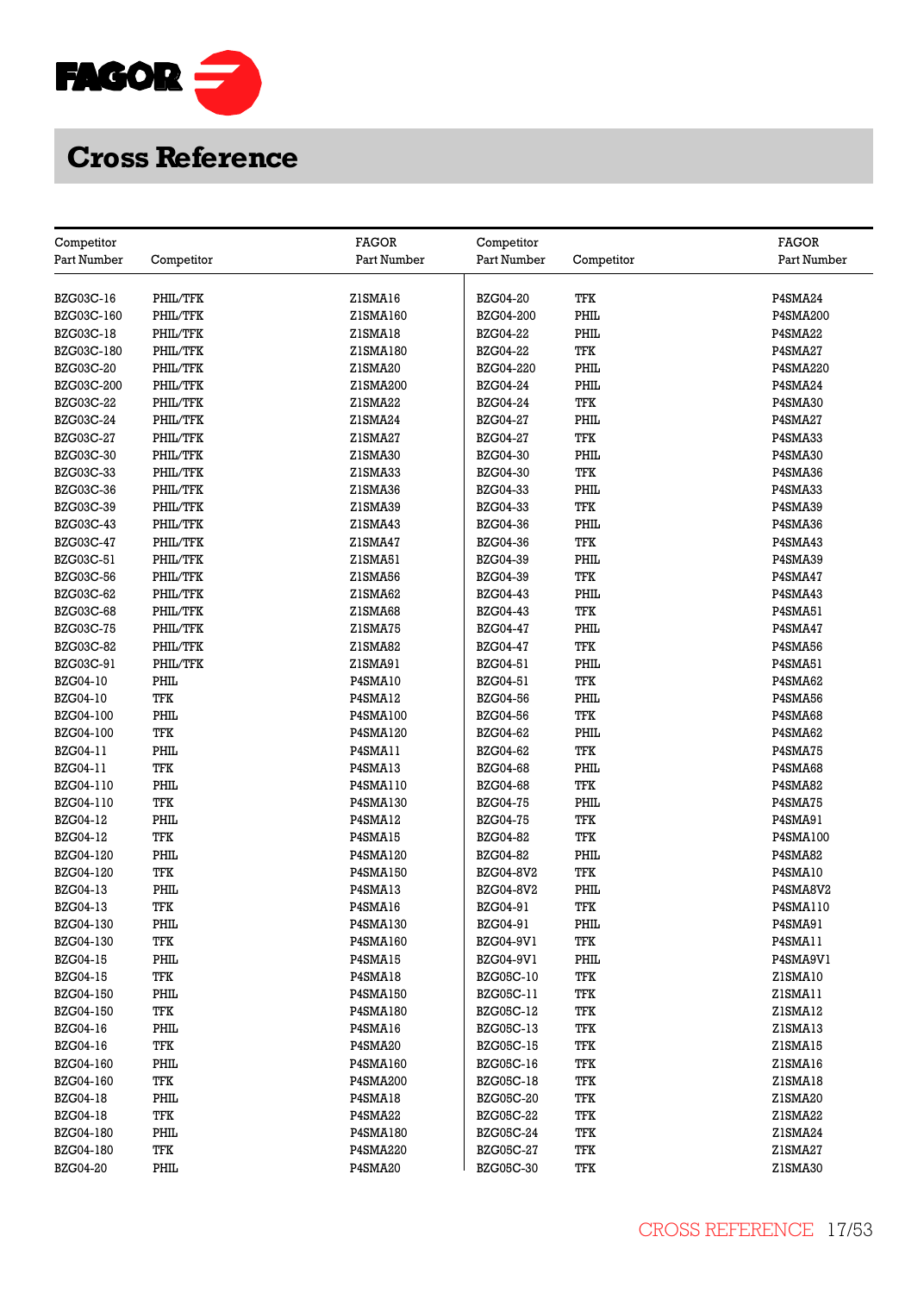# Cross Reference

| Competitor Part Number | Competitor | FAGOR Part Number |
|---|---|---|
| BZG03C-16 | PHIL/TFK | Z1SMA16 |
| BZG03C-160 | PHIL/TFK | Z1SMA160 |
| BZG03C-18 | PHIL/TFK | Z1SMA18 |
| BZG03C-180 | PHIL/TFK | Z1SMA180 |
| BZG03C-20 | PHIL/TFK | Z1SMA20 |
| BZG03C-200 | PHIL/TFK | Z1SMA200 |
| BZG03C-22 | PHIL/TFK | Z1SMA22 |
| BZG03C-24 | PHIL/TFK | Z1SMA24 |
| BZG03C-27 | PHIL/TFK | Z1SMA27 |
| BZG03C-30 | PHIL/TFK | Z1SMA30 |
| BZG03C-33 | PHIL/TFK | Z1SMA33 |
| BZG03C-36 | PHIL/TFK | Z1SMA36 |
| BZG03C-39 | PHIL/TFK | Z1SMA39 |
| BZG03C-43 | PHIL/TFK | Z1SMA43 |
| BZG03C-47 | PHIL/TFK | Z1SMA47 |
| BZG03C-51 | PHIL/TFK | Z1SMA51 |
| BZG03C-56 | PHIL/TFK | Z1SMA56 |
| BZG03C-62 | PHIL/TFK | Z1SMA62 |
| BZG03C-68 | PHIL/TFK | Z1SMA68 |
| BZG03C-75 | PHIL/TFK | Z1SMA75 |
| BZG03C-82 | PHIL/TFK | Z1SMA82 |
| BZG03C-91 | PHIL/TFK | Z1SMA91 |
| BZG04-10 | PHIL | P4SMA10 |
| BZG04-10 | TFK | P4SMA12 |
| BZG04-100 | PHIL | P4SMA100 |
| BZG04-100 | TFK | P4SMA120 |
| BZG04-11 | PHIL | P4SMA11 |
| BZG04-11 | TFK | P4SMA13 |
| BZG04-110 | PHIL | P4SMA110 |
| BZG04-110 | TFK | P4SMA130 |
| BZG04-12 | PHIL | P4SMA12 |
| BZG04-12 | TFK | P4SMA15 |
| BZG04-120 | PHIL | P4SMA120 |
| BZG04-120 | TFK | P4SMA150 |
| BZG04-13 | PHIL | P4SMA13 |
| BZG04-13 | TFK | P4SMA16 |
| BZG04-130 | PHIL | P4SMA130 |
| BZG04-130 | TFK | P4SMA160 |
| BZG04-15 | PHIL | P4SMA15 |
| BZG04-15 | TFK | P4SMA18 |
| BZG04-150 | PHIL | P4SMA150 |
| BZG04-150 | TFK | P4SMA180 |
| BZG04-16 | PHIL | P4SMA16 |
| BZG04-16 | TFK | P4SMA20 |
| BZG04-160 | PHIL | P4SMA160 |
| BZG04-160 | TFK | P4SMA200 |
| BZG04-18 | PHIL | P4SMA18 |
| BZG04-18 | TFK | P4SMA22 |
| BZG04-180 | PHIL | P4SMA180 |
| BZG04-180 | TFK | P4SMA220 |
| BZG04-20 | PHIL | P4SMA20 |
| BZG04-20 | TFK | P4SMA24 |
| BZG04-200 | PHIL | P4SMA200 |
| BZG04-22 | PHIL | P4SMA22 |
| BZG04-22 | TFK | P4SMA27 |
| BZG04-220 | PHIL | P4SMA220 |
| BZG04-24 | PHIL | P4SMA24 |
| BZG04-24 | TFK | P4SMA30 |
| BZG04-27 | PHIL | P4SMA27 |
| BZG04-27 | TFK | P4SMA33 |
| BZG04-30 | PHIL | P4SMA30 |
| BZG04-30 | TFK | P4SMA36 |
| BZG04-33 | PHIL | P4SMA33 |
| BZG04-33 | TFK | P4SMA39 |
| BZG04-36 | PHIL | P4SMA36 |
| BZG04-36 | TFK | P4SMA43 |
| BZG04-39 | PHIL | P4SMA39 |
| BZG04-39 | TFK | P4SMA47 |
| BZG04-43 | PHIL | P4SMA43 |
| BZG04-43 | TFK | P4SMA51 |
| BZG04-47 | PHIL | P4SMA47 |
| BZG04-47 | TFK | P4SMA56 |
| BZG04-51 | PHIL | P4SMA51 |
| BZG04-51 | TFK | P4SMA62 |
| BZG04-56 | PHIL | P4SMA56 |
| BZG04-56 | TFK | P4SMA68 |
| BZG04-62 | PHIL | P4SMA62 |
| BZG04-62 | TFK | P4SMA75 |
| BZG04-68 | PHIL | P4SMA68 |
| BZG04-68 | TFK | P4SMA82 |
| BZG04-75 | PHIL | P4SMA75 |
| BZG04-75 | TFK | P4SMA91 |
| BZG04-82 | TFK | P4SMA100 |
| BZG04-82 | PHIL | P4SMA82 |
| BZG04-8V2 | TFK | P4SMA10 |
| BZG04-8V2 | PHIL | P4SMA8V2 |
| BZG04-91 | TFK | P4SMA110 |
| BZG04-91 | PHIL | P4SMA91 |
| BZG04-9V1 | TFK | P4SMA11 |
| BZG04-9V1 | PHIL | P4SMA9V1 |
| BZG05C-10 | TFK | Z1SMA10 |
| BZG05C-11 | TFK | Z1SMA11 |
| BZG05C-12 | TFK | Z1SMA12 |
| BZG05C-13 | TFK | Z1SMA13 |
| BZG05C-15 | TFK | Z1SMA15 |
| BZG05C-16 | TFK | Z1SMA16 |
| BZG05C-18 | TFK | Z1SMA18 |
| BZG05C-20 | TFK | Z1SMA20 |
| BZG05C-22 | TFK | Z1SMA22 |
| BZG05C-24 | TFK | Z1SMA24 |
| BZG05C-27 | TFK | Z1SMA27 |
| BZG05C-30 | TFK | Z1SMA30 |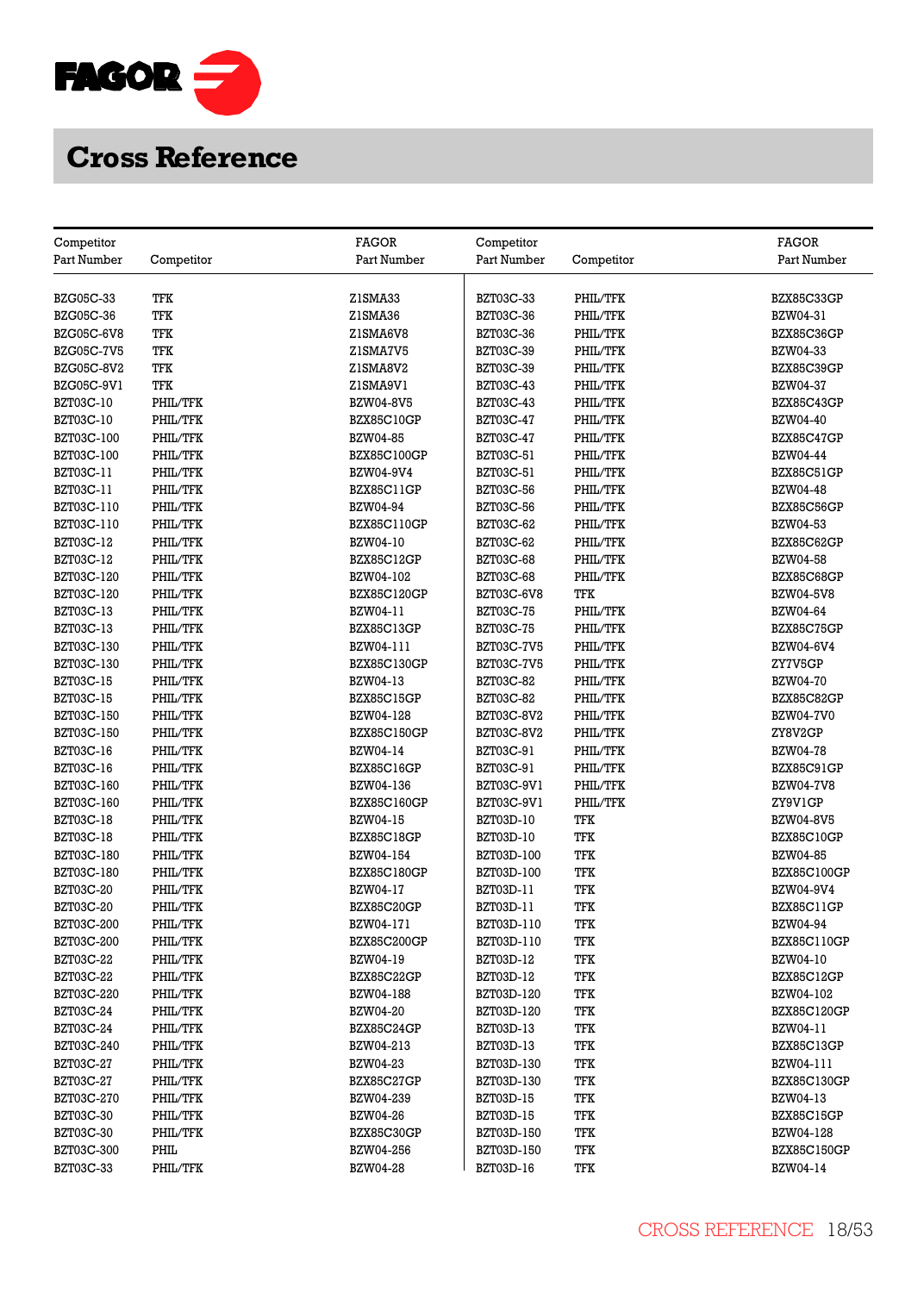# Cross Reference

| Competitor Part Number | Competitor | FAGOR Part Number | Competitor Part Number | Competitor | FAGOR Part Number |
|---|---|---|---|---|---|
| BZG05C-33 | TFK | Z1SMA33 | BZT03C-33 | PHIL/TFK | BZX85C33GP |
| BZG05C-36 | TFK | Z1SMA36 | BZT03C-36 | PHIL/TFK | BZW04-31 |
| BZG05C-6V8 | TFK | Z1SMA6V8 | BZT03C-36 | PHIL/TFK | BZX85C36GP |
| BZG05C-7V5 | TFK | Z1SMA7V5 | BZT03C-39 | PHIL/TFK | BZW04-33 |
| BZG05C-8V2 | TFK | Z1SMA8V2 | BZT03C-39 | PHIL/TFK | BZX85C39GP |
| BZG05C-9V1 | TFK | Z1SMA9V1 | BZT03C-43 | PHIL/TFK | BZW04-37 |
| BZT03C-10 | PHIL/TFK | BZW04-8V5 | BZT03C-43 | PHIL/TFK | BZX85C43GP |
| BZT03C-10 | PHIL/TFK | BZX85C10GP | BZT03C-47 | PHIL/TFK | BZW04-40 |
| BZT03C-100 | PHIL/TFK | BZW04-85 | BZT03C-47 | PHIL/TFK | BZX85C47GP |
| BZT03C-100 | PHIL/TFK | BZX85C100GP | BZT03C-51 | PHIL/TFK | BZW04-44 |
| BZT03C-11 | PHIL/TFK | BZW04-9V4 | BZT03C-51 | PHIL/TFK | BZX85C51GP |
| BZT03C-11 | PHIL/TFK | BZX85C11GP | BZT03C-56 | PHIL/TFK | BZW04-48 |
| BZT03C-110 | PHIL/TFK | BZW04-94 | BZT03C-56 | PHIL/TFK | BZX85C56GP |
| BZT03C-110 | PHIL/TFK | BZX85C110GP | BZT03C-62 | PHIL/TFK | BZW04-53 |
| BZT03C-12 | PHIL/TFK | BZW04-10 | BZT03C-62 | PHIL/TFK | BZX85C62GP |
| BZT03C-12 | PHIL/TFK | BZX85C12GP | BZT03C-68 | PHIL/TFK | BZW04-58 |
| BZT03C-120 | PHIL/TFK | BZW04-102 | BZT03C-68 | PHIL/TFK | BZX85C68GP |
| BZT03C-120 | PHIL/TFK | BZX85C120GP | BZT03C-6V8 | TFK | BZW04-5V8 |
| BZT03C-13 | PHIL/TFK | BZW04-11 | BZT03C-75 | PHIL/TFK | BZW04-64 |
| BZT03C-13 | PHIL/TFK | BZX85C13GP | BZT03C-75 | PHIL/TFK | BZX85C75GP |
| BZT03C-130 | PHIL/TFK | BZW04-111 | BZT03C-7V5 | PHIL/TFK | BZW04-6V4 |
| BZT03C-130 | PHIL/TFK | BZX85C130GP | BZT03C-7V5 | PHIL/TFK | ZY7V5GP |
| BZT03C-15 | PHIL/TFK | BZW04-13 | BZT03C-82 | PHIL/TFK | BZW04-70 |
| BZT03C-15 | PHIL/TFK | BZX85C15GP | BZT03C-82 | PHIL/TFK | BZX85C82GP |
| BZT03C-150 | PHIL/TFK | BZW04-128 | BZT03C-8V2 | PHIL/TFK | BZW04-7V0 |
| BZT03C-150 | PHIL/TFK | BZX85C150GP | BZT03C-8V2 | PHIL/TFK | ZY8V2GP |
| BZT03C-16 | PHIL/TFK | BZW04-14 | BZT03C-91 | PHIL/TFK | BZW04-78 |
| BZT03C-16 | PHIL/TFK | BZX85C16GP | BZT03C-91 | PHIL/TFK | BZX85C91GP |
| BZT03C-160 | PHIL/TFK | BZW04-136 | BZT03C-9V1 | PHIL/TFK | BZW04-7V8 |
| BZT03C-160 | PHIL/TFK | BZX85C160GP | BZT03C-9V1 | PHIL/TFK | ZY9V1GP |
| BZT03C-18 | PHIL/TFK | BZW04-15 | BZT03D-10 | TFK | BZW04-8V5 |
| BZT03C-18 | PHIL/TFK | BZX85C18GP | BZT03D-10 | TFK | BZX85C10GP |
| BZT03C-180 | PHIL/TFK | BZW04-154 | BZT03D-100 | TFK | BZW04-85 |
| BZT03C-180 | PHIL/TFK | BZX85C180GP | BZT03D-100 | TFK | BZX85C100GP |
| BZT03C-20 | PHIL/TFK | BZW04-17 | BZT03D-11 | TFK | BZW04-9V4 |
| BZT03C-20 | PHIL/TFK | BZX85C20GP | BZT03D-11 | TFK | BZX85C11GP |
| BZT03C-200 | PHIL/TFK | BZW04-171 | BZT03D-110 | TFK | BZW04-94 |
| BZT03C-200 | PHIL/TFK | BZX85C200GP | BZT03D-110 | TFK | BZX85C110GP |
| BZT03C-22 | PHIL/TFK | BZW04-19 | BZT03D-12 | TFK | BZW04-10 |
| BZT03C-22 | PHIL/TFK | BZX85C22GP | BZT03D-12 | TFK | BZX85C12GP |
| BZT03C-220 | PHIL/TFK | BZW04-188 | BZT03D-120 | TFK | BZW04-102 |
| BZT03C-24 | PHIL/TFK | BZW04-20 | BZT03D-120 | TFK | BZX85C120GP |
| BZT03C-24 | PHIL/TFK | BZX85C24GP | BZT03D-13 | TFK | BZW04-11 |
| BZT03C-240 | PHIL/TFK | BZW04-213 | BZT03D-13 | TFK | BZX85C13GP |
| BZT03C-27 | PHIL/TFK | BZW04-23 | BZT03D-130 | TFK | BZW04-111 |
| BZT03C-27 | PHIL/TFK | BZX85C27GP | BZT03D-130 | TFK | BZX85C130GP |
| BZT03C-270 | PHIL/TFK | BZW04-239 | BZT03D-15 | TFK | BZW04-13 |
| BZT03C-30 | PHIL/TFK | BZW04-26 | BZT03D-15 | TFK | BZX85C15GP |
| BZT03C-30 | PHIL/TFK | BZX85C30GP | BZT03D-150 | TFK | BZW04-128 |
| BZT03C-300 | PHIL | BZW04-256 | BZT03D-150 | TFK | BZX85C150GP |
| BZT03C-33 | PHIL/TFK | BZW04-28 | BZT03D-16 | TFK | BZW04-14 |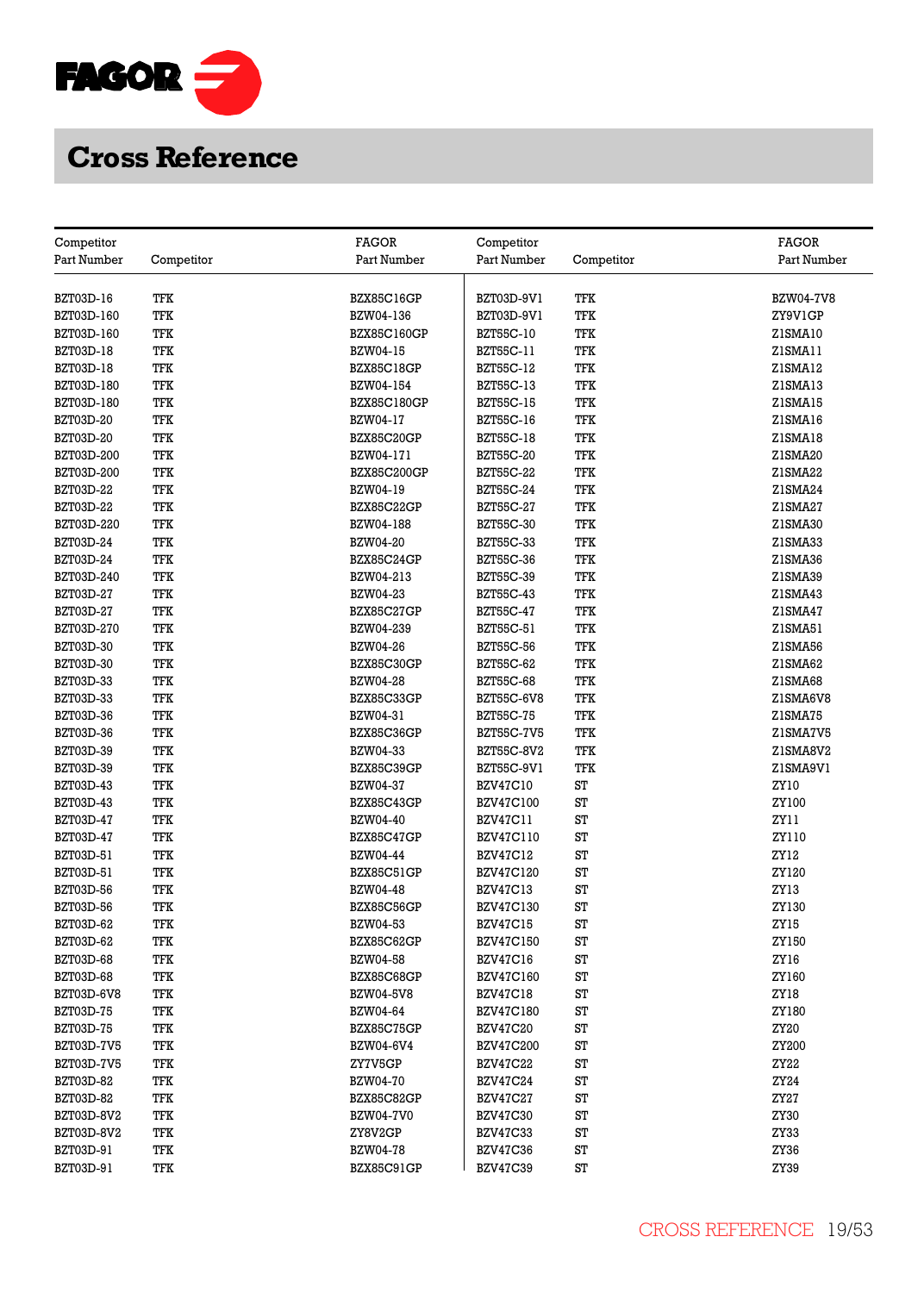# Cross Reference

| Competitor Part Number | Competitor | FAGOR Part Number |
|---|---|---|
| BZT03D-16 | TFK | BZX85C16GP |
| BZT03D-160 | TFK | BZW04-136 |
| BZT03D-160 | TFK | BZX85C160GP |
| BZT03D-18 | TFK | BZW04-15 |
| BZT03D-18 | TFK | BZX85C18GP |
| BZT03D-180 | TFK | BZW04-154 |
| BZT03D-180 | TFK | BZX85C180GP |
| BZT03D-20 | TFK | BZW04-17 |
| BZT03D-20 | TFK | BZX85C20GP |
| BZT03D-200 | TFK | BZW04-171 |
| BZT03D-200 | TFK | BZX85C200GP |
| BZT03D-22 | TFK | BZW04-19 |
| BZT03D-22 | TFK | BZX85C22GP |
| BZT03D-220 | TFK | BZW04-188 |
| BZT03D-24 | TFK | BZW04-20 |
| BZT03D-24 | TFK | BZX85C24GP |
| BZT03D-240 | TFK | BZW04-213 |
| BZT03D-27 | TFK | BZW04-23 |
| BZT03D-27 | TFK | BZX85C27GP |
| BZT03D-270 | TFK | BZW04-239 |
| BZT03D-30 | TFK | BZW04-26 |
| BZT03D-30 | TFK | BZX85C30GP |
| BZT03D-33 | TFK | BZW04-28 |
| BZT03D-33 | TFK | BZX85C33GP |
| BZT03D-36 | TFK | BZW04-31 |
| BZT03D-36 | TFK | BZX85C36GP |
| BZT03D-39 | TFK | BZW04-33 |
| BZT03D-39 | TFK | BZX85C39GP |
| BZT03D-43 | TFK | BZW04-37 |
| BZT03D-43 | TFK | BZX85C43GP |
| BZT03D-47 | TFK | BZW04-40 |
| BZT03D-47 | TFK | BZX85C47GP |
| BZT03D-51 | TFK | BZW04-44 |
| BZT03D-51 | TFK | BZX85C51GP |
| BZT03D-56 | TFK | BZW04-48 |
| BZT03D-56 | TFK | BZX85C56GP |
| BZT03D-62 | TFK | BZW04-53 |
| BZT03D-62 | TFK | BZX85C62GP |
| BZT03D-68 | TFK | BZW04-58 |
| BZT03D-68 | TFK | BZX85C68GP |
| BZT03D-6V8 | TFK | BZW04-5V8 |
| BZT03D-75 | TFK | BZW04-64 |
| BZT03D-75 | TFK | BZX85C75GP |
| BZT03D-7V5 | TFK | BZW04-6V4 |
| BZT03D-7V5 | TFK | ZY7V5GP |
| BZT03D-82 | TFK | BZW04-70 |
| BZT03D-82 | TFK | BZX85C82GP |
| BZT03D-8V2 | TFK | BZW04-7V0 |
| BZT03D-8V2 | TFK | ZY8V2GP |
| BZT03D-91 | TFK | BZW04-78 |
| BZT03D-91 | TFK | BZX85C91GP |
| BZT03D-9V1 | TFK | BZW04-7V8 |
| BZT03D-9V1 | TFK | ZY9V1GP |
| BZT55C-10 | TFK | Z1SMA10 |
| BZT55C-11 | TFK | Z1SMA11 |
| BZT55C-12 | TFK | Z1SMA12 |
| BZT55C-13 | TFK | Z1SMA13 |
| BZT55C-15 | TFK | Z1SMA15 |
| BZT55C-16 | TFK | Z1SMA16 |
| BZT55C-18 | TFK | Z1SMA18 |
| BZT55C-20 | TFK | Z1SMA20 |
| BZT55C-22 | TFK | Z1SMA22 |
| BZT55C-24 | TFK | Z1SMA24 |
| BZT55C-27 | TFK | Z1SMA27 |
| BZT55C-30 | TFK | Z1SMA30 |
| BZT55C-33 | TFK | Z1SMA33 |
| BZT55C-36 | TFK | Z1SMA36 |
| BZT55C-39 | TFK | Z1SMA39 |
| BZT55C-43 | TFK | Z1SMA43 |
| BZT55C-47 | TFK | Z1SMA47 |
| BZT55C-51 | TFK | Z1SMA51 |
| BZT55C-56 | TFK | Z1SMA56 |
| BZT55C-62 | TFK | Z1SMA62 |
| BZT55C-68 | TFK | Z1SMA68 |
| BZT55C-6V8 | TFK | Z1SMA6V8 |
| BZT55C-75 | TFK | Z1SMA75 |
| BZT55C-7V5 | TFK | Z1SMA7V5 |
| BZT55C-8V2 | TFK | Z1SMA8V2 |
| BZT55C-9V1 | TFK | Z1SMA9V1 |
| BZV47C10 | ST | ZY10 |
| BZV47C100 | ST | ZY100 |
| BZV47C11 | ST | ZY11 |
| BZV47C110 | ST | ZY110 |
| BZV47C12 | ST | ZY12 |
| BZV47C120 | ST | ZY120 |
| BZV47C13 | ST | ZY13 |
| BZV47C130 | ST | ZY130 |
| BZV47C15 | ST | ZY15 |
| BZV47C150 | ST | ZY150 |
| BZV47C16 | ST | ZY16 |
| BZV47C160 | ST | ZY160 |
| BZV47C18 | ST | ZY18 |
| BZV47C180 | ST | ZY180 |
| BZV47C20 | ST | ZY20 |
| BZV47C200 | ST | ZY200 |
| BZV47C22 | ST | ZY22 |
| BZV47C24 | ST | ZY24 |
| BZV47C27 | ST | ZY27 |
| BZV47C30 | ST | ZY30 |
| BZV47C33 | ST | ZY33 |
| BZV47C36 | ST | ZY36 |
| BZV47C39 | ST | ZY39 |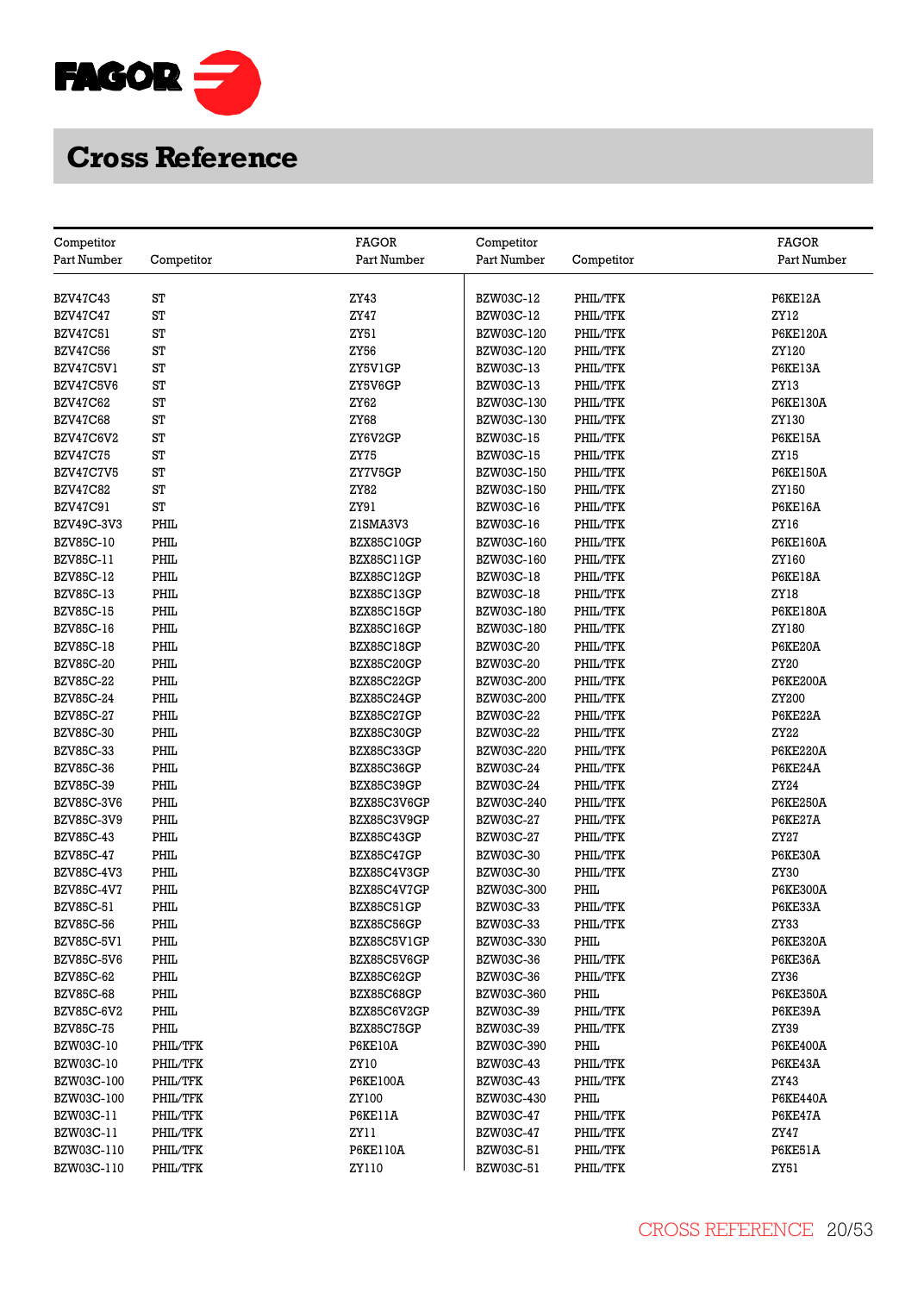# Cross Reference

| Competitor Part Number | Competitor | FAGOR Part Number |
|---|---|---|
| BZV47C43 | ST | ZY43 |
| BZV47C47 | ST | ZY47 |
| BZV47C51 | ST | ZY51 |
| BZV47C56 | ST | ZY56 |
| BZV47C5V1 | ST | ZY5V1GP |
| BZV47C5V6 | ST | ZY5V6GP |
| BZV47C62 | ST | ZY62 |
| BZV47C68 | ST | ZY68 |
| BZV47C6V2 | ST | ZY6V2GP |
| BZV47C75 | ST | ZY75 |
| BZV47C7V5 | ST | ZY7V5GP |
| BZV47C82 | ST | ZY82 |
| BZV47C91 | ST | ZY91 |
| BZV49C-3V3 | PHIL | Z1SMA3V3 |
| BZV85C-10 | PHIL | BZX85C10GP |
| BZV85C-11 | PHIL | BZX85C11GP |
| BZV85C-12 | PHIL | BZX85C12GP |
| BZV85C-13 | PHIL | BZX85C13GP |
| BZV85C-15 | PHIL | BZX85C15GP |
| BZV85C-16 | PHIL | BZX85C16GP |
| BZV85C-18 | PHIL | BZX85C18GP |
| BZV85C-20 | PHIL | BZX85C20GP |
| BZV85C-22 | PHIL | BZX85C22GP |
| BZV85C-24 | PHIL | BZX85C24GP |
| BZV85C-27 | PHIL | BZX85C27GP |
| BZV85C-30 | PHIL | BZX85C30GP |
| BZV85C-33 | PHIL | BZX85C33GP |
| BZV85C-36 | PHIL | BZX85C36GP |
| BZV85C-39 | PHIL | BZX85C39GP |
| BZV85C-3V6 | PHIL | BZX85C3V6GP |
| BZV85C-3V9 | PHIL | BZX85C3V9GP |
| BZV85C-43 | PHIL | BZX85C43GP |
| BZV85C-47 | PHIL | BZX85C47GP |
| BZV85C-4V3 | PHIL | BZX85C4V3GP |
| BZV85C-4V7 | PHIL | BZX85C4V7GP |
| BZV85C-51 | PHIL | BZX85C51GP |
| BZV85C-56 | PHIL | BZX85C56GP |
| BZV85C-5V1 | PHIL | BZX85C5V1GP |
| BZV85C-5V6 | PHIL | BZX85C5V6GP |
| BZV85C-62 | PHIL | BZX85C62GP |
| BZV85C-68 | PHIL | BZX85C68GP |
| BZV85C-6V2 | PHIL | BZX85C6V2GP |
| BZV85C-75 | PHIL | BZX85C75GP |
| BZW03C-10 | PHIL/TFK | P6KE10A |
| BZW03C-10 | PHIL/TFK | ZY10 |
| BZW03C-100 | PHIL/TFK | P6KE100A |
| BZW03C-100 | PHIL/TFK | ZY100 |
| BZW03C-11 | PHIL/TFK | P6KE11A |
| BZW03C-11 | PHIL/TFK | ZY11 |
| BZW03C-110 | PHIL/TFK | P6KE110A |
| BZW03C-110 | PHIL/TFK | ZY110 |
| BZW03C-12 | PHIL/TFK | P6KE12A |
| BZW03C-12 | PHIL/TFK | ZY12 |
| BZW03C-120 | PHIL/TFK | P6KE120A |
| BZW03C-120 | PHIL/TFK | ZY120 |
| BZW03C-13 | PHIL/TFK | P6KE13A |
| BZW03C-13 | PHIL/TFK | ZY13 |
| BZW03C-130 | PHIL/TFK | P6KE130A |
| BZW03C-130 | PHIL/TFK | ZY130 |
| BZW03C-15 | PHIL/TFK | P6KE15A |
| BZW03C-15 | PHIL/TFK | ZY15 |
| BZW03C-150 | PHIL/TFK | P6KE150A |
| BZW03C-150 | PHIL/TFK | ZY150 |
| BZW03C-16 | PHIL/TFK | P6KE16A |
| BZW03C-16 | PHIL/TFK | ZY16 |
| BZW03C-160 | PHIL/TFK | P6KE160A |
| BZW03C-160 | PHIL/TFK | ZY160 |
| BZW03C-18 | PHIL/TFK | P6KE18A |
| BZW03C-18 | PHIL/TFK | ZY18 |
| BZW03C-180 | PHIL/TFK | P6KE180A |
| BZW03C-180 | PHIL/TFK | ZY180 |
| BZW03C-20 | PHIL/TFK | P6KE20A |
| BZW03C-20 | PHIL/TFK | ZY20 |
| BZW03C-200 | PHIL/TFK | P6KE200A |
| BZW03C-200 | PHIL/TFK | ZY200 |
| BZW03C-22 | PHIL/TFK | P6KE22A |
| BZW03C-22 | PHIL/TFK | ZY22 |
| BZW03C-220 | PHIL/TFK | P6KE220A |
| BZW03C-24 | PHIL/TFK | P6KE24A |
| BZW03C-24 | PHIL/TFK | ZY24 |
| BZW03C-240 | PHIL/TFK | P6KE250A |
| BZW03C-27 | PHIL/TFK | P6KE27A |
| BZW03C-27 | PHIL/TFK | ZY27 |
| BZW03C-30 | PHIL/TFK | P6KE30A |
| BZW03C-30 | PHIL/TFK | ZY30 |
| BZW03C-300 | PHIL | P6KE300A |
| BZW03C-33 | PHIL/TFK | P6KE33A |
| BZW03C-33 | PHIL/TFK | ZY33 |
| BZW03C-330 | PHIL | P6KE320A |
| BZW03C-36 | PHIL/TFK | P6KE36A |
| BZW03C-36 | PHIL/TFK | ZY36 |
| BZW03C-360 | PHIL | P6KE350A |
| BZW03C-39 | PHIL/TFK | P6KE39A |
| BZW03C-39 | PHIL/TFK | ZY39 |
| BZW03C-390 | PHIL | P6KE400A |
| BZW03C-43 | PHIL/TFK | P6KE43A |
| BZW03C-43 | PHIL/TFK | ZY43 |
| BZW03C-430 | PHIL | P6KE440A |
| BZW03C-47 | PHIL/TFK | P6KE47A |
| BZW03C-47 | PHIL/TFK | ZY47 |
| BZW03C-51 | PHIL/TFK | P6KE51A |
| BZW03C-51 | PHIL/TFK | ZY51 |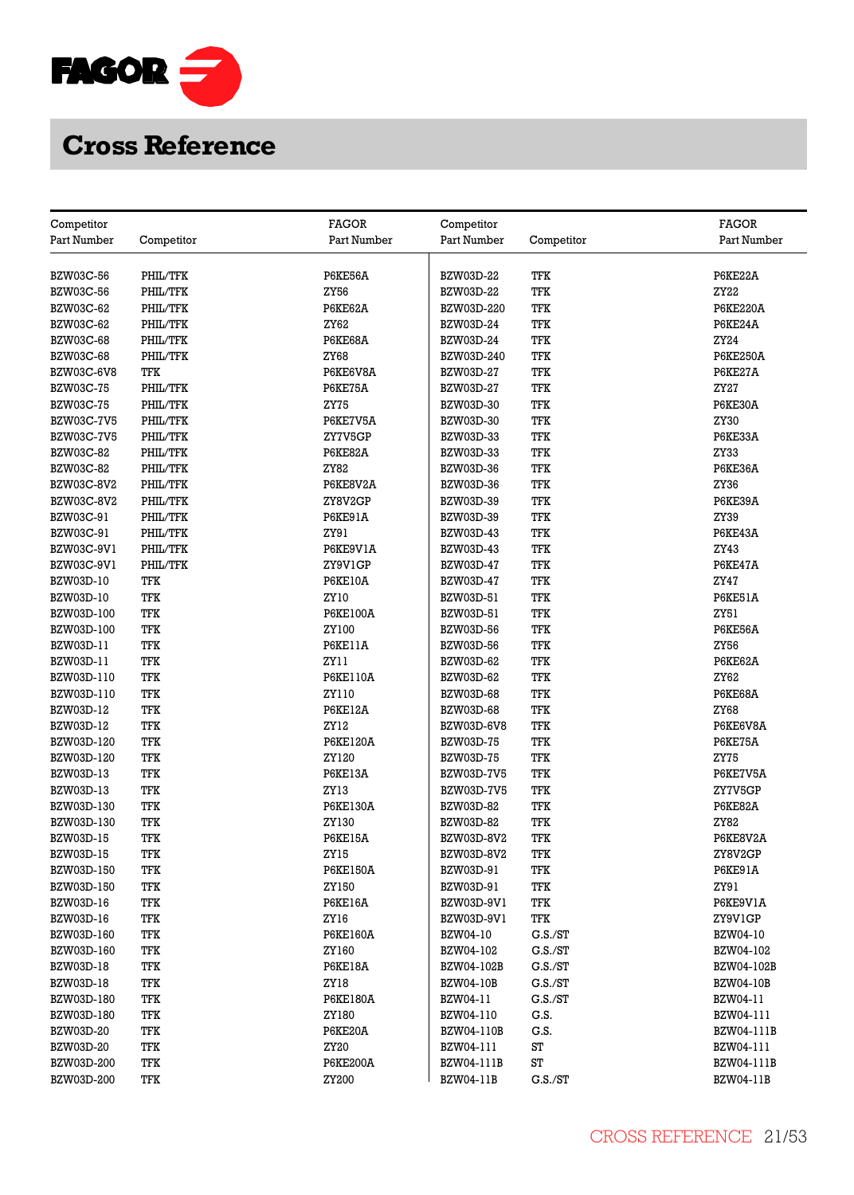# Cross Reference

| Competitor Part Number | Competitor | FAGOR Part Number |
|---|---|---|
| BZW03C-56 | PHIL/TFK | P6KE56A |
| BZW03C-56 | PHIL/TFK | ZY56 |
| BZW03C-62 | PHIL/TFK | P6KE62A |
| BZW03C-62 | PHIL/TFK | ZY62 |
| BZW03C-68 | PHIL/TFK | P6KE68A |
| BZW03C-68 | PHIL/TFK | ZY68 |
| BZW03C-6V8 | TFK | P6KE6V8A |
| BZW03C-75 | PHIL/TFK | P6KE75A |
| BZW03C-75 | PHIL/TFK | ZY75 |
| BZW03C-7V5 | PHIL/TFK | P6KE7V5A |
| BZW03C-7V5 | PHIL/TFK | ZY7V5GP |
| BZW03C-82 | PHIL/TFK | P6KE82A |
| BZW03C-82 | PHIL/TFK | ZY82 |
| BZW03C-8V2 | PHIL/TFK | P6KE8V2A |
| BZW03C-8V2 | PHIL/TFK | ZY8V2GP |
| BZW03C-91 | PHIL/TFK | P6KE91A |
| BZW03C-91 | PHIL/TFK | ZY91 |
| BZW03C-9V1 | PHIL/TFK | P6KE9V1A |
| BZW03C-9V1 | PHIL/TFK | ZY9V1GP |
| BZW03D-10 | TFK | P6KE10A |
| BZW03D-10 | TFK | ZY10 |
| BZW03D-100 | TFK | P6KE100A |
| BZW03D-100 | TFK | ZY100 |
| BZW03D-11 | TFK | P6KE11A |
| BZW03D-11 | TFK | ZY11 |
| BZW03D-110 | TFK | P6KE110A |
| BZW03D-110 | TFK | ZY110 |
| BZW03D-12 | TFK | P6KE12A |
| BZW03D-12 | TFK | ZY12 |
| BZW03D-120 | TFK | P6KE120A |
| BZW03D-120 | TFK | ZY120 |
| BZW03D-13 | TFK | P6KE13A |
| BZW03D-13 | TFK | ZY13 |
| BZW03D-130 | TFK | P6KE130A |
| BZW03D-130 | TFK | ZY130 |
| BZW03D-15 | TFK | P6KE15A |
| BZW03D-15 | TFK | ZY15 |
| BZW03D-150 | TFK | P6KE150A |
| BZW03D-150 | TFK | ZY150 |
| BZW03D-16 | TFK | P6KE16A |
| BZW03D-16 | TFK | ZY16 |
| BZW03D-160 | TFK | P6KE160A |
| BZW03D-160 | TFK | ZY160 |
| BZW03D-18 | TFK | P6KE18A |
| BZW03D-18 | TFK | ZY18 |
| BZW03D-180 | TFK | P6KE180A |
| BZW03D-180 | TFK | ZY180 |
| BZW03D-20 | TFK | P6KE20A |
| BZW03D-20 | TFK | ZY20 |
| BZW03D-200 | TFK | P6KE200A |
| BZW03D-200 | TFK | ZY200 |
| BZW03D-22 | TFK | P6KE22A |
| BZW03D-22 | TFK | ZY22 |
| BZW03D-220 | TFK | P6KE220A |
| BZW03D-24 | TFK | P6KE24A |
| BZW03D-24 | TFK | ZY24 |
| BZW03D-240 | TFK | P6KE250A |
| BZW03D-27 | TFK | P6KE27A |
| BZW03D-27 | TFK | ZY27 |
| BZW03D-30 | TFK | P6KE30A |
| BZW03D-30 | TFK | ZY30 |
| BZW03D-33 | TFK | P6KE33A |
| BZW03D-33 | TFK | ZY33 |
| BZW03D-36 | TFK | P6KE36A |
| BZW03D-36 | TFK | ZY36 |
| BZW03D-39 | TFK | P6KE39A |
| BZW03D-39 | TFK | ZY39 |
| BZW03D-43 | TFK | P6KE43A |
| BZW03D-43 | TFK | ZY43 |
| BZW03D-47 | TFK | P6KE47A |
| BZW03D-47 | TFK | ZY47 |
| BZW03D-51 | TFK | P6KE51A |
| BZW03D-51 | TFK | ZY51 |
| BZW03D-56 | TFK | P6KE56A |
| BZW03D-56 | TFK | ZY56 |
| BZW03D-62 | TFK | P6KE62A |
| BZW03D-62 | TFK | ZY62 |
| BZW03D-68 | TFK | P6KE68A |
| BZW03D-68 | TFK | ZY68 |
| BZW03D-6V8 | TFK | P6KE6V8A |
| BZW03D-75 | TFK | P6KE75A |
| BZW03D-75 | TFK | ZY75 |
| BZW03D-7V5 | TFK | P6KE7V5A |
| BZW03D-7V5 | TFK | ZY7V5GP |
| BZW03D-82 | TFK | P6KE82A |
| BZW03D-82 | TFK | ZY82 |
| BZW03D-8V2 | TFK | P6KE8V2A |
| BZW03D-8V2 | TFK | ZY8V2GP |
| BZW03D-91 | TFK | P6KE91A |
| BZW03D-91 | TFK | ZY91 |
| BZW03D-9V1 | TFK | P6KE9V1A |
| BZW03D-9V1 | TFK | ZY9V1GP |
| BZW04-10 | G.S./ST | BZW04-10 |
| BZW04-102 | G.S./ST | BZW04-102 |
| BZW04-102B | G.S./ST | BZW04-102B |
| BZW04-10B | G.S./ST | BZW04-10B |
| BZW04-11 | G.S./ST | BZW04-11 |
| BZW04-110 | G.S. | BZW04-111 |
| BZW04-110B | G.S. | BZW04-111B |
| BZW04-111 | ST | BZW04-111 |
| BZW04-111B | ST | BZW04-111B |
| BZW04-11B | G.S./ST | BZW04-11B |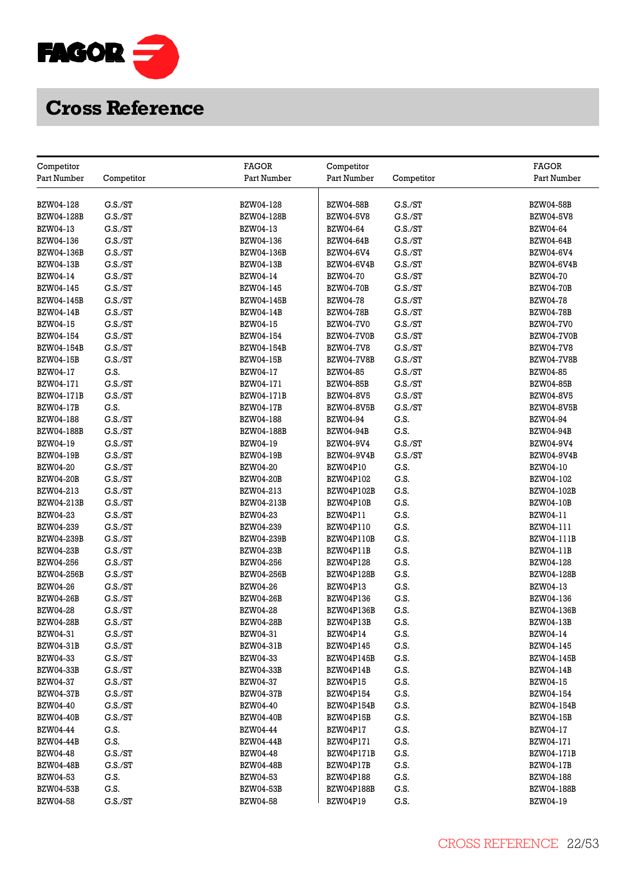# Cross Reference

| Competitor Part Number | Competitor | FAGOR Part Number |
|---|---|---|
| BZW04-128 | G.S./ST | BZW04-128 |
| BZW04-128B | G.S./ST | BZW04-128B |
| BZW04-13 | G.S./ST | BZW04-13 |
| BZW04-136 | G.S./ST | BZW04-136 |
| BZW04-136B | G.S./ST | BZW04-136B |
| BZW04-13B | G.S./ST | BZW04-13B |
| BZW04-14 | G.S./ST | BZW04-14 |
| BZW04-145 | G.S./ST | BZW04-145 |
| BZW04-145B | G.S./ST | BZW04-145B |
| BZW04-14B | G.S./ST | BZW04-14B |
| BZW04-15 | G.S./ST | BZW04-15 |
| BZW04-154 | G.S./ST | BZW04-154 |
| BZW04-154B | G.S./ST | BZW04-154B |
| BZW04-15B | G.S./ST | BZW04-15B |
| BZW04-17 | G.S. | BZW04-17 |
| BZW04-171 | G.S./ST | BZW04-171 |
| BZW04-171B | G.S./ST | BZW04-171B |
| BZW04-17B | G.S. | BZW04-17B |
| BZW04-188 | G.S./ST | BZW04-188 |
| BZW04-188B | G.S./ST | BZW04-188B |
| BZW04-19 | G.S./ST | BZW04-19 |
| BZW04-19B | G.S./ST | BZW04-19B |
| BZW04-20 | G.S./ST | BZW04-20 |
| BZW04-20B | G.S./ST | BZW04-20B |
| BZW04-213 | G.S./ST | BZW04-213 |
| BZW04-213B | G.S./ST | BZW04-213B |
| BZW04-23 | G.S./ST | BZW04-23 |
| BZW04-239 | G.S./ST | BZW04-239 |
| BZW04-239B | G.S./ST | BZW04-239B |
| BZW04-23B | G.S./ST | BZW04-23B |
| BZW04-256 | G.S./ST | BZW04-256 |
| BZW04-256B | G.S./ST | BZW04-256B |
| BZW04-26 | G.S./ST | BZW04-26 |
| BZW04-26B | G.S./ST | BZW04-26B |
| BZW04-28 | G.S./ST | BZW04-28 |
| BZW04-28B | G.S./ST | BZW04-28B |
| BZW04-31 | G.S./ST | BZW04-31 |
| BZW04-31B | G.S./ST | BZW04-31B |
| BZW04-33 | G.S./ST | BZW04-33 |
| BZW04-33B | G.S./ST | BZW04-33B |
| BZW04-37 | G.S./ST | BZW04-37 |
| BZW04-37B | G.S./ST | BZW04-37B |
| BZW04-40 | G.S./ST | BZW04-40 |
| BZW04-40B | G.S./ST | BZW04-40B |
| BZW04-44 | G.S. | BZW04-44 |
| BZW04-44B | G.S. | BZW04-44B |
| BZW04-48 | G.S./ST | BZW04-48 |
| BZW04-48B | G.S./ST | BZW04-48B |
| BZW04-53 | G.S. | BZW04-53 |
| BZW04-53B | G.S. | BZW04-53B |
| BZW04-58 | G.S./ST | BZW04-58 |
| BZW04-58B | G.S./ST | BZW04-58B |
| BZW04-5V8 | G.S./ST | BZW04-5V8 |
| BZW04-64 | G.S./ST | BZW04-64 |
| BZW04-64B | G.S./ST | BZW04-64B |
| BZW04-6V4 | G.S./ST | BZW04-6V4 |
| BZW04-6V4B | G.S./ST | BZW04-6V4B |
| BZW04-70 | G.S./ST | BZW04-70 |
| BZW04-70B | G.S./ST | BZW04-70B |
| BZW04-78 | G.S./ST | BZW04-78 |
| BZW04-78B | G.S./ST | BZW04-78B |
| BZW04-7V0 | G.S./ST | BZW04-7V0 |
| BZW04-7V0B | G.S./ST | BZW04-7V0B |
| BZW04-7V8 | G.S./ST | BZW04-7V8 |
| BZW04-7V8B | G.S./ST | BZW04-7V8B |
| BZW04-85 | G.S./ST | BZW04-85 |
| BZW04-85B | G.S./ST | BZW04-85B |
| BZW04-8V5 | G.S./ST | BZW04-8V5 |
| BZW04-8V5B | G.S./ST | BZW04-8V5B |
| BZW04-94 | G.S. | BZW04-94 |
| BZW04-94B | G.S. | BZW04-94B |
| BZW04-9V4 | G.S./ST | BZW04-9V4 |
| BZW04-9V4B | G.S./ST | BZW04-9V4B |
| BZW04P10 | G.S. | BZW04-10 |
| BZW04P102 | G.S. | BZW04-102 |
| BZW04P102B | G.S. | BZW04-102B |
| BZW04P10B | G.S. | BZW04-10B |
| BZW04P11 | G.S. | BZW04-11 |
| BZW04P110 | G.S. | BZW04-111 |
| BZW04P110B | G.S. | BZW04-111B |
| BZW04P11B | G.S. | BZW04-11B |
| BZW04P128 | G.S. | BZW04-128 |
| BZW04P128B | G.S. | BZW04-128B |
| BZW04P13 | G.S. | BZW04-13 |
| BZW04P136 | G.S. | BZW04-136 |
| BZW04P136B | G.S. | BZW04-136B |
| BZW04P13B | G.S. | BZW04-13B |
| BZW04P14 | G.S. | BZW04-14 |
| BZW04P145 | G.S. | BZW04-145 |
| BZW04P145B | G.S. | BZW04-145B |
| BZW04P14B | G.S. | BZW04-14B |
| BZW04P15 | G.S. | BZW04-15 |
| BZW04P154 | G.S. | BZW04-154 |
| BZW04P154B | G.S. | BZW04-154B |
| BZW04P15B | G.S. | BZW04-15B |
| BZW04P17 | G.S. | BZW04-17 |
| BZW04P171 | G.S. | BZW04-171 |
| BZW04P171B | G.S. | BZW04-171B |
| BZW04P17B | G.S. | BZW04-17B |
| BZW04P188 | G.S. | BZW04-188 |
| BZW04P188B | G.S. | BZW04-188B |
| BZW04P19 | G.S. | BZW04-19 |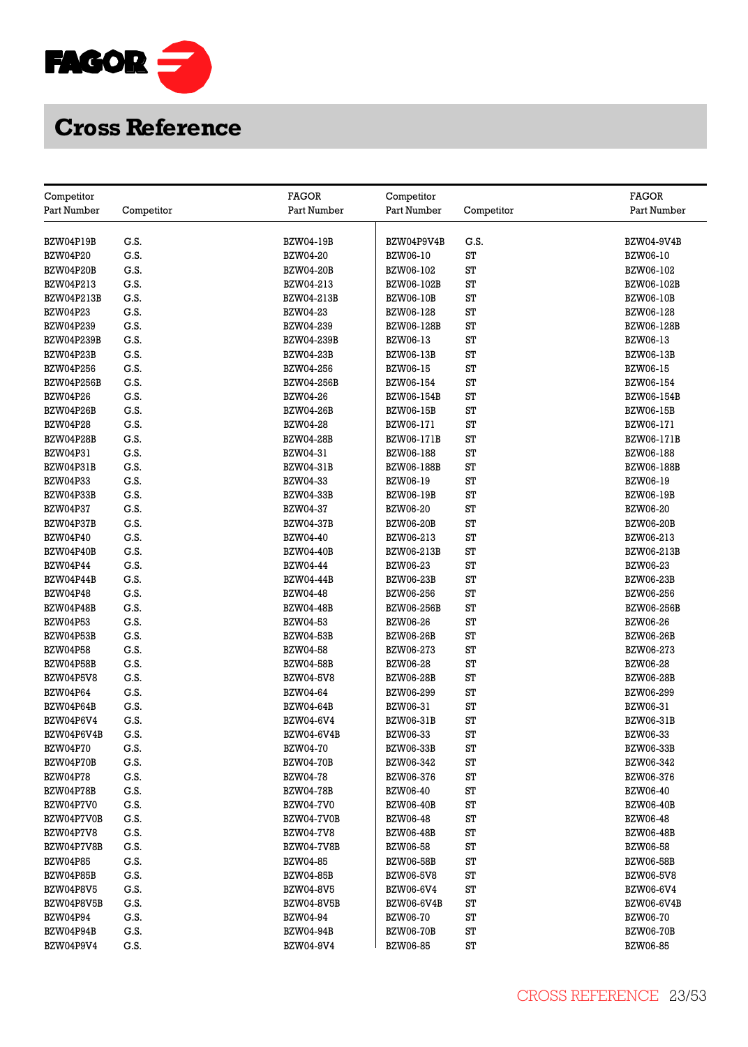# Cross Reference

| Competitor Part Number | Competitor | FAGOR Part Number | Competitor Part Number | Competitor | FAGOR Part Number |
|---|---|---|---|---|---|
| BZW04P19B | G.S. | BZW04-19B | BZW04P9V4B | G.S. | BZW04-9V4B |
| BZW04P20 | G.S. | BZW04-20 | BZW06-10 | ST | BZW06-10 |
| BZW04P20B | G.S. | BZW04-20B | BZW06-102 | ST | BZW06-102 |
| BZW04P213 | G.S. | BZW04-213 | BZW06-102B | ST | BZW06-102B |
| BZW04P213B | G.S. | BZW04-213B | BZW06-10B | ST | BZW06-10B |
| BZW04P23 | G.S. | BZW04-23 | BZW06-128 | ST | BZW06-128 |
| BZW04P239 | G.S. | BZW04-239 | BZW06-128B | ST | BZW06-128B |
| BZW04P239B | G.S. | BZW04-239B | BZW06-13 | ST | BZW06-13 |
| BZW04P23B | G.S. | BZW04-23B | BZW06-13B | ST | BZW06-13B |
| BZW04P256 | G.S. | BZW04-256 | BZW06-15 | ST | BZW06-15 |
| BZW04P256B | G.S. | BZW04-256B | BZW06-154 | ST | BZW06-154 |
| BZW04P26 | G.S. | BZW04-26 | BZW06-154B | ST | BZW06-154B |
| BZW04P26B | G.S. | BZW04-26B | BZW06-15B | ST | BZW06-15B |
| BZW04P28 | G.S. | BZW04-28 | BZW06-171 | ST | BZW06-171 |
| BZW04P28B | G.S. | BZW04-28B | BZW06-171B | ST | BZW06-171B |
| BZW04P31 | G.S. | BZW04-31 | BZW06-188 | ST | BZW06-188 |
| BZW04P31B | G.S. | BZW04-31B | BZW06-188B | ST | BZW06-188B |
| BZW04P33 | G.S. | BZW04-33 | BZW06-19 | ST | BZW06-19 |
| BZW04P33B | G.S. | BZW04-33B | BZW06-19B | ST | BZW06-19B |
| BZW04P37 | G.S. | BZW04-37 | BZW06-20 | ST | BZW06-20 |
| BZW04P37B | G.S. | BZW04-37B | BZW06-20B | ST | BZW06-20B |
| BZW04P40 | G.S. | BZW04-40 | BZW06-213 | ST | BZW06-213 |
| BZW04P40B | G.S. | BZW04-40B | BZW06-213B | ST | BZW06-213B |
| BZW04P44 | G.S. | BZW04-44 | BZW06-23 | ST | BZW06-23 |
| BZW04P44B | G.S. | BZW04-44B | BZW06-23B | ST | BZW06-23B |
| BZW04P48 | G.S. | BZW04-48 | BZW06-256 | ST | BZW06-256 |
| BZW04P48B | G.S. | BZW04-48B | BZW06-256B | ST | BZW06-256B |
| BZW04P53 | G.S. | BZW04-53 | BZW06-26 | ST | BZW06-26 |
| BZW04P53B | G.S. | BZW04-53B | BZW06-26B | ST | BZW06-26B |
| BZW04P58 | G.S. | BZW04-58 | BZW06-273 | ST | BZW06-273 |
| BZW04P58B | G.S. | BZW04-58B | BZW06-28 | ST | BZW06-28 |
| BZW04P5V8 | G.S. | BZW04-5V8 | BZW06-28B | ST | BZW06-28B |
| BZW04P64 | G.S. | BZW04-64 | BZW06-299 | ST | BZW06-299 |
| BZW04P64B | G.S. | BZW04-64B | BZW06-31 | ST | BZW06-31 |
| BZW04P6V4 | G.S. | BZW04-6V4 | BZW06-31B | ST | BZW06-31B |
| BZW04P6V4B | G.S. | BZW04-6V4B | BZW06-33 | ST | BZW06-33 |
| BZW04P70 | G.S. | BZW04-70 | BZW06-33B | ST | BZW06-33B |
| BZW04P70B | G.S. | BZW04-70B | BZW06-342 | ST | BZW06-342 |
| BZW04P78 | G.S. | BZW04-78 | BZW06-376 | ST | BZW06-376 |
| BZW04P78B | G.S. | BZW04-78B | BZW06-40 | ST | BZW06-40 |
| BZW04P7V0 | G.S. | BZW04-7V0 | BZW06-40B | ST | BZW06-40B |
| BZW04P7V0B | G.S. | BZW04-7V0B | BZW06-48 | ST | BZW06-48 |
| BZW04P7V8 | G.S. | BZW04-7V8 | BZW06-48B | ST | BZW06-48B |
| BZW04P7V8B | G.S. | BZW04-7V8B | BZW06-58 | ST | BZW06-58 |
| BZW04P85 | G.S. | BZW04-85 | BZW06-58B | ST | BZW06-58B |
| BZW04P85B | G.S. | BZW04-85B | BZW06-5V8 | ST | BZW06-5V8 |
| BZW04P8V5 | G.S. | BZW04-8V5 | BZW06-6V4 | ST | BZW06-6V4 |
| BZW04P8V5B | G.S. | BZW04-8V5B | BZW06-6V4B | ST | BZW06-6V4B |
| BZW04P94 | G.S. | BZW04-94 | BZW06-70 | ST | BZW06-70 |
| BZW04P94B | G.S. | BZW04-94B | BZW06-70B | ST | BZW06-70B |
| BZW04P9V4 | G.S. | BZW04-9V4 | BZW06-85 | ST | BZW06-85 |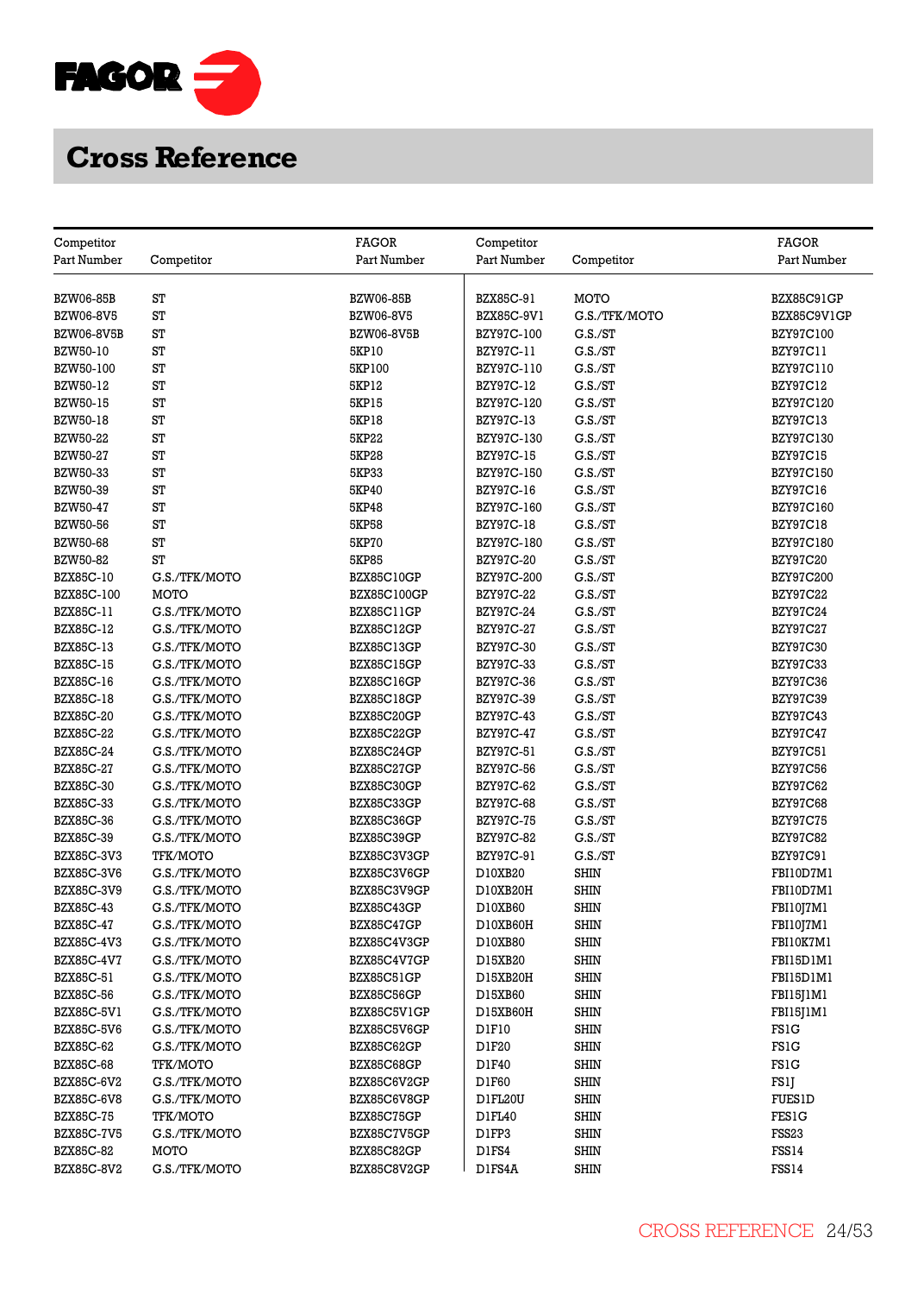# Cross Reference

| Competitor Part Number | Competitor | FAGOR Part Number | Competitor Part Number | Competitor | FAGOR Part Number |
|---|---|---|---|---|---|
| BZW06-85B | ST | BZW06-85B | BZX85C-91 | MOTO | BZX85C91GP |
| BZW06-8V5 | ST | BZW06-8V5 | BZX85C-9V1 | G.S./TFK/MOTO | BZX85C9V1GP |
| BZW06-8V5B | ST | BZW06-8V5B | BZY97C-100 | G.S./ST | BZY97C100 |
| BZW50-10 | ST | 5KP10 | BZY97C-11 | G.S./ST | BZY97C11 |
| BZW50-100 | ST | 5KP100 | BZY97C-110 | G.S./ST | BZY97C110 |
| BZW50-12 | ST | 5KP12 | BZY97C-12 | G.S./ST | BZY97C12 |
| BZW50-15 | ST | 5KP15 | BZY97C-120 | G.S./ST | BZY97C120 |
| BZW50-18 | ST | 5KP18 | BZY97C-13 | G.S./ST | BZY97C13 |
| BZW50-22 | ST | 5KP22 | BZY97C-130 | G.S./ST | BZY97C130 |
| BZW50-27 | ST | 5KP28 | BZY97C-15 | G.S./ST | BZY97C15 |
| BZW50-33 | ST | 5KP33 | BZY97C-150 | G.S./ST | BZY97C150 |
| BZW50-39 | ST | 5KP40 | BZY97C-16 | G.S./ST | BZY97C16 |
| BZW50-47 | ST | 5KP48 | BZY97C-160 | G.S./ST | BZY97C160 |
| BZW50-56 | ST | 5KP58 | BZY97C-18 | G.S./ST | BZY97C18 |
| BZW50-68 | ST | 5KP70 | BZY97C-180 | G.S./ST | BZY97C180 |
| BZW50-82 | ST | 5KP85 | BZY97C-20 | G.S./ST | BZY97C20 |
| BZX85C-10 | G.S./TFK/MOTO | BZX85C10GP | BZY97C-200 | G.S./ST | BZY97C200 |
| BZX85C-100 | MOTO | BZX85C100GP | BZY97C-22 | G.S./ST | BZY97C22 |
| BZX85C-11 | G.S./TFK/MOTO | BZX85C11GP | BZY97C-24 | G.S./ST | BZY97C24 |
| BZX85C-12 | G.S./TFK/MOTO | BZX85C12GP | BZY97C-27 | G.S./ST | BZY97C27 |
| BZX85C-13 | G.S./TFK/MOTO | BZX85C13GP | BZY97C-30 | G.S./ST | BZY97C30 |
| BZX85C-15 | G.S./TFK/MOTO | BZX85C15GP | BZY97C-33 | G.S./ST | BZY97C33 |
| BZX85C-16 | G.S./TFK/MOTO | BZX85C16GP | BZY97C-36 | G.S./ST | BZY97C36 |
| BZX85C-18 | G.S./TFK/MOTO | BZX85C18GP | BZY97C-39 | G.S./ST | BZY97C39 |
| BZX85C-20 | G.S./TFK/MOTO | BZX85C20GP | BZY97C-43 | G.S./ST | BZY97C43 |
| BZX85C-22 | G.S./TFK/MOTO | BZX85C22GP | BZY97C-47 | G.S./ST | BZY97C47 |
| BZX85C-24 | G.S./TFK/MOTO | BZX85C24GP | BZY97C-51 | G.S./ST | BZY97C51 |
| BZX85C-27 | G.S./TFK/MOTO | BZX85C27GP | BZY97C-56 | G.S./ST | BZY97C56 |
| BZX85C-30 | G.S./TFK/MOTO | BZX85C30GP | BZY97C-62 | G.S./ST | BZY97C62 |
| BZX85C-33 | G.S./TFK/MOTO | BZX85C33GP | BZY97C-68 | G.S./ST | BZY97C68 |
| BZX85C-36 | G.S./TFK/MOTO | BZX85C36GP | BZY97C-75 | G.S./ST | BZY97C75 |
| BZX85C-39 | G.S./TFK/MOTO | BZX85C39GP | BZY97C-82 | G.S./ST | BZY97C82 |
| BZX85C-3V3 | TFK/MOTO | BZX85C3V3GP | BZY97C-91 | G.S./ST | BZY97C91 |
| BZX85C-3V6 | G.S./TFK/MOTO | BZX85C3V6GP | D10XB20 | SHIN | FBI10D7M1 |
| BZX85C-3V9 | G.S./TFK/MOTO | BZX85C3V9GP | D10XB20H | SHIN | FBI10D7M1 |
| BZX85C-43 | G.S./TFK/MOTO | BZX85C43GP | D10XB60 | SHIN | FBI10J7M1 |
| BZX85C-47 | G.S./TFK/MOTO | BZX85C47GP | D10XB60H | SHIN | FBI10J7M1 |
| BZX85C-4V3 | G.S./TFK/MOTO | BZX85C4V3GP | D10XB80 | SHIN | FBI10K7M1 |
| BZX85C-4V7 | G.S./TFK/MOTO | BZX85C4V7GP | D15XB20 | SHIN | FBI15D1M1 |
| BZX85C-51 | G.S./TFK/MOTO | BZX85C51GP | D15XB20H | SHIN | FBI15D1M1 |
| BZX85C-56 | G.S./TFK/MOTO | BZX85C56GP | D15XB60 | SHIN | FBI15J1M1 |
| BZX85C-5V1 | G.S./TFK/MOTO | BZX85C5V1GP | D15XB60H | SHIN | FBI15J1M1 |
| BZX85C-5V6 | G.S./TFK/MOTO | BZX85C5V6GP | D1F10 | SHIN | FS1G |
| BZX85C-62 | G.S./TFK/MOTO | BZX85C62GP | D1F20 | SHIN | FS1G |
| BZX85C-68 | TFK/MOTO | BZX85C68GP | D1F40 | SHIN | FS1G |
| BZX85C-6V2 | G.S./TFK/MOTO | BZX85C6V2GP | D1F60 | SHIN | FS1J |
| BZX85C-6V8 | G.S./TFK/MOTO | BZX85C6V8GP | D1FL20U | SHIN | FUES1D |
| BZX85C-75 | TFK/MOTO | BZX85C75GP | D1FL40 | SHIN | FES1G |
| BZX85C-7V5 | G.S./TFK/MOTO | BZX85C7V5GP | D1FP3 | SHIN | FSS23 |
| BZX85C-82 | MOTO | BZX85C82GP | D1FS4 | SHIN | FSS14 |
| BZX85C-8V2 | G.S./TFK/MOTO | BZX85C8V2GP | D1FS4A | SHIN | FSS14 |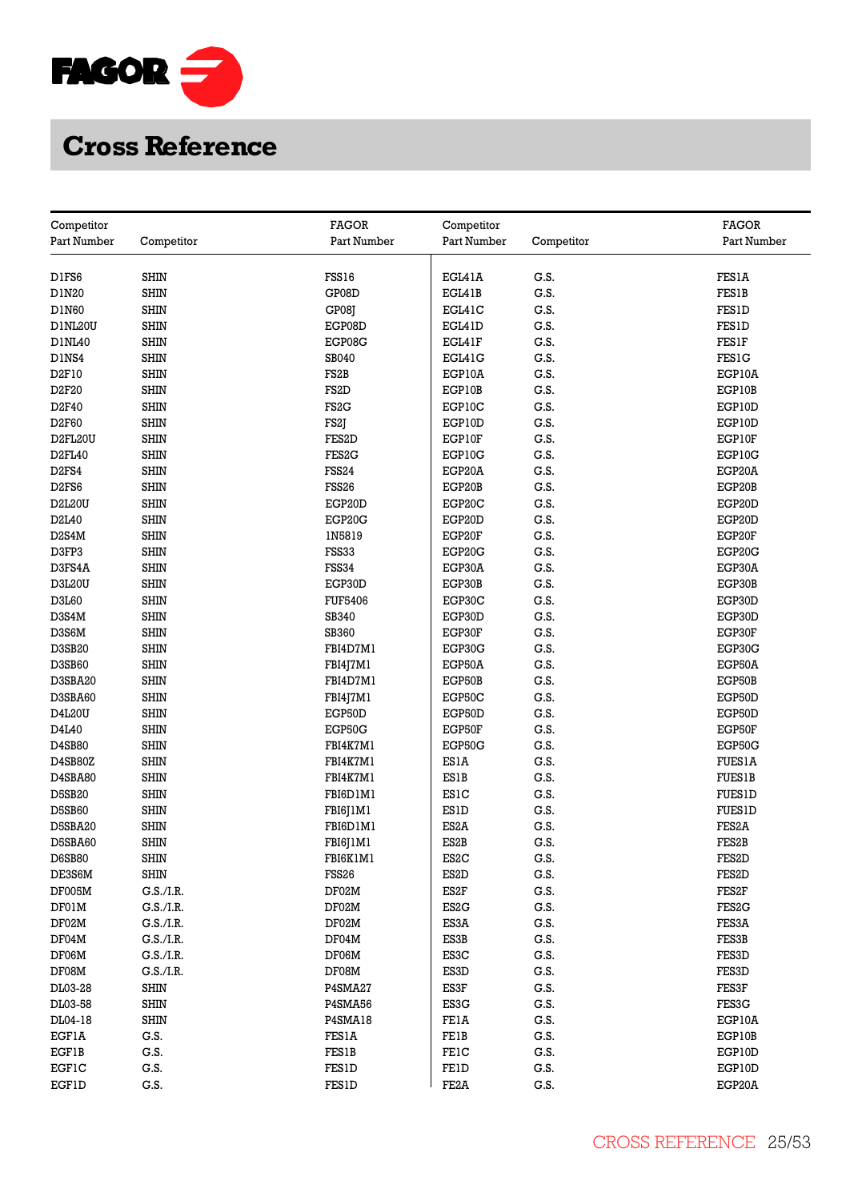# Cross Reference

| Competitor Part Number | Competitor | FAGOR Part Number |
|---|---|---|
| D1FS6 | SHIN | FSS16 |
| D1N20 | SHIN | GP08D |
| D1N60 | SHIN | GP08J |
| D1NL20U | SHIN | EGP08D |
| D1NL40 | SHIN | EGP08G |
| D1NS4 | SHIN | SB040 |
| D2F10 | SHIN | FS2B |
| D2F20 | SHIN | FS2D |
| D2F40 | SHIN | FS2G |
| D2F60 | SHIN | FS2J |
| D2FL20U | SHIN | FES2D |
| D2FL40 | SHIN | FES2G |
| D2FS4 | SHIN | FSS24 |
| D2FS6 | SHIN | FSS26 |
| D2L20U | SHIN | EGP20D |
| D2L40 | SHIN | EGP20G |
| D2S4M | SHIN | 1N5819 |
| D3FP3 | SHIN | FSS33 |
| D3FS4A | SHIN | FSS34 |
| D3L20U | SHIN | EGP30D |
| D3L60 | SHIN | FUF5406 |
| D3S4M | SHIN | SB340 |
| D3S6M | SHIN | SB360 |
| D3SB20 | SHIN | FBI4D7M1 |
| D3SB60 | SHIN | FBI4J7M1 |
| D3SBA20 | SHIN | FBI4D7M1 |
| D3SBA60 | SHIN | FBI4J7M1 |
| D4L20U | SHIN | EGP50D |
| D4L40 | SHIN | EGP50G |
| D4SB80 | SHIN | FBI4K7M1 |
| D4SB80Z | SHIN | FBI4K7M1 |
| D4SBA80 | SHIN | FBI4K7M1 |
| D5SB20 | SHIN | FBI6D1M1 |
| D5SB60 | SHIN | FBI6J1M1 |
| D5SBA20 | SHIN | FBI6D1M1 |
| D5SBA60 | SHIN | FBI6J1M1 |
| D6SB80 | SHIN | FBI6K1M1 |
| DE3S6M | SHIN | FSS26 |
| DF005M | G.S./I.R. | DF02M |
| DF01M | G.S./I.R. | DF02M |
| DF02M | G.S./I.R. | DF02M |
| DF04M | G.S./I.R. | DF04M |
| DF06M | G.S./I.R. | DF06M |
| DF08M | G.S./I.R. | DF08M |
| DL03-28 | SHIN | P4SMA27 |
| DL03-58 | SHIN | P4SMA56 |
| DL04-18 | SHIN | P4SMA18 |
| EGF1A | G.S. | FES1A |
| EGF1B | G.S. | FES1B |
| EGF1C | G.S. | FES1D |
| EGF1D | G.S. | FES1D |
| EGL41A | G.S. | FES1A |
| EGL41B | G.S. | FES1B |
| EGL41C | G.S. | FES1D |
| EGL41D | G.S. | FES1D |
| EGL41F | G.S. | FES1F |
| EGL41G | G.S. | FES1G |
| EGP10A | G.S. | EGP10A |
| EGP10B | G.S. | EGP10B |
| EGP10C | G.S. | EGP10D |
| EGP10D | G.S. | EGP10D |
| EGP10F | G.S. | EGP10F |
| EGP10G | G.S. | EGP10G |
| EGP20A | G.S. | EGP20A |
| EGP20B | G.S. | EGP20B |
| EGP20C | G.S. | EGP20D |
| EGP20D | G.S. | EGP20D |
| EGP20F | G.S. | EGP20F |
| EGP20G | G.S. | EGP20G |
| EGP30A | G.S. | EGP30A |
| EGP30B | G.S. | EGP30B |
| EGP30C | G.S. | EGP30D |
| EGP30D | G.S. | EGP30D |
| EGP30F | G.S. | EGP30F |
| EGP30G | G.S. | EGP30G |
| EGP50A | G.S. | EGP50A |
| EGP50B | G.S. | EGP50B |
| EGP50C | G.S. | EGP50D |
| EGP50D | G.S. | EGP50D |
| EGP50F | G.S. | EGP50F |
| EGP50G | G.S. | EGP50G |
| ES1A | G.S. | FUES1A |
| ES1B | G.S. | FUES1B |
| ES1C | G.S. | FUES1D |
| ES1D | G.S. | FUES1D |
| ES2A | G.S. | FES2A |
| ES2B | G.S. | FES2B |
| ES2C | G.S. | FES2D |
| ES2D | G.S. | FES2D |
| ES2F | G.S. | FES2F |
| ES2G | G.S. | FES2G |
| ES3A | G.S. | FES3A |
| ES3B | G.S. | FES3B |
| ES3C | G.S. | FES3D |
| ES3D | G.S. | FES3D |
| ES3F | G.S. | FES3F |
| ES3G | G.S. | FES3G |
| FE1A | G.S. | EGP10A |
| FE1B | G.S. | EGP10B |
| FE1C | G.S. | EGP10D |
| FE1D | G.S. | EGP10D |
| FE2A | G.S. | EGP20A |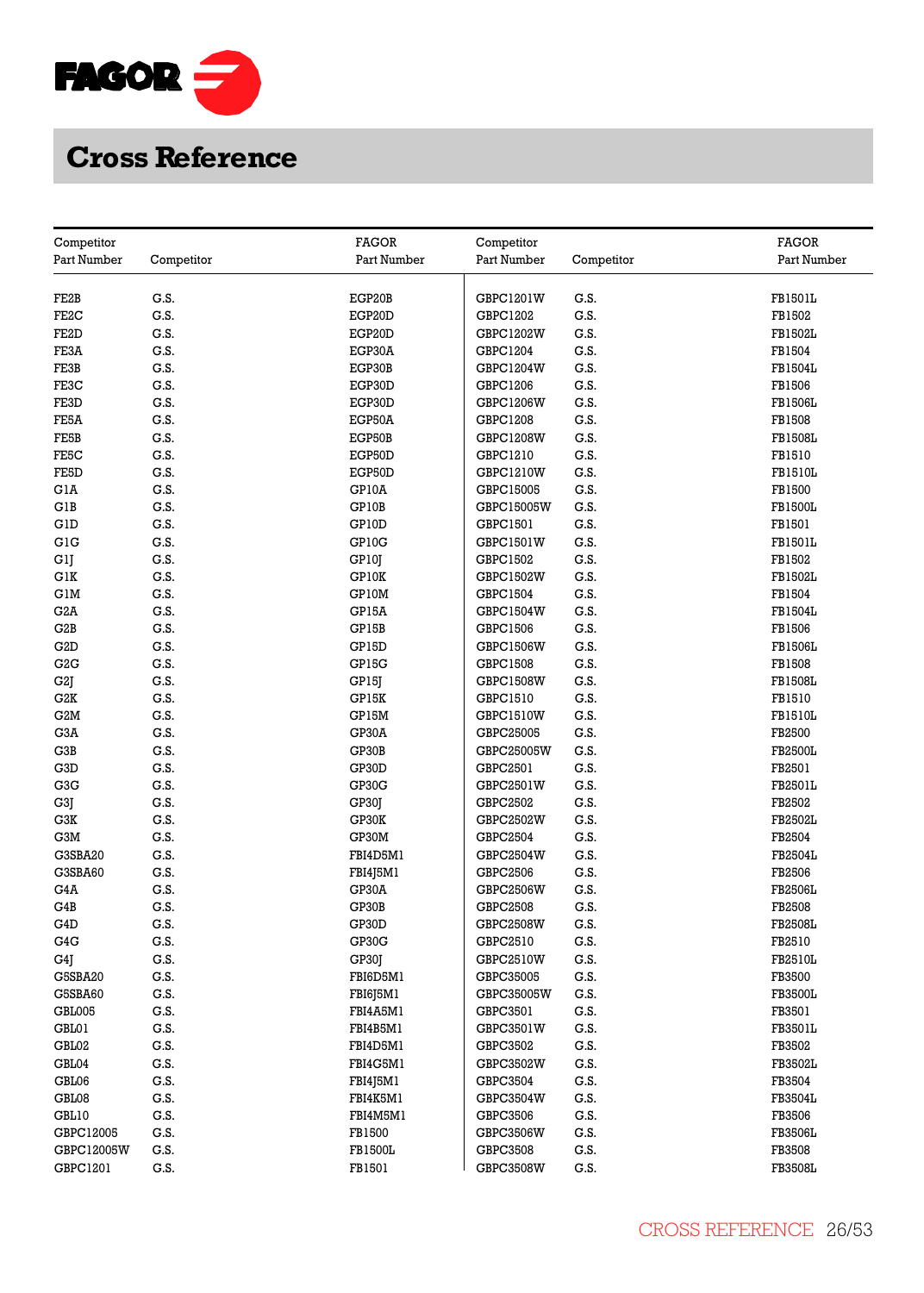# Cross Reference

| Competitor Part Number | Competitor | FAGOR Part Number | Competitor Part Number | Competitor | FAGOR Part Number |
|---|---|---|---|---|---|
| FE2B | G.S. | EGP20B | GBPC1201W | G.S. | FB1501L |
| FE2C | G.S. | EGP20D | GBPC1202 | G.S. | FB1502 |
| FE2D | G.S. | EGP20D | GBPC1202W | G.S. | FB1502L |
| FE3A | G.S. | EGP30A | GBPC1204 | G.S. | FB1504 |
| FE3B | G.S. | EGP30B | GBPC1204W | G.S. | FB1504L |
| FE3C | G.S. | EGP30D | GBPC1206 | G.S. | FB1506 |
| FE3D | G.S. | EGP30D | GBPC1206W | G.S. | FB1506L |
| FE5A | G.S. | EGP50A | GBPC1208 | G.S. | FB1508 |
| FE5B | G.S. | EGP50B | GBPC1208W | G.S. | FB1508L |
| FE5C | G.S. | EGP50D | GBPC1210 | G.S. | FB1510 |
| FE5D | G.S. | EGP50D | GBPC1210W | G.S. | FB1510L |
| G1A | G.S. | GP10A | GBPC15005 | G.S. | FB1500 |
| G1B | G.S. | GP10B | GBPC15005W | G.S. | FB1500L |
| G1D | G.S. | GP10D | GBPC1501 | G.S. | FB1501 |
| G1G | G.S. | GP10G | GBPC1501W | G.S. | FB1501L |
| G1J | G.S. | GP10J | GBPC1502 | G.S. | FB1502 |
| G1K | G.S. | GP10K | GBPC1502W | G.S. | FB1502L |
| G1M | G.S. | GP10M | GBPC1504 | G.S. | FB1504 |
| G2A | G.S. | GP15A | GBPC1504W | G.S. | FB1504L |
| G2B | G.S. | GP15B | GBPC1506 | G.S. | FB1506 |
| G2D | G.S. | GP15D | GBPC1506W | G.S. | FB1506L |
| G2G | G.S. | GP15G | GBPC1508 | G.S. | FB1508 |
| G2J | G.S. | GP15J | GBPC1508W | G.S. | FB1508L |
| G2K | G.S. | GP15K | GBPC1510 | G.S. | FB1510 |
| G2M | G.S. | GP15M | GBPC1510W | G.S. | FB1510L |
| G3A | G.S. | GP30A | GBPC25005 | G.S. | FB2500 |
| G3B | G.S. | GP30B | GBPC25005W | G.S. | FB2500L |
| G3D | G.S. | GP30D | GBPC2501 | G.S. | FB2501 |
| G3G | G.S. | GP30G | GBPC2501W | G.S. | FB2501L |
| G3J | G.S. | GP30J | GBPC2502 | G.S. | FB2502 |
| G3K | G.S. | GP30K | GBPC2502W | G.S. | FB2502L |
| G3M | G.S. | GP30M | GBPC2504 | G.S. | FB2504 |
| G3SBA20 | G.S. | FBI4D5M1 | GBPC2504W | G.S. | FB2504L |
| G3SBA60 | G.S. | FBI4J5M1 | GBPC2506 | G.S. | FB2506 |
| G4A | G.S. | GP30A | GBPC2506W | G.S. | FB2506L |
| G4B | G.S. | GP30B | GBPC2508 | G.S. | FB2508 |
| G4D | G.S. | GP30D | GBPC2508W | G.S. | FB2508L |
| G4G | G.S. | GP30G | GBPC2510 | G.S. | FB2510 |
| G4J | G.S. | GP30J | GBPC2510W | G.S. | FB2510L |
| G5SBA20 | G.S. | FBI6D5M1 | GBPC35005 | G.S. | FB3500 |
| G5SBA60 | G.S. | FBI6J5M1 | GBPC35005W | G.S. | FB3500L |
| GBL005 | G.S. | FBI4A5M1 | GBPC3501 | G.S. | FB3501 |
| GBL01 | G.S. | FBI4B5M1 | GBPC3501W | G.S. | FB3501L |
| GBL02 | G.S. | FBI4D5M1 | GBPC3502 | G.S. | FB3502 |
| GBL04 | G.S. | FBI4G5M1 | GBPC3502W | G.S. | FB3502L |
| GBL06 | G.S. | FBI4J5M1 | GBPC3504 | G.S. | FB3504 |
| GBL08 | G.S. | FBI4K5M1 | GBPC3504W | G.S. | FB3504L |
| GBL10 | G.S. | FBI4M5M1 | GBPC3506 | G.S. | FB3506 |
| GBPC12005 | G.S. | FB1500 | GBPC3506W | G.S. | FB3506L |
| GBPC12005W | G.S. | FB1500L | GBPC3508 | G.S. | FB3508 |
| GBPC1201 | G.S. | FB1501 | GBPC3508W | G.S. | FB3508L |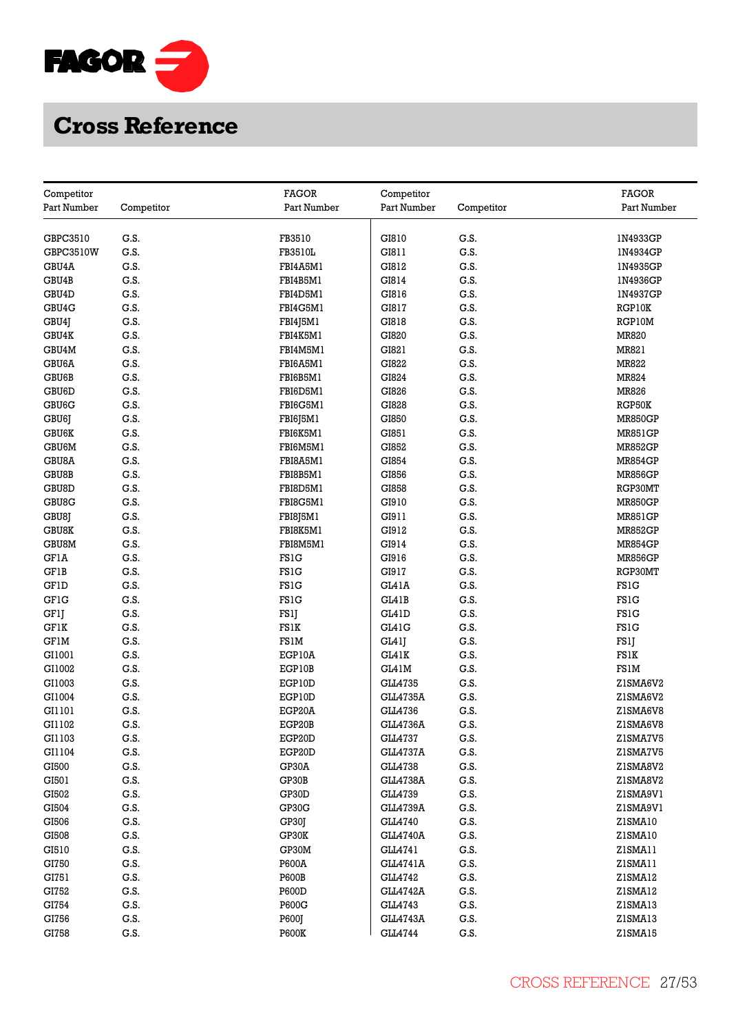# Cross Reference

| Competitor Part Number | Competitor | FAGOR Part Number |
|---|---|---|
| GBPC3510 | G.S. | FB3510 |
| GBPC3510W | G.S. | FB3510L |
| GBU4A | G.S. | FBI4A5M1 |
| GBU4B | G.S. | FBI4B5M1 |
| GBU4D | G.S. | FBI4D5M1 |
| GBU4G | G.S. | FBI4G5M1 |
| GBU4J | G.S. | FBI4J5M1 |
| GBU4K | G.S. | FBI4K5M1 |
| GBU4M | G.S. | FBI4M5M1 |
| GBU6A | G.S. | FBI6A5M1 |
| GBU6B | G.S. | FBI6B5M1 |
| GBU6D | G.S. | FBI6D5M1 |
| GBU6G | G.S. | FBI6G5M1 |
| GBU6J | G.S. | FBI6J5M1 |
| GBU6K | G.S. | FBI6K5M1 |
| GBU6M | G.S. | FBI6M5M1 |
| GBU8A | G.S. | FBI8A5M1 |
| GBU8B | G.S. | FBI8B5M1 |
| GBU8D | G.S. | FBI8D5M1 |
| GBU8G | G.S. | FBI8G5M1 |
| GBU8J | G.S. | FBI8J5M1 |
| GBU8K | G.S. | FBI8K5M1 |
| GBU8M | G.S. | FBI8M5M1 |
| GF1A | G.S. | FS1G |
| GF1B | G.S. | FS1G |
| GF1D | G.S. | FS1G |
| GF1G | G.S. | FS1G |
| GF1J | G.S. | FS1J |
| GF1K | G.S. | FS1K |
| GF1M | G.S. | FS1M |
| GI1001 | G.S. | EGP10A |
| GI1002 | G.S. | EGP10B |
| GI1003 | G.S. | EGP10D |
| GI1004 | G.S. | EGP10D |
| GI1101 | G.S. | EGP20A |
| GI1102 | G.S. | EGP20B |
| GI1103 | G.S. | EGP20D |
| GI1104 | G.S. | EGP20D |
| GI500 | G.S. | GP30A |
| GI501 | G.S. | GP30B |
| GI502 | G.S. | GP30D |
| GI504 | G.S. | GP30G |
| GI506 | G.S. | GP30J |
| GI508 | G.S. | GP30K |
| GI510 | G.S. | GP30M |
| GI750 | G.S. | P600A |
| GI751 | G.S. | P600B |
| GI752 | G.S. | P600D |
| GI754 | G.S. | P600G |
| GI756 | G.S. | P600J |
| GI758 | G.S. | P600K |
| GI810 | G.S. | 1N4933GP |
| GI811 | G.S. | 1N4934GP |
| GI812 | G.S. | 1N4935GP |
| GI814 | G.S. | 1N4936GP |
| GI816 | G.S. | 1N4937GP |
| GI817 | G.S. | RGP10K |
| GI818 | G.S. | RGP10M |
| GI820 | G.S. | MR820 |
| GI821 | G.S. | MR821 |
| GI822 | G.S. | MR822 |
| GI824 | G.S. | MR824 |
| GI826 | G.S. | MR826 |
| GI828 | G.S. | RGP50K |
| GI850 | G.S. | MR850GP |
| GI851 | G.S. | MR851GP |
| GI852 | G.S. | MR852GP |
| GI854 | G.S. | MR854GP |
| GI856 | G.S. | MR856GP |
| GI858 | G.S. | RGP30MT |
| GI910 | G.S. | MR850GP |
| GI911 | G.S. | MR851GP |
| GI912 | G.S. | MR852GP |
| GI914 | G.S. | MR854GP |
| GI916 | G.S. | MR856GP |
| GI917 | G.S. | RGP30MT |
| GL41A | G.S. | FS1G |
| GL41B | G.S. | FS1G |
| GL41D | G.S. | FS1G |
| GL41G | G.S. | FS1G |
| GL41J | G.S. | FS1J |
| GL41K | G.S. | FS1K |
| GL41M | G.S. | FS1M |
| GLL4735 | G.S. | Z1SMA6V2 |
| GLL4735A | G.S. | Z1SMA6V2 |
| GLL4736 | G.S. | Z1SMA6V8 |
| GLL4736A | G.S. | Z1SMA6V8 |
| GLL4737 | G.S. | Z1SMA7V5 |
| GLL4737A | G.S. | Z1SMA7V5 |
| GLL4738 | G.S. | Z1SMA8V2 |
| GLL4738A | G.S. | Z1SMA8V2 |
| GLL4739 | G.S. | Z1SMA9V1 |
| GLL4739A | G.S. | Z1SMA9V1 |
| GLL4740 | G.S. | Z1SMA10 |
| GLL4740A | G.S. | Z1SMA10 |
| GLL4741 | G.S. | Z1SMA11 |
| GLL4741A | G.S. | Z1SMA11 |
| GLL4742 | G.S. | Z1SMA12 |
| GLL4742A | G.S. | Z1SMA12 |
| GLL4743 | G.S. | Z1SMA13 |
| GLL4743A | G.S. | Z1SMA13 |
| GLL4744 | G.S. | Z1SMA15 |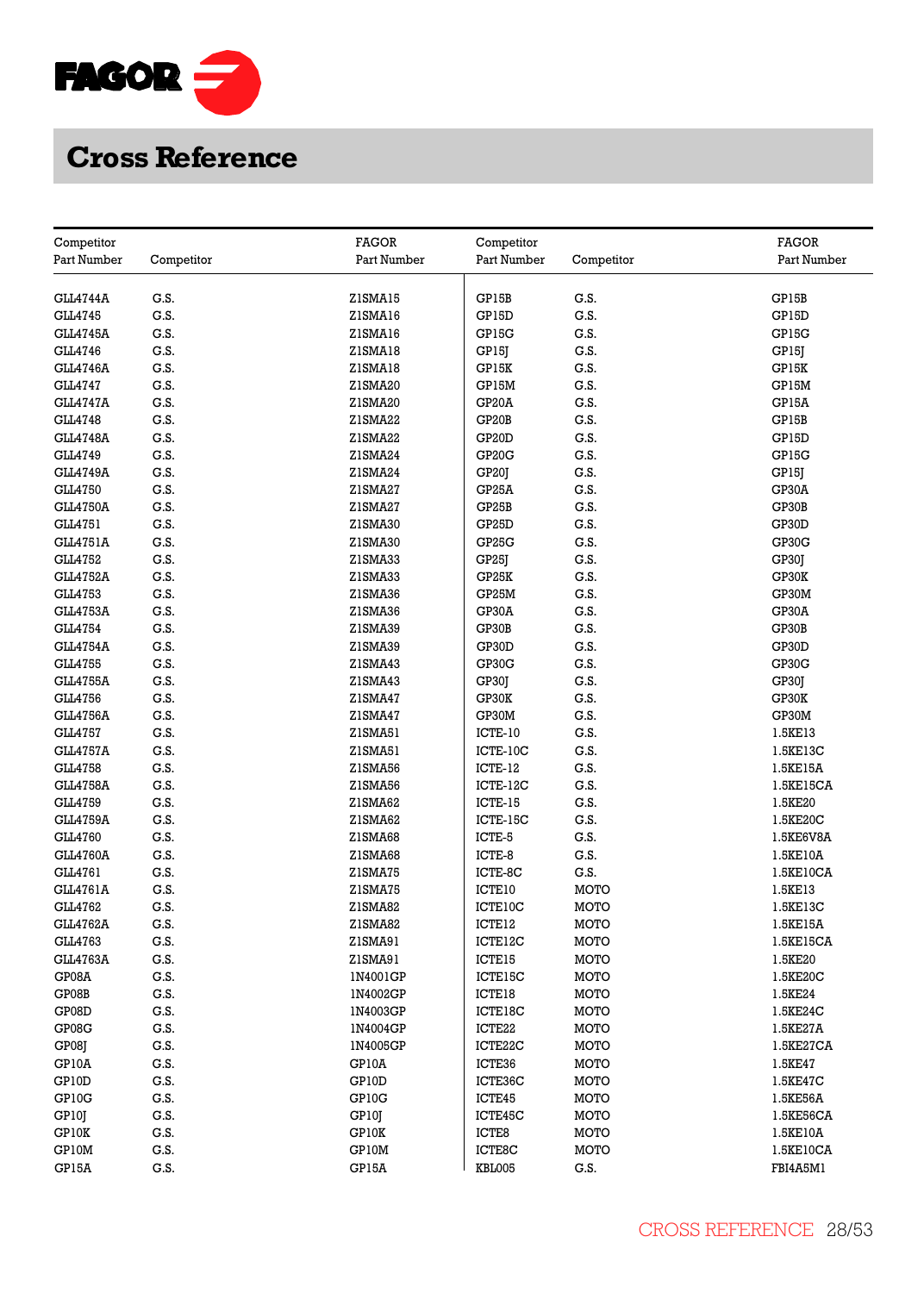# Cross Reference

| Competitor Part Number | Competitor | FAGOR Part Number | Competitor Part Number | Competitor | FAGOR Part Number |
|---|---|---|---|---|---|
| GLL4744A | G.S. | Z1SMA15 | GP15B | G.S. | GP15B |
| GLL4745 | G.S. | Z1SMA16 | GP15D | G.S. | GP15D |
| GLL4745A | G.S. | Z1SMA16 | GP15G | G.S. | GP15G |
| GLL4746 | G.S. | Z1SMA18 | GP15J | G.S. | GP15J |
| GLL4746A | G.S. | Z1SMA18 | GP15K | G.S. | GP15K |
| GLL4747 | G.S. | Z1SMA20 | GP15M | G.S. | GP15M |
| GLL4747A | G.S. | Z1SMA20 | GP20A | G.S. | GP15A |
| GLL4748 | G.S. | Z1SMA22 | GP20B | G.S. | GP15B |
| GLL4748A | G.S. | Z1SMA22 | GP20D | G.S. | GP15D |
| GLL4749 | G.S. | Z1SMA24 | GP20G | G.S. | GP15G |
| GLL4749A | G.S. | Z1SMA24 | GP20J | G.S. | GP15J |
| GLL4750 | G.S. | Z1SMA27 | GP25A | G.S. | GP30A |
| GLL4750A | G.S. | Z1SMA27 | GP25B | G.S. | GP30B |
| GLL4751 | G.S. | Z1SMA30 | GP25D | G.S. | GP30D |
| GLL4751A | G.S. | Z1SMA30 | GP25G | G.S. | GP30G |
| GLL4752 | G.S. | Z1SMA33 | GP25J | G.S. | GP30J |
| GLL4752A | G.S. | Z1SMA33 | GP25K | G.S. | GP30K |
| GLL4753 | G.S. | Z1SMA36 | GP25M | G.S. | GP30M |
| GLL4753A | G.S. | Z1SMA36 | GP30A | G.S. | GP30A |
| GLL4754 | G.S. | Z1SMA39 | GP30B | G.S. | GP30B |
| GLL4754A | G.S. | Z1SMA39 | GP30D | G.S. | GP30D |
| GLL4755 | G.S. | Z1SMA43 | GP30G | G.S. | GP30G |
| GLL4755A | G.S. | Z1SMA43 | GP30J | G.S. | GP30J |
| GLL4756 | G.S. | Z1SMA47 | GP30K | G.S. | GP30K |
| GLL4756A | G.S. | Z1SMA47 | GP30M | G.S. | GP30M |
| GLL4757 | G.S. | Z1SMA51 | ICTE-10 | G.S. | 1.5KE13 |
| GLL4757A | G.S. | Z1SMA51 | ICTE-10C | G.S. | 1.5KE13C |
| GLL4758 | G.S. | Z1SMA56 | ICTE-12 | G.S. | 1.5KE15A |
| GLL4758A | G.S. | Z1SMA56 | ICTE-12C | G.S. | 1.5KE15CA |
| GLL4759 | G.S. | Z1SMA62 | ICTE-15 | G.S. | 1.5KE20 |
| GLL4759A | G.S. | Z1SMA62 | ICTE-15C | G.S. | 1.5KE20C |
| GLL4760 | G.S. | Z1SMA68 | ICTE-5 | G.S. | 1.5KE6V8A |
| GLL4760A | G.S. | Z1SMA68 | ICTE-8 | G.S. | 1.5KE10A |
| GLL4761 | G.S. | Z1SMA75 | ICTE-8C | G.S. | 1.5KE10CA |
| GLL4761A | G.S. | Z1SMA75 | ICTE10 | MOTO | 1.5KE13 |
| GLL4762 | G.S. | Z1SMA82 | ICTE10C | MOTO | 1.5KE13C |
| GLL4762A | G.S. | Z1SMA82 | ICTE12 | MOTO | 1.5KE15A |
| GLL4763 | G.S. | Z1SMA91 | ICTE12C | MOTO | 1.5KE15CA |
| GLL4763A | G.S. | Z1SMA91 | ICTE15 | MOTO | 1.5KE20 |
| GP08A | G.S. | 1N4001GP | ICTE15C | MOTO | 1.5KE20C |
| GP08B | G.S. | 1N4002GP | ICTE18 | MOTO | 1.5KE24 |
| GP08D | G.S. | 1N4003GP | ICTE18C | MOTO | 1.5KE24C |
| GP08G | G.S. | 1N4004GP | ICTE22 | MOTO | 1.5KE27A |
| GP08J | G.S. | 1N4005GP | ICTE22C | MOTO | 1.5KE27CA |
| GP10A | G.S. | GP10A | ICTE36 | MOTO | 1.5KE47 |
| GP10D | G.S. | GP10D | ICTE36C | MOTO | 1.5KE47C |
| GP10G | G.S. | GP10G | ICTE45 | MOTO | 1.5KE56A |
| GP10J | G.S. | GP10J | ICTE45C | MOTO | 1.5KE56CA |
| GP10K | G.S. | GP10K | ICTE8 | MOTO | 1.5KE10A |
| GP10M | G.S. | GP10M | ICTE8C | MOTO | 1.5KE10CA |
| GP15A | G.S. | GP15A | KBL005 | G.S. | FBI4A5M1 |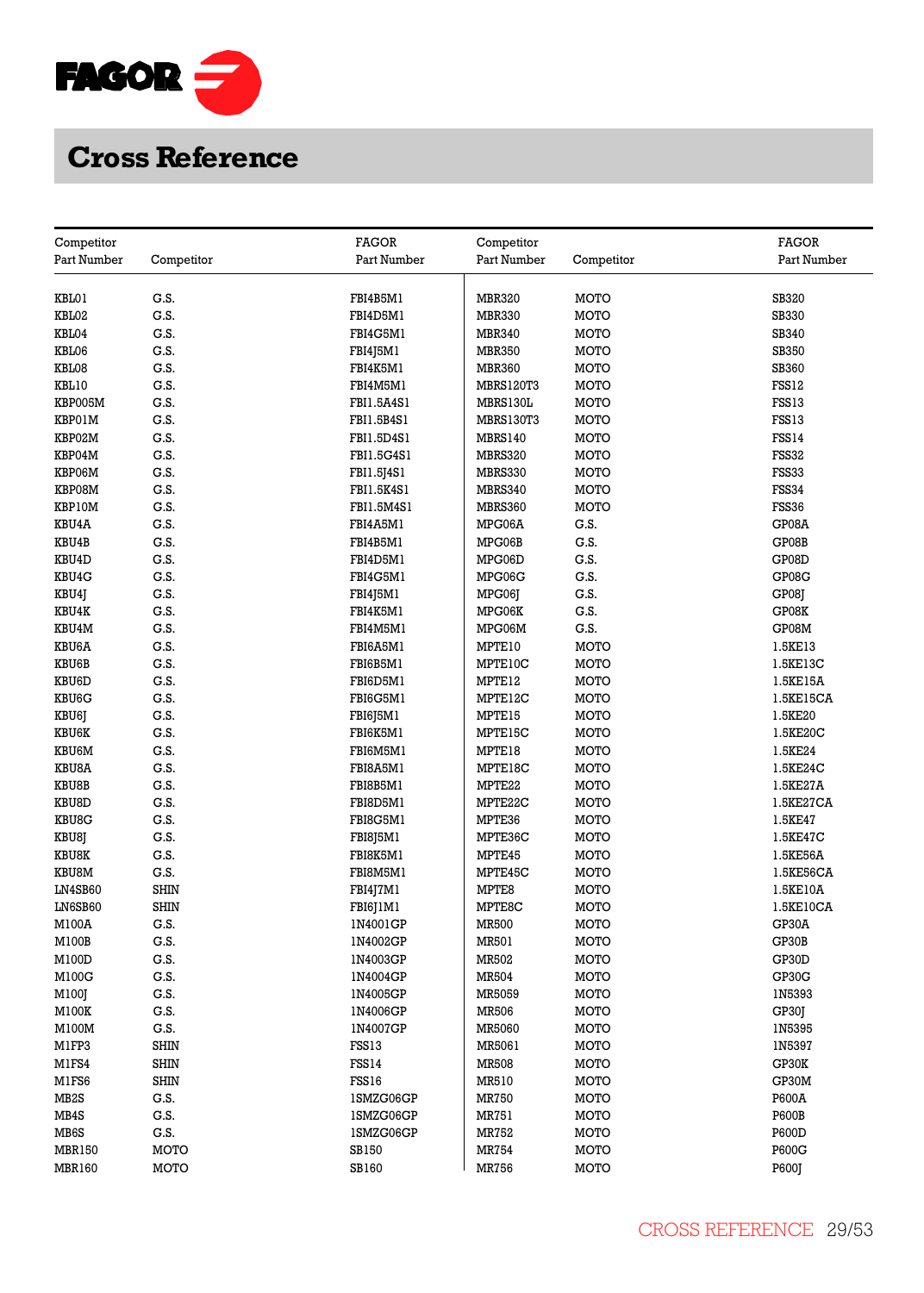# Cross Reference

| Competitor Part Number | Competitor | FAGOR Part Number | Competitor Part Number | Competitor | FAGOR Part Number |
|---|---|---|---|---|---|
| KBL01 | G.S. | FBI4B5M1 | MBR320 | MOTO | SB320 |
| KBL02 | G.S. | FBI4D5M1 | MBR330 | MOTO | SB330 |
| KBL04 | G.S. | FBI4G5M1 | MBR340 | MOTO | SB340 |
| KBL06 | G.S. | FBI4J5M1 | MBR350 | MOTO | SB350 |
| KBL08 | G.S. | FBI4K5M1 | MBR360 | MOTO | SB360 |
| KBL10 | G.S. | FBI4M5M1 | MBRS120T3 | MOTO | FSS12 |
| KBP005M | G.S. | FBI1.5A4S1 | MBRS130L | MOTO | FSS13 |
| KBP01M | G.S. | FBI1.5B4S1 | MBRS130T3 | MOTO | FSS13 |
| KBP02M | G.S. | FBI1.5D4S1 | MBRS140 | MOTO | FSS14 |
| KBP04M | G.S. | FBI1.5G4S1 | MBRS320 | MOTO | FSS32 |
| KBP06M | G.S. | FBI1.5J4S1 | MBRS330 | MOTO | FSS33 |
| KBP08M | G.S. | FBI1.5K4S1 | MBRS340 | MOTO | FSS34 |
| KBP10M | G.S. | FBI1.5M4S1 | MBRS360 | MOTO | FSS36 |
| KBU4A | G.S. | FBI4A5M1 | MPG06A | G.S. | GP08A |
| KBU4B | G.S. | FBI4B5M1 | MPG06B | G.S. | GP08B |
| KBU4D | G.S. | FBI4D5M1 | MPG06D | G.S. | GP08D |
| KBU4G | G.S. | FBI4G5M1 | MPG06G | G.S. | GP08G |
| KBU4J | G.S. | FBI4J5M1 | MPG06J | G.S. | GP08J |
| KBU4K | G.S. | FBI4K5M1 | MPG06K | G.S. | GP08K |
| KBU4M | G.S. | FBI4M5M1 | MPG06M | G.S. | GP08M |
| KBU6A | G.S. | FBI6A5M1 | MPTE10 | MOTO | 1.5KE13 |
| KBU6B | G.S. | FBI6B5M1 | MPTE10C | MOTO | 1.5KE13C |
| KBU6D | G.S. | FBI6D5M1 | MPTE12 | MOTO | 1.5KE15A |
| KBU6G | G.S. | FBI6G5M1 | MPTE12C | MOTO | 1.5KE15CA |
| KBU6J | G.S. | FBI6J5M1 | MPTE15 | MOTO | 1.5KE20 |
| KBU6K | G.S. | FBI6K5M1 | MPTE15C | MOTO | 1.5KE20C |
| KBU6M | G.S. | FBI6M5M1 | MPTE18 | MOTO | 1.5KE24 |
| KBU8A | G.S. | FBI8A5M1 | MPTE18C | MOTO | 1.5KE24C |
| KBU8B | G.S. | FBI8B5M1 | MPTE22 | MOTO | 1.5KE27A |
| KBU8D | G.S. | FBI8D5M1 | MPTE22C | MOTO | 1.5KE27CA |
| KBU8G | G.S. | FBI8G5M1 | MPTE36 | MOTO | 1.5KE47 |
| KBU8J | G.S. | FBI8J5M1 | MPTE36C | MOTO | 1.5KE47C |
| KBU8K | G.S. | FBI8K5M1 | MPTE45 | MOTO | 1.5KE56A |
| KBU8M | G.S. | FBI8M5M1 | MPTE45C | MOTO | 1.5KE56CA |
| LN4SB60 | SHIN | FBI4J7M1 | MPTE8 | MOTO | 1.5KE10A |
| LN6SB60 | SHIN | FBI6J1M1 | MPTE8C | MOTO | 1.5KE10CA |
| M100A | G.S. | 1N4001GP | MR500 | MOTO | GP30A |
| M100B | G.S. | 1N4002GP | MR501 | MOTO | GP30B |
| M100D | G.S. | 1N4003GP | MR502 | MOTO | GP30D |
| M100G | G.S. | 1N4004GP | MR504 | MOTO | GP30G |
| M100J | G.S. | 1N4005GP | MR5059 | MOTO | 1N5393 |
| M100K | G.S. | 1N4006GP | MR506 | MOTO | GP30J |
| M100M | G.S. | 1N4007GP | MR5060 | MOTO | 1N5395 |
| M1FP3 | SHIN | FSS13 | MR5061 | MOTO | 1N5397 |
| M1FS4 | SHIN | FSS14 | MR508 | MOTO | GP30K |
| M1FS6 | SHIN | FSS16 | MR510 | MOTO | GP30M |
| MB2S | G.S. | 1SMZG06GP | MR750 | MOTO | P600A |
| MB4S | G.S. | 1SMZG06GP | MR751 | MOTO | P600B |
| MB6S | G.S. | 1SMZG06GP | MR752 | MOTO | P600D |
| MBR150 | MOTO | SB150 | MR754 | MOTO | P600G |
| MBR160 | MOTO | SB160 | MR756 | MOTO | P600J |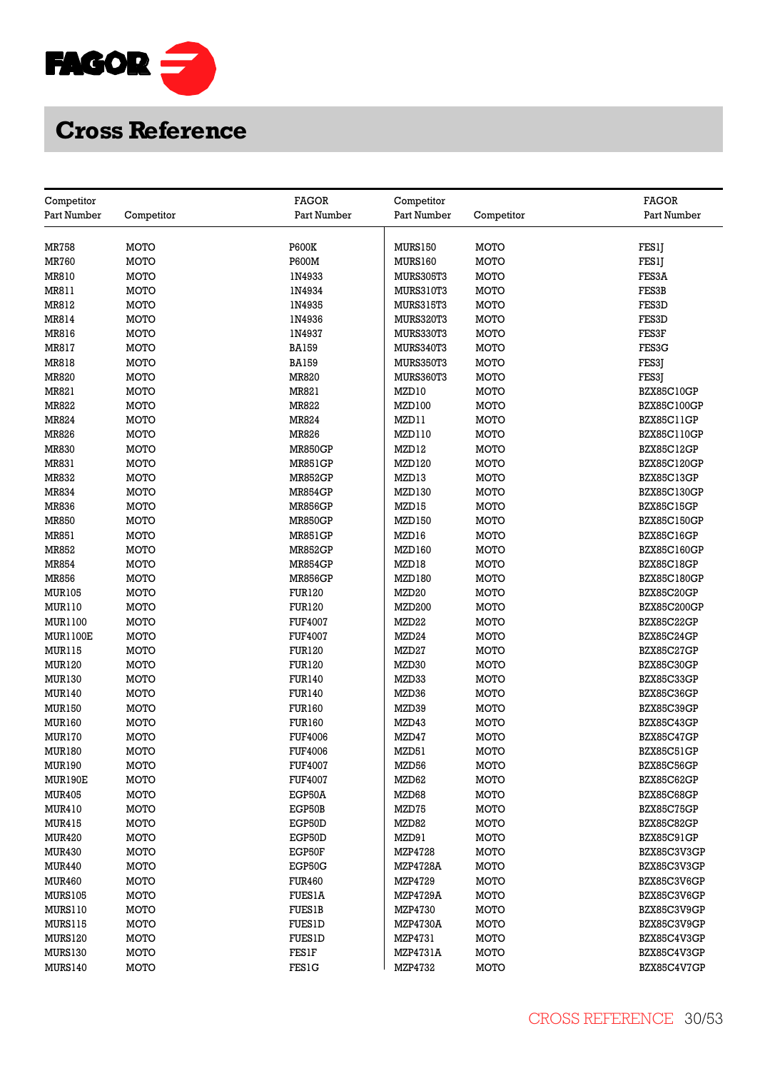# Cross Reference

| Competitor Part Number | Competitor | FAGOR Part Number |
|---|---|---|
| MR758 | MOTO | P600K |
| MR760 | MOTO | P600M |
| MR810 | MOTO | 1N4933 |
| MR811 | MOTO | 1N4934 |
| MR812 | MOTO | 1N4935 |
| MR814 | MOTO | 1N4936 |
| MR816 | MOTO | 1N4937 |
| MR817 | MOTO | BA159 |
| MR818 | MOTO | BA159 |
| MR820 | MOTO | MR820 |
| MR821 | MOTO | MR821 |
| MR822 | MOTO | MR822 |
| MR824 | MOTO | MR824 |
| MR826 | MOTO | MR826 |
| MR830 | MOTO | MR850GP |
| MR831 | MOTO | MR851GP |
| MR832 | MOTO | MR852GP |
| MR834 | MOTO | MR854GP |
| MR836 | MOTO | MR856GP |
| MR850 | MOTO | MR850GP |
| MR851 | MOTO | MR851GP |
| MR852 | MOTO | MR852GP |
| MR854 | MOTO | MR854GP |
| MR856 | MOTO | MR856GP |
| MUR105 | MOTO | FUR120 |
| MUR110 | MOTO | FUR120 |
| MUR1100 | MOTO | FUF4007 |
| MUR1100E | MOTO | FUF4007 |
| MUR115 | MOTO | FUR120 |
| MUR120 | MOTO | FUR120 |
| MUR130 | MOTO | FUR140 |
| MUR140 | MOTO | FUR140 |
| MUR150 | MOTO | FUR160 |
| MUR160 | MOTO | FUR160 |
| MUR170 | MOTO | FUF4006 |
| MUR180 | MOTO | FUF4006 |
| MUR190 | MOTO | FUF4007 |
| MUR190E | MOTO | FUF4007 |
| MUR405 | MOTO | EGP50A |
| MUR410 | MOTO | EGP50B |
| MUR415 | MOTO | EGP50D |
| MUR420 | MOTO | EGP50D |
| MUR430 | MOTO | EGP50F |
| MUR440 | MOTO | EGP50G |
| MUR460 | MOTO | FUR460 |
| MURS105 | MOTO | FUES1A |
| MURS110 | MOTO | FUES1B |
| MURS115 | MOTO | FUES1D |
| MURS120 | MOTO | FUES1D |
| MURS130 | MOTO | FES1F |
| MURS140 | MOTO | FES1G |
| MURS150 | MOTO | FES1J |
| MURS160 | MOTO | FES1J |
| MURS305T3 | MOTO | FES3A |
| MURS310T3 | MOTO | FES3B |
| MURS315T3 | MOTO | FES3D |
| MURS320T3 | MOTO | FES3D |
| MURS330T3 | MOTO | FES3F |
| MURS340T3 | MOTO | FES3G |
| MURS350T3 | MOTO | FES3J |
| MURS360T3 | MOTO | FES3J |
| MZD10 | MOTO | BZX85C10GP |
| MZD100 | MOTO | BZX85C100GP |
| MZD11 | MOTO | BZX85C11GP |
| MZD110 | MOTO | BZX85C110GP |
| MZD12 | MOTO | BZX85C12GP |
| MZD120 | MOTO | BZX85C120GP |
| MZD13 | MOTO | BZX85C13GP |
| MZD130 | MOTO | BZX85C130GP |
| MZD15 | MOTO | BZX85C15GP |
| MZD150 | MOTO | BZX85C150GP |
| MZD16 | MOTO | BZX85C16GP |
| MZD160 | MOTO | BZX85C160GP |
| MZD18 | MOTO | BZX85C18GP |
| MZD180 | MOTO | BZX85C180GP |
| MZD20 | MOTO | BZX85C20GP |
| MZD200 | MOTO | BZX85C200GP |
| MZD22 | MOTO | BZX85C22GP |
| MZD24 | MOTO | BZX85C24GP |
| MZD27 | MOTO | BZX85C27GP |
| MZD30 | MOTO | BZX85C30GP |
| MZD33 | MOTO | BZX85C33GP |
| MZD36 | MOTO | BZX85C36GP |
| MZD39 | MOTO | BZX85C39GP |
| MZD43 | MOTO | BZX85C43GP |
| MZD47 | MOTO | BZX85C47GP |
| MZD51 | MOTO | BZX85C51GP |
| MZD56 | MOTO | BZX85C56GP |
| MZD62 | MOTO | BZX85C62GP |
| MZD68 | MOTO | BZX85C68GP |
| MZD75 | MOTO | BZX85C75GP |
| MZD82 | MOTO | BZX85C82GP |
| MZD91 | MOTO | BZX85C91GP |
| MZP4728 | MOTO | BZX85C3V3GP |
| MZP4728A | MOTO | BZX85C3V3GP |
| MZP4729 | MOTO | BZX85C3V6GP |
| MZP4729A | MOTO | BZX85C3V6GP |
| MZP4730 | MOTO | BZX85C3V9GP |
| MZP4730A | MOTO | BZX85C3V9GP |
| MZP4731 | MOTO | BZX85C4V3GP |
| MZP4731A | MOTO | BZX85C4V3GP |
| MZP4732 | MOTO | BZX85C4V7GP |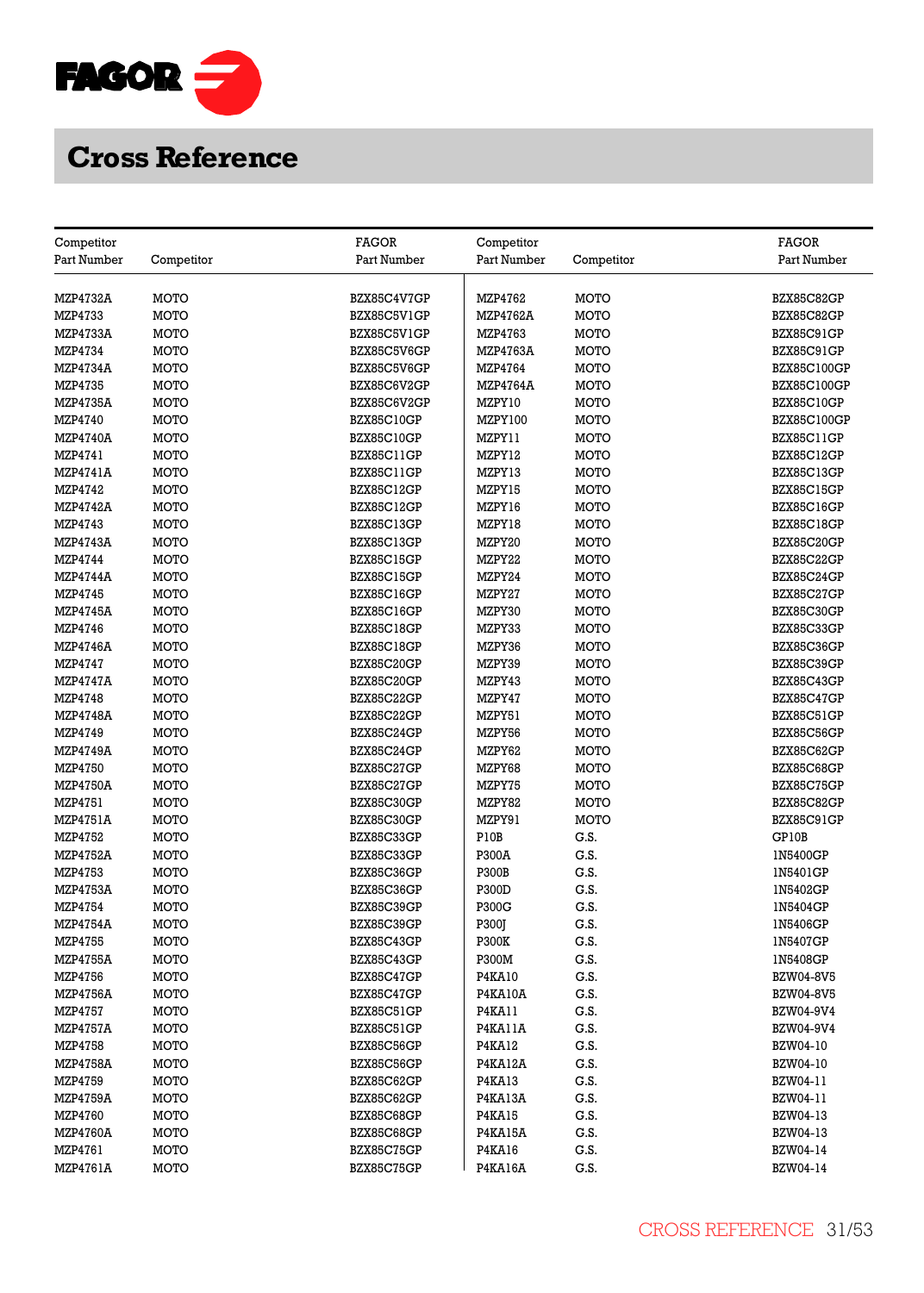# Cross Reference

| Competitor Part Number | Competitor | FAGOR Part Number | Competitor Part Number | Competitor | FAGOR Part Number |
|---|---|---|---|---|---|
| MZP4732A | MOTO | BZX85C4V7GP | MZP4762 | MOTO | BZX85C82GP |
| MZP4733 | MOTO | BZX85C5V1GP | MZP4762A | MOTO | BZX85C82GP |
| MZP4733A | MOTO | BZX85C5V1GP | MZP4763 | MOTO | BZX85C91GP |
| MZP4734 | MOTO | BZX85C5V6GP | MZP4763A | MOTO | BZX85C91GP |
| MZP4734A | MOTO | BZX85C5V6GP | MZP4764 | MOTO | BZX85C100GP |
| MZP4735 | MOTO | BZX85C6V2GP | MZP4764A | MOTO | BZX85C100GP |
| MZP4735A | MOTO | BZX85C6V2GP | MZPY10 | MOTO | BZX85C10GP |
| MZP4740 | MOTO | BZX85C10GP | MZPY100 | MOTO | BZX85C100GP |
| MZP4740A | MOTO | BZX85C10GP | MZPY11 | MOTO | BZX85C11GP |
| MZP4741 | MOTO | BZX85C11GP | MZPY12 | MOTO | BZX85C12GP |
| MZP4741A | MOTO | BZX85C11GP | MZPY13 | MOTO | BZX85C13GP |
| MZP4742 | MOTO | BZX85C12GP | MZPY15 | MOTO | BZX85C15GP |
| MZP4742A | MOTO | BZX85C12GP | MZPY16 | MOTO | BZX85C16GP |
| MZP4743 | MOTO | BZX85C13GP | MZPY18 | MOTO | BZX85C18GP |
| MZP4743A | MOTO | BZX85C13GP | MZPY20 | MOTO | BZX85C20GP |
| MZP4744 | MOTO | BZX85C15GP | MZPY22 | MOTO | BZX85C22GP |
| MZP4744A | MOTO | BZX85C15GP | MZPY24 | MOTO | BZX85C24GP |
| MZP4745 | MOTO | BZX85C16GP | MZPY27 | MOTO | BZX85C27GP |
| MZP4745A | MOTO | BZX85C16GP | MZPY30 | MOTO | BZX85C30GP |
| MZP4746 | MOTO | BZX85C18GP | MZPY33 | MOTO | BZX85C33GP |
| MZP4746A | MOTO | BZX85C18GP | MZPY36 | MOTO | BZX85C36GP |
| MZP4747 | MOTO | BZX85C20GP | MZPY39 | MOTO | BZX85C39GP |
| MZP4747A | MOTO | BZX85C20GP | MZPY43 | MOTO | BZX85C43GP |
| MZP4748 | MOTO | BZX85C22GP | MZPY47 | MOTO | BZX85C47GP |
| MZP4748A | MOTO | BZX85C22GP | MZPY51 | MOTO | BZX85C51GP |
| MZP4749 | MOTO | BZX85C24GP | MZPY56 | MOTO | BZX85C56GP |
| MZP4749A | MOTO | BZX85C24GP | MZPY62 | MOTO | BZX85C62GP |
| MZP4750 | MOTO | BZX85C27GP | MZPY68 | MOTO | BZX85C68GP |
| MZP4750A | MOTO | BZX85C27GP | MZPY75 | MOTO | BZX85C75GP |
| MZP4751 | MOTO | BZX85C30GP | MZPY82 | MOTO | BZX85C82GP |
| MZP4751A | MOTO | BZX85C30GP | MZPY91 | MOTO | BZX85C91GP |
| MZP4752 | MOTO | BZX85C33GP | P10B | G.S. | GP10B |
| MZP4752A | MOTO | BZX85C33GP | P300A | G.S. | 1N5400GP |
| MZP4753 | MOTO | BZX85C36GP | P300B | G.S. | 1N5401GP |
| MZP4753A | MOTO | BZX85C36GP | P300D | G.S. | 1N5402GP |
| MZP4754 | MOTO | BZX85C39GP | P300G | G.S. | 1N5404GP |
| MZP4754A | MOTO | BZX85C39GP | P300J | G.S. | 1N5406GP |
| MZP4755 | MOTO | BZX85C43GP | P300K | G.S. | 1N5407GP |
| MZP4755A | MOTO | BZX85C43GP | P300M | G.S. | 1N5408GP |
| MZP4756 | MOTO | BZX85C47GP | P4KA10 | G.S. | BZW04-8V5 |
| MZP4756A | MOTO | BZX85C47GP | P4KA10A | G.S. | BZW04-8V5 |
| MZP4757 | MOTO | BZX85C51GP | P4KA11 | G.S. | BZW04-9V4 |
| MZP4757A | MOTO | BZX85C51GP | P4KA11A | G.S. | BZW04-9V4 |
| MZP4758 | MOTO | BZX85C56GP | P4KA12 | G.S. | BZW04-10 |
| MZP4758A | MOTO | BZX85C56GP | P4KA12A | G.S. | BZW04-10 |
| MZP4759 | MOTO | BZX85C62GP | P4KA13 | G.S. | BZW04-11 |
| MZP4759A | MOTO | BZX85C62GP | P4KA13A | G.S. | BZW04-11 |
| MZP4760 | MOTO | BZX85C68GP | P4KA15 | G.S. | BZW04-13 |
| MZP4760A | MOTO | BZX85C68GP | P4KA15A | G.S. | BZW04-13 |
| MZP4761 | MOTO | BZX85C75GP | P4KA16 | G.S. | BZW04-14 |
| MZP4761A | MOTO | BZX85C75GP | P4KA16A | G.S. | BZW04-14 |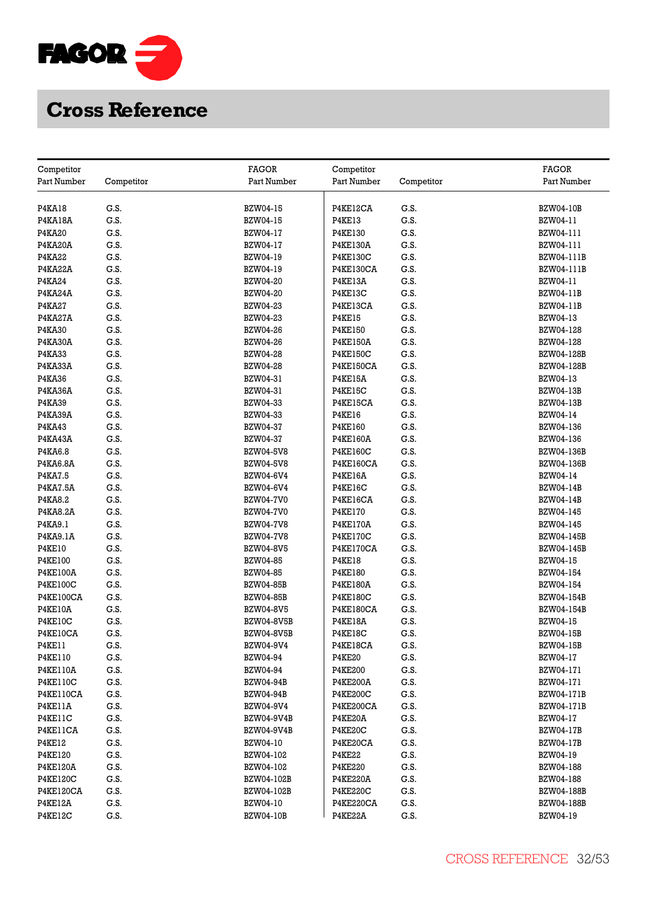# Cross Reference

| Competitor Part Number | Competitor | FAGOR Part Number |
|---|---|---|
| P4KA18 | G.S. | BZW04-15 |
| P4KA18A | G.S. | BZW04-15 |
| P4KA20 | G.S. | BZW04-17 |
| P4KA20A | G.S. | BZW04-17 |
| P4KA22 | G.S. | BZW04-19 |
| P4KA22A | G.S. | BZW04-19 |
| P4KA24 | G.S. | BZW04-20 |
| P4KA24A | G.S. | BZW04-20 |
| P4KA27 | G.S. | BZW04-23 |
| P4KA27A | G.S. | BZW04-23 |
| P4KA30 | G.S. | BZW04-26 |
| P4KA30A | G.S. | BZW04-26 |
| P4KA33 | G.S. | BZW04-28 |
| P4KA33A | G.S. | BZW04-28 |
| P4KA36 | G.S. | BZW04-31 |
| P4KA36A | G.S. | BZW04-31 |
| P4KA39 | G.S. | BZW04-33 |
| P4KA39A | G.S. | BZW04-33 |
| P4KA43 | G.S. | BZW04-37 |
| P4KA43A | G.S. | BZW04-37 |
| P4KA6.8 | G.S. | BZW04-5V8 |
| P4KA6.8A | G.S. | BZW04-5V8 |
| P4KA7.5 | G.S. | BZW04-6V4 |
| P4KA7.5A | G.S. | BZW04-6V4 |
| P4KA8.2 | G.S. | BZW04-7V0 |
| P4KA8.2A | G.S. | BZW04-7V0 |
| P4KA9.1 | G.S. | BZW04-7V8 |
| P4KA9.1A | G.S. | BZW04-7V8 |
| P4KE10 | G.S. | BZW04-8V5 |
| P4KE100 | G.S. | BZW04-85 |
| P4KE100A | G.S. | BZW04-85 |
| P4KE100C | G.S. | BZW04-85B |
| P4KE100CA | G.S. | BZW04-85B |
| P4KE10A | G.S. | BZW04-8V5 |
| P4KE10C | G.S. | BZW04-8V5B |
| P4KE10CA | G.S. | BZW04-8V5B |
| P4KE11 | G.S. | BZW04-9V4 |
| P4KE110 | G.S. | BZW04-94 |
| P4KE110A | G.S. | BZW04-94 |
| P4KE110C | G.S. | BZW04-94B |
| P4KE110CA | G.S. | BZW04-94B |
| P4KE11A | G.S. | BZW04-9V4 |
| P4KE11C | G.S. | BZW04-9V4B |
| P4KE11CA | G.S. | BZW04-9V4B |
| P4KE12 | G.S. | BZW04-10 |
| P4KE120 | G.S. | BZW04-102 |
| P4KE120A | G.S. | BZW04-102 |
| P4KE120C | G.S. | BZW04-102B |
| P4KE120CA | G.S. | BZW04-102B |
| P4KE12A | G.S. | BZW04-10 |
| P4KE12C | G.S. | BZW04-10B |
| P4KE12CA | G.S. | BZW04-10B |
| P4KE13 | G.S. | BZW04-11 |
| P4KE130 | G.S. | BZW04-111 |
| P4KE130A | G.S. | BZW04-111 |
| P4KE130C | G.S. | BZW04-111B |
| P4KE130CA | G.S. | BZW04-111B |
| P4KE13A | G.S. | BZW04-11 |
| P4KE13C | G.S. | BZW04-11B |
| P4KE13CA | G.S. | BZW04-11B |
| P4KE15 | G.S. | BZW04-13 |
| P4KE150 | G.S. | BZW04-128 |
| P4KE150A | G.S. | BZW04-128 |
| P4KE150C | G.S. | BZW04-128B |
| P4KE150CA | G.S. | BZW04-128B |
| P4KE15A | G.S. | BZW04-13 |
| P4KE15C | G.S. | BZW04-13B |
| P4KE15CA | G.S. | BZW04-13B |
| P4KE16 | G.S. | BZW04-14 |
| P4KE160 | G.S. | BZW04-136 |
| P4KE160A | G.S. | BZW04-136 |
| P4KE160C | G.S. | BZW04-136B |
| P4KE160CA | G.S. | BZW04-136B |
| P4KE16A | G.S. | BZW04-14 |
| P4KE16C | G.S. | BZW04-14B |
| P4KE16CA | G.S. | BZW04-14B |
| P4KE170 | G.S. | BZW04-145 |
| P4KE170A | G.S. | BZW04-145 |
| P4KE170C | G.S. | BZW04-145B |
| P4KE170CA | G.S. | BZW04-145B |
| P4KE18 | G.S. | BZW04-15 |
| P4KE180 | G.S. | BZW04-154 |
| P4KE180A | G.S. | BZW04-154 |
| P4KE180C | G.S. | BZW04-154B |
| P4KE180CA | G.S. | BZW04-154B |
| P4KE18A | G.S. | BZW04-15 |
| P4KE18C | G.S. | BZW04-15B |
| P4KE18CA | G.S. | BZW04-15B |
| P4KE20 | G.S. | BZW04-17 |
| P4KE200 | G.S. | BZW04-171 |
| P4KE200A | G.S. | BZW04-171 |
| P4KE200C | G.S. | BZW04-171B |
| P4KE200CA | G.S. | BZW04-171B |
| P4KE20A | G.S. | BZW04-17 |
| P4KE20C | G.S. | BZW04-17B |
| P4KE20CA | G.S. | BZW04-17B |
| P4KE22 | G.S. | BZW04-19 |
| P4KE220 | G.S. | BZW04-188 |
| P4KE220A | G.S. | BZW04-188 |
| P4KE220C | G.S. | BZW04-188B |
| P4KE220CA | G.S. | BZW04-188B |
| P4KE22A | G.S. | BZW04-19 |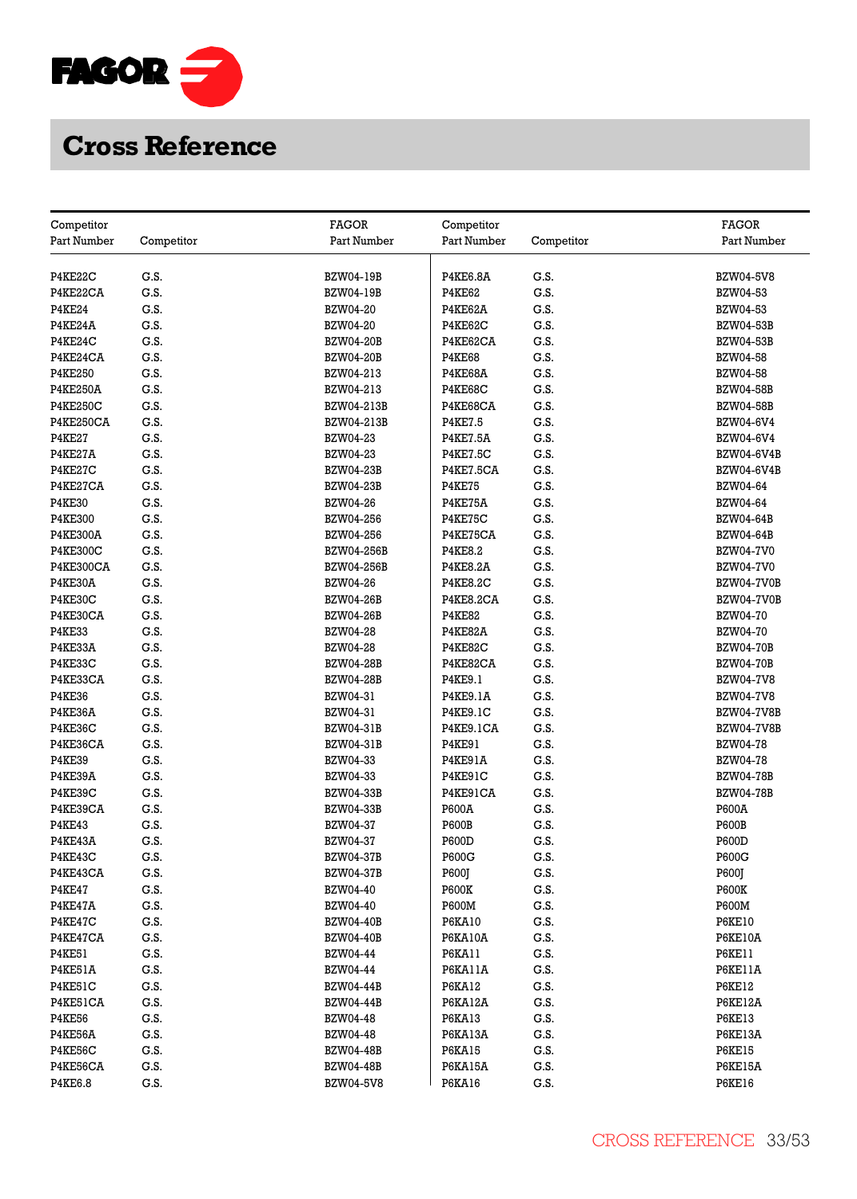# Cross Reference

| Competitor Part Number | Competitor | FAGOR Part Number | Competitor Part Number | Competitor | FAGOR Part Number |
|---|---|---|---|---|---|
| P4KE22C | G.S. | BZW04-19B | P4KE6.8A | G.S. | BZW04-5V8 |
| P4KE22CA | G.S. | BZW04-19B | P4KE62 | G.S. | BZW04-53 |
| P4KE24 | G.S. | BZW04-20 | P4KE62A | G.S. | BZW04-53 |
| P4KE24A | G.S. | BZW04-20 | P4KE62C | G.S. | BZW04-53B |
| P4KE24C | G.S. | BZW04-20B | P4KE62CA | G.S. | BZW04-53B |
| P4KE24CA | G.S. | BZW04-20B | P4KE68 | G.S. | BZW04-58 |
| P4KE250 | G.S. | BZW04-213 | P4KE68A | G.S. | BZW04-58 |
| P4KE250A | G.S. | BZW04-213 | P4KE68C | G.S. | BZW04-58B |
| P4KE250C | G.S. | BZW04-213B | P4KE68CA | G.S. | BZW04-58B |
| P4KE250CA | G.S. | BZW04-213B | P4KE7.5 | G.S. | BZW04-6V4 |
| P4KE27 | G.S. | BZW04-23 | P4KE7.5A | G.S. | BZW04-6V4 |
| P4KE27A | G.S. | BZW04-23 | P4KE7.5C | G.S. | BZW04-6V4B |
| P4KE27C | G.S. | BZW04-23B | P4KE7.5CA | G.S. | BZW04-6V4B |
| P4KE27CA | G.S. | BZW04-23B | P4KE75 | G.S. | BZW04-64 |
| P4KE30 | G.S. | BZW04-26 | P4KE75A | G.S. | BZW04-64 |
| P4KE300 | G.S. | BZW04-256 | P4KE75C | G.S. | BZW04-64B |
| P4KE300A | G.S. | BZW04-256 | P4KE75CA | G.S. | BZW04-64B |
| P4KE300C | G.S. | BZW04-256B | P4KE8.2 | G.S. | BZW04-7V0 |
| P4KE300CA | G.S. | BZW04-256B | P4KE8.2A | G.S. | BZW04-7V0 |
| P4KE30A | G.S. | BZW04-26 | P4KE8.2C | G.S. | BZW04-7V0B |
| P4KE30C | G.S. | BZW04-26B | P4KE8.2CA | G.S. | BZW04-7V0B |
| P4KE30CA | G.S. | BZW04-26B | P4KE82 | G.S. | BZW04-70 |
| P4KE33 | G.S. | BZW04-28 | P4KE82A | G.S. | BZW04-70 |
| P4KE33A | G.S. | BZW04-28 | P4KE82C | G.S. | BZW04-70B |
| P4KE33C | G.S. | BZW04-28B | P4KE82CA | G.S. | BZW04-70B |
| P4KE33CA | G.S. | BZW04-28B | P4KE9.1 | G.S. | BZW04-7V8 |
| P4KE36 | G.S. | BZW04-31 | P4KE9.1A | G.S. | BZW04-7V8 |
| P4KE36A | G.S. | BZW04-31 | P4KE9.1C | G.S. | BZW04-7V8B |
| P4KE36C | G.S. | BZW04-31B | P4KE9.1CA | G.S. | BZW04-7V8B |
| P4KE36CA | G.S. | BZW04-31B | P4KE91 | G.S. | BZW04-78 |
| P4KE39 | G.S. | BZW04-33 | P4KE91A | G.S. | BZW04-78 |
| P4KE39A | G.S. | BZW04-33 | P4KE91C | G.S. | BZW04-78B |
| P4KE39C | G.S. | BZW04-33B | P4KE91CA | G.S. | BZW04-78B |
| P4KE39CA | G.S. | BZW04-33B | P600A | G.S. | P600A |
| P4KE43 | G.S. | BZW04-37 | P600B | G.S. | P600B |
| P4KE43A | G.S. | BZW04-37 | P600D | G.S. | P600D |
| P4KE43C | G.S. | BZW04-37B | P600G | G.S. | P600G |
| P4KE43CA | G.S. | BZW04-37B | P600J | G.S. | P600J |
| P4KE47 | G.S. | BZW04-40 | P600K | G.S. | P600K |
| P4KE47A | G.S. | BZW04-40 | P600M | G.S. | P600M |
| P4KE47C | G.S. | BZW04-40B | P6KA10 | G.S. | P6KE10 |
| P4KE47CA | G.S. | BZW04-40B | P6KA10A | G.S. | P6KE10A |
| P4KE51 | G.S. | BZW04-44 | P6KA11 | G.S. | P6KE11 |
| P4KE51A | G.S. | BZW04-44 | P6KA11A | G.S. | P6KE11A |
| P4KE51C | G.S. | BZW04-44B | P6KA12 | G.S. | P6KE12 |
| P4KE51CA | G.S. | BZW04-44B | P6KA12A | G.S. | P6KE12A |
| P4KE56 | G.S. | BZW04-48 | P6KA13 | G.S. | P6KE13 |
| P4KE56A | G.S. | BZW04-48 | P6KA13A | G.S. | P6KE13A |
| P4KE56C | G.S. | BZW04-48B | P6KA15 | G.S. | P6KE15 |
| P4KE56CA | G.S. | BZW04-48B | P6KA15A | G.S. | P6KE15A |
| P4KE6.8 | G.S. | BZW04-5V8 | P6KA16 | G.S. | P6KE16 |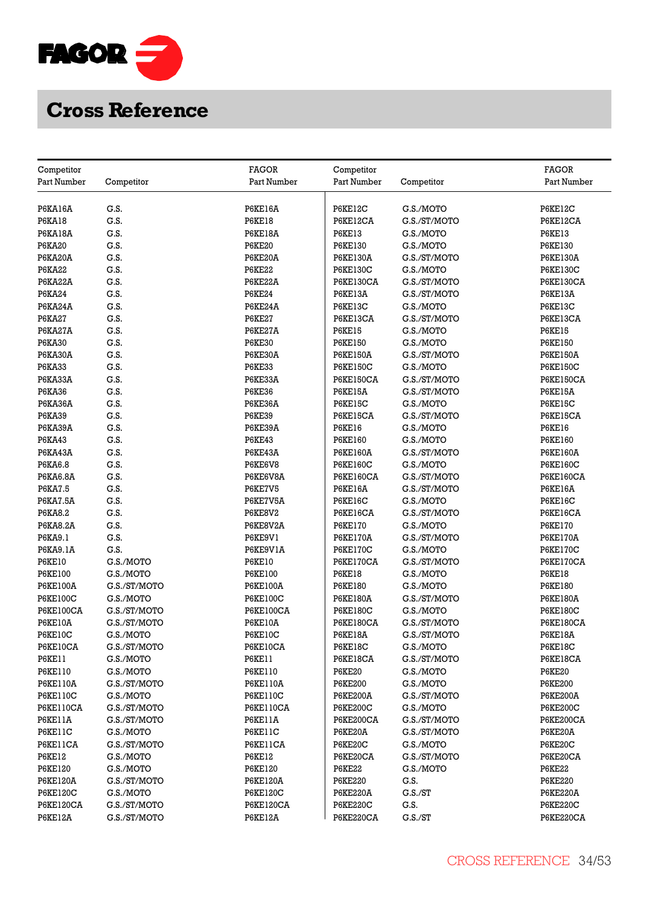# Cross Reference

| Competitor Part Number | Competitor | FAGOR Part Number |
|---|---|---|
| P6KA16A | G.S. | P6KE16A |
| P6KA18 | G.S. | P6KE18 |
| P6KA18A | G.S. | P6KE18A |
| P6KA20 | G.S. | P6KE20 |
| P6KA20A | G.S. | P6KE20A |
| P6KA22 | G.S. | P6KE22 |
| P6KA22A | G.S. | P6KE22A |
| P6KA24 | G.S. | P6KE24 |
| P6KA24A | G.S. | P6KE24A |
| P6KA27 | G.S. | P6KE27 |
| P6KA27A | G.S. | P6KE27A |
| P6KA30 | G.S. | P6KE30 |
| P6KA30A | G.S. | P6KE30A |
| P6KA33 | G.S. | P6KE33 |
| P6KA33A | G.S. | P6KE33A |
| P6KA36 | G.S. | P6KE36 |
| P6KA36A | G.S. | P6KE36A |
| P6KA39 | G.S. | P6KE39 |
| P6KA39A | G.S. | P6KE39A |
| P6KA43 | G.S. | P6KE43 |
| P6KA43A | G.S. | P6KE43A |
| P6KA6.8 | G.S. | P6KE6V8 |
| P6KA6.8A | G.S. | P6KE6V8A |
| P6KA7.5 | G.S. | P6KE7V5 |
| P6KA7.5A | G.S. | P6KE7V5A |
| P6KA8.2 | G.S. | P6KE8V2 |
| P6KA8.2A | G.S. | P6KE8V2A |
| P6KA9.1 | G.S. | P6KE9V1 |
| P6KA9.1A | G.S. | P6KE9V1A |
| P6KE10 | G.S./MOTO | P6KE10 |
| P6KE100 | G.S./MOTO | P6KE100 |
| P6KE100A | G.S./ST/MOTO | P6KE100A |
| P6KE100C | G.S./MOTO | P6KE100C |
| P6KE100CA | G.S./ST/MOTO | P6KE100CA |
| P6KE10A | G.S./ST/MOTO | P6KE10A |
| P6KE10C | G.S./MOTO | P6KE10C |
| P6KE10CA | G.S./ST/MOTO | P6KE10CA |
| P6KE11 | G.S./MOTO | P6KE11 |
| P6KE110 | G.S./MOTO | P6KE110 |
| P6KE110A | G.S./ST/MOTO | P6KE110A |
| P6KE110C | G.S./MOTO | P6KE110C |
| P6KE110CA | G.S./ST/MOTO | P6KE110CA |
| P6KE11A | G.S./ST/MOTO | P6KE11A |
| P6KE11C | G.S./MOTO | P6KE11C |
| P6KE11CA | G.S./ST/MOTO | P6KE11CA |
| P6KE12 | G.S./MOTO | P6KE12 |
| P6KE120 | G.S./MOTO | P6KE120 |
| P6KE120A | G.S./ST/MOTO | P6KE120A |
| P6KE120C | G.S./MOTO | P6KE120C |
| P6KE120CA | G.S./ST/MOTO | P6KE120CA |
| P6KE12A | G.S./ST/MOTO | P6KE12A |
| P6KE12C | G.S./MOTO | P6KE12C |
| P6KE12CA | G.S./ST/MOTO | P6KE12CA |
| P6KE13 | G.S./MOTO | P6KE13 |
| P6KE130 | G.S./MOTO | P6KE130 |
| P6KE130A | G.S./ST/MOTO | P6KE130A |
| P6KE130C | G.S./MOTO | P6KE130C |
| P6KE130CA | G.S./ST/MOTO | P6KE130CA |
| P6KE13A | G.S./ST/MOTO | P6KE13A |
| P6KE13C | G.S./MOTO | P6KE13C |
| P6KE13CA | G.S./ST/MOTO | P6KE13CA |
| P6KE15 | G.S./MOTO | P6KE15 |
| P6KE150 | G.S./MOTO | P6KE150 |
| P6KE150A | G.S./ST/MOTO | P6KE150A |
| P6KE150C | G.S./MOTO | P6KE150C |
| P6KE150CA | G.S./ST/MOTO | P6KE150CA |
| P6KE15A | G.S./ST/MOTO | P6KE15A |
| P6KE15C | G.S./MOTO | P6KE15C |
| P6KE15CA | G.S./ST/MOTO | P6KE15CA |
| P6KE16 | G.S./MOTO | P6KE16 |
| P6KE160 | G.S./MOTO | P6KE160 |
| P6KE160A | G.S./ST/MOTO | P6KE160A |
| P6KE160C | G.S./MOTO | P6KE160C |
| P6KE160CA | G.S./ST/MOTO | P6KE160CA |
| P6KE16A | G.S./ST/MOTO | P6KE16A |
| P6KE16C | G.S./MOTO | P6KE16C |
| P6KE16CA | G.S./ST/MOTO | P6KE16CA |
| P6KE170 | G.S./MOTO | P6KE170 |
| P6KE170A | G.S./ST/MOTO | P6KE170A |
| P6KE170C | G.S./MOTO | P6KE170C |
| P6KE170CA | G.S./ST/MOTO | P6KE170CA |
| P6KE18 | G.S./MOTO | P6KE18 |
| P6KE180 | G.S./MOTO | P6KE180 |
| P6KE180A | G.S./ST/MOTO | P6KE180A |
| P6KE180C | G.S./MOTO | P6KE180C |
| P6KE180CA | G.S./ST/MOTO | P6KE180CA |
| P6KE18A | G.S./ST/MOTO | P6KE18A |
| P6KE18C | G.S./MOTO | P6KE18C |
| P6KE18CA | G.S./ST/MOTO | P6KE18CA |
| P6KE20 | G.S./MOTO | P6KE20 |
| P6KE200 | G.S./MOTO | P6KE200 |
| P6KE200A | G.S./ST/MOTO | P6KE200A |
| P6KE200C | G.S./MOTO | P6KE200C |
| P6KE200CA | G.S./ST/MOTO | P6KE200CA |
| P6KE20A | G.S./ST/MOTO | P6KE20A |
| P6KE20C | G.S./MOTO | P6KE20C |
| P6KE20CA | G.S./ST/MOTO | P6KE20CA |
| P6KE22 | G.S./MOTO | P6KE22 |
| P6KE220 | G.S. | P6KE220 |
| P6KE220A | G.S./ST | P6KE220A |
| P6KE220C | G.S. | P6KE220C |
| P6KE220CA | G.S./ST | P6KE220CA |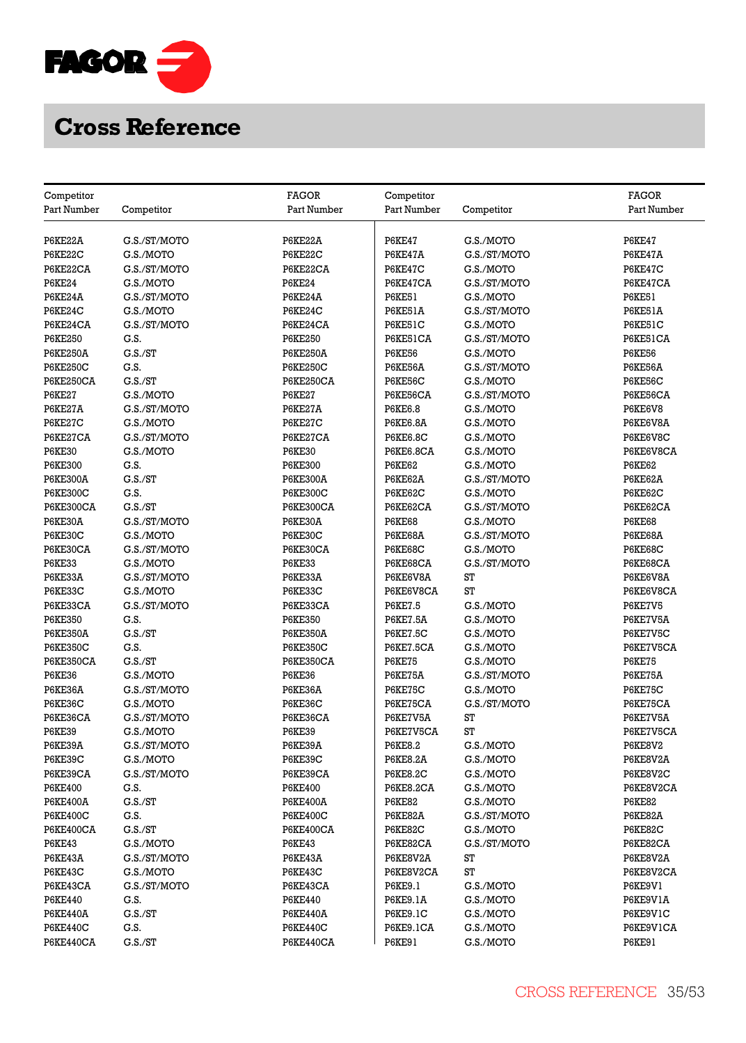# Cross Reference

| Competitor Part Number | Competitor | FAGOR Part Number | Competitor Part Number | Competitor | FAGOR Part Number |
|---|---|---|---|---|---|
| P6KE22A | G.S./ST/MOTO | P6KE22A | P6KE47 | G.S./MOTO | P6KE47 |
| P6KE22C | G.S./MOTO | P6KE22C | P6KE47A | G.S./ST/MOTO | P6KE47A |
| P6KE22CA | G.S./ST/MOTO | P6KE22CA | P6KE47C | G.S./MOTO | P6KE47C |
| P6KE24 | G.S./MOTO | P6KE24 | P6KE47CA | G.S./ST/MOTO | P6KE47CA |
| P6KE24A | G.S./ST/MOTO | P6KE24A | P6KE51 | G.S./MOTO | P6KE51 |
| P6KE24C | G.S./MOTO | P6KE24C | P6KE51A | G.S./ST/MOTO | P6KE51A |
| P6KE24CA | G.S./ST/MOTO | P6KE24CA | P6KE51C | G.S./MOTO | P6KE51C |
| P6KE250 | G.S. | P6KE250 | P6KE51CA | G.S./ST/MOTO | P6KE51CA |
| P6KE250A | G.S./ST | P6KE250A | P6KE56 | G.S./MOTO | P6KE56 |
| P6KE250C | G.S. | P6KE250C | P6KE56A | G.S./ST/MOTO | P6KE56A |
| P6KE250CA | G.S./ST | P6KE250CA | P6KE56C | G.S./MOTO | P6KE56C |
| P6KE27 | G.S./MOTO | P6KE27 | P6KE56CA | G.S./ST/MOTO | P6KE56CA |
| P6KE27A | G.S./ST/MOTO | P6KE27A | P6KE6.8 | G.S./MOTO | P6KE6V8 |
| P6KE27C | G.S./MOTO | P6KE27C | P6KE6.8A | G.S./MOTO | P6KE6V8A |
| P6KE27CA | G.S./ST/MOTO | P6KE27CA | P6KE6.8C | G.S./MOTO | P6KE6V8C |
| P6KE30 | G.S./MOTO | P6KE30 | P6KE6.8CA | G.S./MOTO | P6KE6V8CA |
| P6KE300 | G.S. | P6KE300 | P6KE62 | G.S./MOTO | P6KE62 |
| P6KE300A | G.S./ST | P6KE300A | P6KE62A | G.S./ST/MOTO | P6KE62A |
| P6KE300C | G.S. | P6KE300C | P6KE62C | G.S./MOTO | P6KE62C |
| P6KE300CA | G.S./ST | P6KE300CA | P6KE62CA | G.S./ST/MOTO | P6KE62CA |
| P6KE30A | G.S./ST/MOTO | P6KE30A | P6KE68 | G.S./MOTO | P6KE68 |
| P6KE30C | G.S./MOTO | P6KE30C | P6KE68A | G.S./ST/MOTO | P6KE68A |
| P6KE30CA | G.S./ST/MOTO | P6KE30CA | P6KE68C | G.S./MOTO | P6KE68C |
| P6KE33 | G.S./MOTO | P6KE33 | P6KE68CA | G.S./ST/MOTO | P6KE68CA |
| P6KE33A | G.S./ST/MOTO | P6KE33A | P6KE6V8A | ST | P6KE6V8A |
| P6KE33C | G.S./MOTO | P6KE33C | P6KE6V8CA | ST | P6KE6V8CA |
| P6KE33CA | G.S./ST/MOTO | P6KE33CA | P6KE7.5 | G.S./MOTO | P6KE7V5 |
| P6KE350 | G.S. | P6KE350 | P6KE7.5A | G.S./MOTO | P6KE7V5A |
| P6KE350A | G.S./ST | P6KE350A | P6KE7.5C | G.S./MOTO | P6KE7V5C |
| P6KE350C | G.S. | P6KE350C | P6KE7.5CA | G.S./MOTO | P6KE7V5CA |
| P6KE350CA | G.S./ST | P6KE350CA | P6KE75 | G.S./MOTO | P6KE75 |
| P6KE36 | G.S./MOTO | P6KE36 | P6KE75A | G.S./ST/MOTO | P6KE75A |
| P6KE36A | G.S./ST/MOTO | P6KE36A | P6KE75C | G.S./MOTO | P6KE75C |
| P6KE36C | G.S./MOTO | P6KE36C | P6KE75CA | G.S./ST/MOTO | P6KE75CA |
| P6KE36CA | G.S./ST/MOTO | P6KE36CA | P6KE7V5A | ST | P6KE7V5A |
| P6KE39 | G.S./MOTO | P6KE39 | P6KE7V5CA | ST | P6KE7V5CA |
| P6KE39A | G.S./ST/MOTO | P6KE39A | P6KE8.2 | G.S./MOTO | P6KE8V2 |
| P6KE39C | G.S./MOTO | P6KE39C | P6KE8.2A | G.S./MOTO | P6KE8V2A |
| P6KE39CA | G.S./ST/MOTO | P6KE39CA | P6KE8.2C | G.S./MOTO | P6KE8V2C |
| P6KE400 | G.S. | P6KE400 | P6KE8.2CA | G.S./MOTO | P6KE8V2CA |
| P6KE400A | G.S./ST | P6KE400A | P6KE82 | G.S./MOTO | P6KE82 |
| P6KE400C | G.S. | P6KE400C | P6KE82A | G.S./ST/MOTO | P6KE82A |
| P6KE400CA | G.S./ST | P6KE400CA | P6KE82C | G.S./MOTO | P6KE82C |
| P6KE43 | G.S./MOTO | P6KE43 | P6KE82CA | G.S./ST/MOTO | P6KE82CA |
| P6KE43A | G.S./ST/MOTO | P6KE43A | P6KE8V2A | ST | P6KE8V2A |
| P6KE43C | G.S./MOTO | P6KE43C | P6KE8V2CA | ST | P6KE8V2CA |
| P6KE43CA | G.S./ST/MOTO | P6KE43CA | P6KE9.1 | G.S./MOTO | P6KE9V1 |
| P6KE440 | G.S. | P6KE440 | P6KE9.1A | G.S./MOTO | P6KE9V1A |
| P6KE440A | G.S./ST | P6KE440A | P6KE9.1C | G.S./MOTO | P6KE9V1C |
| P6KE440C | G.S. | P6KE440C | P6KE9.1CA | G.S./MOTO | P6KE9V1CA |
| P6KE440CA | G.S./ST | P6KE440CA | P6KE91 | G.S./MOTO | P6KE91 |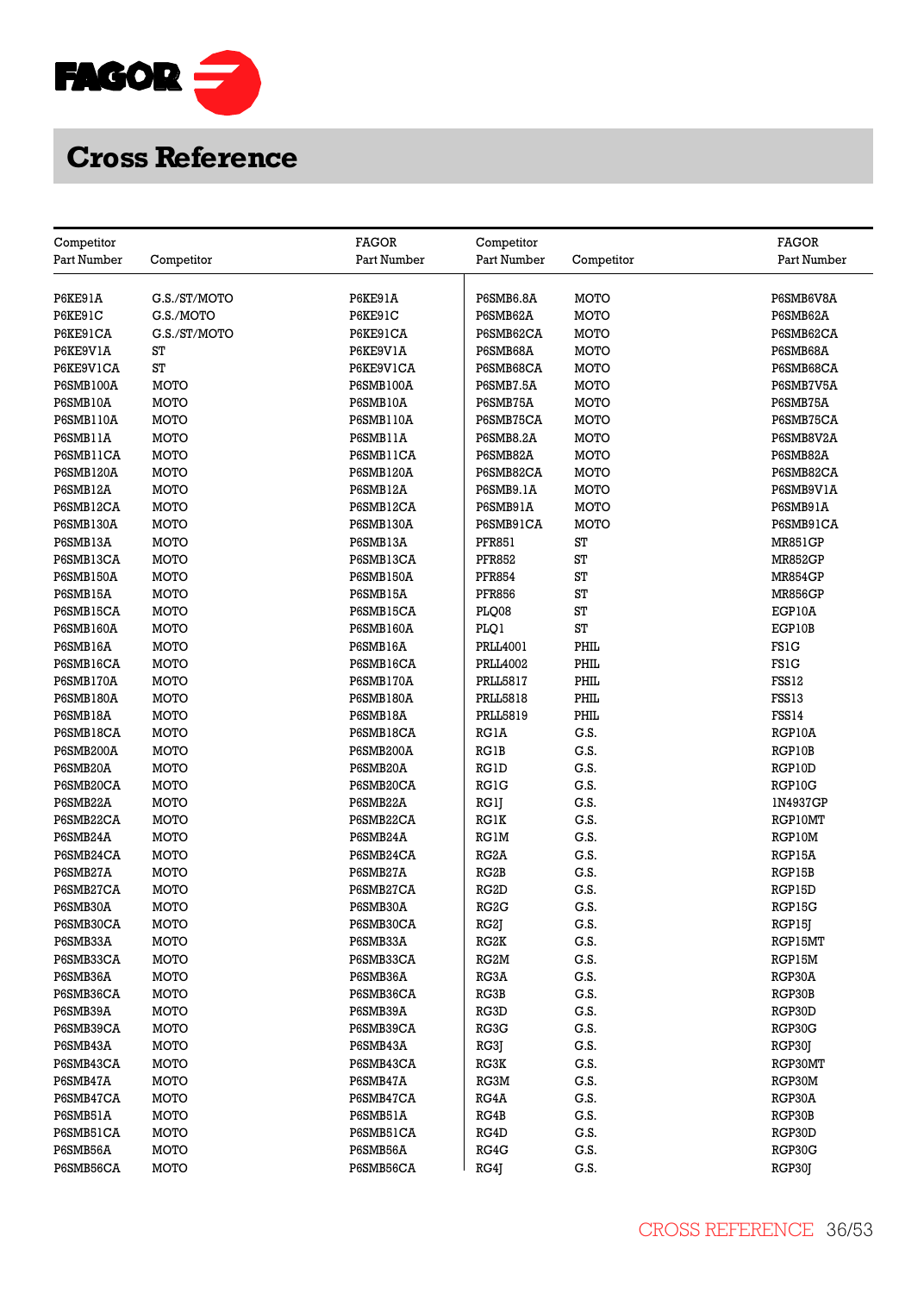# Cross Reference

| Competitor Part Number | Competitor | FAGOR Part Number |
|---|---|---|
| P6KE91A | G.S./ST/MOTO | P6KE91A |
| P6KE91C | G.S./MOTO | P6KE91C |
| P6KE91CA | G.S./ST/MOTO | P6KE91CA |
| P6KE9V1A | ST | P6KE9V1A |
| P6KE9V1CA | ST | P6KE9V1CA |
| P6SMB100A | MOTO | P6SMB100A |
| P6SMB10A | MOTO | P6SMB10A |
| P6SMB110A | MOTO | P6SMB110A |
| P6SMB11A | MOTO | P6SMB11A |
| P6SMB11CA | MOTO | P6SMB11CA |
| P6SMB120A | MOTO | P6SMB120A |
| P6SMB12A | MOTO | P6SMB12A |
| P6SMB12CA | MOTO | P6SMB12CA |
| P6SMB130A | MOTO | P6SMB130A |
| P6SMB13A | MOTO | P6SMB13A |
| P6SMB13CA | MOTO | P6SMB13CA |
| P6SMB150A | MOTO | P6SMB150A |
| P6SMB15A | MOTO | P6SMB15A |
| P6SMB15CA | MOTO | P6SMB15CA |
| P6SMB160A | MOTO | P6SMB160A |
| P6SMB16A | MOTO | P6SMB16A |
| P6SMB16CA | MOTO | P6SMB16CA |
| P6SMB170A | MOTO | P6SMB170A |
| P6SMB180A | MOTO | P6SMB180A |
| P6SMB18A | MOTO | P6SMB18A |
| P6SMB18CA | MOTO | P6SMB18CA |
| P6SMB200A | MOTO | P6SMB200A |
| P6SMB20A | MOTO | P6SMB20A |
| P6SMB20CA | MOTO | P6SMB20CA |
| P6SMB22A | MOTO | P6SMB22A |
| P6SMB22CA | MOTO | P6SMB22CA |
| P6SMB24A | MOTO | P6SMB24A |
| P6SMB24CA | MOTO | P6SMB24CA |
| P6SMB27A | MOTO | P6SMB27A |
| P6SMB27CA | MOTO | P6SMB27CA |
| P6SMB30A | MOTO | P6SMB30A |
| P6SMB30CA | MOTO | P6SMB30CA |
| P6SMB33A | MOTO | P6SMB33A |
| P6SMB33CA | MOTO | P6SMB33CA |
| P6SMB36A | MOTO | P6SMB36A |
| P6SMB36CA | MOTO | P6SMB36CA |
| P6SMB39A | MOTO | P6SMB39A |
| P6SMB39CA | MOTO | P6SMB39CA |
| P6SMB43A | MOTO | P6SMB43A |
| P6SMB43CA | MOTO | P6SMB43CA |
| P6SMB47A | MOTO | P6SMB47A |
| P6SMB47CA | MOTO | P6SMB47CA |
| P6SMB51A | MOTO | P6SMB51A |
| P6SMB51CA | MOTO | P6SMB51CA |
| P6SMB56A | MOTO | P6SMB56A |
| P6SMB56CA | MOTO | P6SMB56CA |
| P6SMB6.8A | MOTO | P6SMB6V8A |
| P6SMB62A | MOTO | P6SMB62A |
| P6SMB62CA | MOTO | P6SMB62CA |
| P6SMB68A | MOTO | P6SMB68A |
| P6SMB68CA | MOTO | P6SMB68CA |
| P6SMB7.5A | MOTO | P6SMB7V5A |
| P6SMB75A | MOTO | P6SMB75A |
| P6SMB75CA | MOTO | P6SMB75CA |
| P6SMB8.2A | MOTO | P6SMB8V2A |
| P6SMB82A | MOTO | P6SMB82A |
| P6SMB82CA | MOTO | P6SMB82CA |
| P6SMB9.1A | MOTO | P6SMB9V1A |
| P6SMB91A | MOTO | P6SMB91A |
| P6SMB91CA | MOTO | P6SMB91CA |
| PFR851 | ST | MR851GP |
| PFR852 | ST | MR852GP |
| PFR854 | ST | MR854GP |
| PFR856 | ST | MR856GP |
| PLQ08 | ST | EGP10A |
| PLQ1 | ST | EGP10B |
| PRLL4001 | PHIL | FS1G |
| PRLL4002 | PHIL | FS1G |
| PRLL5817 | PHIL | FSS12 |
| PRLL5818 | PHIL | FSS13 |
| PRLL5819 | PHIL | FSS14 |
| RG1A | G.S. | RGP10A |
| RG1B | G.S. | RGP10B |
| RG1D | G.S. | RGP10D |
| RG1G | G.S. | RGP10G |
| RG1J | G.S. | 1N4937GP |
| RG1K | G.S. | RGP10MT |
| RG1M | G.S. | RGP10M |
| RG2A | G.S. | RGP15A |
| RG2B | G.S. | RGP15B |
| RG2D | G.S. | RGP15D |
| RG2G | G.S. | RGP15G |
| RG2J | G.S. | RGP15J |
| RG2K | G.S. | RGP15MT |
| RG2M | G.S. | RGP15M |
| RG3A | G.S. | RGP30A |
| RG3B | G.S. | RGP30B |
| RG3D | G.S. | RGP30D |
| RG3G | G.S. | RGP30G |
| RG3J | G.S. | RGP30J |
| RG3K | G.S. | RGP30MT |
| RG3M | G.S. | RGP30M |
| RG4A | G.S. | RGP30A |
| RG4B | G.S. | RGP30B |
| RG4D | G.S. | RGP30D |
| RG4G | G.S. | RGP30G |
| RG4J | G.S. | RGP30J |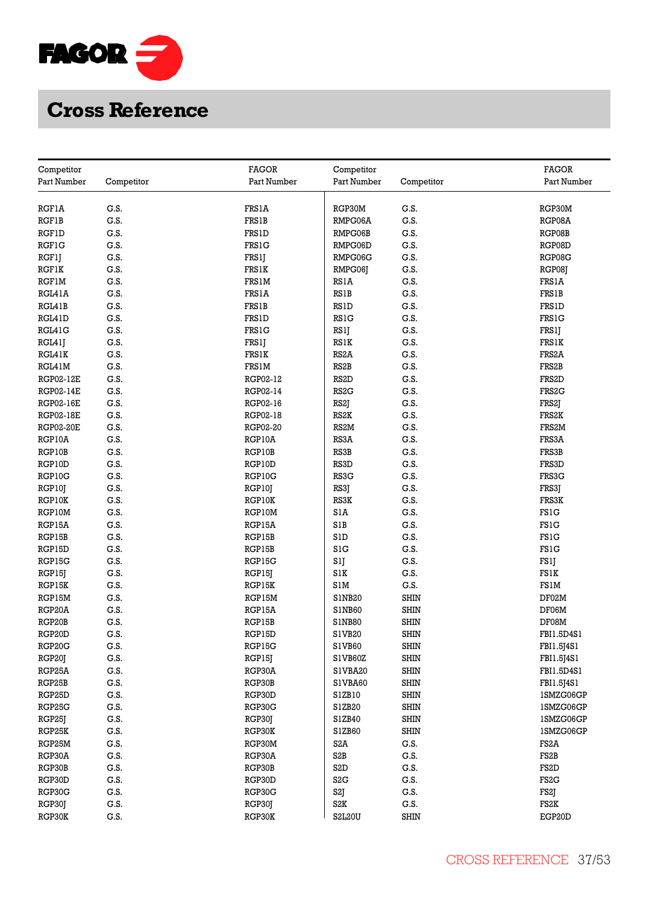# Cross Reference

| Competitor Part Number | Competitor | FAGOR Part Number | Competitor Part Number | Competitor | FAGOR Part Number |
|---|---|---|---|---|---|
| RGF1A | G.S. | FRS1A | RGP30M | G.S. | RGP30M |
| RGF1B | G.S. | FRS1B | RMPG06A | G.S. | RGP08A |
| RGF1D | G.S. | FRS1D | RMPG06B | G.S. | RGP08B |
| RGF1G | G.S. | FRS1G | RMPG06D | G.S. | RGP08D |
| RGF1J | G.S. | FRS1J | RMPG06G | G.S. | RGP08G |
| RGF1K | G.S. | FRS1K | RMPG06J | G.S. | RGP08J |
| RGF1M | G.S. | FRS1M | RS1A | G.S. | FRS1A |
| RGL41A | G.S. | FRS1A | RS1B | G.S. | FRS1B |
| RGL41B | G.S. | FRS1B | RS1D | G.S. | FRS1D |
| RGL41D | G.S. | FRS1D | RS1G | G.S. | FRS1G |
| RGL41G | G.S. | FRS1G | RS1J | G.S. | FRS1J |
| RGL41J | G.S. | FRS1J | RS1K | G.S. | FRS1K |
| RGL41K | G.S. | FRS1K | RS2A | G.S. | FRS2A |
| RGL41M | G.S. | FRS1M | RS2B | G.S. | FRS2B |
| RGP02-12E | G.S. | RGP02-12 | RS2D | G.S. | FRS2D |
| RGP02-14E | G.S. | RGP02-14 | RS2G | G.S. | FRS2G |
| RGP02-16E | G.S. | RGP02-16 | RS2J | G.S. | FRS2J |
| RGP02-18E | G.S. | RGP02-18 | RS2K | G.S. | FRS2K |
| RGP02-20E | G.S. | RGP02-20 | RS2M | G.S. | FRS2M |
| RGP10A | G.S. | RGP10A | RS3A | G.S. | FRS3A |
| RGP10B | G.S. | RGP10B | RS3B | G.S. | FRS3B |
| RGP10D | G.S. | RGP10D | RS3D | G.S. | FRS3D |
| RGP10G | G.S. | RGP10G | RS3G | G.S. | FRS3G |
| RGP10J | G.S. | RGP10J | RS3J | G.S. | FRS3J |
| RGP10K | G.S. | RGP10K | RS3K | G.S. | FRS3K |
| RGP10M | G.S. | RGP10M | S1A | G.S. | FS1G |
| RGP15A | G.S. | RGP15A | S1B | G.S. | FS1G |
| RGP15B | G.S. | RGP15B | S1D | G.S. | FS1G |
| RGP15D | G.S. | RGP15B | S1G | G.S. | FS1G |
| RGP15G | G.S. | RGP15G | S1J | G.S. | FS1J |
| RGP15J | G.S. | RGP15J | S1K | G.S. | FS1K |
| RGP15K | G.S. | RGP15K | S1M | G.S. | FS1M |
| RGP15M | G.S. | RGP15M | S1NB20 | SHIN | DF02M |
| RGP20A | G.S. | RGP15A | S1NB60 | SHIN | DF06M |
| RGP20B | G.S. | RGP15B | S1NB80 | SHIN | DF08M |
| RGP20D | G.S. | RGP15D | S1VB20 | SHIN | FBI1.5D4S1 |
| RGP20G | G.S. | RGP15G | S1VB60 | SHIN | FBI1.5J4S1 |
| RGP20J | G.S. | RGP15J | S1VB60Z | SHIN | FBI1.5J4S1 |
| RGP25A | G.S. | RGP30A | S1VBA20 | SHIN | FBI1.5D4S1 |
| RGP25B | G.S. | RGP30B | S1VBA60 | SHIN | FBI1.5J4S1 |
| RGP25D | G.S. | RGP30D | S1ZB10 | SHIN | 1SMZG06GP |
| RGP25G | G.S. | RGP30G | S1ZB20 | SHIN | 1SMZG06GP |
| RGP25J | G.S. | RGP30J | S1ZB40 | SHIN | 1SMZG06GP |
| RGP25K | G.S. | RGP30K | S1ZB60 | SHIN | 1SMZG06GP |
| RGP25M | G.S. | RGP30M | S2A | G.S. | FS2A |
| RGP30A | G.S. | RGP30A | S2B | G.S. | FS2B |
| RGP30B | G.S. | RGP30B | S2D | G.S. | FS2D |
| RGP30D | G.S. | RGP30D | S2G | G.S. | FS2G |
| RGP30G | G.S. | RGP30G | S2J | G.S. | FS2J |
| RGP30J | G.S. | RGP30J | S2K | G.S. | FS2K |
| RGP30K | G.S. | RGP30K | S2L20U | SHIN | EGP20D |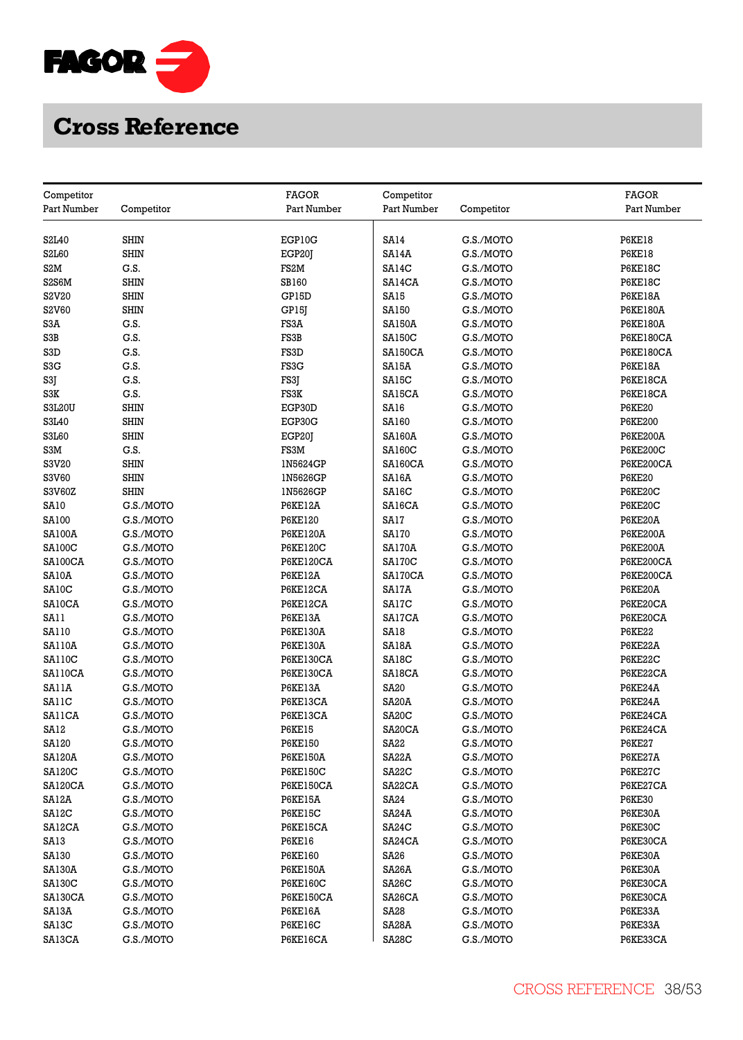# Cross Reference

| Competitor Part Number | Competitor | FAGOR Part Number |
|---|---|---|
| S2L40 | SHIN | EGP10G |
| S2L60 | SHIN | EGP20J |
| S2M | G.S. | FS2M |
| S2S6M | SHIN | SB160 |
| S2V20 | SHIN | GP15D |
| S2V60 | SHIN | GP15J |
| S3A | G.S. | FS3A |
| S3B | G.S. | FS3B |
| S3D | G.S. | FS3D |
| S3G | G.S. | FS3G |
| S3J | G.S. | FS3J |
| S3K | G.S. | FS3K |
| S3L20U | SHIN | EGP30D |
| S3L40 | SHIN | EGP30G |
| S3L60 | SHIN | EGP20J |
| S3M | G.S. | FS3M |
| S3V20 | SHIN | 1N5624GP |
| S3V60 | SHIN | 1N5626GP |
| S3V60Z | SHIN | 1N5626GP |
| SA10 | G.S./MOTO | P6KE12A |
| SA100 | G.S./MOTO | P6KE120 |
| SA100A | G.S./MOTO | P6KE120A |
| SA100C | G.S./MOTO | P6KE120C |
| SA100CA | G.S./MOTO | P6KE120CA |
| SA10A | G.S./MOTO | P6KE12A |
| SA10C | G.S./MOTO | P6KE12CA |
| SA10CA | G.S./MOTO | P6KE12CA |
| SA11 | G.S./MOTO | P6KE13A |
| SA110 | G.S./MOTO | P6KE130A |
| SA110A | G.S./MOTO | P6KE130A |
| SA110C | G.S./MOTO | P6KE130CA |
| SA110CA | G.S./MOTO | P6KE130CA |
| SA11A | G.S./MOTO | P6KE13A |
| SA11C | G.S./MOTO | P6KE13CA |
| SA11CA | G.S./MOTO | P6KE13CA |
| SA12 | G.S./MOTO | P6KE15 |
| SA120 | G.S./MOTO | P6KE150 |
| SA120A | G.S./MOTO | P6KE150A |
| SA120C | G.S./MOTO | P6KE150C |
| SA120CA | G.S./MOTO | P6KE150CA |
| SA12A | G.S./MOTO | P6KE15A |
| SA12C | G.S./MOTO | P6KE15C |
| SA12CA | G.S./MOTO | P6KE15CA |
| SA13 | G.S./MOTO | P6KE16 |
| SA130 | G.S./MOTO | P6KE160 |
| SA130A | G.S./MOTO | P6KE150A |
| SA130C | G.S./MOTO | P6KE160C |
| SA130CA | G.S./MOTO | P6KE150CA |
| SA13A | G.S./MOTO | P6KE16A |
| SA13C | G.S./MOTO | P6KE16C |
| SA13CA | G.S./MOTO | P6KE16CA |
| SA14 | G.S./MOTO | P6KE18 |
| SA14A | G.S./MOTO | P6KE18 |
| SA14C | G.S./MOTO | P6KE18C |
| SA14CA | G.S./MOTO | P6KE18C |
| SA15 | G.S./MOTO | P6KE18A |
| SA150 | G.S./MOTO | P6KE180A |
| SA150A | G.S./MOTO | P6KE180A |
| SA150C | G.S./MOTO | P6KE180CA |
| SA150CA | G.S./MOTO | P6KE180CA |
| SA15A | G.S./MOTO | P6KE18A |
| SA15C | G.S./MOTO | P6KE18CA |
| SA15CA | G.S./MOTO | P6KE18CA |
| SA16 | G.S./MOTO | P6KE20 |
| SA160 | G.S./MOTO | P6KE200 |
| SA160A | G.S./MOTO | P6KE200A |
| SA160C | G.S./MOTO | P6KE200C |
| SA160CA | G.S./MOTO | P6KE200CA |
| SA16A | G.S./MOTO | P6KE20 |
| SA16C | G.S./MOTO | P6KE20C |
| SA16CA | G.S./MOTO | P6KE20C |
| SA17 | G.S./MOTO | P6KE20A |
| SA170 | G.S./MOTO | P6KE200A |
| SA170A | G.S./MOTO | P6KE200A |
| SA170C | G.S./MOTO | P6KE200CA |
| SA170CA | G.S./MOTO | P6KE200CA |
| SA17A | G.S./MOTO | P6KE20A |
| SA17C | G.S./MOTO | P6KE20CA |
| SA17CA | G.S./MOTO | P6KE20CA |
| SA18 | G.S./MOTO | P6KE22 |
| SA18A | G.S./MOTO | P6KE22A |
| SA18C | G.S./MOTO | P6KE22C |
| SA18CA | G.S./MOTO | P6KE22CA |
| SA20 | G.S./MOTO | P6KE24A |
| SA20A | G.S./MOTO | P6KE24A |
| SA20C | G.S./MOTO | P6KE24CA |
| SA20CA | G.S./MOTO | P6KE24CA |
| SA22 | G.S./MOTO | P6KE27 |
| SA22A | G.S./MOTO | P6KE27A |
| SA22C | G.S./MOTO | P6KE27C |
| SA22CA | G.S./MOTO | P6KE27CA |
| SA24 | G.S./MOTO | P6KE30 |
| SA24A | G.S./MOTO | P6KE30A |
| SA24C | G.S./MOTO | P6KE30C |
| SA24CA | G.S./MOTO | P6KE30CA |
| SA26 | G.S./MOTO | P6KE30A |
| SA26A | G.S./MOTO | P6KE30A |
| SA26C | G.S./MOTO | P6KE30CA |
| SA26CA | G.S./MOTO | P6KE30CA |
| SA28 | G.S./MOTO | P6KE33A |
| SA28A | G.S./MOTO | P6KE33A |
| SA28C | G.S./MOTO | P6KE33CA |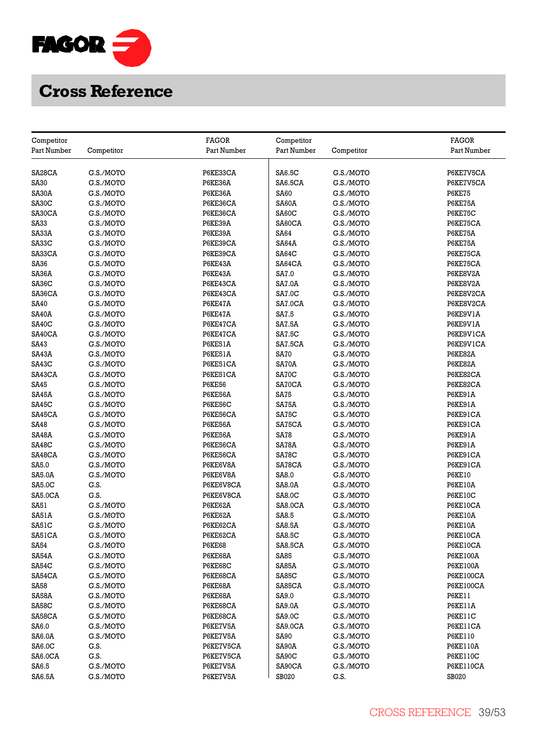# Cross Reference

| Competitor Part Number | Competitor | FAGOR Part Number |
|---|---|---|
| SA28CA | G.S./MOTO | P6KE33CA |
| SA30 | G.S./MOTO | P6KE36A |
| SA30A | G.S./MOTO | P6KE36A |
| SA30C | G.S./MOTO | P6KE36CA |
| SA30CA | G.S./MOTO | P6KE36CA |
| SA33 | G.S./MOTO | P6KE39A |
| SA33A | G.S./MOTO | P6KE39A |
| SA33C | G.S./MOTO | P6KE39CA |
| SA33CA | G.S./MOTO | P6KE39CA |
| SA36 | G.S./MOTO | P6KE43A |
| SA36A | G.S./MOTO | P6KE43A |
| SA36C | G.S./MOTO | P6KE43CA |
| SA36CA | G.S./MOTO | P6KE43CA |
| SA40 | G.S./MOTO | P6KE47A |
| SA40A | G.S./MOTO | P6KE47A |
| SA40C | G.S./MOTO | P6KE47CA |
| SA40CA | G.S./MOTO | P6KE47CA |
| SA43 | G.S./MOTO | P6KE51A |
| SA43A | G.S./MOTO | P6KE51A |
| SA43C | G.S./MOTO | P6KE51CA |
| SA43CA | G.S./MOTO | P6KE51CA |
| SA45 | G.S./MOTO | P6KE56 |
| SA45A | G.S./MOTO | P6KE56A |
| SA45C | G.S./MOTO | P6KE56C |
| SA45CA | G.S./MOTO | P6KE56CA |
| SA48 | G.S./MOTO | P6KE56A |
| SA48A | G.S./MOTO | P6KE56A |
| SA48C | G.S./MOTO | P6KE56CA |
| SA48CA | G.S./MOTO | P6KE56CA |
| SA5.0 | G.S./MOTO | P6KE6V8A |
| SA5.0A | G.S./MOTO | P6KE6V8A |
| SA5.0C | G.S. | P6KE6V8CA |
| SA5.0CA | G.S. | P6KE6V8CA |
| SA51 | G.S./MOTO | P6KE62A |
| SA51A | G.S./MOTO | P6KE62A |
| SA51C | G.S./MOTO | P6KE62CA |
| SA51CA | G.S./MOTO | P6KE62CA |
| SA54 | G.S./MOTO | P6KE68 |
| SA54A | G.S./MOTO | P6KE68A |
| SA54C | G.S./MOTO | P6KE68C |
| SA54CA | G.S./MOTO | P6KE68CA |
| SA58 | G.S./MOTO | P6KE68A |
| SA58A | G.S./MOTO | P6KE68A |
| SA58C | G.S./MOTO | P6KE68CA |
| SA58CA | G.S./MOTO | P6KE68CA |
| SA6.0 | G.S./MOTO | P6KE7V5A |
| SA6.0A | G.S./MOTO | P6KE7V5A |
| SA6.0C | G.S. | P6KE7V5CA |
| SA6.0CA | G.S. | P6KE7V5CA |
| SA6.5 | G.S./MOTO | P6KE7V5A |
| SA6.5A | G.S./MOTO | P6KE7V5A |
| SA6.5C | G.S./MOTO | P6KE7V5CA |
| SA6.5CA | G.S./MOTO | P6KE7V5CA |
| SA60 | G.S./MOTO | P6KE75 |
| SA60A | G.S./MOTO | P6KE75A |
| SA60C | G.S./MOTO | P6KE75C |
| SA60CA | G.S./MOTO | P6KE75CA |
| SA64 | G.S./MOTO | P6KE75A |
| SA64A | G.S./MOTO | P6KE75A |
| SA64C | G.S./MOTO | P6KE75CA |
| SA64CA | G.S./MOTO | P6KE75CA |
| SA7.0 | G.S./MOTO | P6KE8V2A |
| SA7.0A | G.S./MOTO | P6KE8V2A |
| SA7.0C | G.S./MOTO | P6KE8V2CA |
| SA7.0CA | G.S./MOTO | P6KE8V2CA |
| SA7.5 | G.S./MOTO | P6KE9V1A |
| SA7.5A | G.S./MOTO | P6KE9V1A |
| SA7.5C | G.S./MOTO | P6KE9V1CA |
| SA7.5CA | G.S./MOTO | P6KE9V1CA |
| SA70 | G.S./MOTO | P6KE82A |
| SA70A | G.S./MOTO | P6KE82A |
| SA70C | G.S./MOTO | P6KE82CA |
| SA70CA | G.S./MOTO | P6KE82CA |
| SA75 | G.S./MOTO | P6KE91A |
| SA75A | G.S./MOTO | P6KE91A |
| SA75C | G.S./MOTO | P6KE91CA |
| SA75CA | G.S./MOTO | P6KE91CA |
| SA78 | G.S./MOTO | P6KE91A |
| SA78A | G.S./MOTO | P6KE91A |
| SA78C | G.S./MOTO | P6KE91CA |
| SA78CA | G.S./MOTO | P6KE91CA |
| SA8.0 | G.S./MOTO | P6KE10 |
| SA8.0A | G.S./MOTO | P6KE10A |
| SA8.0C | G.S./MOTO | P6KE10C |
| SA8.0CA | G.S./MOTO | P6KE10CA |
| SA8.5 | G.S./MOTO | P6KE10A |
| SA8.5A | G.S./MOTO | P6KE10A |
| SA8.5C | G.S./MOTO | P6KE10CA |
| SA8.5CA | G.S./MOTO | P6KE10CA |
| SA85 | G.S./MOTO | P6KE100A |
| SA85A | G.S./MOTO | P6KE100A |
| SA85C | G.S./MOTO | P6KE100CA |
| SA85CA | G.S./MOTO | P6KE100CA |
| SA9.0 | G.S./MOTO | P6KE11 |
| SA9.0A | G.S./MOTO | P6KE11A |
| SA9.0C | G.S./MOTO | P6KE11C |
| SA9.0CA | G.S./MOTO | P6KE11CA |
| SA90 | G.S./MOTO | P6KE110 |
| SA90A | G.S./MOTO | P6KE110A |
| SA90C | G.S./MOTO | P6KE110C |
| SA90CA | G.S./MOTO | P6KE110CA |
| SB020 | G.S. | SB020 |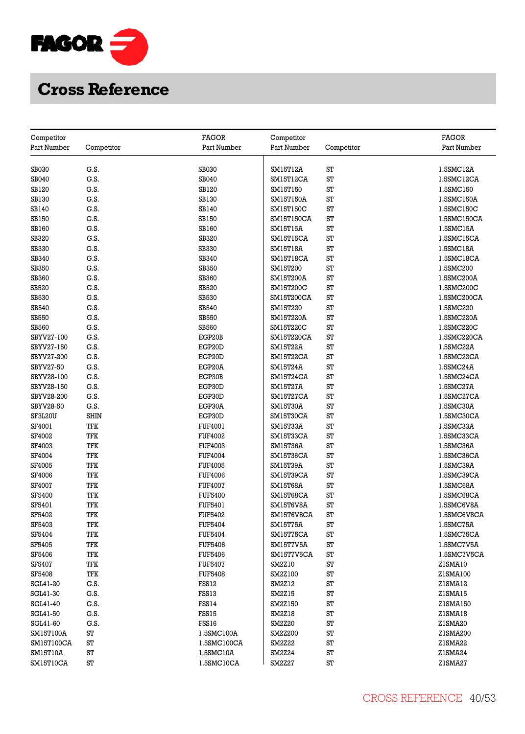# Cross Reference

| Competitor Part Number | Competitor | FAGOR Part Number |
|---|---|---|
| SB030 | G.S. | SB030 |
| SB040 | G.S. | SB040 |
| SB120 | G.S. | SB120 |
| SB130 | G.S. | SB130 |
| SB140 | G.S. | SB140 |
| SB150 | G.S. | SB150 |
| SB160 | G.S. | SB160 |
| SB320 | G.S. | SB320 |
| SB330 | G.S. | SB330 |
| SB340 | G.S. | SB340 |
| SB350 | G.S. | SB350 |
| SB360 | G.S. | SB360 |
| SB520 | G.S. | SB520 |
| SB530 | G.S. | SB530 |
| SB540 | G.S. | SB540 |
| SB550 | G.S. | SB550 |
| SB560 | G.S. | SB560 |
| SBYV27-100 | G.S. | EGP20B |
| SBYV27-150 | G.S. | EGP20D |
| SBYV27-200 | G.S. | EGP20D |
| SBYV27-50 | G.S. | EGP20A |
| SBYV28-100 | G.S. | EGP30B |
| SBYV28-150 | G.S. | EGP30D |
| SBYV28-200 | G.S. | EGP30D |
| SBYV28-50 | G.S. | EGP30A |
| SF3L20U | SHIN | EGP30D |
| SF4001 | TFK | FUF4001 |
| SF4002 | TFK | FUF4002 |
| SF4003 | TFK | FUF4003 |
| SF4004 | TFK | FUF4004 |
| SF4005 | TFK | FUF4005 |
| SF4006 | TFK | FUF4006 |
| SF4007 | TFK | FUF4007 |
| SF5400 | TFK | FUF5400 |
| SF5401 | TFK | FUF5401 |
| SF5402 | TFK | FUF5402 |
| SF5403 | TFK | FUF5404 |
| SF5404 | TFK | FUF5404 |
| SF5405 | TFK | FUF5406 |
| SF5406 | TFK | FUF5406 |
| SF5407 | TFK | FUF5407 |
| SF5408 | TFK | FUF5408 |
| SGL41-20 | G.S. | FSS12 |
| SGL41-30 | G.S. | FSS13 |
| SGL41-40 | G.S. | FSS14 |
| SGL41-50 | G.S. | FSS15 |
| SGL41-60 | G.S. | FSS16 |
| SM15T100A | ST | 1.5SMC100A |
| SM15T100CA | ST | 1.5SMC100CA |
| SM15T10A | ST | 1.5SMC10A |
| SM15T10CA | ST | 1.5SMC10CA |
| SM15T12A | ST | 1.5SMC12A |
| SM15T12CA | ST | 1.5SMC12CA |
| SM15T150 | ST | 1.5SMC150 |
| SM15T150A | ST | 1.5SMC150A |
| SM15T150C | ST | 1.5SMC150C |
| SM15T150CA | ST | 1.5SMC150CA |
| SM15T15A | ST | 1.5SMC15A |
| SM15T15CA | ST | 1.5SMC15CA |
| SM15T18A | ST | 1.5SMC18A |
| SM15T18CA | ST | 1.5SMC18CA |
| SM15T200 | ST | 1.5SMC200 |
| SM15T200A | ST | 1.5SMC200A |
| SM15T200C | ST | 1.5SMC200C |
| SM15T200CA | ST | 1.5SMC200CA |
| SM15T220 | ST | 1.5SMC220 |
| SM15T220A | ST | 1.5SMC220A |
| SM15T220C | ST | 1.5SMC220C |
| SM15T220CA | ST | 1.5SMC220CA |
| SM15T22A | ST | 1.5SMC22A |
| SM15T22CA | ST | 1.5SMC22CA |
| SM15T24A | ST | 1.5SMC24A |
| SM15T24CA | ST | 1.5SMC24CA |
| SM15T27A | ST | 1.5SMC27A |
| SM15T27CA | ST | 1.5SMC27CA |
| SM15T30A | ST | 1.5SMC30A |
| SM15T30CA | ST | 1.5SMC30CA |
| SM15T33A | ST | 1.5SMC33A |
| SM15T33CA | ST | 1.5SMC33CA |
| SM15T36A | ST | 1.5SMC36A |
| SM15T36CA | ST | 1.5SMC36CA |
| SM15T39A | ST | 1.5SMC39A |
| SM15T39CA | ST | 1.5SMC39CA |
| SM15T68A | ST | 1.5SMC68A |
| SM15T68CA | ST | 1.5SMC68CA |
| SM15T6V8A | ST | 1.5SMC6V8A |
| SM15T6V8CA | ST | 1.5SMC6V8CA |
| SM15T75A | ST | 1.5SMC75A |
| SM15T75CA | ST | 1.5SMC75CA |
| SM15T7V5A | ST | 1.5SMC7V5A |
| SM15T7V5CA | ST | 1.5SMC7V5CA |
| SM2Z10 | ST | Z1SMA10 |
| SM2Z100 | ST | Z1SMA100 |
| SM2Z12 | ST | Z1SMA12 |
| SM2Z15 | ST | Z1SMA15 |
| SM2Z150 | ST | Z1SMA150 |
| SM2Z18 | ST | Z1SMA18 |
| SM2Z20 | ST | Z1SMA20 |
| SM2Z200 | ST | Z1SMA200 |
| SM2Z22 | ST | Z1SMA22 |
| SM2Z24 | ST | Z1SMA24 |
| SM2Z27 | ST | Z1SMA27 |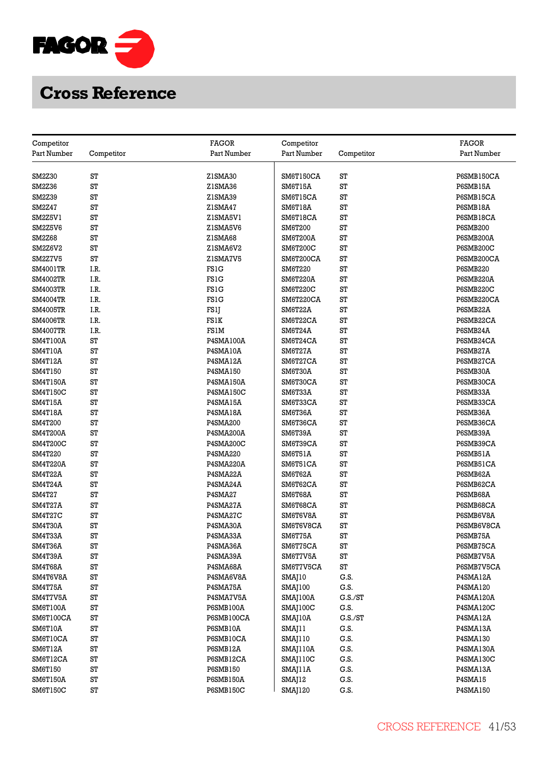# Cross Reference

| Competitor Part Number | Competitor | FAGOR Part Number |
|---|---|---|
| SM2Z30 | ST | Z1SMA30 |
| SM2Z36 | ST | Z1SMA36 |
| SM2Z39 | ST | Z1SMA39 |
| SM2Z47 | ST | Z1SMA47 |
| SM2Z5V1 | ST | Z1SMA5V1 |
| SM2Z5V6 | ST | Z1SMA5V6 |
| SM2Z68 | ST | Z1SMA68 |
| SM2Z6V2 | ST | Z1SMA6V2 |
| SM2Z7V5 | ST | Z1SMA7V5 |
| SM4001TR | I.R. | FS1G |
| SM4002TR | I.R. | FS1G |
| SM4003TR | I.R. | FS1G |
| SM4004TR | I.R. | FS1G |
| SM4005TR | I.R. | FS1J |
| SM4006TR | I.R. | FS1K |
| SM4007TR | I.R. | FS1M |
| SM4T100A | ST | P4SMA100A |
| SM4T10A | ST | P4SMA10A |
| SM4T12A | ST | P4SMA12A |
| SM4T150 | ST | P4SMA150 |
| SM4T150A | ST | P4SMA150A |
| SM4T150C | ST | P4SMA150C |
| SM4T15A | ST | P4SMA15A |
| SM4T18A | ST | P4SMA18A |
| SM4T200 | ST | P4SMA200 |
| SM4T200A | ST | P4SMA200A |
| SM4T200C | ST | P4SMA200C |
| SM4T220 | ST | P4SMA220 |
| SM4T220A | ST | P4SMA220A |
| SM4T22A | ST | P4SMA22A |
| SM4T24A | ST | P4SMA24A |
| SM4T27 | ST | P4SMA27 |
| SM4T27A | ST | P4SMA27A |
| SM4T27C | ST | P4SMA27C |
| SM4T30A | ST | P4SMA30A |
| SM4T33A | ST | P4SMA33A |
| SM4T36A | ST | P4SMA36A |
| SM4T39A | ST | P4SMA39A |
| SM4T68A | ST | P4SMA68A |
| SM4T6V8A | ST | P4SMA6V8A |
| SM4T75A | ST | P4SMA75A |
| SM4T7V5A | ST | P4SMA7V5A |
| SM6T100A | ST | P6SMB100A |
| SM6T100CA | ST | P6SMB100CA |
| SM6T10A | ST | P6SMB10A |
| SM6T10CA | ST | P6SMB10CA |
| SM6T12A | ST | P6SMB12A |
| SM6T12CA | ST | P6SMB12CA |
| SM6T150 | ST | P6SMB150 |
| SM6T150A | ST | P6SMB150A |
| SM6T150C | ST | P6SMB150C |
| SM6T150CA | ST | P6SMB150CA |
| SM6T15A | ST | P6SMB15A |
| SM6T15CA | ST | P6SMB15CA |
| SM6T18A | ST | P6SMB18A |
| SM6T18CA | ST | P6SMB18CA |
| SM6T200 | ST | P6SMB200 |
| SM6T200A | ST | P6SMB200A |
| SM6T200C | ST | P6SMB200C |
| SM6T200CA | ST | P6SMB200CA |
| SM6T220 | ST | P6SMB220 |
| SM6T220A | ST | P6SMB220A |
| SM6T220C | ST | P6SMB220C |
| SM6T220CA | ST | P6SMB220CA |
| SM6T22A | ST | P6SMB22A |
| SM6T22CA | ST | P6SMB22CA |
| SM6T24A | ST | P6SMB24A |
| SM6T24CA | ST | P6SMB24CA |
| SM6T27A | ST | P6SMB27A |
| SM6T27CA | ST | P6SMB27CA |
| SM6T30A | ST | P6SMB30A |
| SM6T30CA | ST | P6SMB30CA |
| SM6T33A | ST | P6SMB33A |
| SM6T33CA | ST | P6SMB33CA |
| SM6T36A | ST | P6SMB36A |
| SM6T36CA | ST | P6SMB36CA |
| SM6T39A | ST | P6SMB39A |
| SM6T39CA | ST | P6SMB39CA |
| SM6T51A | ST | P6SMB51A |
| SM6T51CA | ST | P6SMB51CA |
| SM6T62A | ST | P6SMB62A |
| SM6T62CA | ST | P6SMB62CA |
| SM6T68A | ST | P6SMB68A |
| SM6T68CA | ST | P6SMB68CA |
| SM6T6V8A | ST | P6SMB6V8A |
| SM6T6V8CA | ST | P6SMB6V8CA |
| SM6T75A | ST | P6SMB75A |
| SM6T75CA | ST | P6SMB75CA |
| SM6T7V5A | ST | P6SMB7V5A |
| SM6T7V5CA | ST | P6SMB7V5CA |
| SMAJ10 | G.S. | P4SMA12A |
| SMAJ100 | G.S. | P4SMA120 |
| SMAJ100A | G.S./ST | P4SMA120A |
| SMAJ100C | G.S. | P4SMA120C |
| SMAJ10A | G.S./ST | P4SMA12A |
| SMAJ11 | G.S. | P4SMA13A |
| SMAJ110 | G.S. | P4SMA130 |
| SMAJ110A | G.S. | P4SMA130A |
| SMAJ110C | G.S. | P4SMA130C |
| SMAJ11A | G.S. | P4SMA13A |
| SMAJ12 | G.S. | P4SMA15 |
| SMAJ120 | G.S. | P4SMA150 |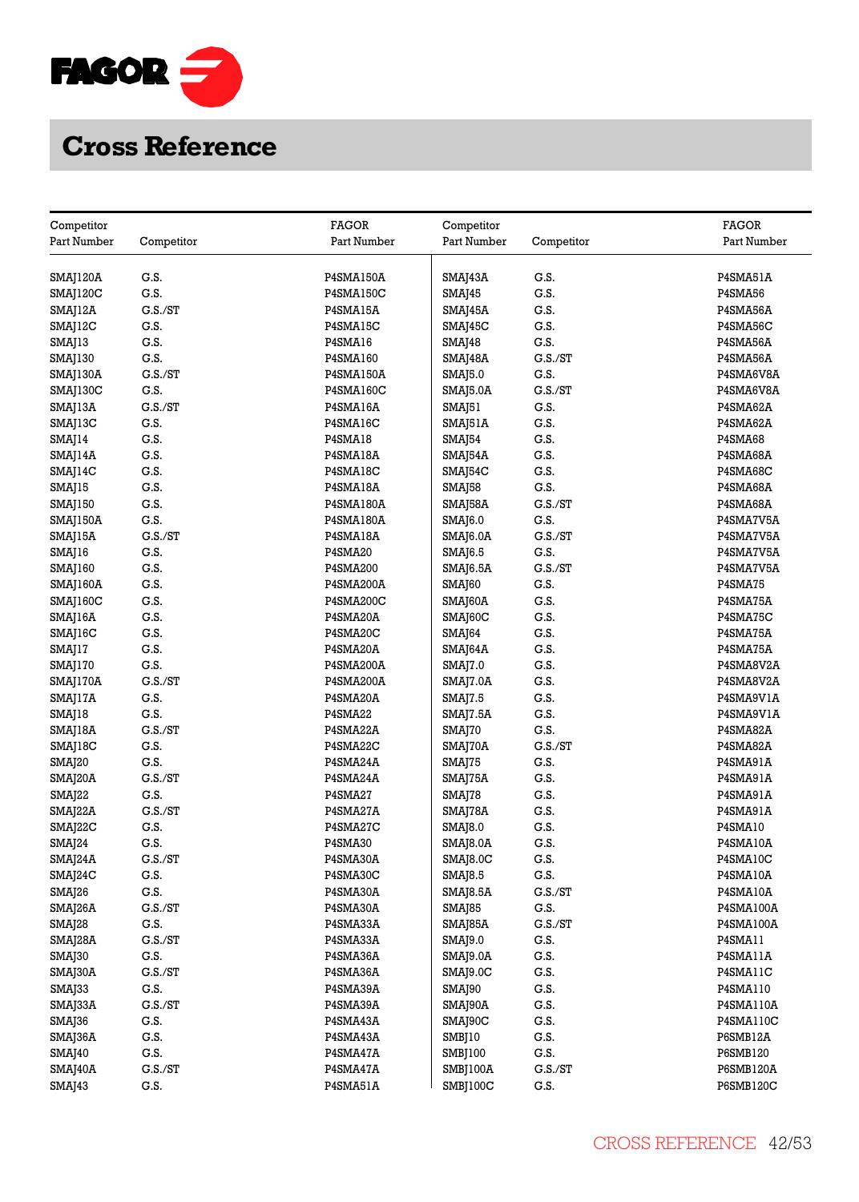# Cross Reference

| Competitor Part Number | Competitor | FAGOR Part Number |
|---|---|---|
| SMAJ120A | G.S. | P4SMA150A |
| SMAJ120C | G.S. | P4SMA150C |
| SMAJ12A | G.S./ST | P4SMA15A |
| SMAJ12C | G.S. | P4SMA15C |
| SMAJ13 | G.S. | P4SMA16 |
| SMAJ130 | G.S. | P4SMA160 |
| SMAJ130A | G.S./ST | P4SMA150A |
| SMAJ130C | G.S. | P4SMA160C |
| SMAJ13A | G.S./ST | P4SMA16A |
| SMAJ13C | G.S. | P4SMA16C |
| SMAJ14 | G.S. | P4SMA18 |
| SMAJ14A | G.S. | P4SMA18A |
| SMAJ14C | G.S. | P4SMA18C |
| SMAJ15 | G.S. | P4SMA18A |
| SMAJ150 | G.S. | P4SMA180A |
| SMAJ150A | G.S. | P4SMA180A |
| SMAJ15A | G.S./ST | P4SMA18A |
| SMAJ16 | G.S. | P4SMA20 |
| SMAJ160 | G.S. | P4SMA200 |
| SMAJ160A | G.S. | P4SMA200A |
| SMAJ160C | G.S. | P4SMA200C |
| SMAJ16A | G.S. | P4SMA20A |
| SMAJ16C | G.S. | P4SMA20C |
| SMAJ17 | G.S. | P4SMA20A |
| SMAJ170 | G.S. | P4SMA200A |
| SMAJ170A | G.S./ST | P4SMA200A |
| SMAJ17A | G.S. | P4SMA20A |
| SMAJ18 | G.S. | P4SMA22 |
| SMAJ18A | G.S./ST | P4SMA22A |
| SMAJ18C | G.S. | P4SMA22C |
| SMAJ20 | G.S. | P4SMA24A |
| SMAJ20A | G.S./ST | P4SMA24A |
| SMAJ22 | G.S. | P4SMA27 |
| SMAJ22A | G.S./ST | P4SMA27A |
| SMAJ22C | G.S. | P4SMA27C |
| SMAJ24 | G.S. | P4SMA30 |
| SMAJ24A | G.S./ST | P4SMA30A |
| SMAJ24C | G.S. | P4SMA30C |
| SMAJ26 | G.S. | P4SMA30A |
| SMAJ26A | G.S./ST | P4SMA30A |
| SMAJ28 | G.S. | P4SMA33A |
| SMAJ28A | G.S./ST | P4SMA33A |
| SMAJ30 | G.S. | P4SMA36A |
| SMAJ30A | G.S./ST | P4SMA36A |
| SMAJ33 | G.S. | P4SMA39A |
| SMAJ33A | G.S./ST | P4SMA39A |
| SMAJ36 | G.S. | P4SMA43A |
| SMAJ36A | G.S. | P4SMA43A |
| SMAJ40 | G.S. | P4SMA47A |
| SMAJ40A | G.S./ST | P4SMA47A |
| SMAJ43 | G.S. | P4SMA51A |
| SMAJ43A | G.S. | P4SMA51A |
| SMAJ45 | G.S. | P4SMA56 |
| SMAJ45A | G.S. | P4SMA56A |
| SMAJ45C | G.S. | P4SMA56C |
| SMAJ48 | G.S. | P4SMA56A |
| SMAJ48A | G.S./ST | P4SMA56A |
| SMAJ5.0 | G.S. | P4SMA6V8A |
| SMAJ5.0A | G.S./ST | P4SMA6V8A |
| SMAJ51 | G.S. | P4SMA62A |
| SMAJ51A | G.S. | P4SMA62A |
| SMAJ54 | G.S. | P4SMA68 |
| SMAJ54A | G.S. | P4SMA68A |
| SMAJ54C | G.S. | P4SMA68C |
| SMAJ58 | G.S. | P4SMA68A |
| SMAJ58A | G.S./ST | P4SMA68A |
| SMAJ6.0 | G.S. | P4SMA7V5A |
| SMAJ6.0A | G.S./ST | P4SMA7V5A |
| SMAJ6.5 | G.S. | P4SMA7V5A |
| SMAJ6.5A | G.S./ST | P4SMA7V5A |
| SMAJ60 | G.S. | P4SMA75 |
| SMAJ60A | G.S. | P4SMA75A |
| SMAJ60C | G.S. | P4SMA75C |
| SMAJ64 | G.S. | P4SMA75A |
| SMAJ64A | G.S. | P4SMA75A |
| SMAJ7.0 | G.S. | P4SMA8V2A |
| SMAJ7.0A | G.S. | P4SMA8V2A |
| SMAJ7.5 | G.S. | P4SMA9V1A |
| SMAJ7.5A | G.S. | P4SMA9V1A |
| SMAJ70 | G.S. | P4SMA82A |
| SMAJ70A | G.S./ST | P4SMA82A |
| SMAJ75 | G.S. | P4SMA91A |
| SMAJ75A | G.S. | P4SMA91A |
| SMAJ78 | G.S. | P4SMA91A |
| SMAJ78A | G.S. | P4SMA91A |
| SMAJ8.0 | G.S. | P4SMA10 |
| SMAJ8.0A | G.S. | P4SMA10A |
| SMAJ8.0C | G.S. | P4SMA10C |
| SMAJ8.5 | G.S. | P4SMA10A |
| SMAJ8.5A | G.S./ST | P4SMA10A |
| SMAJ85 | G.S. | P4SMA100A |
| SMAJ85A | G.S./ST | P4SMA100A |
| SMAJ9.0 | G.S. | P4SMA11 |
| SMAJ9.0A | G.S. | P4SMA11A |
| SMAJ9.0C | G.S. | P4SMA11C |
| SMAJ90 | G.S. | P4SMA110 |
| SMAJ90A | G.S. | P4SMA110A |
| SMAJ90C | G.S. | P4SMA110C |
| SMBJ10 | G.S. | P6SMB12A |
| SMBJ100 | G.S. | P6SMB120 |
| SMBJ100A | G.S./ST | P6SMB120A |
| SMBJ100C | G.S. | P6SMB120C |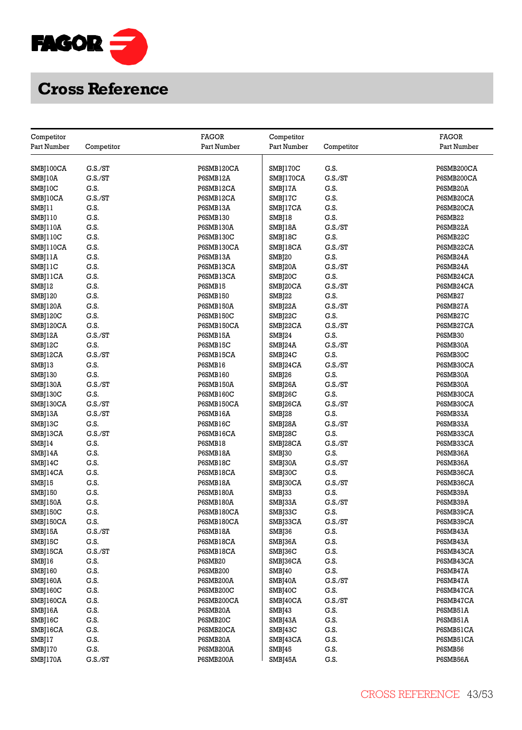# Cross Reference

| Competitor Part Number | Competitor | FAGOR Part Number |
|---|---|---|
| SMBJ100CA | G.S./ST | P6SMB120CA |
| SMBJ10A | G.S./ST | P6SMB12A |
| SMBJ10C | G.S. | P6SMB12CA |
| SMBJ10CA | G.S./ST | P6SMB12CA |
| SMBJ11 | G.S. | P6SMB13A |
| SMBJ110 | G.S. | P6SMB130 |
| SMBJ110A | G.S. | P6SMB130A |
| SMBJ110C | G.S. | P6SMB130C |
| SMBJ110CA | G.S. | P6SMB130CA |
| SMBJ11A | G.S. | P6SMB13A |
| SMBJ11C | G.S. | P6SMB13CA |
| SMBJ11CA | G.S. | P6SMB13CA |
| SMBJ12 | G.S. | P6SMB15 |
| SMBJ120 | G.S. | P6SMB150 |
| SMBJ120A | G.S. | P6SMB150A |
| SMBJ120C | G.S. | P6SMB150C |
| SMBJ120CA | G.S. | P6SMB150CA |
| SMBJ12A | G.S./ST | P6SMB15A |
| SMBJ12C | G.S. | P6SMB15C |
| SMBJ12CA | G.S./ST | P6SMB15CA |
| SMBJ13 | G.S. | P6SMB16 |
| SMBJ130 | G.S. | P6SMB160 |
| SMBJ130A | G.S./ST | P6SMB150A |
| SMBJ130C | G.S. | P6SMB160C |
| SMBJ130CA | G.S./ST | P6SMB150CA |
| SMBJ13A | G.S./ST | P6SMB16A |
| SMBJ13C | G.S. | P6SMB16C |
| SMBJ13CA | G.S./ST | P6SMB16CA |
| SMBJ14 | G.S. | P6SMB18 |
| SMBJ14A | G.S. | P6SMB18A |
| SMBJ14C | G.S. | P6SMB18C |
| SMBJ14CA | G.S. | P6SMB18CA |
| SMBJ15 | G.S. | P6SMB18A |
| SMBJ150 | G.S. | P6SMB180A |
| SMBJ150A | G.S. | P6SMB180A |
| SMBJ150C | G.S. | P6SMB180CA |
| SMBJ150CA | G.S. | P6SMB180CA |
| SMBJ15A | G.S./ST | P6SMB18A |
| SMBJ15C | G.S. | P6SMB18CA |
| SMBJ15CA | G.S./ST | P6SMB18CA |
| SMBJ16 | G.S. | P6SMB20 |
| SMBJ160 | G.S. | P6SMB200 |
| SMBJ160A | G.S. | P6SMB200A |
| SMBJ160C | G.S. | P6SMB200C |
| SMBJ160CA | G.S. | P6SMB200CA |
| SMBJ16A | G.S. | P6SMB20A |
| SMBJ16C | G.S. | P6SMB20C |
| SMBJ16CA | G.S. | P6SMB20CA |
| SMBJ17 | G.S. | P6SMB20A |
| SMBJ170 | G.S. | P6SMB200A |
| SMBJ170A | G.S./ST | P6SMB200A |
| SMBJ170C | G.S. | P6SMB200CA |
| SMBJ170CA | G.S./ST | P6SMB200CA |
| SMBJ17A | G.S. | P6SMB20A |
| SMBJ17C | G.S. | P6SMB20CA |
| SMBJ17CA | G.S. | P6SMB20CA |
| SMBJ18 | G.S. | P6SMB22 |
| SMBJ18A | G.S./ST | P6SMB22A |
| SMBJ18C | G.S. | P6SMB22C |
| SMBJ18CA | G.S./ST | P6SMB22CA |
| SMBJ20 | G.S. | P6SMB24A |
| SMBJ20A | G.S./ST | P6SMB24A |
| SMBJ20C | G.S. | P6SMB24CA |
| SMBJ20CA | G.S./ST | P6SMB24CA |
| SMBJ22 | G.S. | P6SMB27 |
| SMBJ22A | G.S./ST | P6SMB27A |
| SMBJ22C | G.S. | P6SMB27C |
| SMBJ22CA | G.S./ST | P6SMB27CA |
| SMBJ24 | G.S. | P6SMB30 |
| SMBJ24A | G.S./ST | P6SMB30A |
| SMBJ24C | G.S. | P6SMB30C |
| SMBJ24CA | G.S./ST | P6SMB30CA |
| SMBJ26 | G.S. | P6SMB30A |
| SMBJ26A | G.S./ST | P6SMB30A |
| SMBJ26C | G.S. | P6SMB30CA |
| SMBJ26CA | G.S./ST | P6SMB30CA |
| SMBJ28 | G.S. | P6SMB33A |
| SMBJ28A | G.S./ST | P6SMB33A |
| SMBJ28C | G.S. | P6SMB33CA |
| SMBJ28CA | G.S./ST | P6SMB33CA |
| SMBJ30 | G.S. | P6SMB36A |
| SMBJ30A | G.S./ST | P6SMB36A |
| SMBJ30C | G.S. | P6SMB36CA |
| SMBJ30CA | G.S./ST | P6SMB36CA |
| SMBJ33 | G.S. | P6SMB39A |
| SMBJ33A | G.S./ST | P6SMB39A |
| SMBJ33C | G.S. | P6SMB39CA |
| SMBJ33CA | G.S./ST | P6SMB39CA |
| SMBJ36 | G.S. | P6SMB43A |
| SMBJ36A | G.S. | P6SMB43A |
| SMBJ36C | G.S. | P6SMB43CA |
| SMBJ36CA | G.S. | P6SMB43CA |
| SMBJ40 | G.S. | P6SMB47A |
| SMBJ40A | G.S./ST | P6SMB47A |
| SMBJ40C | G.S. | P6SMB47CA |
| SMBJ40CA | G.S./ST | P6SMB47CA |
| SMBJ43 | G.S. | P6SMB51A |
| SMBJ43A | G.S. | P6SMB51A |
| SMBJ43C | G.S. | P6SMB51CA |
| SMBJ43CA | G.S. | P6SMB51CA |
| SMBJ45 | G.S. | P6SMB56 |
| SMBJ45A | G.S. | P6SMB56A |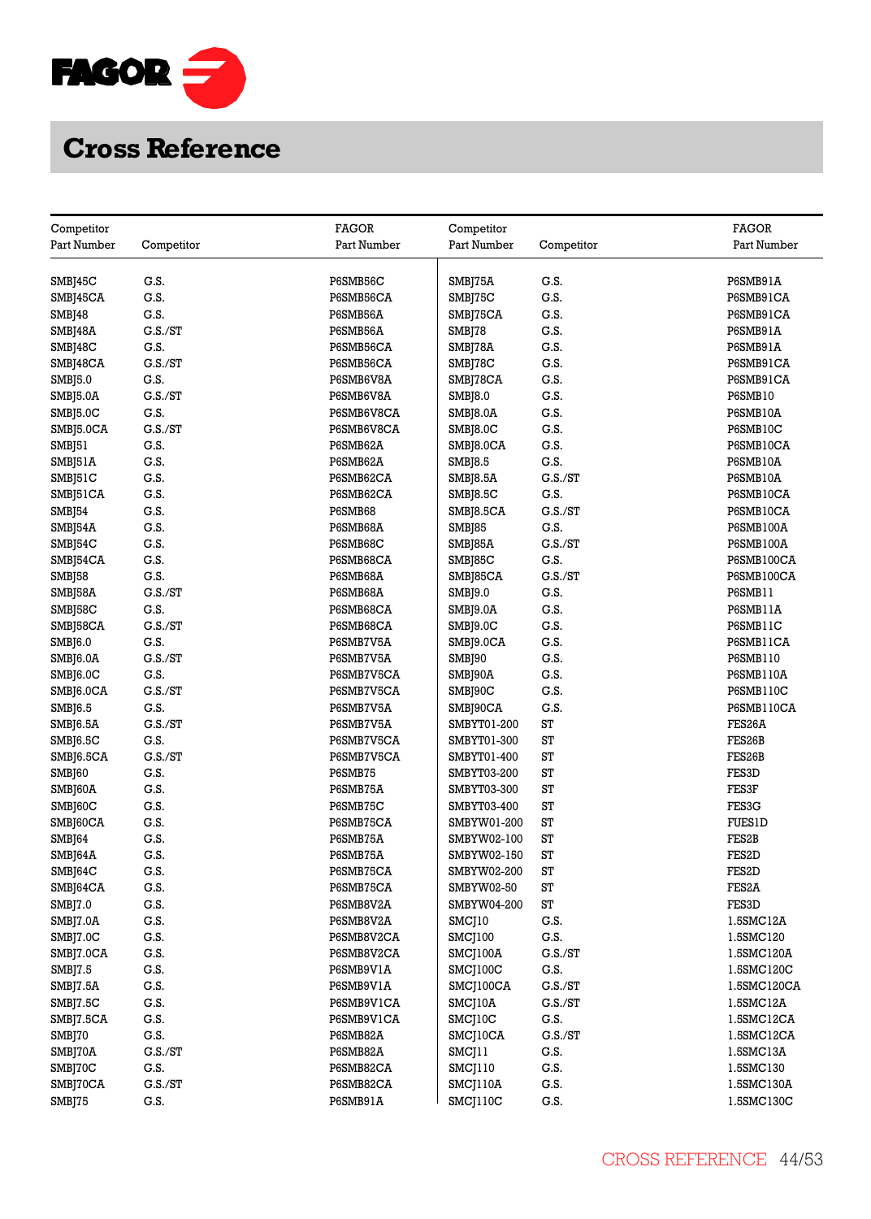# Cross Reference

| Competitor Part Number | Competitor | FAGOR Part Number |
|---|---|---|
| SMBJ45C | G.S. | P6SMB56C |
| SMBJ45CA | G.S. | P6SMB56CA |
| SMBJ48 | G.S. | P6SMB56A |
| SMBJ48A | G.S./ST | P6SMB56A |
| SMBJ48C | G.S. | P6SMB56CA |
| SMBJ48CA | G.S./ST | P6SMB56CA |
| SMBJ5.0 | G.S. | P6SMB6V8A |
| SMBJ5.0A | G.S./ST | P6SMB6V8A |
| SMBJ5.0C | G.S. | P6SMB6V8CA |
| SMBJ5.0CA | G.S./ST | P6SMB6V8CA |
| SMBJ51 | G.S. | P6SMB62A |
| SMBJ51A | G.S. | P6SMB62A |
| SMBJ51C | G.S. | P6SMB62CA |
| SMBJ51CA | G.S. | P6SMB62CA |
| SMBJ54 | G.S. | P6SMB68 |
| SMBJ54A | G.S. | P6SMB68A |
| SMBJ54C | G.S. | P6SMB68C |
| SMBJ54CA | G.S. | P6SMB68CA |
| SMBJ58 | G.S. | P6SMB68A |
| SMBJ58A | G.S./ST | P6SMB68A |
| SMBJ58C | G.S. | P6SMB68CA |
| SMBJ58CA | G.S./ST | P6SMB68CA |
| SMBJ6.0 | G.S. | P6SMB7V5A |
| SMBJ6.0A | G.S./ST | P6SMB7V5A |
| SMBJ6.0C | G.S. | P6SMB7V5CA |
| SMBJ6.0CA | G.S./ST | P6SMB7V5CA |
| SMBJ6.5 | G.S. | P6SMB7V5A |
| SMBJ6.5A | G.S./ST | P6SMB7V5A |
| SMBJ6.5C | G.S. | P6SMB7V5CA |
| SMBJ6.5CA | G.S./ST | P6SMB7V5CA |
| SMBJ60 | G.S. | P6SMB75 |
| SMBJ60A | G.S. | P6SMB75A |
| SMBJ60C | G.S. | P6SMB75C |
| SMBJ60CA | G.S. | P6SMB75CA |
| SMBJ64 | G.S. | P6SMB75A |
| SMBJ64A | G.S. | P6SMB75A |
| SMBJ64C | G.S. | P6SMB75CA |
| SMBJ64CA | G.S. | P6SMB75CA |
| SMBJ7.0 | G.S. | P6SMB8V2A |
| SMBJ7.0A | G.S. | P6SMB8V2A |
| SMBJ7.0C | G.S. | P6SMB8V2CA |
| SMBJ7.0CA | G.S. | P6SMB8V2CA |
| SMBJ7.5 | G.S. | P6SMB9V1A |
| SMBJ7.5A | G.S. | P6SMB9V1A |
| SMBJ7.5C | G.S. | P6SMB9V1CA |
| SMBJ7.5CA | G.S. | P6SMB9V1CA |
| SMBJ70 | G.S. | P6SMB82A |
| SMBJ70A | G.S./ST | P6SMB82A |
| SMBJ70C | G.S. | P6SMB82CA |
| SMBJ70CA | G.S./ST | P6SMB82CA |
| SMBJ75 | G.S. | P6SMB91A |
| SMBJ75A | G.S. | P6SMB91A |
| SMBJ75C | G.S. | P6SMB91CA |
| SMBJ75CA | G.S. | P6SMB91CA |
| SMBJ78 | G.S. | P6SMB91A |
| SMBJ78A | G.S. | P6SMB91A |
| SMBJ78C | G.S. | P6SMB91CA |
| SMBJ78CA | G.S. | P6SMB91CA |
| SMBJ8.0 | G.S. | P6SMB10 |
| SMBJ8.0A | G.S. | P6SMB10A |
| SMBJ8.0C | G.S. | P6SMB10C |
| SMBJ8.0CA | G.S. | P6SMB10CA |
| SMBJ8.5 | G.S. | P6SMB10A |
| SMBJ8.5A | G.S./ST | P6SMB10A |
| SMBJ8.5C | G.S. | P6SMB10CA |
| SMBJ8.5CA | G.S./ST | P6SMB10CA |
| SMBJ85 | G.S. | P6SMB100A |
| SMBJ85A | G.S./ST | P6SMB100A |
| SMBJ85C | G.S. | P6SMB100CA |
| SMBJ85CA | G.S./ST | P6SMB100CA |
| SMBJ9.0 | G.S. | P6SMB11 |
| SMBJ9.0A | G.S. | P6SMB11A |
| SMBJ9.0C | G.S. | P6SMB11C |
| SMBJ9.0CA | G.S. | P6SMB11CA |
| SMBJ90 | G.S. | P6SMB110 |
| SMBJ90A | G.S. | P6SMB110A |
| SMBJ90C | G.S. | P6SMB110C |
| SMBJ90CA | G.S. | P6SMB110CA |
| SMBYT01-200 | ST | FES26A |
| SMBYT01-300 | ST | FES26B |
| SMBYT01-400 | ST | FES26B |
| SMBYT03-200 | ST | FES3D |
| SMBYT03-300 | ST | FES3F |
| SMBYT03-400 | ST | FES3G |
| SMBYW01-200 | ST | FUES1D |
| SMBYW02-100 | ST | FES2B |
| SMBYW02-150 | ST | FES2D |
| SMBYW02-200 | ST | FES2D |
| SMBYW02-50 | ST | FES2A |
| SMBYW04-200 | ST | FES3D |
| SMCJ10 | G.S. | 1.5SMC12A |
| SMCJ100 | G.S. | 1.5SMC120 |
| SMCJ100A | G.S./ST | 1.5SMC120A |
| SMCJ100C | G.S. | 1.5SMC120C |
| SMCJ100CA | G.S./ST | 1.5SMC120CA |
| SMCJ10A | G.S./ST | 1.5SMC12A |
| SMCJ10C | G.S. | 1.5SMC12CA |
| SMCJ10CA | G.S./ST | 1.5SMC12CA |
| SMCJ11 | G.S. | 1.5SMC13A |
| SMCJ110 | G.S. | 1.5SMC130 |
| SMCJ110A | G.S. | 1.5SMC130A |
| SMCJ110C | G.S. | 1.5SMC130C |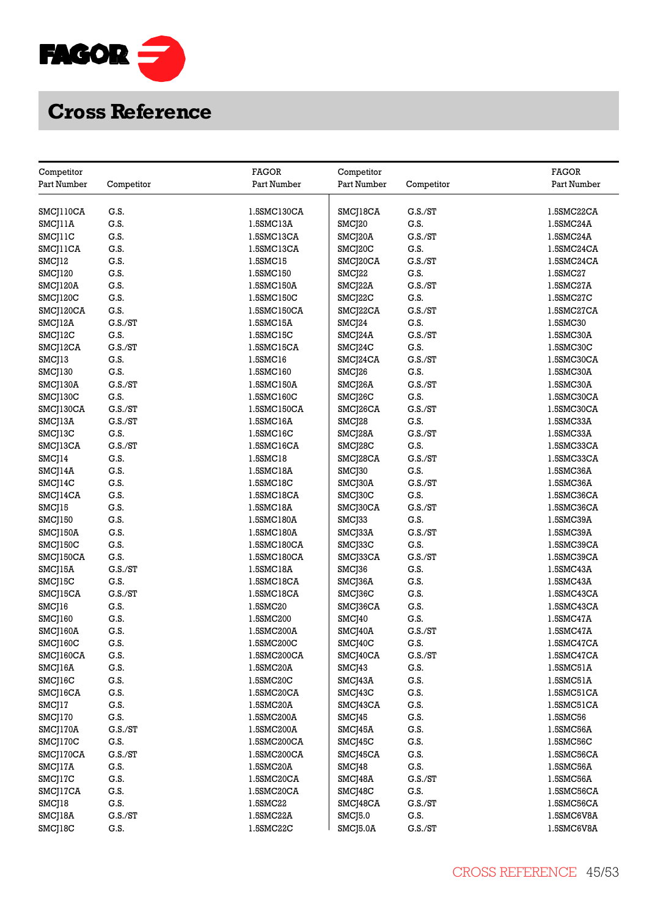# Cross Reference

| Competitor Part Number | Competitor | FAGOR Part Number |
|---|---|---|
| SMCJ110CA | G.S. | 1.5SMC130CA |
| SMCJ11A | G.S. | 1.5SMC13A |
| SMCJ11C | G.S. | 1.5SMC13CA |
| SMCJ11CA | G.S. | 1.5SMC13CA |
| SMCJ12 | G.S. | 1.5SMC15 |
| SMCJ120 | G.S. | 1.5SMC150 |
| SMCJ120A | G.S. | 1.5SMC150A |
| SMCJ120C | G.S. | 1.5SMC150C |
| SMCJ120CA | G.S. | 1.5SMC150CA |
| SMCJ12A | G.S./ST | 1.5SMC15A |
| SMCJ12C | G.S. | 1.5SMC15C |
| SMCJ12CA | G.S./ST | 1.5SMC15CA |
| SMCJ13 | G.S. | 1.5SMC16 |
| SMCJ130 | G.S. | 1.5SMC160 |
| SMCJ130A | G.S./ST | 1.5SMC150A |
| SMCJ130C | G.S. | 1.5SMC160C |
| SMCJ130CA | G.S./ST | 1.5SMC150CA |
| SMCJ13A | G.S./ST | 1.5SMC16A |
| SMCJ13C | G.S. | 1.5SMC16C |
| SMCJ13CA | G.S./ST | 1.5SMC16CA |
| SMCJ14 | G.S. | 1.5SMC18 |
| SMCJ14A | G.S. | 1.5SMC18A |
| SMCJ14C | G.S. | 1.5SMC18C |
| SMCJ14CA | G.S. | 1.5SMC18CA |
| SMCJ15 | G.S. | 1.5SMC18A |
| SMCJ150 | G.S. | 1.5SMC180A |
| SMCJ150A | G.S. | 1.5SMC180A |
| SMCJ150C | G.S. | 1.5SMC180CA |
| SMCJ150CA | G.S. | 1.5SMC180CA |
| SMCJ15A | G.S./ST | 1.5SMC18A |
| SMCJ15C | G.S. | 1.5SMC18CA |
| SMCJ15CA | G.S./ST | 1.5SMC18CA |
| SMCJ16 | G.S. | 1.5SMC20 |
| SMCJ160 | G.S. | 1.5SMC200 |
| SMCJ160A | G.S. | 1.5SMC200A |
| SMCJ160C | G.S. | 1.5SMC200C |
| SMCJ160CA | G.S. | 1.5SMC200CA |
| SMCJ16A | G.S. | 1.5SMC20A |
| SMCJ16C | G.S. | 1.5SMC20C |
| SMCJ16CA | G.S. | 1.5SMC20CA |
| SMCJ17 | G.S. | 1.5SMC20A |
| SMCJ170 | G.S. | 1.5SMC200A |
| SMCJ170A | G.S./ST | 1.5SMC200A |
| SMCJ170C | G.S. | 1.5SMC200CA |
| SMCJ170CA | G.S./ST | 1.5SMC200CA |
| SMCJ17A | G.S. | 1.5SMC20A |
| SMCJ17C | G.S. | 1.5SMC20CA |
| SMCJ17CA | G.S. | 1.5SMC20CA |
| SMCJ18 | G.S. | 1.5SMC22 |
| SMCJ18A | G.S./ST | 1.5SMC22A |
| SMCJ18C | G.S. | 1.5SMC22C |
| SMCJ18CA | G.S./ST | 1.5SMC22CA |
| SMCJ20 | G.S. | 1.5SMC24A |
| SMCJ20A | G.S./ST | 1.5SMC24A |
| SMCJ20C | G.S. | 1.5SMC24CA |
| SMCJ20CA | G.S./ST | 1.5SMC24CA |
| SMCJ22 | G.S. | 1.5SMC27 |
| SMCJ22A | G.S./ST | 1.5SMC27A |
| SMCJ22C | G.S. | 1.5SMC27C |
| SMCJ22CA | G.S./ST | 1.5SMC27CA |
| SMCJ24 | G.S. | 1.5SMC30 |
| SMCJ24A | G.S./ST | 1.5SMC30A |
| SMCJ24C | G.S. | 1.5SMC30C |
| SMCJ24CA | G.S./ST | 1.5SMC30CA |
| SMCJ26 | G.S. | 1.5SMC30A |
| SMCJ26A | G.S./ST | 1.5SMC30A |
| SMCJ26C | G.S. | 1.5SMC30CA |
| SMCJ26CA | G.S./ST | 1.5SMC30CA |
| SMCJ28 | G.S. | 1.5SMC33A |
| SMCJ28A | G.S./ST | 1.5SMC33A |
| SMCJ28C | G.S. | 1.5SMC33CA |
| SMCJ28CA | G.S./ST | 1.5SMC33CA |
| SMCJ30 | G.S. | 1.5SMC36A |
| SMCJ30A | G.S./ST | 1.5SMC36A |
| SMCJ30C | G.S. | 1.5SMC36CA |
| SMCJ30CA | G.S./ST | 1.5SMC36CA |
| SMCJ33 | G.S. | 1.5SMC39A |
| SMCJ33A | G.S./ST | 1.5SMC39A |
| SMCJ33C | G.S. | 1.5SMC39CA |
| SMCJ33CA | G.S./ST | 1.5SMC39CA |
| SMCJ36 | G.S. | 1.5SMC43A |
| SMCJ36A | G.S. | 1.5SMC43A |
| SMCJ36C | G.S. | 1.5SMC43CA |
| SMCJ36CA | G.S. | 1.5SMC43CA |
| SMCJ40 | G.S. | 1.5SMC47A |
| SMCJ40A | G.S./ST | 1.5SMC47A |
| SMCJ40C | G.S. | 1.5SMC47CA |
| SMCJ40CA | G.S./ST | 1.5SMC47CA |
| SMCJ43 | G.S. | 1.5SMC51A |
| SMCJ43A | G.S. | 1.5SMC51A |
| SMCJ43C | G.S. | 1.5SMC51CA |
| SMCJ43CA | G.S. | 1.5SMC51CA |
| SMCJ45 | G.S. | 1.5SMC56 |
| SMCJ45A | G.S. | 1.5SMC56A |
| SMCJ45C | G.S. | 1.5SMC56C |
| SMCJ45CA | G.S. | 1.5SMC56CA |
| SMCJ48 | G.S. | 1.5SMC56A |
| SMCJ48A | G.S./ST | 1.5SMC56A |
| SMCJ48C | G.S. | 1.5SMC56CA |
| SMCJ48CA | G.S./ST | 1.5SMC56CA |
| SMCJ5.0 | G.S. | 1.5SMC6V8A |
| SMCJ5.0A | G.S./ST | 1.5SMC6V8A |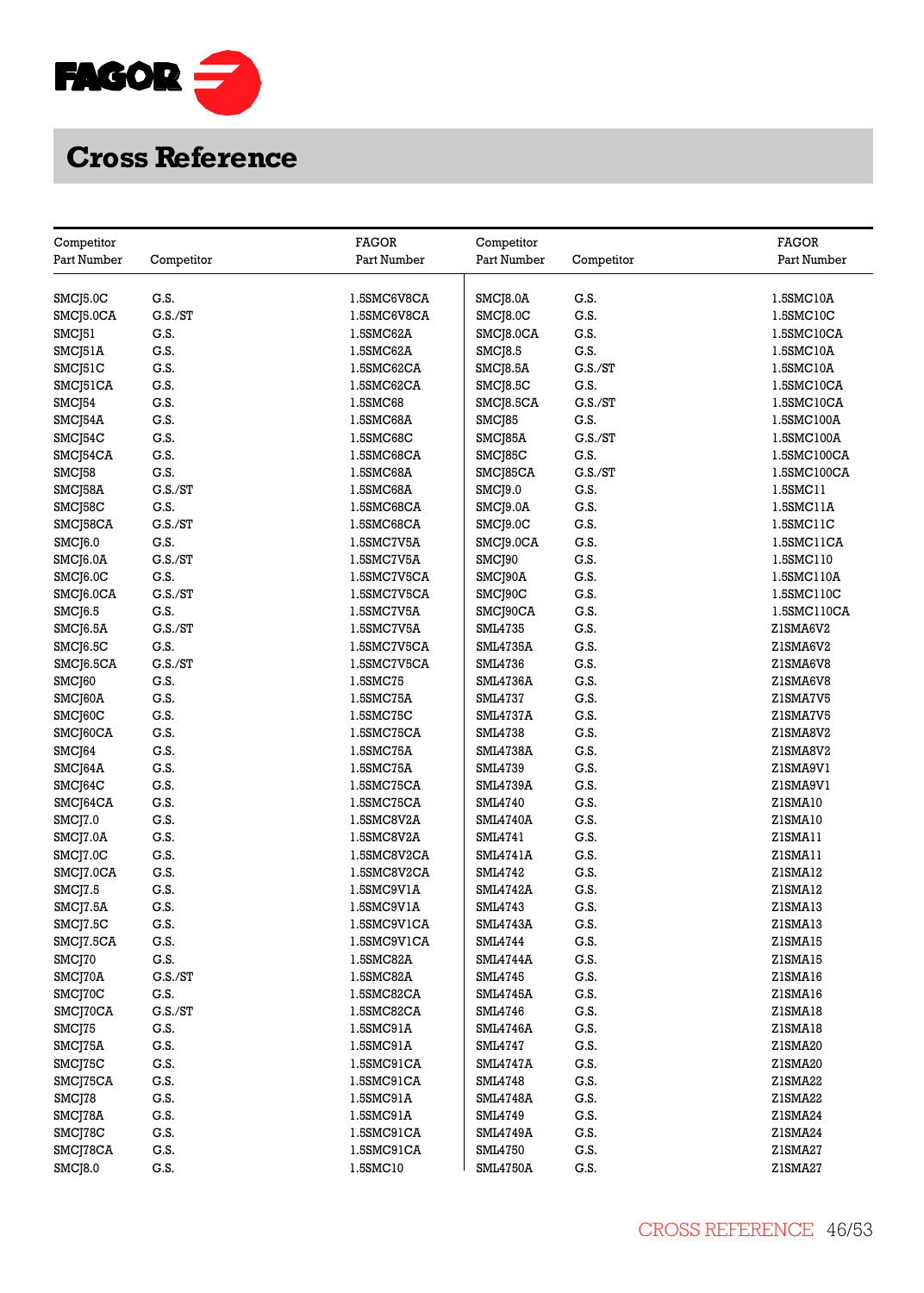# Cross Reference

| Competitor Part Number | Competitor | FAGOR Part Number |
|---|---|---|
| SMCJ5.0C | G.S. | 1.5SMC6V8CA |
| SMCJ5.0CA | G.S./ST | 1.5SMC6V8CA |
| SMCJ51 | G.S. | 1.5SMC62A |
| SMCJ51A | G.S. | 1.5SMC62A |
| SMCJ51C | G.S. | 1.5SMC62CA |
| SMCJ51CA | G.S. | 1.5SMC62CA |
| SMCJ54 | G.S. | 1.5SMC68 |
| SMCJ54A | G.S. | 1.5SMC68A |
| SMCJ54C | G.S. | 1.5SMC68C |
| SMCJ54CA | G.S. | 1.5SMC68CA |
| SMCJ58 | G.S. | 1.5SMC68A |
| SMCJ58A | G.S./ST | 1.5SMC68A |
| SMCJ58C | G.S. | 1.5SMC68CA |
| SMCJ58CA | G.S./ST | 1.5SMC68CA |
| SMCJ6.0 | G.S. | 1.5SMC7V5A |
| SMCJ6.0A | G.S./ST | 1.5SMC7V5A |
| SMCJ6.0C | G.S. | 1.5SMC7V5CA |
| SMCJ6.0CA | G.S./ST | 1.5SMC7V5CA |
| SMCJ6.5 | G.S. | 1.5SMC7V5A |
| SMCJ6.5A | G.S./ST | 1.5SMC7V5A |
| SMCJ6.5C | G.S. | 1.5SMC7V5CA |
| SMCJ6.5CA | G.S./ST | 1.5SMC7V5CA |
| SMCJ60 | G.S. | 1.5SMC75 |
| SMCJ60A | G.S. | 1.5SMC75A |
| SMCJ60C | G.S. | 1.5SMC75C |
| SMCJ60CA | G.S. | 1.5SMC75CA |
| SMCJ64 | G.S. | 1.5SMC75A |
| SMCJ64A | G.S. | 1.5SMC75A |
| SMCJ64C | G.S. | 1.5SMC75CA |
| SMCJ64CA | G.S. | 1.5SMC75CA |
| SMCJ7.0 | G.S. | 1.5SMC8V2A |
| SMCJ7.0A | G.S. | 1.5SMC8V2A |
| SMCJ7.0C | G.S. | 1.5SMC8V2CA |
| SMCJ7.0CA | G.S. | 1.5SMC8V2CA |
| SMCJ7.5 | G.S. | 1.5SMC9V1A |
| SMCJ7.5A | G.S. | 1.5SMC9V1A |
| SMCJ7.5C | G.S. | 1.5SMC9V1CA |
| SMCJ7.5CA | G.S. | 1.5SMC9V1CA |
| SMCJ70 | G.S. | 1.5SMC82A |
| SMCJ70A | G.S./ST | 1.5SMC82A |
| SMCJ70C | G.S. | 1.5SMC82CA |
| SMCJ70CA | G.S./ST | 1.5SMC82CA |
| SMCJ75 | G.S. | 1.5SMC91A |
| SMCJ75A | G.S. | 1.5SMC91A |
| SMCJ75C | G.S. | 1.5SMC91CA |
| SMCJ75CA | G.S. | 1.5SMC91CA |
| SMCJ78 | G.S. | 1.5SMC91A |
| SMCJ78A | G.S. | 1.5SMC91A |
| SMCJ78C | G.S. | 1.5SMC91CA |
| SMCJ78CA | G.S. | 1.5SMC91CA |
| SMCJ8.0 | G.S. | 1.5SMC10 |
| SMCJ8.0A | G.S. | 1.5SMC10A |
| SMCJ8.0C | G.S. | 1.5SMC10C |
| SMCJ8.0CA | G.S. | 1.5SMC10CA |
| SMCJ8.5 | G.S. | 1.5SMC10A |
| SMCJ8.5A | G.S./ST | 1.5SMC10A |
| SMCJ8.5C | G.S. | 1.5SMC10CA |
| SMCJ8.5CA | G.S./ST | 1.5SMC10CA |
| SMCJ85 | G.S. | 1.5SMC100A |
| SMCJ85A | G.S./ST | 1.5SMC100A |
| SMCJ85C | G.S. | 1.5SMC100CA |
| SMCJ85CA | G.S./ST | 1.5SMC100CA |
| SMCJ9.0 | G.S. | 1.5SMC11 |
| SMCJ9.0A | G.S. | 1.5SMC11A |
| SMCJ9.0C | G.S. | 1.5SMC11C |
| SMCJ9.0CA | G.S. | 1.5SMC11CA |
| SMCJ90 | G.S. | 1.5SMC110 |
| SMCJ90A | G.S. | 1.5SMC110A |
| SMCJ90C | G.S. | 1.5SMC110C |
| SMCJ90CA | G.S. | 1.5SMC110CA |
| SML4735 | G.S. | Z1SMA6V2 |
| SML4735A | G.S. | Z1SMA6V2 |
| SML4736 | G.S. | Z1SMA6V8 |
| SML4736A | G.S. | Z1SMA6V8 |
| SML4737 | G.S. | Z1SMA7V5 |
| SML4737A | G.S. | Z1SMA7V5 |
| SML4738 | G.S. | Z1SMA8V2 |
| SML4738A | G.S. | Z1SMA8V2 |
| SML4739 | G.S. | Z1SMA9V1 |
| SML4739A | G.S. | Z1SMA9V1 |
| SML4740 | G.S. | Z1SMA10 |
| SML4740A | G.S. | Z1SMA10 |
| SML4741 | G.S. | Z1SMA11 |
| SML4741A | G.S. | Z1SMA11 |
| SML4742 | G.S. | Z1SMA12 |
| SML4742A | G.S. | Z1SMA12 |
| SML4743 | G.S. | Z1SMA13 |
| SML4743A | G.S. | Z1SMA13 |
| SML4744 | G.S. | Z1SMA15 |
| SML4744A | G.S. | Z1SMA15 |
| SML4745 | G.S. | Z1SMA16 |
| SML4745A | G.S. | Z1SMA16 |
| SML4746 | G.S. | Z1SMA18 |
| SML4746A | G.S. | Z1SMA18 |
| SML4747 | G.S. | Z1SMA20 |
| SML4747A | G.S. | Z1SMA20 |
| SML4748 | G.S. | Z1SMA22 |
| SML4748A | G.S. | Z1SMA22 |
| SML4749 | G.S. | Z1SMA24 |
| SML4749A | G.S. | Z1SMA24 |
| SML4750 | G.S. | Z1SMA27 |
| SML4750A | G.S. | Z1SMA27 |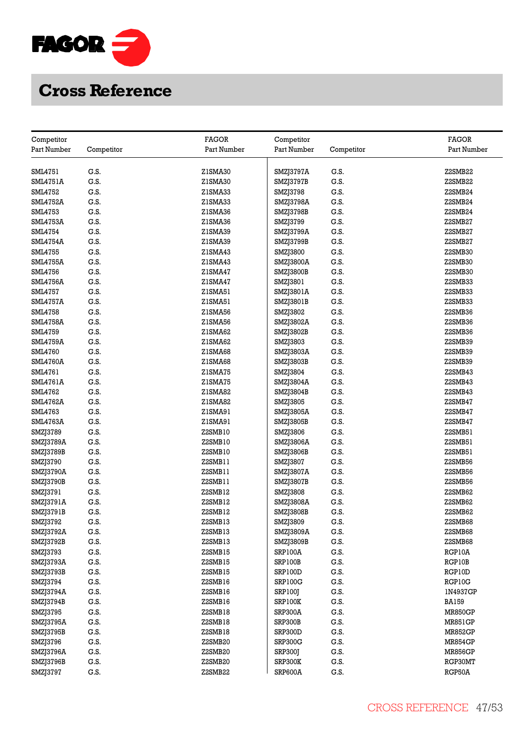# Cross Reference

| Competitor Part Number | Competitor | FAGOR Part Number | Competitor Part Number | Competitor | FAGOR Part Number |
|---|---|---|---|---|---|
| SML4751 | G.S. | Z1SMA30 | SMZJ3797A | G.S. | Z2SMB22 |
| SML4751A | G.S. | Z1SMA30 | SMZJ3797B | G.S. | Z2SMB22 |
| SML4752 | G.S. | Z1SMA33 | SMZJ3798 | G.S. | Z2SMB24 |
| SML4752A | G.S. | Z1SMA33 | SMZJ3798A | G.S. | Z2SMB24 |
| SML4753 | G.S. | Z1SMA36 | SMZJ3798B | G.S. | Z2SMB24 |
| SML4753A | G.S. | Z1SMA36 | SMZJ3799 | G.S. | Z2SMB27 |
| SML4754 | G.S. | Z1SMA39 | SMZJ3799A | G.S. | Z2SMB27 |
| SML4754A | G.S. | Z1SMA39 | SMZJ3799B | G.S. | Z2SMB27 |
| SML4755 | G.S. | Z1SMA43 | SMZJ3800 | G.S. | Z2SMB30 |
| SML4755A | G.S. | Z1SMA43 | SMZJ3800A | G.S. | Z2SMB30 |
| SML4756 | G.S. | Z1SMA47 | SMZJ3800B | G.S. | Z2SMB30 |
| SML4756A | G.S. | Z1SMA47 | SMZJ3801 | G.S. | Z2SMB33 |
| SML4757 | G.S. | Z1SMA51 | SMZJ3801A | G.S. | Z2SMB33 |
| SML4757A | G.S. | Z1SMA51 | SMZJ3801B | G.S. | Z2SMB33 |
| SML4758 | G.S. | Z1SMA56 | SMZJ3802 | G.S. | Z2SMB36 |
| SML4758A | G.S. | Z1SMA56 | SMZJ3802A | G.S. | Z2SMB36 |
| SML4759 | G.S. | Z1SMA62 | SMZJ3802B | G.S. | Z2SMB36 |
| SML4759A | G.S. | Z1SMA62 | SMZJ3803 | G.S. | Z2SMB39 |
| SML4760 | G.S. | Z1SMA68 | SMZJ3803A | G.S. | Z2SMB39 |
| SML4760A | G.S. | Z1SMA68 | SMZJ3803B | G.S. | Z2SMB39 |
| SML4761 | G.S. | Z1SMA75 | SMZJ3804 | G.S. | Z2SMB43 |
| SML4761A | G.S. | Z1SMA75 | SMZJ3804A | G.S. | Z2SMB43 |
| SML4762 | G.S. | Z1SMA82 | SMZJ3804B | G.S. | Z2SMB43 |
| SML4762A | G.S. | Z1SMA82 | SMZJ3805 | G.S. | Z2SMB47 |
| SML4763 | G.S. | Z1SMA91 | SMZJ3805A | G.S. | Z2SMB47 |
| SML4763A | G.S. | Z1SMA91 | SMZJ3805B | G.S. | Z2SMB47 |
| SMZJ3789 | G.S. | Z2SMB10 | SMZJ3806 | G.S. | Z2SMB51 |
| SMZJ3789A | G.S. | Z2SMB10 | SMZJ3806A | G.S. | Z2SMB51 |
| SMZJ3789B | G.S. | Z2SMB10 | SMZJ3806B | G.S. | Z2SMB51 |
| SMZJ3790 | G.S. | Z2SMB11 | SMZJ3807 | G.S. | Z2SMB56 |
| SMZJ3790A | G.S. | Z2SMB11 | SMZJ3807A | G.S. | Z2SMB56 |
| SMZJ3790B | G.S. | Z2SMB11 | SMZJ3807B | G.S. | Z2SMB56 |
| SMZJ3791 | G.S. | Z2SMB12 | SMZJ3808 | G.S. | Z2SMB62 |
| SMZJ3791A | G.S. | Z2SMB12 | SMZJ3808A | G.S. | Z2SMB62 |
| SMZJ3791B | G.S. | Z2SMB12 | SMZJ3808B | G.S. | Z2SMB62 |
| SMZJ3792 | G.S. | Z2SMB13 | SMZJ3809 | G.S. | Z2SMB68 |
| SMZJ3792A | G.S. | Z2SMB13 | SMZJ3809A | G.S. | Z2SMB68 |
| SMZJ3792B | G.S. | Z2SMB13 | SMZJ3809B | G.S. | Z2SMB68 |
| SMZJ3793 | G.S. | Z2SMB15 | SRP100A | G.S. | RGP10A |
| SMZJ3793A | G.S. | Z2SMB15 | SRP100B | G.S. | RGP10B |
| SMZJ3793B | G.S. | Z2SMB15 | SRP100D | G.S. | RGP10D |
| SMZJ3794 | G.S. | Z2SMB16 | SRP100G | G.S. | RGP10G |
| SMZJ3794A | G.S. | Z2SMB16 | SRP100J | G.S. | 1N4937GP |
| SMZJ3794B | G.S. | Z2SMB16 | SRP100K | G.S. | BA159 |
| SMZJ3795 | G.S. | Z2SMB18 | SRP300A | G.S. | MR850GP |
| SMZJ3795A | G.S. | Z2SMB18 | SRP300B | G.S. | MR851GP |
| SMZJ3795B | G.S. | Z2SMB18 | SRP300D | G.S. | MR852GP |
| SMZJ3796 | G.S. | Z2SMB20 | SRP300G | G.S. | MR854GP |
| SMZJ3796A | G.S. | Z2SMB20 | SRP300J | G.S. | MR856GP |
| SMZJ3796B | G.S. | Z2SMB20 | SRP300K | G.S. | RGP30MT |
| SMZJ3797 | G.S. | Z2SMB22 | SRP600A | G.S. | RGP50A |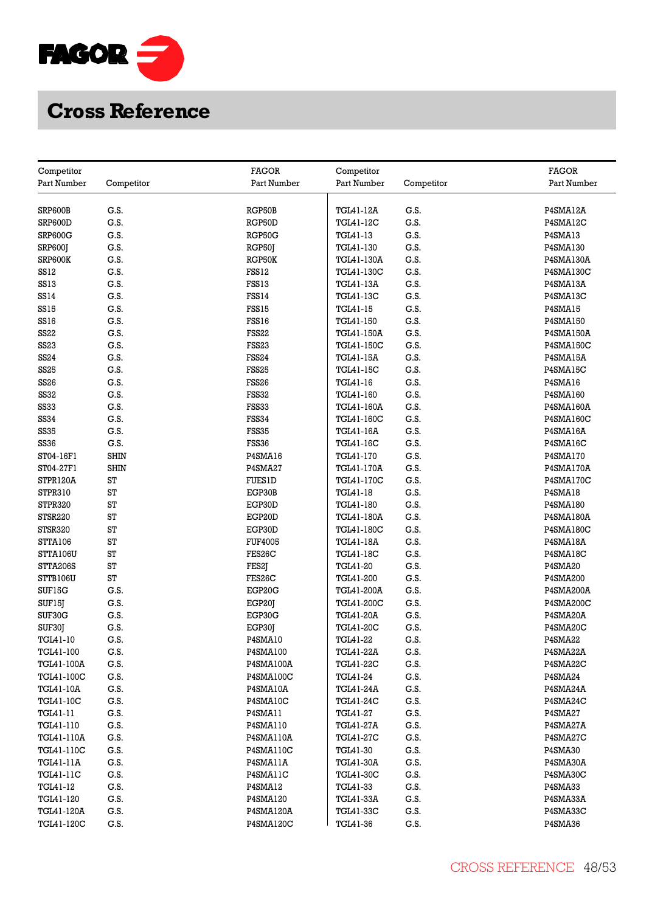# Cross Reference

| Competitor Part Number | Competitor | FAGOR Part Number |
|---|---|---|
| SRP600B | G.S. | RGP50B |
| SRP600D | G.S. | RGP50D |
| SRP600G | G.S. | RGP50G |
| SRP600J | G.S. | RGP50J |
| SRP600K | G.S. | RGP50K |
| SS12 | G.S. | FSS12 |
| SS13 | G.S. | FSS13 |
| SS14 | G.S. | FSS14 |
| SS15 | G.S. | FSS15 |
| SS16 | G.S. | FSS16 |
| SS22 | G.S. | FSS22 |
| SS23 | G.S. | FSS23 |
| SS24 | G.S. | FSS24 |
| SS25 | G.S. | FSS25 |
| SS26 | G.S. | FSS26 |
| SS32 | G.S. | FSS32 |
| SS33 | G.S. | FSS33 |
| SS34 | G.S. | FSS34 |
| SS35 | G.S. | FSS35 |
| SS36 | G.S. | FSS36 |
| ST04-16F1 | SHIN | P4SMA16 |
| ST04-27F1 | SHIN | P4SMA27 |
| STPR120A | ST | FUES1D |
| STPR310 | ST | EGP30B |
| STPR320 | ST | EGP30D |
| STSR220 | ST | EGP20D |
| STSR320 | ST | EGP30D |
| STTA106 | ST | FUF4005 |
| STTA106U | ST | FES26C |
| STTA206S | ST | FES2J |
| STTB106U | ST | FES26C |
| SUF15G | G.S. | EGP20G |
| SUF15J | G.S. | EGP20J |
| SUF30G | G.S. | EGP30G |
| SUF30J | G.S. | EGP30J |
| TGL41-10 | G.S. | P4SMA10 |
| TGL41-100 | G.S. | P4SMA100 |
| TGL41-100A | G.S. | P4SMA100A |
| TGL41-100C | G.S. | P4SMA100C |
| TGL41-10A | G.S. | P4SMA10A |
| TGL41-10C | G.S. | P4SMA10C |
| TGL41-11 | G.S. | P4SMA11 |
| TGL41-110 | G.S. | P4SMA110 |
| TGL41-110A | G.S. | P4SMA110A |
| TGL41-110C | G.S. | P4SMA110C |
| TGL41-11A | G.S. | P4SMA11A |
| TGL41-11C | G.S. | P4SMA11C |
| TGL41-12 | G.S. | P4SMA12 |
| TGL41-120 | G.S. | P4SMA120 |
| TGL41-120A | G.S. | P4SMA120A |
| TGL41-120C | G.S. | P4SMA120C |
| TGL41-12A | G.S. | P4SMA12A |
| TGL41-12C | G.S. | P4SMA12C |
| TGL41-13 | G.S. | P4SMA13 |
| TGL41-130 | G.S. | P4SMA130 |
| TGL41-130A | G.S. | P4SMA130A |
| TGL41-130C | G.S. | P4SMA130C |
| TGL41-13A | G.S. | P4SMA13A |
| TGL41-13C | G.S. | P4SMA13C |
| TGL41-15 | G.S. | P4SMA15 |
| TGL41-150 | G.S. | P4SMA150 |
| TGL41-150A | G.S. | P4SMA150A |
| TGL41-150C | G.S. | P4SMA150C |
| TGL41-15A | G.S. | P4SMA15A |
| TGL41-15C | G.S. | P4SMA15C |
| TGL41-16 | G.S. | P4SMA16 |
| TGL41-160 | G.S. | P4SMA160 |
| TGL41-160A | G.S. | P4SMA160A |
| TGL41-160C | G.S. | P4SMA160C |
| TGL41-16A | G.S. | P4SMA16A |
| TGL41-16C | G.S. | P4SMA16C |
| TGL41-170 | G.S. | P4SMA170 |
| TGL41-170A | G.S. | P4SMA170A |
| TGL41-170C | G.S. | P4SMA170C |
| TGL41-18 | G.S. | P4SMA18 |
| TGL41-180 | G.S. | P4SMA180 |
| TGL41-180A | G.S. | P4SMA180A |
| TGL41-180C | G.S. | P4SMA180C |
| TGL41-18A | G.S. | P4SMA18A |
| TGL41-18C | G.S. | P4SMA18C |
| TGL41-20 | G.S. | P4SMA20 |
| TGL41-200 | G.S. | P4SMA200 |
| TGL41-200A | G.S. | P4SMA200A |
| TGL41-200C | G.S. | P4SMA200C |
| TGL41-20A | G.S. | P4SMA20A |
| TGL41-20C | G.S. | P4SMA20C |
| TGL41-22 | G.S. | P4SMA22 |
| TGL41-22A | G.S. | P4SMA22A |
| TGL41-22C | G.S. | P4SMA22C |
| TGL41-24 | G.S. | P4SMA24 |
| TGL41-24A | G.S. | P4SMA24A |
| TGL41-24C | G.S. | P4SMA24C |
| TGL41-27 | G.S. | P4SMA27 |
| TGL41-27A | G.S. | P4SMA27A |
| TGL41-27C | G.S. | P4SMA27C |
| TGL41-30 | G.S. | P4SMA30 |
| TGL41-30A | G.S. | P4SMA30A |
| TGL41-30C | G.S. | P4SMA30C |
| TGL41-33 | G.S. | P4SMA33 |
| TGL41-33A | G.S. | P4SMA33A |
| TGL41-33C | G.S. | P4SMA33C |
| TGL41-36 | G.S. | P4SMA36 |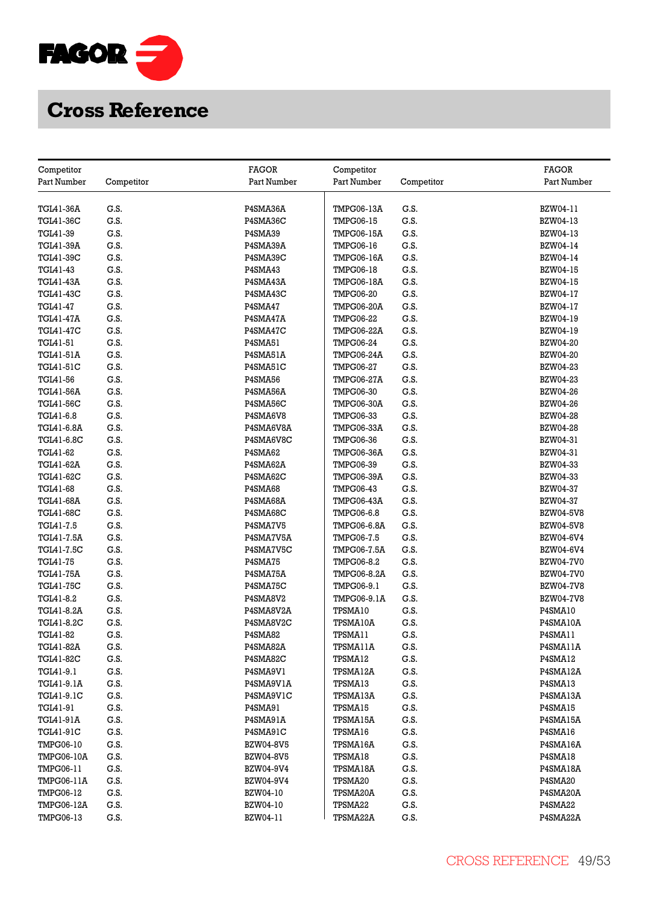# Cross Reference

| Competitor Part Number | Competitor | FAGOR Part Number | Competitor Part Number | Competitor | FAGOR Part Number |
|---|---|---|---|---|---|
| TGL41-36A | G.S. | P4SMA36A | TMPG06-13A | G.S. | BZW04-11 |
| TGL41-36C | G.S. | P4SMA36C | TMPG06-15 | G.S. | BZW04-13 |
| TGL41-39 | G.S. | P4SMA39 | TMPG06-15A | G.S. | BZW04-13 |
| TGL41-39A | G.S. | P4SMA39A | TMPG06-16 | G.S. | BZW04-14 |
| TGL41-39C | G.S. | P4SMA39C | TMPG06-16A | G.S. | BZW04-14 |
| TGL41-43 | G.S. | P4SMA43 | TMPG06-18 | G.S. | BZW04-15 |
| TGL41-43A | G.S. | P4SMA43A | TMPG06-18A | G.S. | BZW04-15 |
| TGL41-43C | G.S. | P4SMA43C | TMPG06-20 | G.S. | BZW04-17 |
| TGL41-47 | G.S. | P4SMA47 | TMPG06-20A | G.S. | BZW04-17 |
| TGL41-47A | G.S. | P4SMA47A | TMPG06-22 | G.S. | BZW04-19 |
| TGL41-47C | G.S. | P4SMA47C | TMPG06-22A | G.S. | BZW04-19 |
| TGL41-51 | G.S. | P4SMA51 | TMPG06-24 | G.S. | BZW04-20 |
| TGL41-51A | G.S. | P4SMA51A | TMPG06-24A | G.S. | BZW04-20 |
| TGL41-51C | G.S. | P4SMA51C | TMPG06-27 | G.S. | BZW04-23 |
| TGL41-56 | G.S. | P4SMA56 | TMPG06-27A | G.S. | BZW04-23 |
| TGL41-56A | G.S. | P4SMA56A | TMPG06-30 | G.S. | BZW04-26 |
| TGL41-56C | G.S. | P4SMA56C | TMPG06-30A | G.S. | BZW04-26 |
| TGL41-6.8 | G.S. | P4SMA6V8 | TMPG06-33 | G.S. | BZW04-28 |
| TGL41-6.8A | G.S. | P4SMA6V8A | TMPG06-33A | G.S. | BZW04-28 |
| TGL41-6.8C | G.S. | P4SMA6V8C | TMPG06-36 | G.S. | BZW04-31 |
| TGL41-62 | G.S. | P4SMA62 | TMPG06-36A | G.S. | BZW04-31 |
| TGL41-62A | G.S. | P4SMA62A | TMPG06-39 | G.S. | BZW04-33 |
| TGL41-62C | G.S. | P4SMA62C | TMPG06-39A | G.S. | BZW04-33 |
| TGL41-68 | G.S. | P4SMA68 | TMPG06-43 | G.S. | BZW04-37 |
| TGL41-68A | G.S. | P4SMA68A | TMPG06-43A | G.S. | BZW04-37 |
| TGL41-68C | G.S. | P4SMA68C | TMPG06-6.8 | G.S. | BZW04-5V8 |
| TGL41-7.5 | G.S. | P4SMA7V5 | TMPG06-6.8A | G.S. | BZW04-5V8 |
| TGL41-7.5A | G.S. | P4SMA7V5A | TMPG06-7.5 | G.S. | BZW04-6V4 |
| TGL41-7.5C | G.S. | P4SMA7V5C | TMPG06-7.5A | G.S. | BZW04-6V4 |
| TGL41-75 | G.S. | P4SMA75 | TMPG06-8.2 | G.S. | BZW04-7V0 |
| TGL41-75A | G.S. | P4SMA75A | TMPG06-8.2A | G.S. | BZW04-7V0 |
| TGL41-75C | G.S. | P4SMA75C | TMPG06-9.1 | G.S. | BZW04-7V8 |
| TGL41-8.2 | G.S. | P4SMA8V2 | TMPG06-9.1A | G.S. | BZW04-7V8 |
| TGL41-8.2A | G.S. | P4SMA8V2A | TPSMA10 | G.S. | P4SMA10 |
| TGL41-8.2C | G.S. | P4SMA8V2C | TPSMA10A | G.S. | P4SMA10A |
| TGL41-82 | G.S. | P4SMA82 | TPSMA11 | G.S. | P4SMA11 |
| TGL41-82A | G.S. | P4SMA82A | TPSMA11A | G.S. | P4SMA11A |
| TGL41-82C | G.S. | P4SMA82C | TPSMA12 | G.S. | P4SMA12 |
| TGL41-9.1 | G.S. | P4SMA9V1 | TPSMA12A | G.S. | P4SMA12A |
| TGL41-9.1A | G.S. | P4SMA9V1A | TPSMA13 | G.S. | P4SMA13 |
| TGL41-9.1C | G.S. | P4SMA9V1C | TPSMA13A | G.S. | P4SMA13A |
| TGL41-91 | G.S. | P4SMA91 | TPSMA15 | G.S. | P4SMA15 |
| TGL41-91A | G.S. | P4SMA91A | TPSMA15A | G.S. | P4SMA15A |
| TGL41-91C | G.S. | P4SMA91C | TPSMA16 | G.S. | P4SMA16 |
| TMPG06-10 | G.S. | BZW04-8V5 | TPSMA16A | G.S. | P4SMA16A |
| TMPG06-10A | G.S. | BZW04-8V5 | TPSMA18 | G.S. | P4SMA18 |
| TMPG06-11 | G.S. | BZW04-9V4 | TPSMA18A | G.S. | P4SMA18A |
| TMPG06-11A | G.S. | BZW04-9V4 | TPSMA20 | G.S. | P4SMA20 |
| TMPG06-12 | G.S. | BZW04-10 | TPSMA20A | G.S. | P4SMA20A |
| TMPG06-12A | G.S. | BZW04-10 | TPSMA22 | G.S. | P4SMA22 |
| TMPG06-13 | G.S. | BZW04-11 | TPSMA22A | G.S. | P4SMA22A |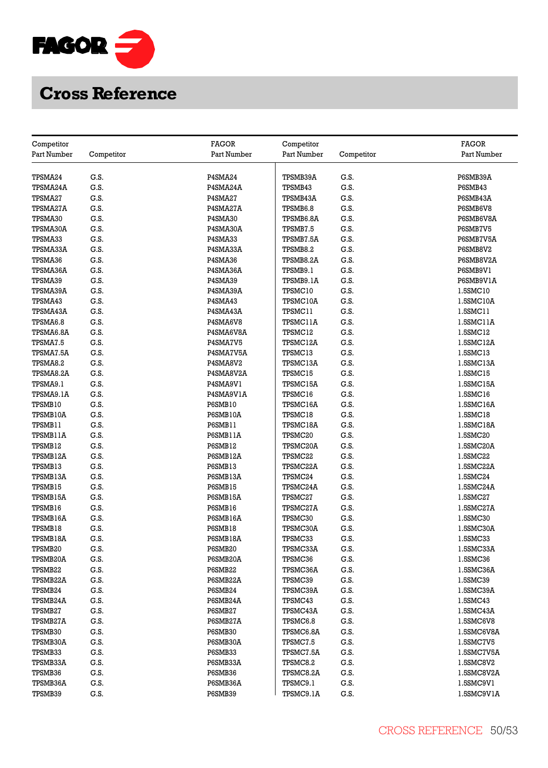# Cross Reference

| Competitor Part Number | Competitor | FAGOR Part Number | Competitor Part Number | Competitor | FAGOR Part Number |
|---|---|---|---|---|---|
| TPSMA24 | G.S. | P4SMA24 | TPSMB39A | G.S. | P6SMB39A |
| TPSMA24A | G.S. | P4SMA24A | TPSMB43 | G.S. | P6SMB43 |
| TPSMA27 | G.S. | P4SMA27 | TPSMB43A | G.S. | P6SMB43A |
| TPSMA27A | G.S. | P4SMA27A | TPSMB6.8 | G.S. | P6SMB6V8 |
| TPSMA30 | G.S. | P4SMA30 | TPSMB6.8A | G.S. | P6SMB6V8A |
| TPSMA30A | G.S. | P4SMA30A | TPSMB7.5 | G.S. | P6SMB7V5 |
| TPSMA33 | G.S. | P4SMA33 | TPSMB7.5A | G.S. | P6SMB7V5A |
| TPSMA33A | G.S. | P4SMA33A | TPSMB8.2 | G.S. | P6SMB8V2 |
| TPSMA36 | G.S. | P4SMA36 | TPSMB8.2A | G.S. | P6SMB8V2A |
| TPSMA36A | G.S. | P4SMA36A | TPSMB9.1 | G.S. | P6SMB9V1 |
| TPSMA39 | G.S. | P4SMA39 | TPSMB9.1A | G.S. | P6SMB9V1A |
| TPSMA39A | G.S. | P4SMA39A | TPSMC10 | G.S. | 1.5SMC10 |
| TPSMA43 | G.S. | P4SMA43 | TPSMC10A | G.S. | 1.5SMC10A |
| TPSMA43A | G.S. | P4SMA43A | TPSMC11 | G.S. | 1.5SMC11 |
| TPSMA6.8 | G.S. | P4SMA6V8 | TPSMC11A | G.S. | 1.5SMC11A |
| TPSMA6.8A | G.S. | P4SMA6V8A | TPSMC12 | G.S. | 1.5SMC12 |
| TPSMA7.5 | G.S. | P4SMA7V5 | TPSMC12A | G.S. | 1.5SMC12A |
| TPSMA7.5A | G.S. | P4SMA7V5A | TPSMC13 | G.S. | 1.5SMC13 |
| TPSMA8.2 | G.S. | P4SMA8V2 | TPSMC13A | G.S. | 1.5SMC13A |
| TPSMA8.2A | G.S. | P4SMA8V2A | TPSMC15 | G.S. | 1.5SMC15 |
| TPSMA9.1 | G.S. | P4SMA9V1 | TPSMC15A | G.S. | 1.5SMC15A |
| TPSMA9.1A | G.S. | P4SMA9V1A | TPSMC16 | G.S. | 1.5SMC16 |
| TPSMB10 | G.S. | P6SMB10 | TPSMC16A | G.S. | 1.5SMC16A |
| TPSMB10A | G.S. | P6SMB10A | TPSMC18 | G.S. | 1.5SMC18 |
| TPSMB11 | G.S. | P6SMB11 | TPSMC18A | G.S. | 1.5SMC18A |
| TPSMB11A | G.S. | P6SMB11A | TPSMC20 | G.S. | 1.5SMC20 |
| TPSMB12 | G.S. | P6SMB12 | TPSMC20A | G.S. | 1.5SMC20A |
| TPSMB12A | G.S. | P6SMB12A | TPSMC22 | G.S. | 1.5SMC22 |
| TPSMB13 | G.S. | P6SMB13 | TPSMC22A | G.S. | 1.5SMC22A |
| TPSMB13A | G.S. | P6SMB13A | TPSMC24 | G.S. | 1.5SMC24 |
| TPSMB15 | G.S. | P6SMB15 | TPSMC24A | G.S. | 1.5SMC24A |
| TPSMB15A | G.S. | P6SMB15A | TPSMC27 | G.S. | 1.5SMC27 |
| TPSMB16 | G.S. | P6SMB16 | TPSMC27A | G.S. | 1.5SMC27A |
| TPSMB16A | G.S. | P6SMB16A | TPSMC30 | G.S. | 1.5SMC30 |
| TPSMB18 | G.S. | P6SMB18 | TPSMC30A | G.S. | 1.5SMC30A |
| TPSMB18A | G.S. | P6SMB18A | TPSMC33 | G.S. | 1.5SMC33 |
| TPSMB20 | G.S. | P6SMB20 | TPSMC33A | G.S. | 1.5SMC33A |
| TPSMB20A | G.S. | P6SMB20A | TPSMC36 | G.S. | 1.5SMC36 |
| TPSMB22 | G.S. | P6SMB22 | TPSMC36A | G.S. | 1.5SMC36A |
| TPSMB22A | G.S. | P6SMB22A | TPSMC39 | G.S. | 1.5SMC39 |
| TPSMB24 | G.S. | P6SMB24 | TPSMC39A | G.S. | 1.5SMC39A |
| TPSMB24A | G.S. | P6SMB24A | TPSMC43 | G.S. | 1.5SMC43 |
| TPSMB27 | G.S. | P6SMB27 | TPSMC43A | G.S. | 1.5SMC43A |
| TPSMB27A | G.S. | P6SMB27A | TPSMC6.8 | G.S. | 1.5SMC6V8 |
| TPSMB30 | G.S. | P6SMB30 | TPSMC6.8A | G.S. | 1.5SMC6V8A |
| TPSMB30A | G.S. | P6SMB30A | TPSMC7.5 | G.S. | 1.5SMC7V5 |
| TPSMB33 | G.S. | P6SMB33 | TPSMC7.5A | G.S. | 1.5SMC7V5A |
| TPSMB33A | G.S. | P6SMB33A | TPSMC8.2 | G.S. | 1.5SMC8V2 |
| TPSMB36 | G.S. | P6SMB36 | TPSMC8.2A | G.S. | 1.5SMC8V2A |
| TPSMB36A | G.S. | P6SMB36A | TPSMC9.1 | G.S. | 1.5SMC9V1 |
| TPSMB39 | G.S. | P6SMB39 | TPSMC9.1A | G.S. | 1.5SMC9V1A |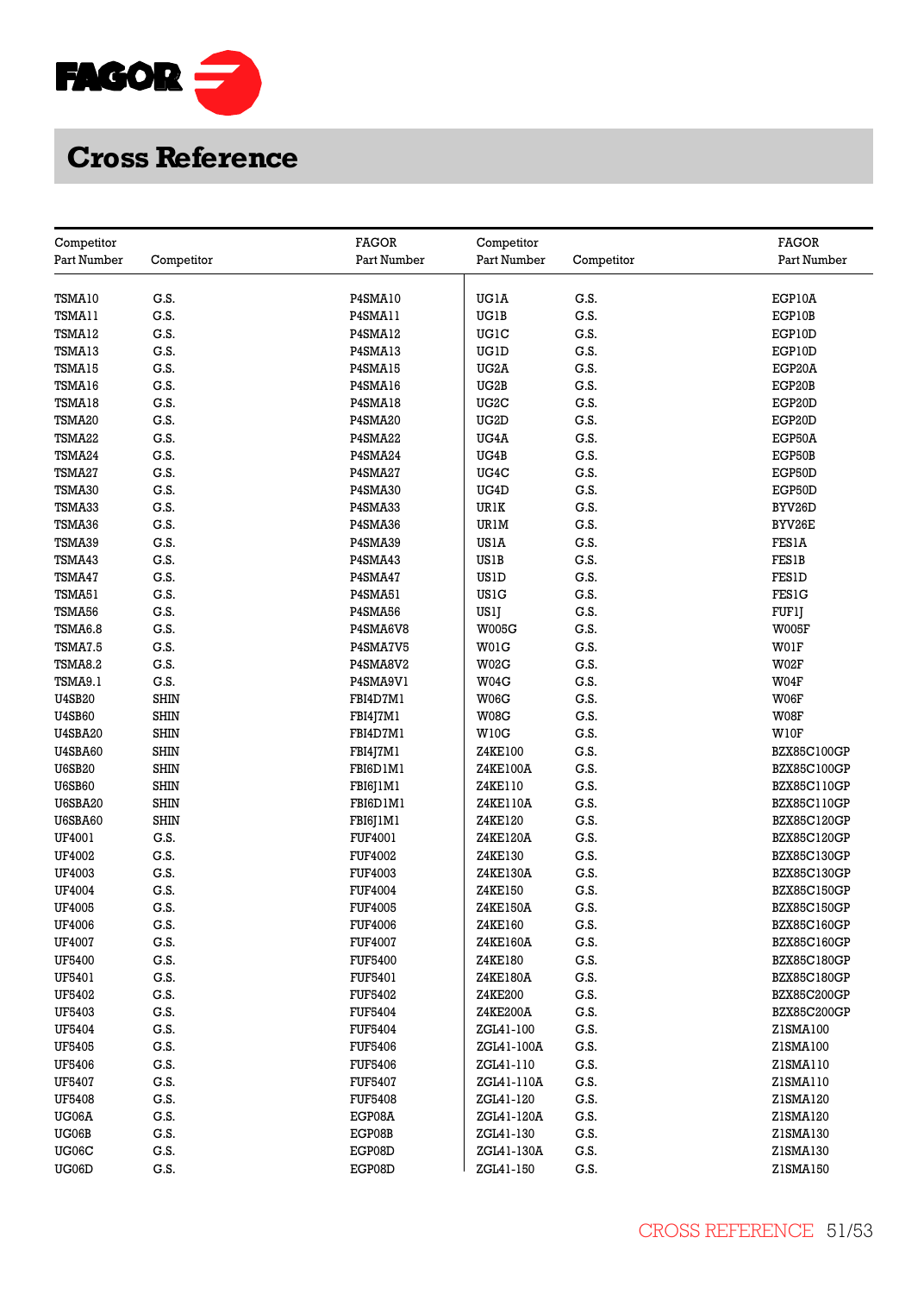# Cross Reference

| Competitor Part Number | Competitor | FAGOR Part Number |
|---|---|---|
| TSMA10 | G.S. | P4SMA10 |
| TSMA11 | G.S. | P4SMA11 |
| TSMA12 | G.S. | P4SMA12 |
| TSMA13 | G.S. | P4SMA13 |
| TSMA15 | G.S. | P4SMA15 |
| TSMA16 | G.S. | P4SMA16 |
| TSMA18 | G.S. | P4SMA18 |
| TSMA20 | G.S. | P4SMA20 |
| TSMA22 | G.S. | P4SMA22 |
| TSMA24 | G.S. | P4SMA24 |
| TSMA27 | G.S. | P4SMA27 |
| TSMA30 | G.S. | P4SMA30 |
| TSMA33 | G.S. | P4SMA33 |
| TSMA36 | G.S. | P4SMA36 |
| TSMA39 | G.S. | P4SMA39 |
| TSMA43 | G.S. | P4SMA43 |
| TSMA47 | G.S. | P4SMA47 |
| TSMA51 | G.S. | P4SMA51 |
| TSMA56 | G.S. | P4SMA56 |
| TSMA6.8 | G.S. | P4SMA6V8 |
| TSMA7.5 | G.S. | P4SMA7V5 |
| TSMA8.2 | G.S. | P4SMA8V2 |
| TSMA9.1 | G.S. | P4SMA9V1 |
| U4SB20 | SHIN | FBI4D7M1 |
| U4SB60 | SHIN | FBI4J7M1 |
| U4SBA20 | SHIN | FBI4D7M1 |
| U4SBA60 | SHIN | FBI4J7M1 |
| U6SB20 | SHIN | FBI6D1M1 |
| U6SB60 | SHIN | FBI6J1M1 |
| U6SBA20 | SHIN | FBI6D1M1 |
| U6SBA60 | SHIN | FBI6J1M1 |
| UF4001 | G.S. | FUF4001 |
| UF4002 | G.S. | FUF4002 |
| UF4003 | G.S. | FUF4003 |
| UF4004 | G.S. | FUF4004 |
| UF4005 | G.S. | FUF4005 |
| UF4006 | G.S. | FUF4006 |
| UF4007 | G.S. | FUF4007 |
| UF5400 | G.S. | FUF5400 |
| UF5401 | G.S. | FUF5401 |
| UF5402 | G.S. | FUF5402 |
| UF5403 | G.S. | FUF5404 |
| UF5404 | G.S. | FUF5404 |
| UF5405 | G.S. | FUF5406 |
| UF5406 | G.S. | FUF5406 |
| UF5407 | G.S. | FUF5407 |
| UF5408 | G.S. | FUF5408 |
| UG06A | G.S. | EGP08A |
| UG06B | G.S. | EGP08B |
| UG06C | G.S. | EGP08D |
| UG06D | G.S. | EGP08D |
| UG1A | G.S. | EGP10A |
| UG1B | G.S. | EGP10B |
| UG1C | G.S. | EGP10D |
| UG1D | G.S. | EGP10D |
| UG2A | G.S. | EGP20A |
| UG2B | G.S. | EGP20B |
| UG2C | G.S. | EGP20D |
| UG2D | G.S. | EGP20D |
| UG4A | G.S. | EGP50A |
| UG4B | G.S. | EGP50B |
| UG4C | G.S. | EGP50D |
| UG4D | G.S. | EGP50D |
| UR1K | G.S. | BYV26D |
| UR1M | G.S. | BYV26E |
| US1A | G.S. | FES1A |
| US1B | G.S. | FES1B |
| US1D | G.S. | FES1D |
| US1G | G.S. | FES1G |
| US1J | G.S. | FUF1J |
| W005G | G.S. | W005F |
| W01G | G.S. | W01F |
| W02G | G.S. | W02F |
| W04G | G.S. | W04F |
| W06G | G.S. | W06F |
| W08G | G.S. | W08F |
| W10G | G.S. | W10F |
| Z4KE100 | G.S. | BZX85C100GP |
| Z4KE100A | G.S. | BZX85C100GP |
| Z4KE110 | G.S. | BZX85C110GP |
| Z4KE110A | G.S. | BZX85C110GP |
| Z4KE120 | G.S. | BZX85C120GP |
| Z4KE120A | G.S. | BZX85C120GP |
| Z4KE130 | G.S. | BZX85C130GP |
| Z4KE130A | G.S. | BZX85C130GP |
| Z4KE150 | G.S. | BZX85C150GP |
| Z4KE150A | G.S. | BZX85C150GP |
| Z4KE160 | G.S. | BZX85C160GP |
| Z4KE160A | G.S. | BZX85C160GP |
| Z4KE180 | G.S. | BZX85C180GP |
| Z4KE180A | G.S. | BZX85C180GP |
| Z4KE200 | G.S. | BZX85C200GP |
| Z4KE200A | G.S. | BZX85C200GP |
| ZGL41-100 | G.S. | Z1SMA100 |
| ZGL41-100A | G.S. | Z1SMA100 |
| ZGL41-110 | G.S. | Z1SMA110 |
| ZGL41-110A | G.S. | Z1SMA110 |
| ZGL41-120 | G.S. | Z1SMA120 |
| ZGL41-120A | G.S. | Z1SMA120 |
| ZGL41-130 | G.S. | Z1SMA130 |
| ZGL41-130A | G.S. | Z1SMA130 |
| ZGL41-150 | G.S. | Z1SMA150 |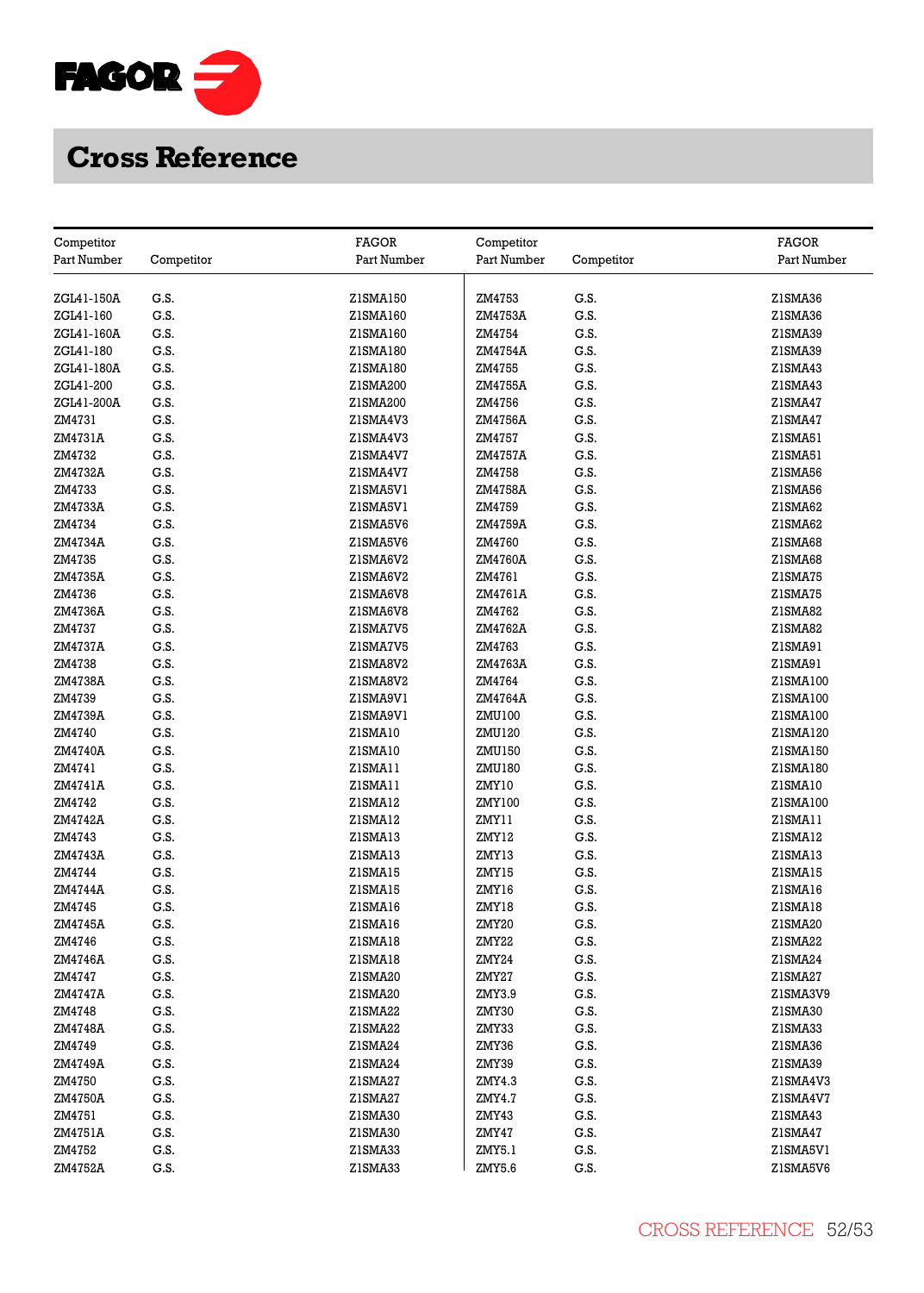# Cross Reference

| Competitor Part Number | Competitor | FAGOR Part Number | Competitor Part Number | Competitor | FAGOR Part Number |
|---|---|---|---|---|---|
| ZGL41-150A | G.S. | Z1SMA150 | ZM4753 | G.S. | Z1SMA36 |
| ZGL41-160 | G.S. | Z1SMA160 | ZM4753A | G.S. | Z1SMA36 |
| ZGL41-160A | G.S. | Z1SMA160 | ZM4754 | G.S. | Z1SMA39 |
| ZGL41-180 | G.S. | Z1SMA180 | ZM4754A | G.S. | Z1SMA39 |
| ZGL41-180A | G.S. | Z1SMA180 | ZM4755 | G.S. | Z1SMA43 |
| ZGL41-200 | G.S. | Z1SMA200 | ZM4755A | G.S. | Z1SMA43 |
| ZGL41-200A | G.S. | Z1SMA200 | ZM4756 | G.S. | Z1SMA47 |
| ZM4731 | G.S. | Z1SMA4V3 | ZM4756A | G.S. | Z1SMA47 |
| ZM4731A | G.S. | Z1SMA4V3 | ZM4757 | G.S. | Z1SMA51 |
| ZM4732 | G.S. | Z1SMA4V7 | ZM4757A | G.S. | Z1SMA51 |
| ZM4732A | G.S. | Z1SMA4V7 | ZM4758 | G.S. | Z1SMA56 |
| ZM4733 | G.S. | Z1SMA5V1 | ZM4758A | G.S. | Z1SMA56 |
| ZM4733A | G.S. | Z1SMA5V1 | ZM4759 | G.S. | Z1SMA62 |
| ZM4734 | G.S. | Z1SMA5V6 | ZM4759A | G.S. | Z1SMA62 |
| ZM4734A | G.S. | Z1SMA5V6 | ZM4760 | G.S. | Z1SMA68 |
| ZM4735 | G.S. | Z1SMA6V2 | ZM4760A | G.S. | Z1SMA68 |
| ZM4735A | G.S. | Z1SMA6V2 | ZM4761 | G.S. | Z1SMA75 |
| ZM4736 | G.S. | Z1SMA6V8 | ZM4761A | G.S. | Z1SMA75 |
| ZM4736A | G.S. | Z1SMA6V8 | ZM4762 | G.S. | Z1SMA82 |
| ZM4737 | G.S. | Z1SMA7V5 | ZM4762A | G.S. | Z1SMA82 |
| ZM4737A | G.S. | Z1SMA7V5 | ZM4763 | G.S. | Z1SMA91 |
| ZM4738 | G.S. | Z1SMA8V2 | ZM4763A | G.S. | Z1SMA91 |
| ZM4738A | G.S. | Z1SMA8V2 | ZM4764 | G.S. | Z1SMA100 |
| ZM4739 | G.S. | Z1SMA9V1 | ZM4764A | G.S. | Z1SMA100 |
| ZM4739A | G.S. | Z1SMA9V1 | ZMU100 | G.S. | Z1SMA100 |
| ZM4740 | G.S. | Z1SMA10 | ZMU120 | G.S. | Z1SMA120 |
| ZM4740A | G.S. | Z1SMA10 | ZMU150 | G.S. | Z1SMA150 |
| ZM4741 | G.S. | Z1SMA11 | ZMU180 | G.S. | Z1SMA180 |
| ZM4741A | G.S. | Z1SMA11 | ZMY10 | G.S. | Z1SMA10 |
| ZM4742 | G.S. | Z1SMA12 | ZMY100 | G.S. | Z1SMA100 |
| ZM4742A | G.S. | Z1SMA12 | ZMY11 | G.S. | Z1SMA11 |
| ZM4743 | G.S. | Z1SMA13 | ZMY12 | G.S. | Z1SMA12 |
| ZM4743A | G.S. | Z1SMA13 | ZMY13 | G.S. | Z1SMA13 |
| ZM4744 | G.S. | Z1SMA15 | ZMY15 | G.S. | Z1SMA15 |
| ZM4744A | G.S. | Z1SMA15 | ZMY16 | G.S. | Z1SMA16 |
| ZM4745 | G.S. | Z1SMA16 | ZMY18 | G.S. | Z1SMA18 |
| ZM4745A | G.S. | Z1SMA16 | ZMY20 | G.S. | Z1SMA20 |
| ZM4746 | G.S. | Z1SMA18 | ZMY22 | G.S. | Z1SMA22 |
| ZM4746A | G.S. | Z1SMA18 | ZMY24 | G.S. | Z1SMA24 |
| ZM4747 | G.S. | Z1SMA20 | ZMY27 | G.S. | Z1SMA27 |
| ZM4747A | G.S. | Z1SMA20 | ZMY3.9 | G.S. | Z1SMA3V9 |
| ZM4748 | G.S. | Z1SMA22 | ZMY30 | G.S. | Z1SMA30 |
| ZM4748A | G.S. | Z1SMA22 | ZMY33 | G.S. | Z1SMA33 |
| ZM4749 | G.S. | Z1SMA24 | ZMY36 | G.S. | Z1SMA36 |
| ZM4749A | G.S. | Z1SMA24 | ZMY39 | G.S. | Z1SMA39 |
| ZM4750 | G.S. | Z1SMA27 | ZMY4.3 | G.S. | Z1SMA4V3 |
| ZM4750A | G.S. | Z1SMA27 | ZMY4.7 | G.S. | Z1SMA4V7 |
| ZM4751 | G.S. | Z1SMA30 | ZMY43 | G.S. | Z1SMA43 |
| ZM4751A | G.S. | Z1SMA30 | ZMY47 | G.S. | Z1SMA47 |
| ZM4752 | G.S. | Z1SMA33 | ZMY5.1 | G.S. | Z1SMA5V1 |
| ZM4752A | G.S. | Z1SMA33 | ZMY5.6 | G.S. | Z1SMA5V6 |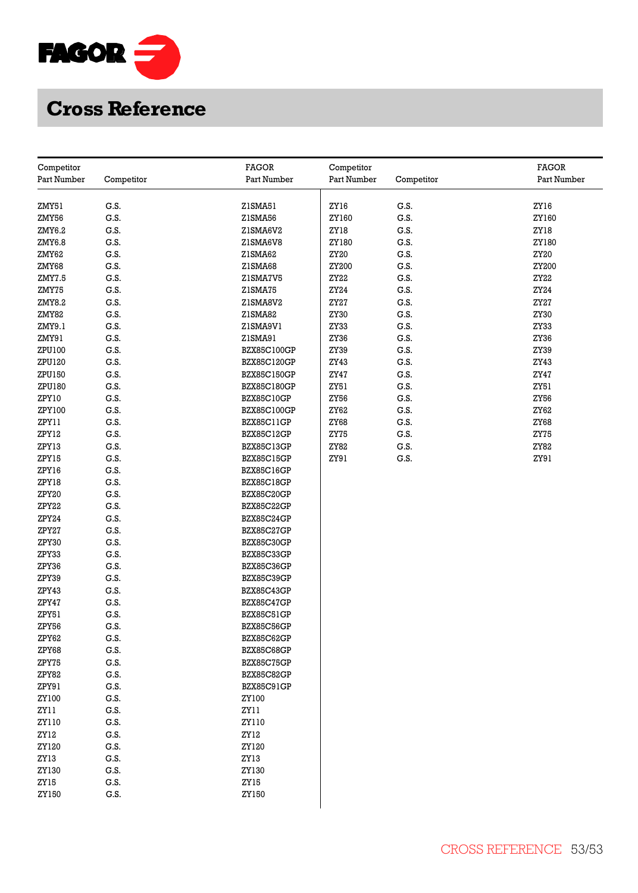# Cross Reference

| Competitor Part Number | Competitor | FAGOR Part Number |
|---|---|---|
| ZMY51 | G.S. | Z1SMA51 |
| ZMY56 | G.S. | Z1SMA56 |
| ZMY6.2 | G.S. | Z1SMA6V2 |
| ZMY6.8 | G.S. | Z1SMA6V8 |
| ZMY62 | G.S. | Z1SMA62 |
| ZMY68 | G.S. | Z1SMA68 |
| ZMY7.5 | G.S. | Z1SMA7V5 |
| ZMY75 | G.S. | Z1SMA75 |
| ZMY8.2 | G.S. | Z1SMA8V2 |
| ZMY82 | G.S. | Z1SMA82 |
| ZMY9.1 | G.S. | Z1SMA9V1 |
| ZMY91 | G.S. | Z1SMA91 |
| ZPU100 | G.S. | BZX85C100GP |
| ZPU120 | G.S. | BZX85C120GP |
| ZPU150 | G.S. | BZX85C150GP |
| ZPU180 | G.S. | BZX85C180GP |
| ZPY10 | G.S. | BZX85C10GP |
| ZPY100 | G.S. | BZX85C100GP |
| ZPY11 | G.S. | BZX85C11GP |
| ZPY12 | G.S. | BZX85C12GP |
| ZPY13 | G.S. | BZX85C13GP |
| ZPY15 | G.S. | BZX85C15GP |
| ZPY16 | G.S. | BZX85C16GP |
| ZPY18 | G.S. | BZX85C18GP |
| ZPY20 | G.S. | BZX85C20GP |
| ZPY22 | G.S. | BZX85C22GP |
| ZPY24 | G.S. | BZX85C24GP |
| ZPY27 | G.S. | BZX85C27GP |
| ZPY30 | G.S. | BZX85C30GP |
| ZPY33 | G.S. | BZX85C33GP |
| ZPY36 | G.S. | BZX85C36GP |
| ZPY39 | G.S. | BZX85C39GP |
| ZPY43 | G.S. | BZX85C43GP |
| ZPY47 | G.S. | BZX85C47GP |
| ZPY51 | G.S. | BZX85C51GP |
| ZPY56 | G.S. | BZX85C56GP |
| ZPY62 | G.S. | BZX85C62GP |
| ZPY68 | G.S. | BZX85C68GP |
| ZPY75 | G.S. | BZX85C75GP |
| ZPY82 | G.S. | BZX85C82GP |
| ZPY91 | G.S. | BZX85C91GP |
| ZY100 | G.S. | ZY100 |
| ZY11 | G.S. | ZY11 |
| ZY110 | G.S. | ZY110 |
| ZY12 | G.S. | ZY12 |
| ZY120 | G.S. | ZY120 |
| ZY13 | G.S. | ZY13 |
| ZY130 | G.S. | ZY130 |
| ZY15 | G.S. | ZY15 |
| ZY150 | G.S. | ZY150 |
| ZY16 | G.S. | ZY16 |
| ZY160 | G.S. | ZY160 |
| ZY18 | G.S. | ZY18 |
| ZY180 | G.S. | ZY180 |
| ZY20 | G.S. | ZY20 |
| ZY200 | G.S. | ZY200 |
| ZY22 | G.S. | ZY22 |
| ZY24 | G.S. | ZY24 |
| ZY27 | G.S. | ZY27 |
| ZY30 | G.S. | ZY30 |
| ZY33 | G.S. | ZY33 |
| ZY36 | G.S. | ZY36 |
| ZY39 | G.S. | ZY39 |
| ZY43 | G.S. | ZY43 |
| ZY47 | G.S. | ZY47 |
| ZY51 | G.S. | ZY51 |
| ZY56 | G.S. | ZY56 |
| ZY62 | G.S. | ZY62 |
| ZY68 | G.S. | ZY68 |
| ZY75 | G.S. | ZY75 |
| ZY82 | G.S. | ZY82 |
| ZY91 | G.S. | ZY91 |